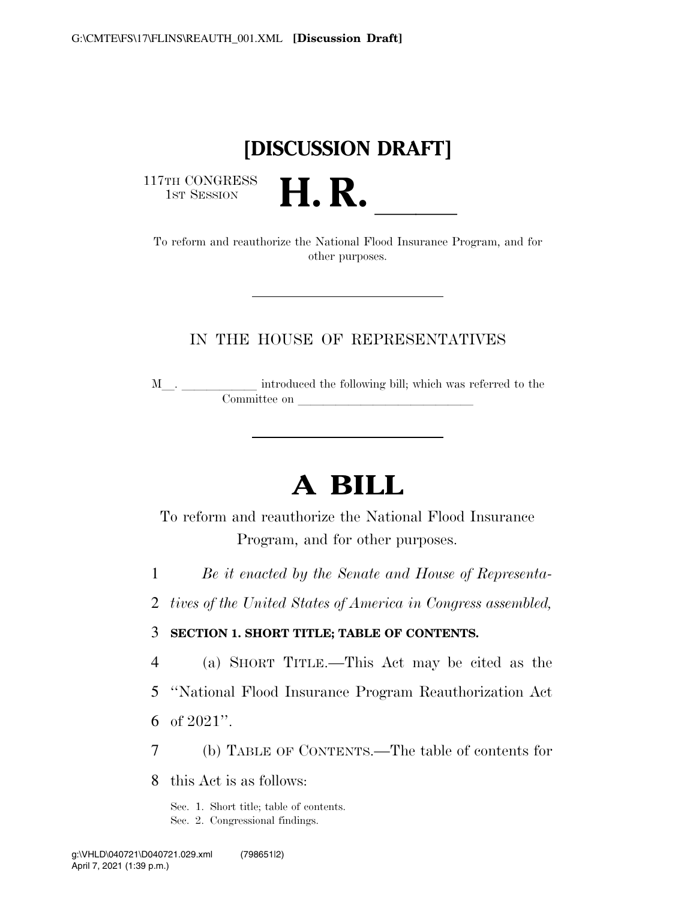**[DISCUSSION DRAFT]**

117TH CONGRESS
1ST SESSION

# H. R. ______

To reform and reauthorize the National Flood Insurance Program, and for other purposes.

---

IN THE HOUSE OF REPRESENTATIVES

M\_\_. \_\_\_\_\_\_\_\_\_\_\_\_ introduced the following bill; which was referred to the Committee on \_\_\_\_\_\_\_\_\_\_\_\_\_\_\_\_\_\_\_\_\_\_\_\_\_\_\_\_

---

# A BILL

To reform and reauthorize the National Flood Insurance Program, and for other purposes.

1 *Be it enacted by the Senate and House of Representa-*
2 *tives of the United States of America in Congress assembled,*

3 **SECTION 1. SHORT TITLE; TABLE OF CONTENTS.**

4 (a) SHORT TITLE.—This Act may be cited as the
5 ''National Flood Insurance Program Reauthorization Act
6 of 2021''.

7 (b) TABLE OF CONTENTS.—The table of contents for
8 this Act is as follows:

Sec. 1. Short title; table of contents.
Sec. 2. Congressional findings.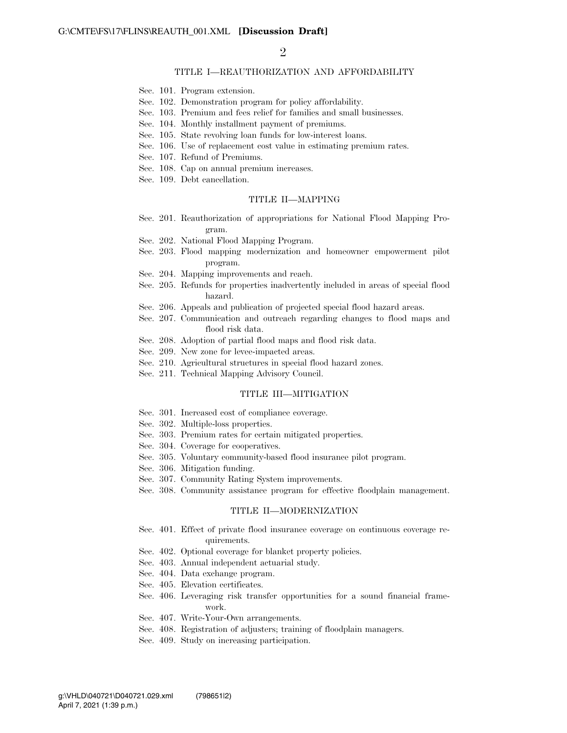### TITLE I—REAUTHORIZATION AND AFFORDABILITY

Sec. 101. Program extension.
Sec. 102. Demonstration program for policy affordability.
Sec. 103. Premium and fees relief for families and small businesses.
Sec. 104. Monthly installment payment of premiums.
Sec. 105. State revolving loan funds for low-interest loans.
Sec. 106. Use of replacement cost value in estimating premium rates.
Sec. 107. Refund of Premiums.
Sec. 108. Cap on annual premium increases.
Sec. 109. Debt cancellation.

### TITLE II—MAPPING

Sec. 201. Reauthorization of appropriations for National Flood Mapping Program.
Sec. 202. National Flood Mapping Program.
Sec. 203. Flood mapping modernization and homeowner empowerment pilot program.
Sec. 204. Mapping improvements and reach.
Sec. 205. Refunds for properties inadvertently included in areas of special flood hazard.
Sec. 206. Appeals and publication of projected special flood hazard areas.
Sec. 207. Communication and outreach regarding changes to flood maps and flood risk data.
Sec. 208. Adoption of partial flood maps and flood risk data.
Sec. 209. New zone for levee-impacted areas.
Sec. 210. Agricultural structures in special flood hazard zones.
Sec. 211. Technical Mapping Advisory Council.

### TITLE III—MITIGATION

Sec. 301. Increased cost of compliance coverage.
Sec. 302. Multiple-loss properties.
Sec. 303. Premium rates for certain mitigated properties.
Sec. 304. Coverage for cooperatives.
Sec. 305. Voluntary community-based flood insurance pilot program.
Sec. 306. Mitigation funding.
Sec. 307. Community Rating System improvements.
Sec. 308. Community assistance program for effective floodplain management.

### TITLE II—MODERNIZATION

Sec. 401. Effect of private flood insurance coverage on continuous coverage requirements.
Sec. 402. Optional coverage for blanket property policies.
Sec. 403. Annual independent actuarial study.
Sec. 404. Data exchange program.
Sec. 405. Elevation certificates.
Sec. 406. Leveraging risk transfer opportunities for a sound financial framework.
Sec. 407. Write-Your-Own arrangements.
Sec. 408. Registration of adjusters; training of floodplain managers.
Sec. 409. Study on increasing participation.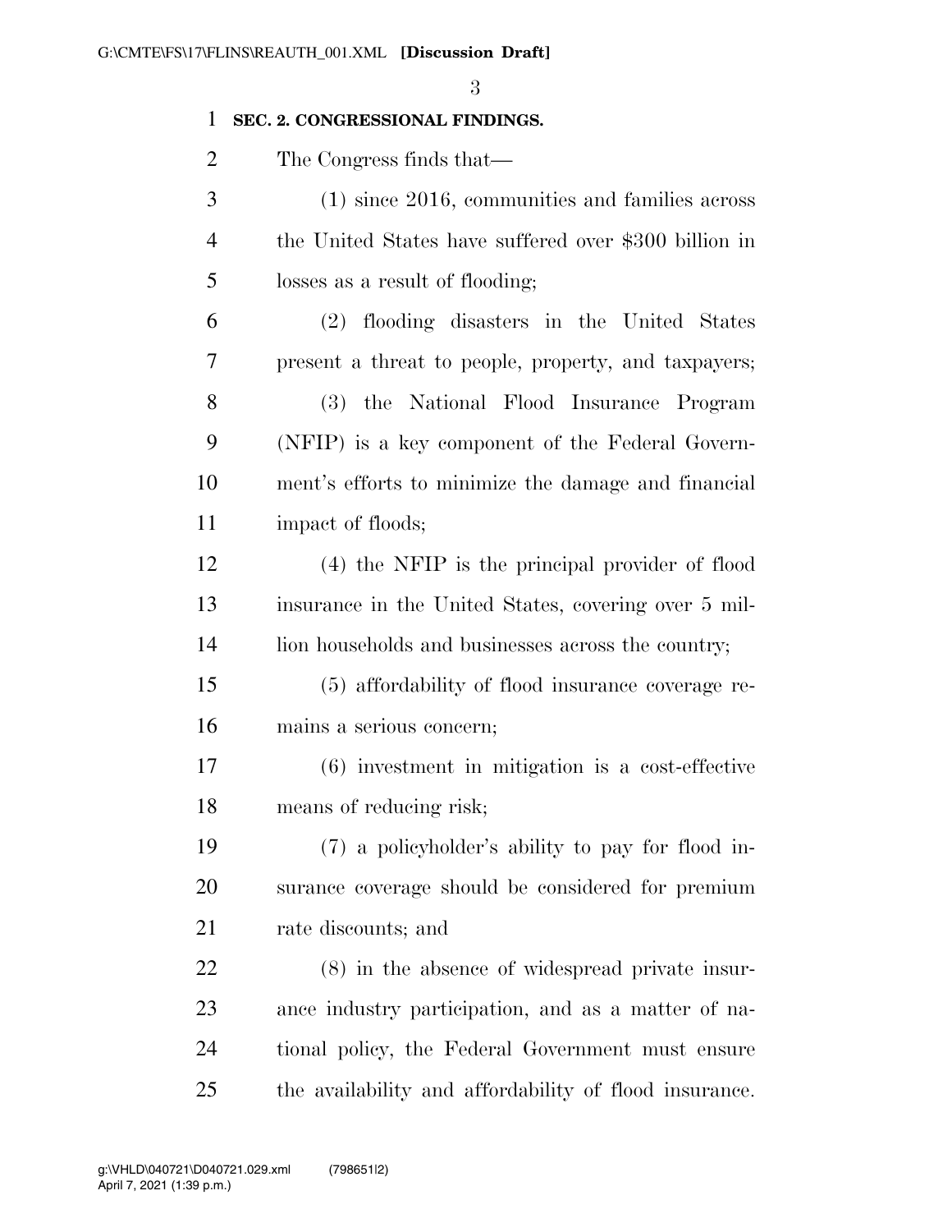**SEC. 2. CONGRESSIONAL FINDINGS.**

The Congress finds that—

(1) since 2016, communities and families across the United States have suffered over $300 billion in losses as a result of flooding;

(2) flooding disasters in the United States present a threat to people, property, and taxpayers;

(3) the National Flood Insurance Program (NFIP) is a key component of the Federal Government's efforts to minimize the damage and financial impact of floods;

(4) the NFIP is the principal provider of flood insurance in the United States, covering over 5 million households and businesses across the country;

(5) affordability of flood insurance coverage remains a serious concern;

(6) investment in mitigation is a cost-effective means of reducing risk;

(7) a policyholder's ability to pay for flood insurance coverage should be considered for premium rate discounts; and

(8) in the absence of widespread private insurance industry participation, and as a matter of national policy, the Federal Government must ensure the availability and affordability of flood insurance.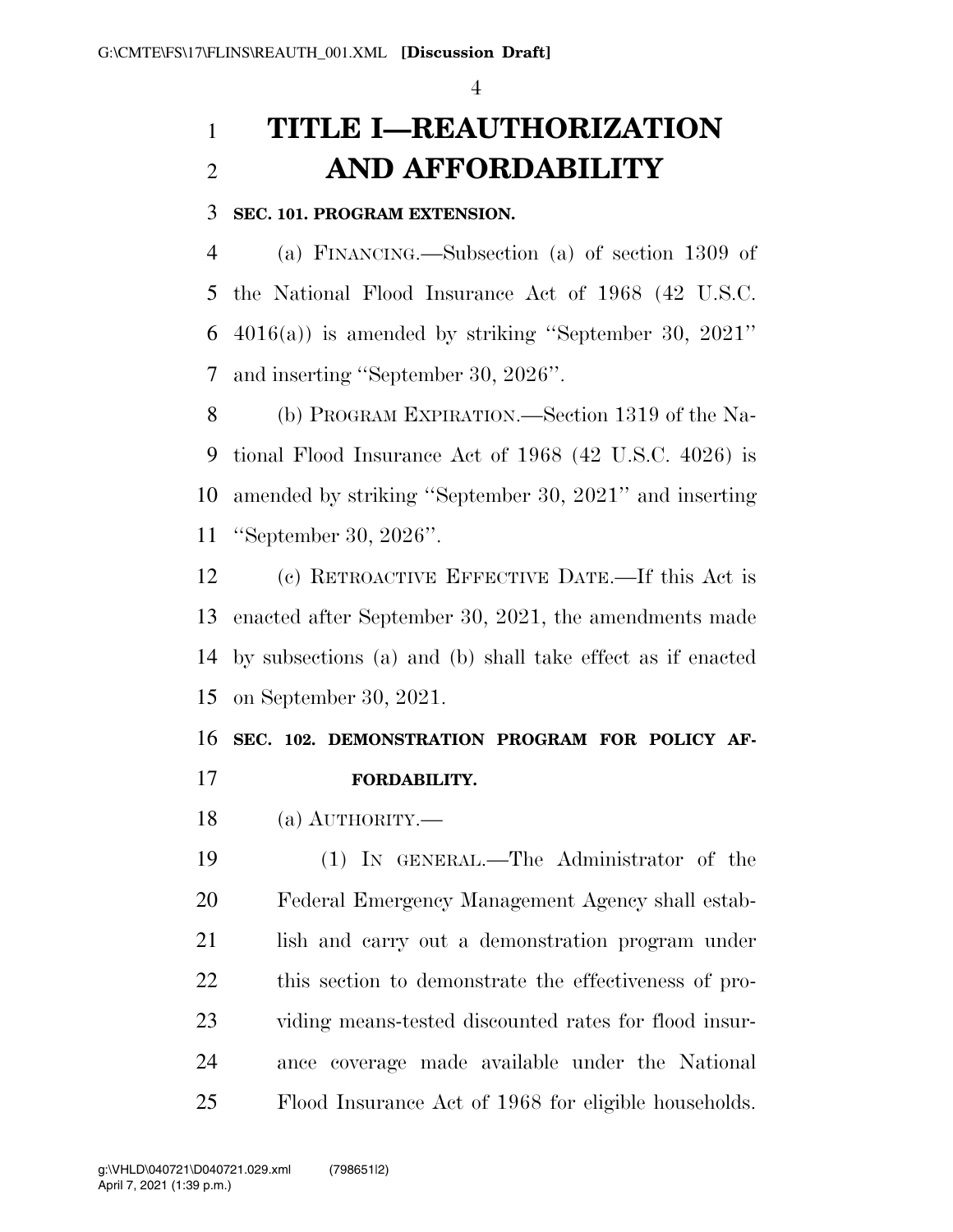# TITLE I—REAUTHORIZATION AND AFFORDABILITY

### SEC. 101. PROGRAM EXTENSION.

(a) FINANCING.—Subsection (a) of section 1309 of the National Flood Insurance Act of 1968 (42 U.S.C. 4016(a)) is amended by striking ''September 30, 2021'' and inserting ''September 30, 2026''.

(b) PROGRAM EXPIRATION.—Section 1319 of the National Flood Insurance Act of 1968 (42 U.S.C. 4026) is amended by striking ''September 30, 2021'' and inserting ''September 30, 2026''.

(c) RETROACTIVE EFFECTIVE DATE.—If this Act is enacted after September 30, 2021, the amendments made by subsections (a) and (b) shall take effect as if enacted on September 30, 2021.

### SEC. 102. DEMONSTRATION PROGRAM FOR POLICY AFFORDABILITY.

(a) AUTHORITY.—

(1) IN GENERAL.—The Administrator of the Federal Emergency Management Agency shall establish and carry out a demonstration program under this section to demonstrate the effectiveness of providing means-tested discounted rates for flood insurance coverage made available under the National Flood Insurance Act of 1968 for eligible households.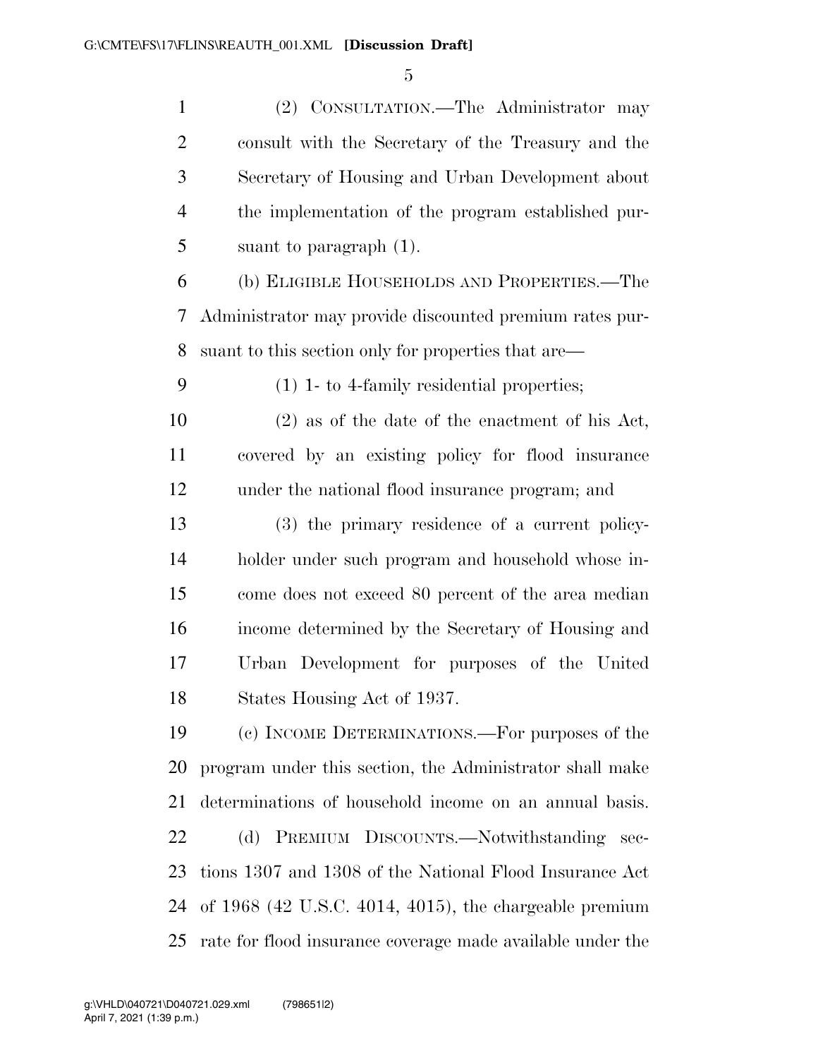(2) CONSULTATION.—The Administrator may consult with the Secretary of the Treasury and the Secretary of Housing and Urban Development about the implementation of the program established pursuant to paragraph (1).

(b) ELIGIBLE HOUSEHOLDS AND PROPERTIES.—The Administrator may provide discounted premium rates pursuant to this section only for properties that are—

(1) 1- to 4-family residential properties;

(2) as of the date of the enactment of his Act, covered by an existing policy for flood insurance under the national flood insurance program; and

(3) the primary residence of a current policyholder under such program and household whose income does not exceed 80 percent of the area median income determined by the Secretary of Housing and Urban Development for purposes of the United States Housing Act of 1937.

(c) INCOME DETERMINATIONS.—For purposes of the program under this section, the Administrator shall make determinations of household income on an annual basis.

(d) PREMIUM DISCOUNTS.—Notwithstanding sections 1307 and 1308 of the National Flood Insurance Act of 1968 (42 U.S.C. 4014, 4015), the chargeable premium rate for flood insurance coverage made available under the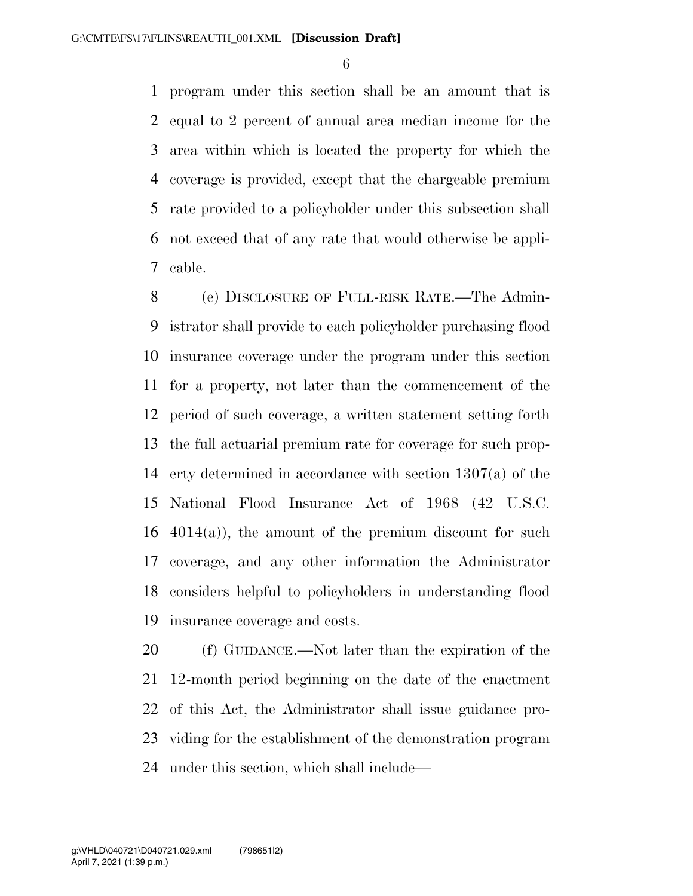program under this section shall be an amount that is equal to 2 percent of annual area median income for the area within which is located the property for which the coverage is provided, except that the chargeable premium rate provided to a policyholder under this subsection shall not exceed that of any rate that would otherwise be applicable.

(e) DISCLOSURE OF FULL-RISK RATE.—The Administrator shall provide to each policyholder purchasing flood insurance coverage under the program under this section for a property, not later than the commencement of the period of such coverage, a written statement setting forth the full actuarial premium rate for coverage for such property determined in accordance with section 1307(a) of the National Flood Insurance Act of 1968 (42 U.S.C. 4014(a)), the amount of the premium discount for such coverage, and any other information the Administrator considers helpful to policyholders in understanding flood insurance coverage and costs.

(f) GUIDANCE.—Not later than the expiration of the 12-month period beginning on the date of the enactment of this Act, the Administrator shall issue guidance providing for the establishment of the demonstration program under this section, which shall include—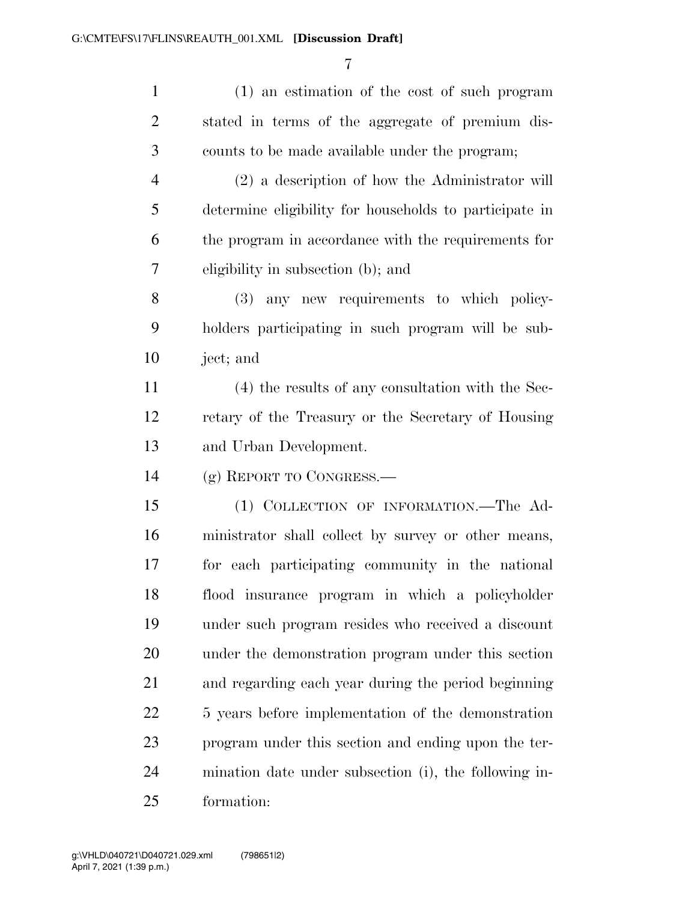(1) an estimation of the cost of such program stated in terms of the aggregate of premium discounts to be made available under the program;

(2) a description of how the Administrator will determine eligibility for households to participate in the program in accordance with the requirements for eligibility in subsection (b); and

(3) any new requirements to which policyholders participating in such program will be subject; and

(4) the results of any consultation with the Secretary of the Treasury or the Secretary of Housing and Urban Development.

(g) REPORT TO CONGRESS.—

(1) COLLECTION OF INFORMATION.—The Administrator shall collect by survey or other means, for each participating community in the national flood insurance program in which a policyholder under such program resides who received a discount under the demonstration program under this section and regarding each year during the period beginning 5 years before implementation of the demonstration program under this section and ending upon the termination date under subsection (i), the following information: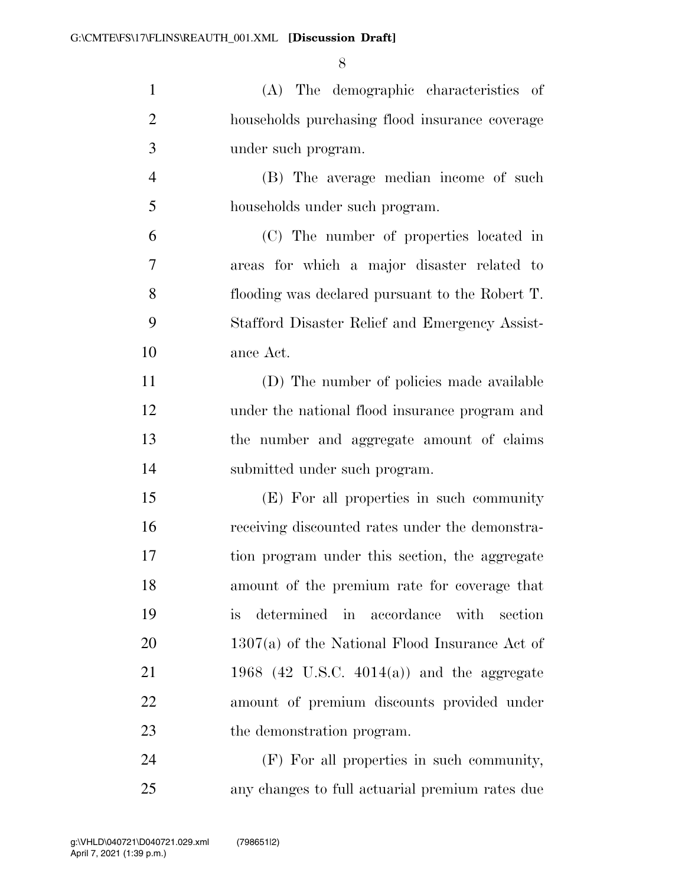(A) The demographic characteristics of households purchasing flood insurance coverage under such program.

(B) The average median income of such households under such program.

(C) The number of properties located in areas for which a major disaster related to flooding was declared pursuant to the Robert T. Stafford Disaster Relief and Emergency Assistance Act.

(D) The number of policies made available under the national flood insurance program and the number and aggregate amount of claims submitted under such program.

(E) For all properties in such community receiving discounted rates under the demonstration program under this section, the aggregate amount of the premium rate for coverage that is determined in accordance with section 1307(a) of the National Flood Insurance Act of 1968 (42 U.S.C. 4014(a)) and the aggregate amount of premium discounts provided under the demonstration program.

(F) For all properties in such community, any changes to full actuarial premium rates due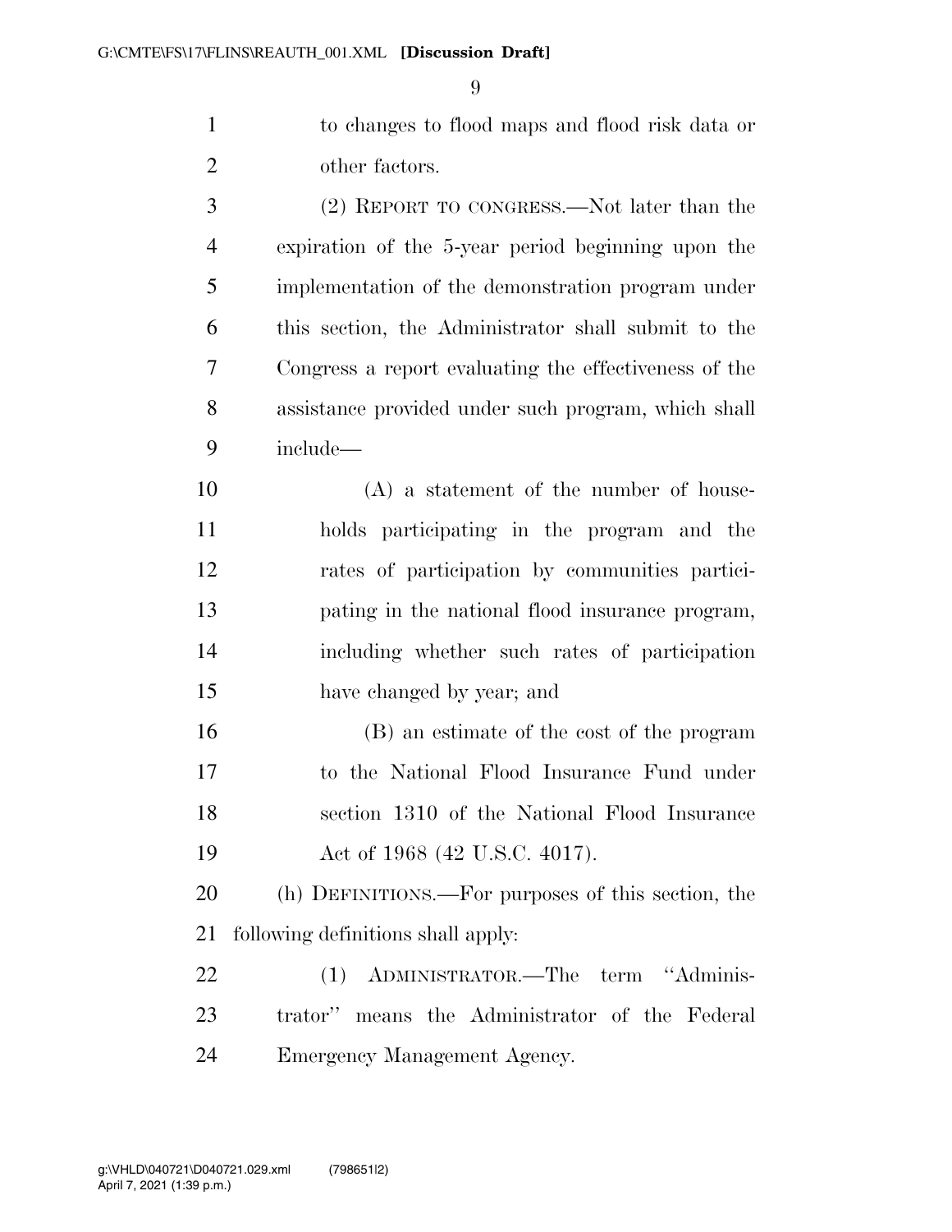to changes to flood maps and flood risk data or other factors.

(2) REPORT TO CONGRESS.—Not later than the expiration of the 5-year period beginning upon the implementation of the demonstration program under this section, the Administrator shall submit to the Congress a report evaluating the effectiveness of the assistance provided under such program, which shall include—

(A) a statement of the number of households participating in the program and the rates of participation by communities participating in the national flood insurance program, including whether such rates of participation have changed by year; and

(B) an estimate of the cost of the program to the National Flood Insurance Fund under section 1310 of the National Flood Insurance Act of 1968 (42 U.S.C. 4017).

(h) DEFINITIONS.—For purposes of this section, the following definitions shall apply:

(1) ADMINISTRATOR.—The term ''Administrator'' means the Administrator of the Federal Emergency Management Agency.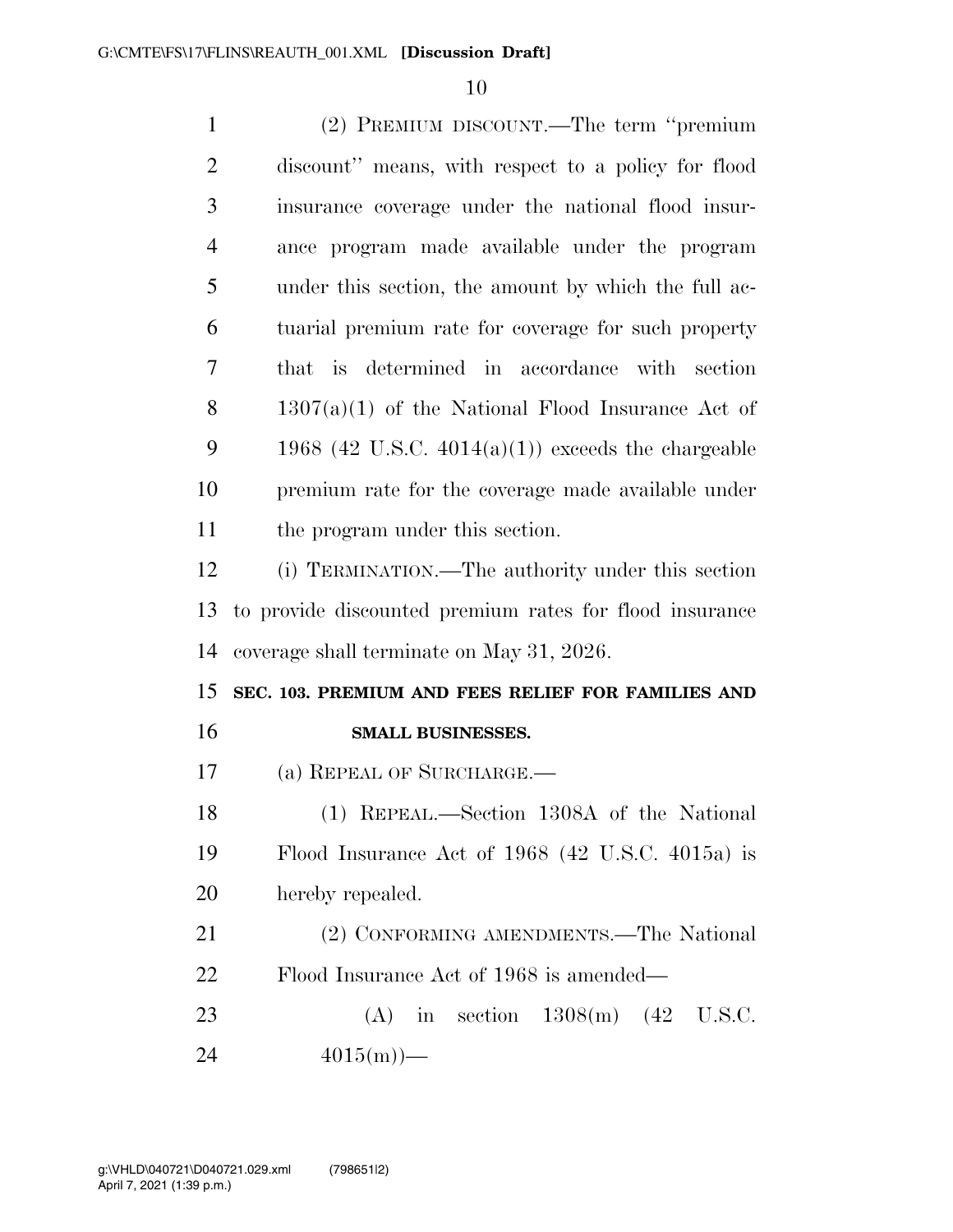(2) PREMIUM DISCOUNT.—The term ''premium discount'' means, with respect to a policy for flood insurance coverage under the national flood insurance program made available under the program under this section, the amount by which the full actuarial premium rate for coverage for such property that is determined in accordance with section 1307(a)(1) of the National Flood Insurance Act of 1968 (42 U.S.C. 4014(a)(1)) exceeds the chargeable premium rate for the coverage made available under the program under this section.

(i) TERMINATION.—The authority under this section to provide discounted premium rates for flood insurance coverage shall terminate on May 31, 2026.

## SEC. 103. PREMIUM AND FEES RELIEF FOR FAMILIES AND SMALL BUSINESSES.

(a) REPEAL OF SURCHARGE.—

(1) REPEAL.—Section 1308A of the National Flood Insurance Act of 1968 (42 U.S.C. 4015a) is hereby repealed.

(2) CONFORMING AMENDMENTS.—The National Flood Insurance Act of 1968 is amended—

(A) in section 1308(m) (42 U.S.C. 4015(m))—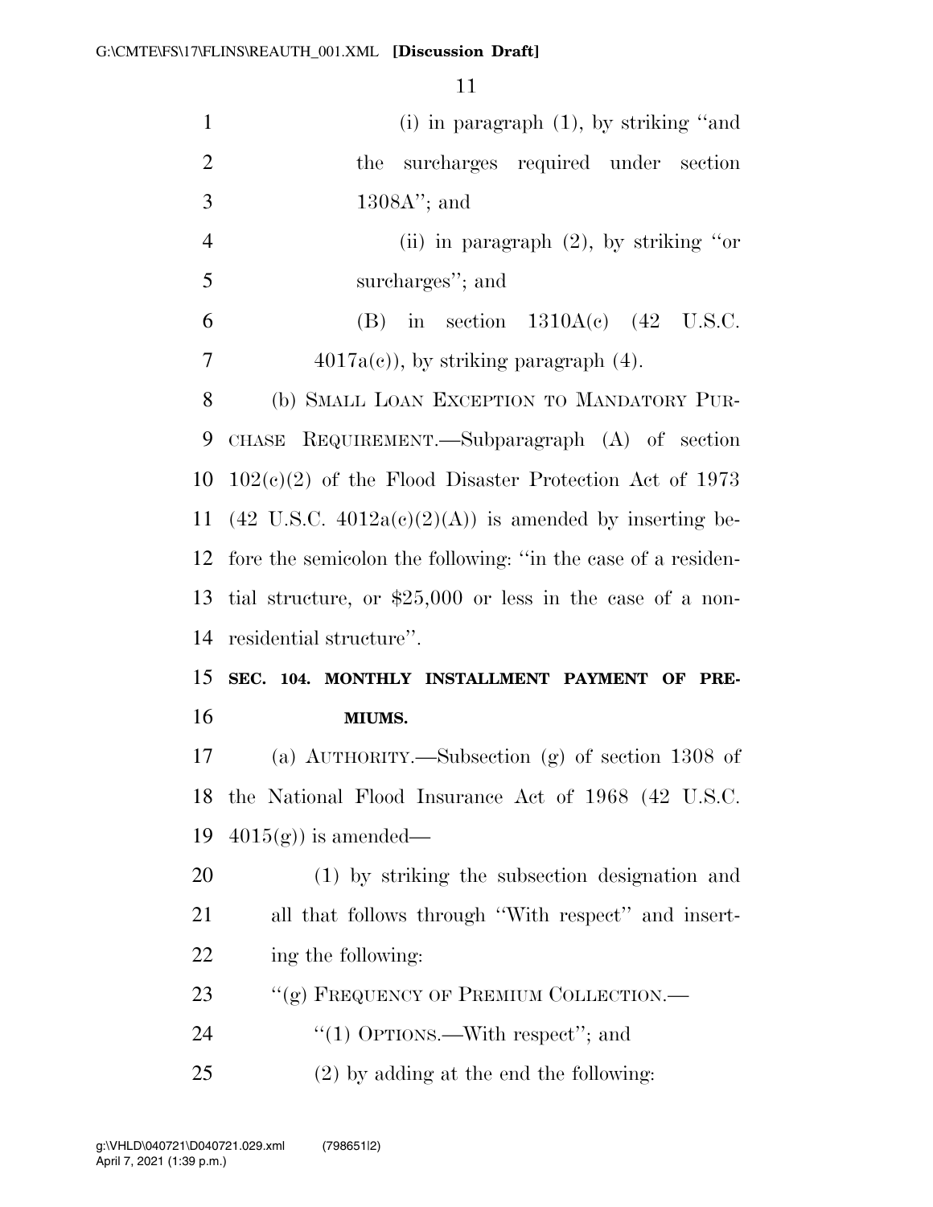(i) in paragraph (1), by striking "and the surcharges required under section 1308A"; and

(ii) in paragraph (2), by striking "or surcharges"; and

(B) in section 1310A(c) (42 U.S.C. 4017a(c)), by striking paragraph (4).

(b) SMALL LOAN EXCEPTION TO MANDATORY PURCHASE REQUIREMENT.—Subparagraph (A) of section 102(c)(2) of the Flood Disaster Protection Act of 1973 (42 U.S.C. 4012a(c)(2)(A)) is amended by inserting before the semicolon the following: "in the case of a residential structure, or $25,000 or less in the case of a nonresidential structure".

**SEC. 104. MONTHLY INSTALLMENT PAYMENT OF PREMIUMS.**

(a) AUTHORITY.—Subsection (g) of section 1308 of the National Flood Insurance Act of 1968 (42 U.S.C. 4015(g)) is amended—

(1) by striking the subsection designation and all that follows through "With respect" and inserting the following:

"(g) FREQUENCY OF PREMIUM COLLECTION.—

"(1) OPTIONS.—With respect"; and

(2) by adding at the end the following: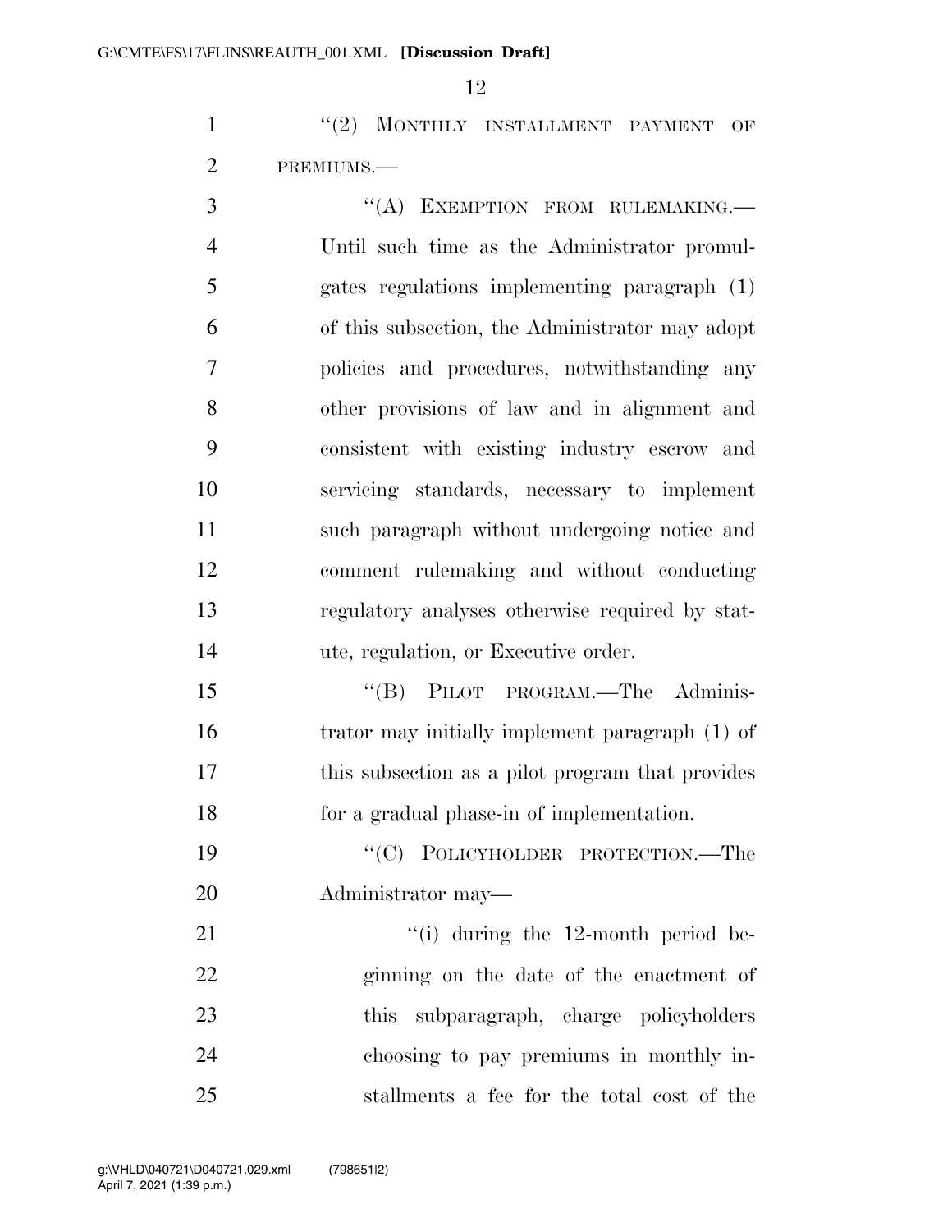"(2) MONTHLY INSTALLMENT PAYMENT OF PREMIUMS.—

"(A) EXEMPTION FROM RULEMAKING.—Until such time as the Administrator promulgates regulations implementing paragraph (1) of this subsection, the Administrator may adopt policies and procedures, notwithstanding any other provisions of law and in alignment and consistent with existing industry escrow and servicing standards, necessary to implement such paragraph without undergoing notice and comment rulemaking and without conducting regulatory analyses otherwise required by statute, regulation, or Executive order.

"(B) PILOT PROGRAM.—The Administrator may initially implement paragraph (1) of this subsection as a pilot program that provides for a gradual phase-in of implementation.

"(C) POLICYHOLDER PROTECTION.—The Administrator may—

"(i) during the 12-month period beginning on the date of the enactment of this subparagraph, charge policyholders choosing to pay premiums in monthly installments a fee for the total cost of the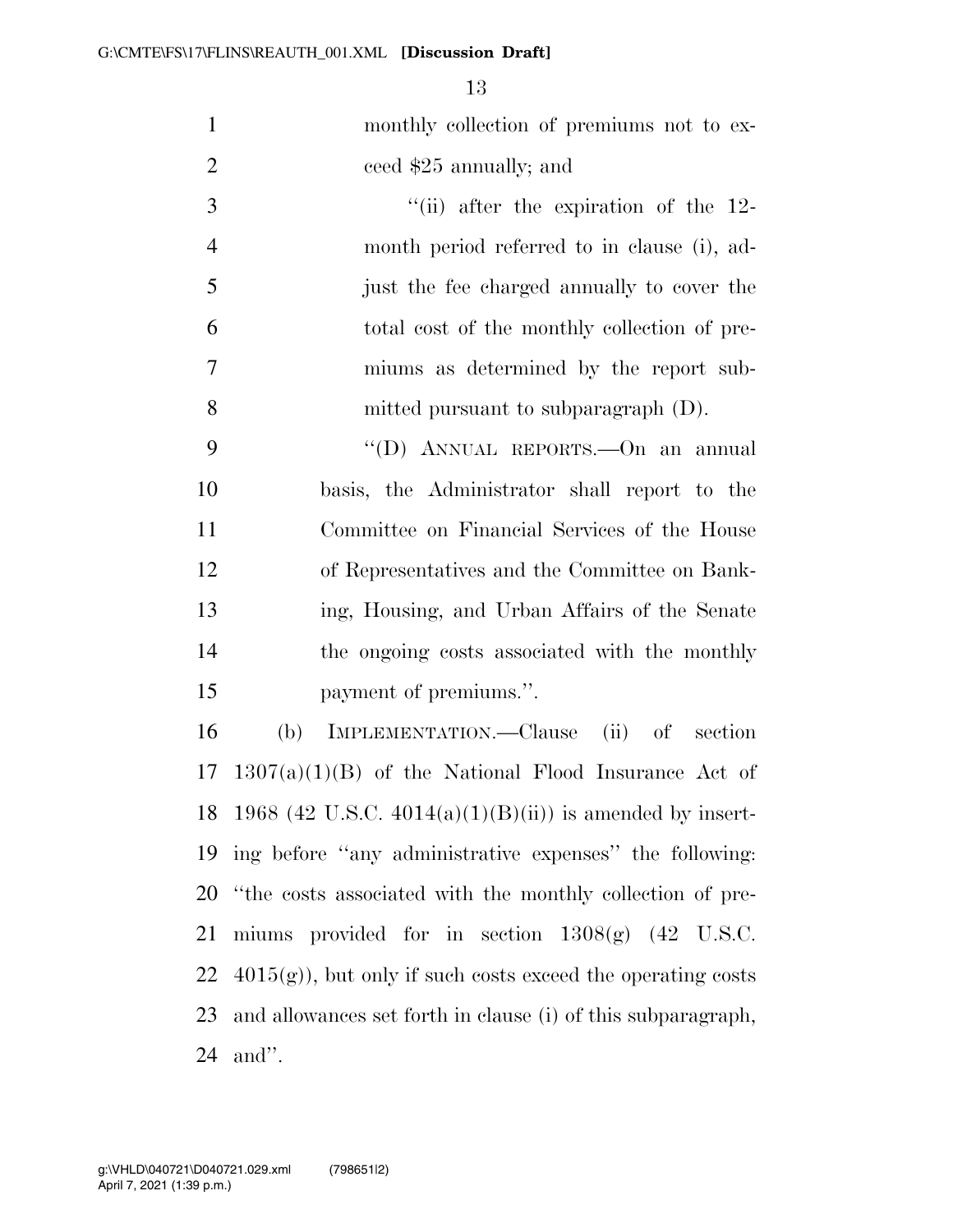monthly collection of premiums not to exceed $25 annually; and

"(ii) after the expiration of the 12-month period referred to in clause (i), adjust the fee charged annually to cover the total cost of the monthly collection of premiums as determined by the report submitted pursuant to subparagraph (D).

"(D) ANNUAL REPORTS.—On an annual basis, the Administrator shall report to the Committee on Financial Services of the House of Representatives and the Committee on Banking, Housing, and Urban Affairs of the Senate the ongoing costs associated with the monthly payment of premiums.".

(b) IMPLEMENTATION.—Clause (ii) of section 1307(a)(1)(B) of the National Flood Insurance Act of 1968 (42 U.S.C. 4014(a)(1)(B)(ii)) is amended by inserting before "any administrative expenses" the following: "the costs associated with the monthly collection of premiums provided for in section 1308(g) (42 U.S.C. 4015(g)), but only if such costs exceed the operating costs and allowances set forth in clause (i) of this subparagraph, and".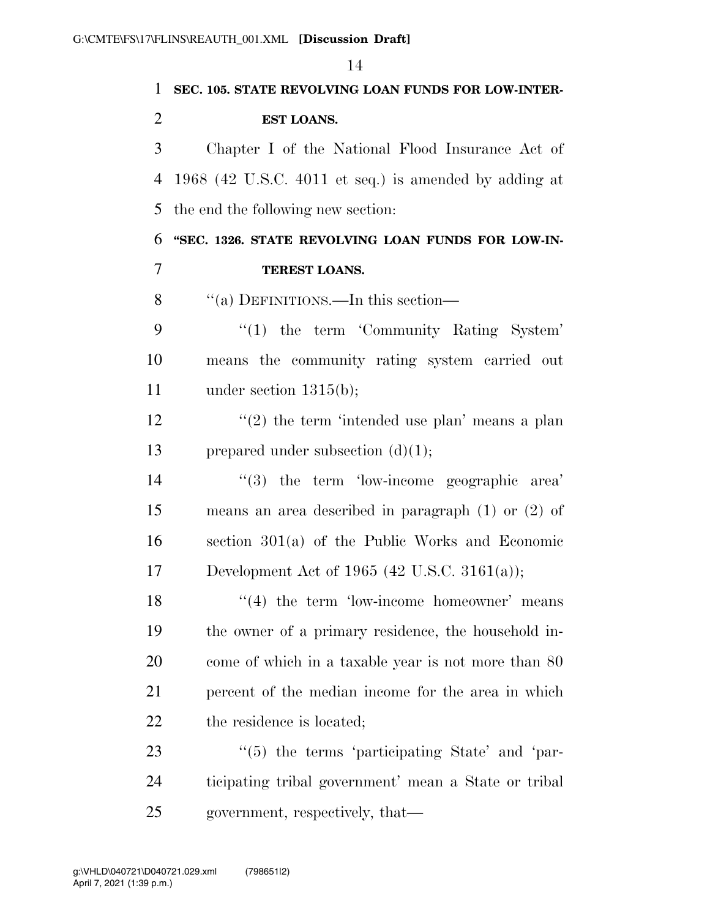**SEC. 105. STATE REVOLVING LOAN FUNDS FOR LOW-INTEREST LOANS.**

Chapter I of the National Flood Insurance Act of 1968 (42 U.S.C. 4011 et seq.) is amended by adding at the end the following new section:

**"SEC. 1326. STATE REVOLVING LOAN FUNDS FOR LOW-INTEREST LOANS.**

"(a) DEFINITIONS.—In this section—

"(1) the term 'Community Rating System' means the community rating system carried out under section 1315(b);

"(2) the term 'intended use plan' means a plan prepared under subsection (d)(1);

"(3) the term 'low-income geographic area' means an area described in paragraph (1) or (2) of section 301(a) of the Public Works and Economic Development Act of 1965 (42 U.S.C. 3161(a));

"(4) the term 'low-income homeowner' means the owner of a primary residence, the household income of which in a taxable year is not more than 80 percent of the median income for the area in which the residence is located;

"(5) the terms 'participating State' and 'participating tribal government' mean a State or tribal government, respectively, that—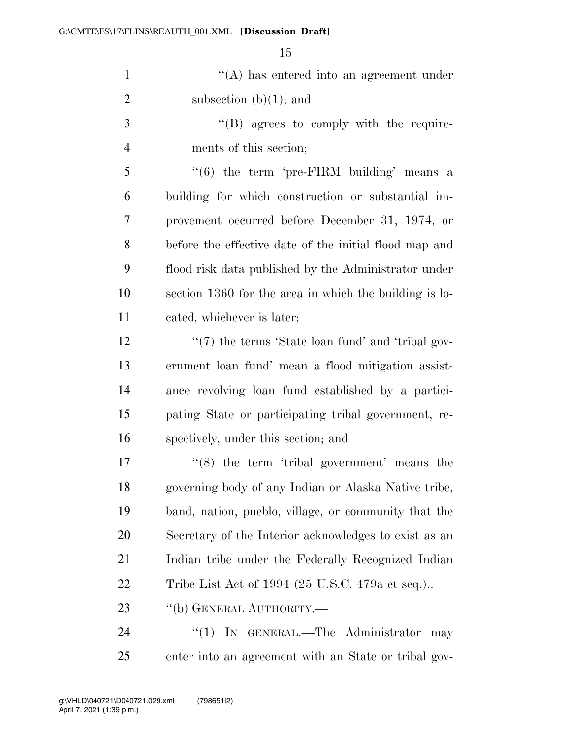"(A) has entered into an agreement under subsection (b)(1); and

"(B) agrees to comply with the requirements of this section;

"(6) the term 'pre-FIRM building' means a building for which construction or substantial improvement occurred before December 31, 1974, or before the effective date of the initial flood map and flood risk data published by the Administrator under section 1360 for the area in which the building is located, whichever is later;

"(7) the terms 'State loan fund' and 'tribal government loan fund' mean a flood mitigation assistance revolving loan fund established by a participating State or participating tribal government, respectively, under this section; and

"(8) the term 'tribal government' means the governing body of any Indian or Alaska Native tribe, band, nation, pueblo, village, or community that the Secretary of the Interior acknowledges to exist as an Indian tribe under the Federally Recognized Indian Tribe List Act of 1994 (25 U.S.C. 479a et seq.)..

"(b) GENERAL AUTHORITY.—

"(1) IN GENERAL.—The Administrator may enter into an agreement with an State or tribal gov-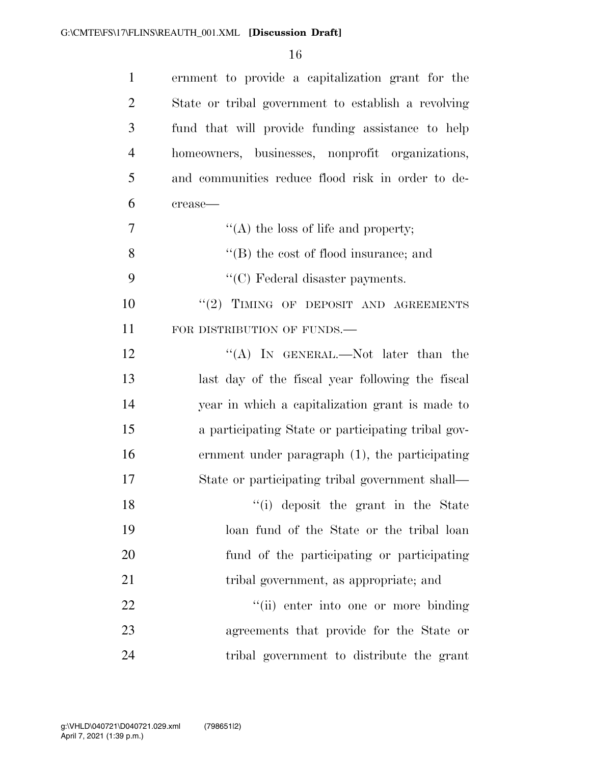ernment to provide a capitalization grant for the State or tribal government to establish a revolving fund that will provide funding assistance to help homeowners, businesses, nonprofit organizations, and communities reduce flood risk in order to decrease—

“(A) the loss of life and property;

“(B) the cost of flood insurance; and

“(C) Federal disaster payments.

“(2) TIMING OF DEPOSIT AND AGREEMENTS FOR DISTRIBUTION OF FUNDS.—

“(A) IN GENERAL.—Not later than the last day of the fiscal year following the fiscal year in which a capitalization grant is made to a participating State or participating tribal government under paragraph (1), the participating State or participating tribal government shall—

“(i) deposit the grant in the State loan fund of the State or the tribal loan fund of the participating or participating tribal government, as appropriate; and

“(ii) enter into one or more binding agreements that provide for the State or tribal government to distribute the grant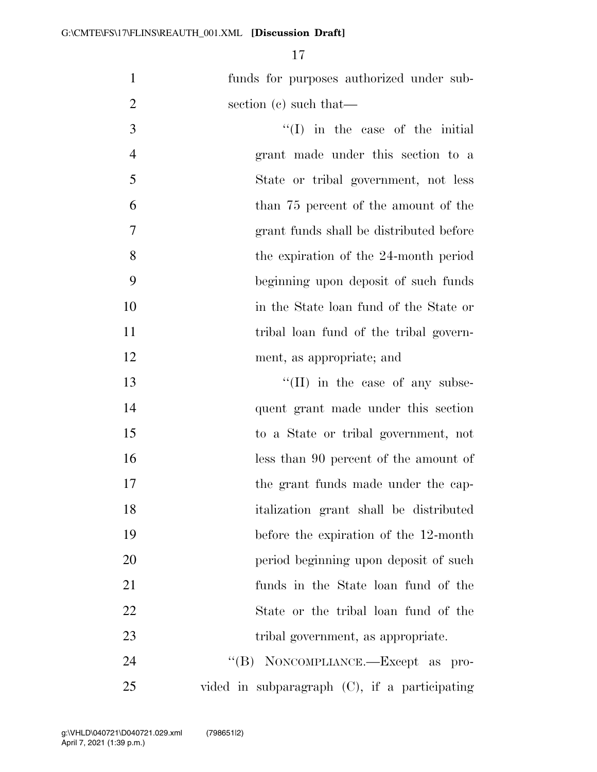funds for purposes authorized under subsection (c) such that—

"(I) in the case of the initial grant made under this section to a State or tribal government, not less than 75 percent of the amount of the grant funds shall be distributed before the expiration of the 24-month period beginning upon deposit of such funds in the State loan fund of the State or tribal loan fund of the tribal government, as appropriate; and

"(II) in the case of any subsequent grant made under this section to a State or tribal government, not less than 90 percent of the amount of the grant funds made under the capitalization grant shall be distributed before the expiration of the 12-month period beginning upon deposit of such funds in the State loan fund of the State or the tribal loan fund of the tribal government, as appropriate.

"(B) NONCOMPLIANCE.—Except as provided in subparagraph (C), if a participating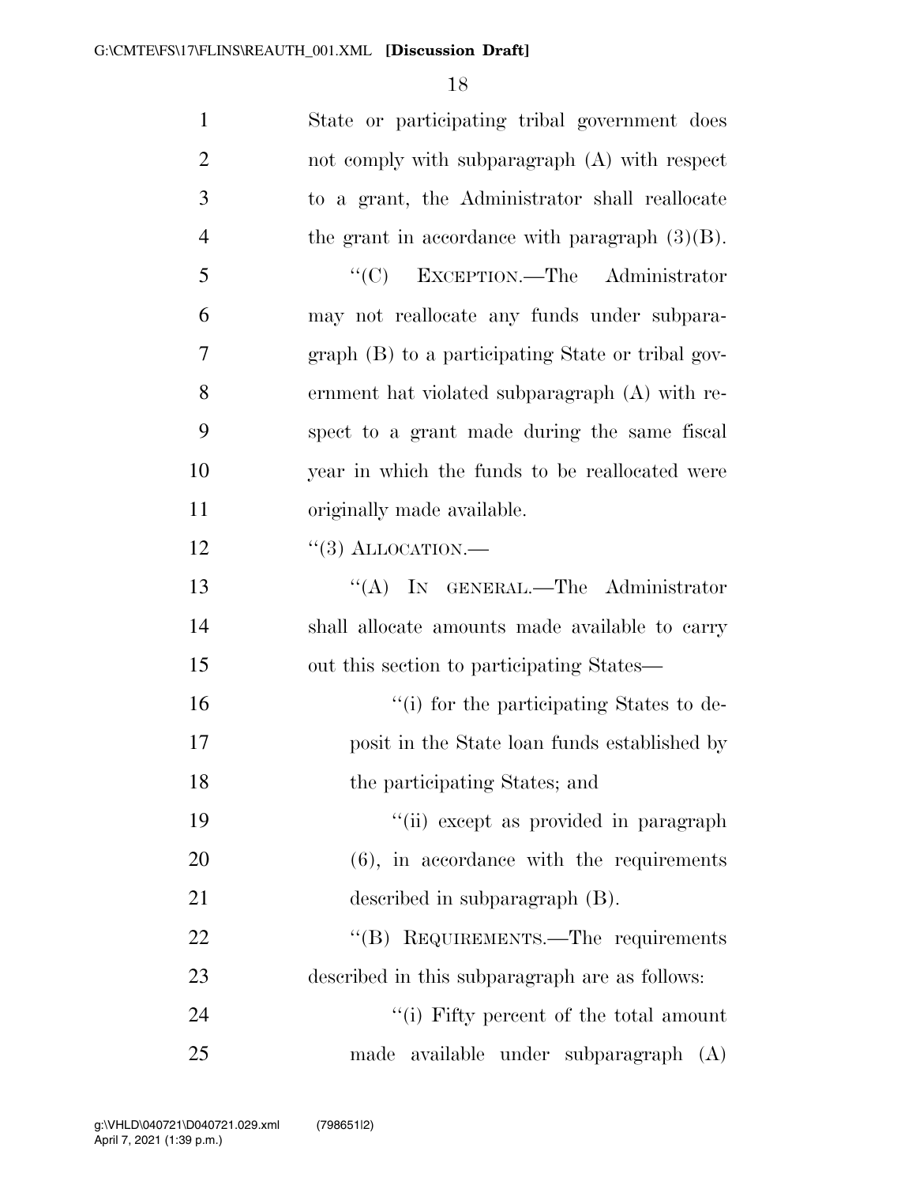State or participating tribal government does not comply with subparagraph (A) with respect to a grant, the Administrator shall reallocate the grant in accordance with paragraph (3)(B).

"(C) EXCEPTION.—The Administrator may not reallocate any funds under subparagraph (B) to a participating State or tribal government hat violated subparagraph (A) with respect to a grant made during the same fiscal year in which the funds to be reallocated were originally made available.

"(3) ALLOCATION.—

"(A) IN GENERAL.—The Administrator shall allocate amounts made available to carry out this section to participating States—

"(i) for the participating States to deposit in the State loan funds established by the participating States; and

"(ii) except as provided in paragraph (6), in accordance with the requirements described in subparagraph (B).

"(B) REQUIREMENTS.—The requirements described in this subparagraph are as follows:

"(i) Fifty percent of the total amount made available under subparagraph (A)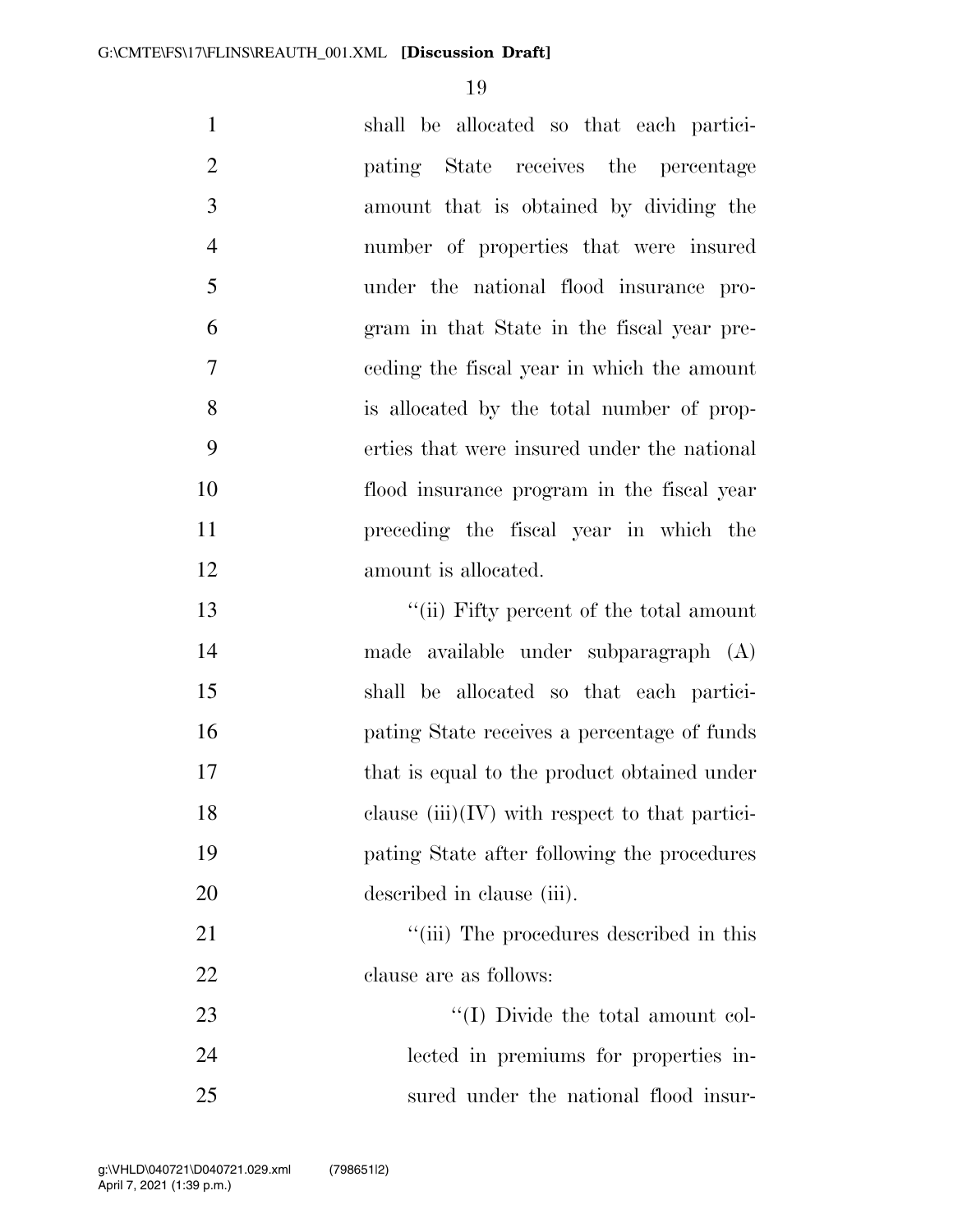shall be allocated so that each participating State receives the percentage amount that is obtained by dividing the number of properties that were insured under the national flood insurance program in that State in the fiscal year preceding the fiscal year in which the amount is allocated by the total number of properties that were insured under the national flood insurance program in the fiscal year preceding the fiscal year in which the amount is allocated.

''(ii) Fifty percent of the total amount made available under subparagraph (A) shall be allocated so that each participating State receives a percentage of funds that is equal to the product obtained under clause (iii)(IV) with respect to that participating State after following the procedures described in clause (iii).

''(iii) The procedures described in this clause are as follows:

''(I) Divide the total amount collected in premiums for properties insured under the national flood insur-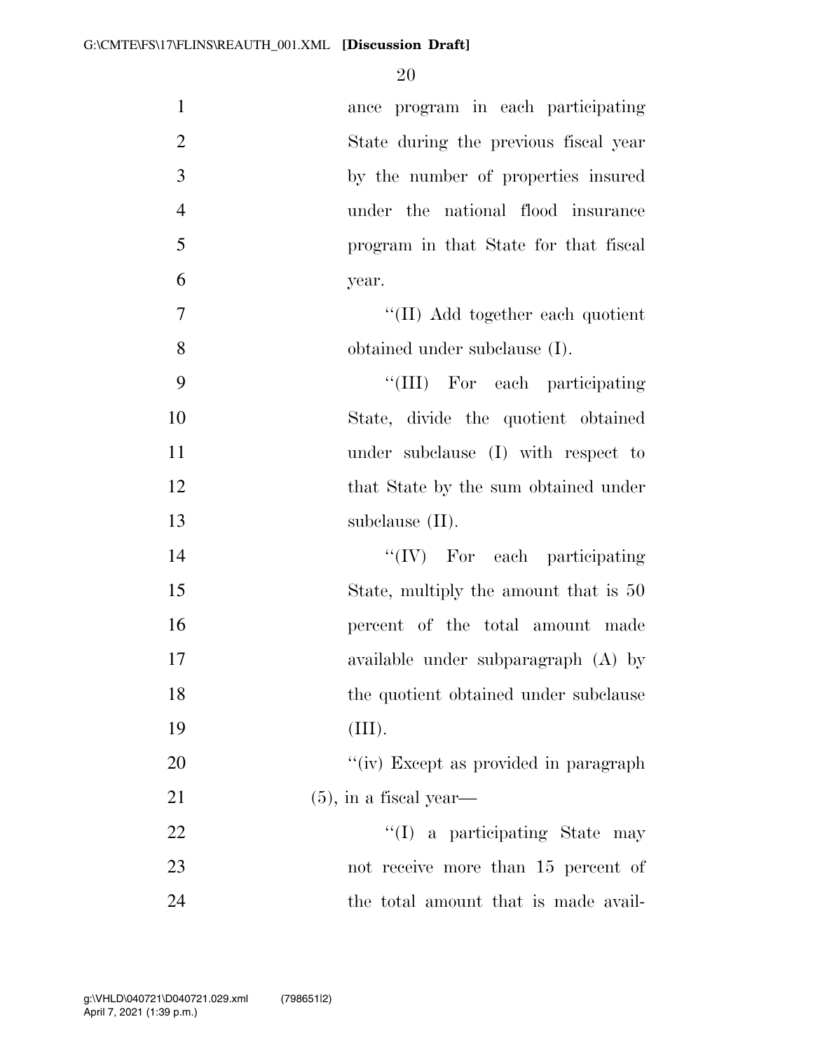ance program in each participating State during the previous fiscal year by the number of properties insured under the national flood insurance program in that State for that fiscal year.

"(II) Add together each quotient obtained under subclause (I).

"(III) For each participating State, divide the quotient obtained under subclause (I) with respect to that State by the sum obtained under subclause (II).

"(IV) For each participating State, multiply the amount that is 50 percent of the total amount made available under subparagraph (A) by the quotient obtained under subclause (III).

"(iv) Except as provided in paragraph (5), in a fiscal year—

"(I) a participating State may not receive more than 15 percent of the total amount that is made avail-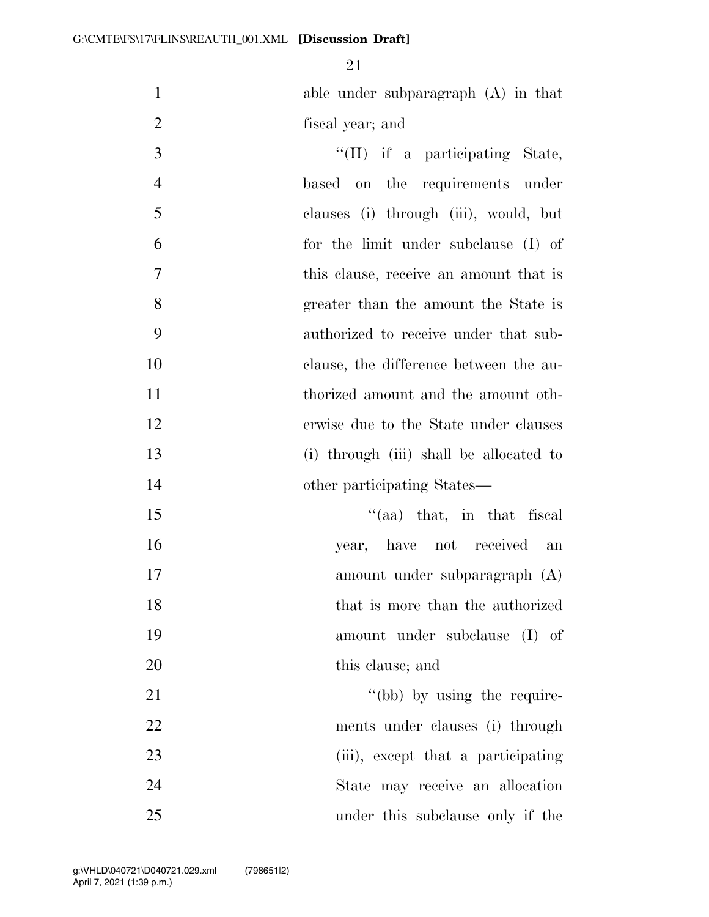able under subparagraph (A) in that fiscal year; and

"(II) if a participating State, based on the requirements under clauses (i) through (iii), would, but for the limit under subclause (I) of this clause, receive an amount that is greater than the amount the State is authorized to receive under that subclause, the difference between the authorized amount and the amount otherwise due to the State under clauses (i) through (iii) shall be allocated to other participating States—

"(aa) that, in that fiscal year, have not received an amount under subparagraph (A) that is more than the authorized amount under subclause (I) of this clause; and

"(bb) by using the requirements under clauses (i) through (iii), except that a participating State may receive an allocation under this subclause only if the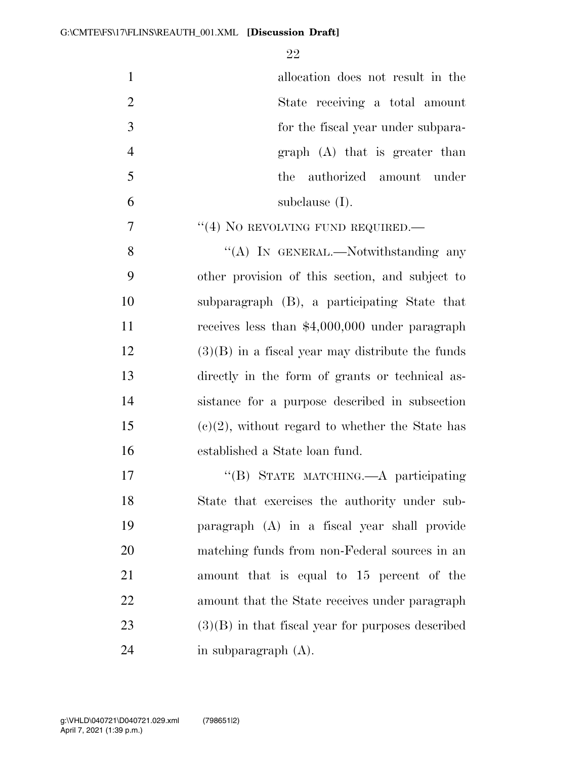allocation does not result in the State receiving a total amount for the fiscal year under subparagraph (A) that is greater than the authorized amount under subclause (I).

"(4) NO REVOLVING FUND REQUIRED.—

"(A) IN GENERAL.—Notwithstanding any other provision of this section, and subject to subparagraph (B), a participating State that receives less than $4,000,000 under paragraph (3)(B) in a fiscal year may distribute the funds directly in the form of grants or technical assistance for a purpose described in subsection (c)(2), without regard to whether the State has established a State loan fund.

"(B) STATE MATCHING.—A participating State that exercises the authority under subparagraph (A) in a fiscal year shall provide matching funds from non-Federal sources in an amount that is equal to 15 percent of the amount that the State receives under paragraph (3)(B) in that fiscal year for purposes described in subparagraph (A).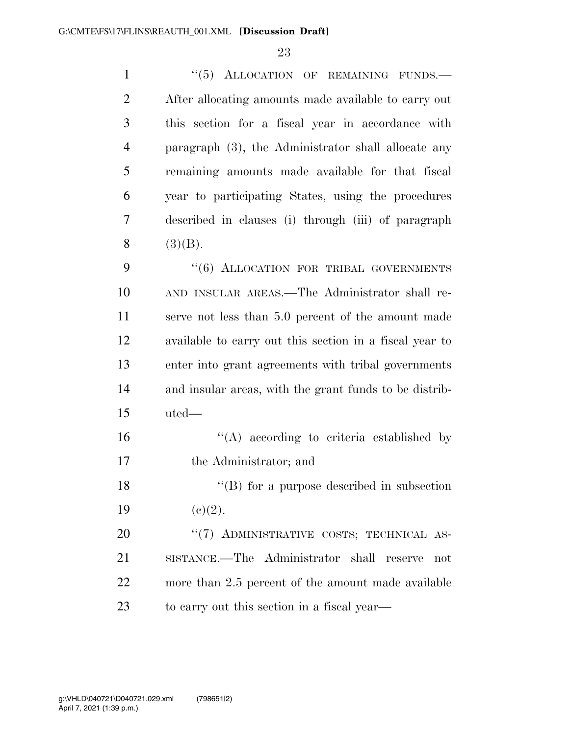"(5) ALLOCATION OF REMAINING FUNDS.—After allocating amounts made available to carry out this section for a fiscal year in accordance with paragraph (3), the Administrator shall allocate any remaining amounts made available for that fiscal year to participating States, using the procedures described in clauses (i) through (iii) of paragraph (3)(B).

"(6) ALLOCATION FOR TRIBAL GOVERNMENTS AND INSULAR AREAS.—The Administrator shall reserve not less than 5.0 percent of the amount made available to carry out this section in a fiscal year to enter into grant agreements with tribal governments and insular areas, with the grant funds to be distributed—

"(A) according to criteria established by the Administrator; and

"(B) for a purpose described in subsection (c)(2).

"(7) ADMINISTRATIVE COSTS; TECHNICAL ASSISTANCE.—The Administrator shall reserve not more than 2.5 percent of the amount made available to carry out this section in a fiscal year—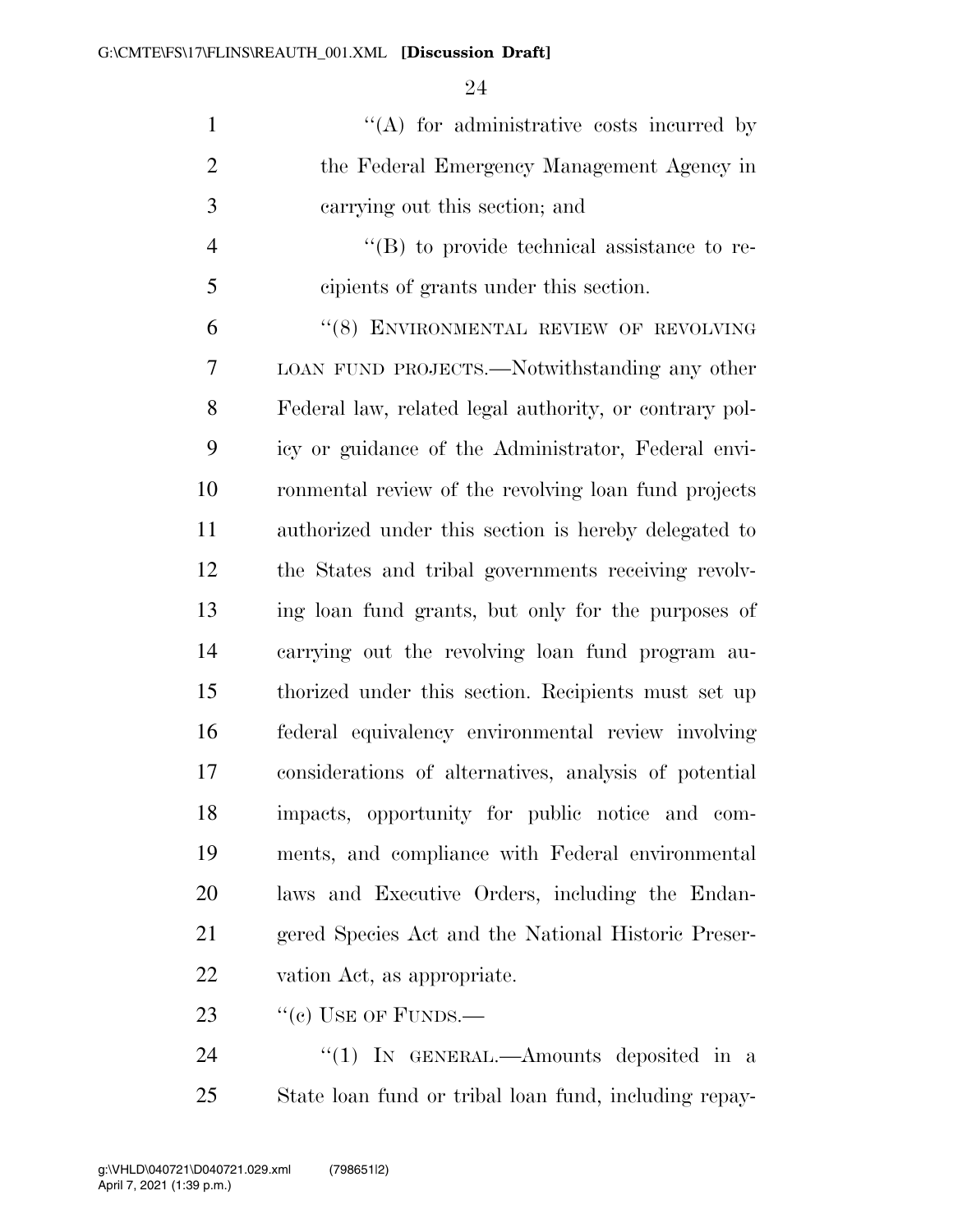"(A) for administrative costs incurred by the Federal Emergency Management Agency in carrying out this section; and

"(B) to provide technical assistance to recipients of grants under this section.

"(8) ENVIRONMENTAL REVIEW OF REVOLVING LOAN FUND PROJECTS.—Notwithstanding any other Federal law, related legal authority, or contrary policy or guidance of the Administrator, Federal environmental review of the revolving loan fund projects authorized under this section is hereby delegated to the States and tribal governments receiving revolving loan fund grants, but only for the purposes of carrying out the revolving loan fund program authorized under this section. Recipients must set up federal equivalency environmental review involving considerations of alternatives, analysis of potential impacts, opportunity for public notice and comments, and compliance with Federal environmental laws and Executive Orders, including the Endangered Species Act and the National Historic Preservation Act, as appropriate.

"(c) USE OF FUNDS.—

"(1) IN GENERAL.—Amounts deposited in a State loan fund or tribal loan fund, including repay-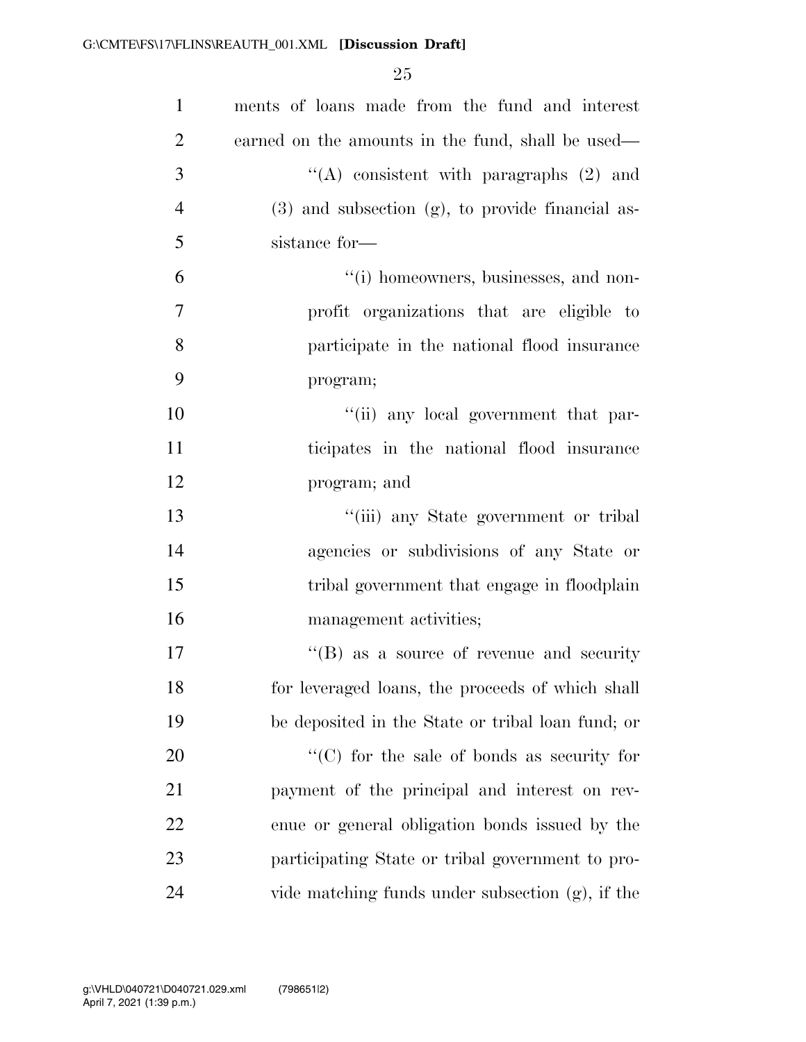ments of loans made from the fund and interest earned on the amounts in the fund, shall be used—

''(A) consistent with paragraphs (2) and (3) and subsection (g), to provide financial assistance for—

''(i) homeowners, businesses, and non-profit organizations that are eligible to participate in the national flood insurance program;

''(ii) any local government that participates in the national flood insurance program; and

''(iii) any State government or tribal agencies or subdivisions of any State or tribal government that engage in floodplain management activities;

''(B) as a source of revenue and security for leveraged loans, the proceeds of which shall be deposited in the State or tribal loan fund; or

''(C) for the sale of bonds as security for payment of the principal and interest on revenue or general obligation bonds issued by the participating State or tribal government to provide matching funds under subsection (g), if the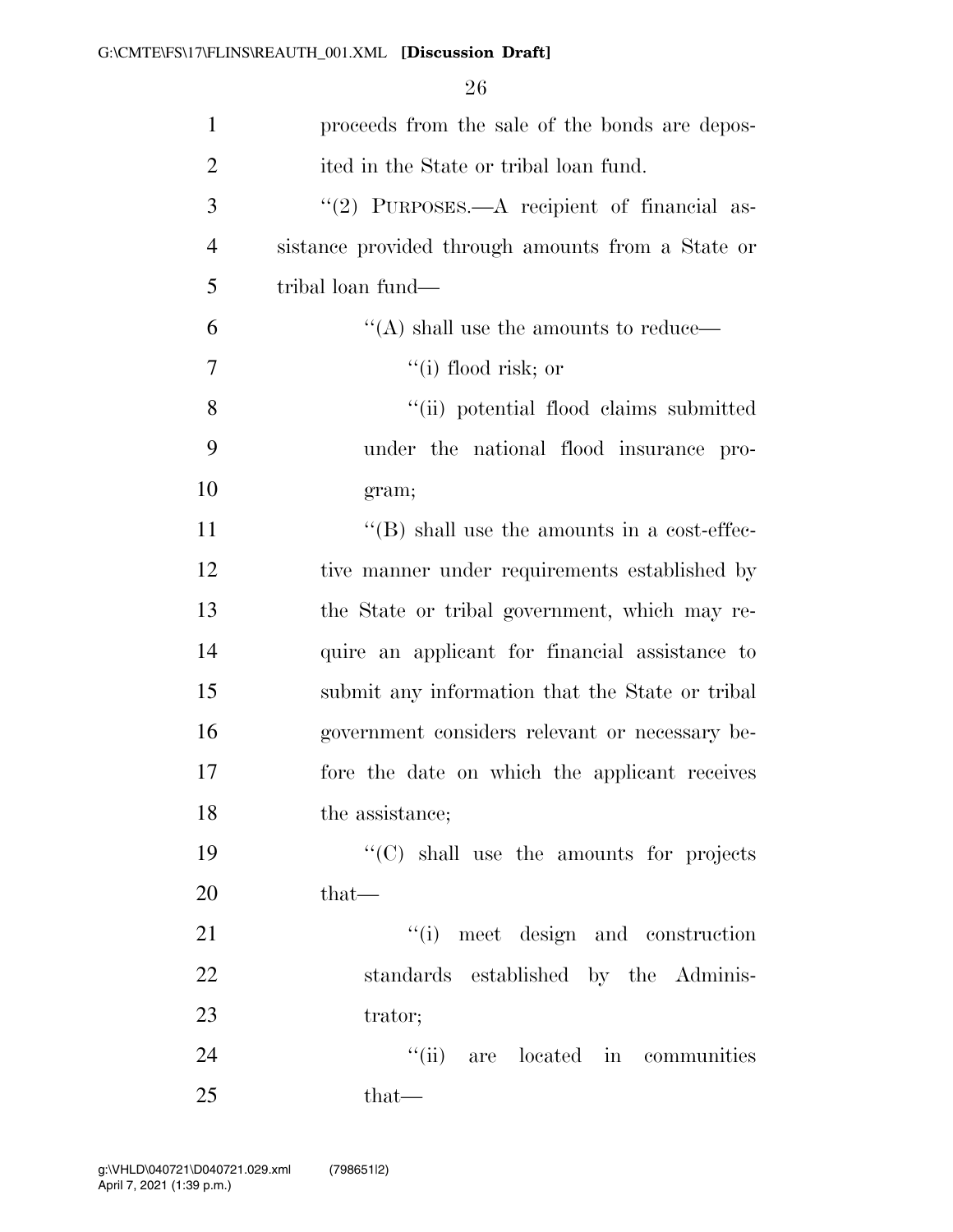proceeds from the sale of the bonds are deposited in the State or tribal loan fund.

"(2) PURPOSES.—A recipient of financial assistance provided through amounts from a State or tribal loan fund—

"(A) shall use the amounts to reduce—

"(i) flood risk; or

"(ii) potential flood claims submitted under the national flood insurance program;

"(B) shall use the amounts in a cost-effective manner under requirements established by the State or tribal government, which may require an applicant for financial assistance to submit any information that the State or tribal government considers relevant or necessary before the date on which the applicant receives the assistance;

"(C) shall use the amounts for projects that—

"(i) meet design and construction standards established by the Administrator;

"(ii) are located in communities that—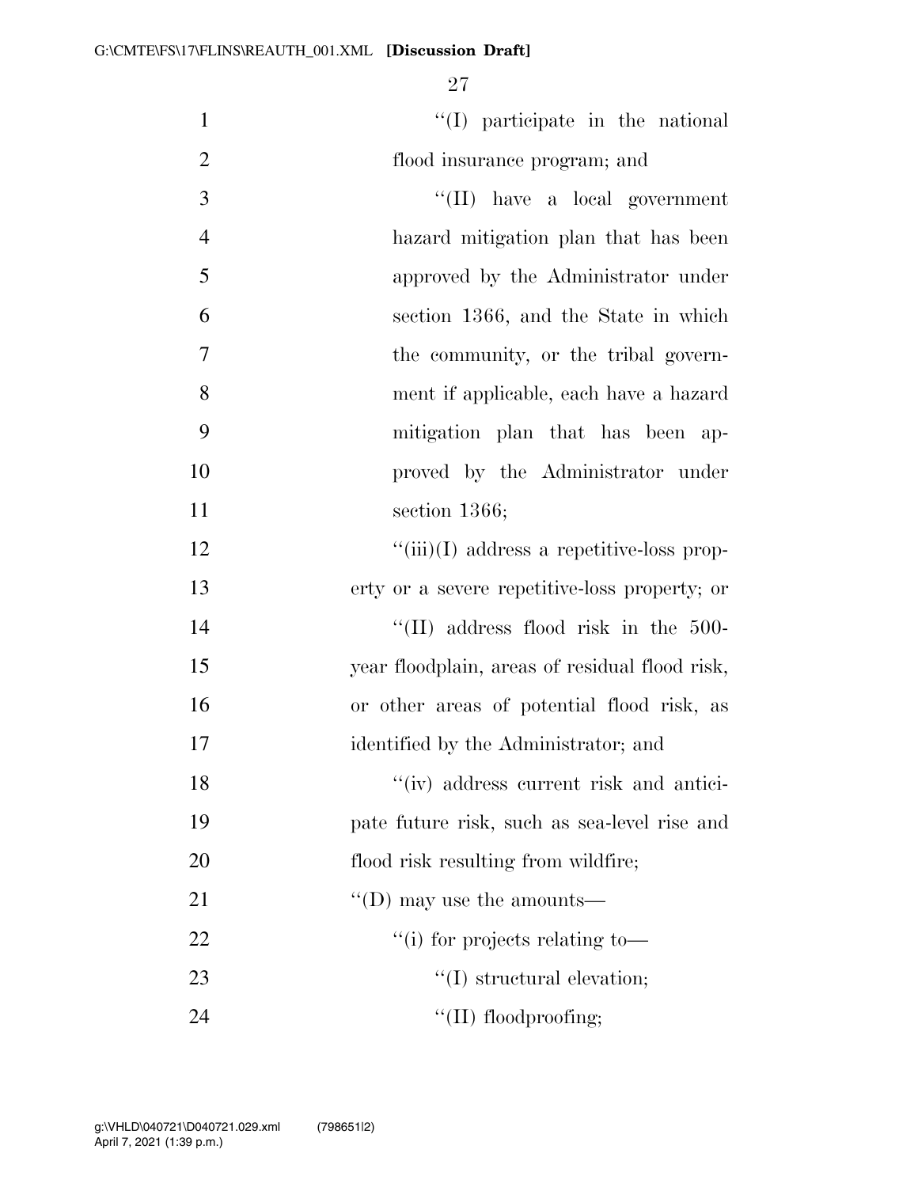"(I) participate in the national flood insurance program; and

"(II) have a local government hazard mitigation plan that has been approved by the Administrator under section 1366, and the State in which the community, or the tribal government if applicable, each have a hazard mitigation plan that has been approved by the Administrator under section 1366;

"(iii)(I) address a repetitive-loss property or a severe repetitive-loss property; or

"(II) address flood risk in the 500-year floodplain, areas of residual flood risk, or other areas of potential flood risk, as identified by the Administrator; and

"(iv) address current risk and anticipate future risk, such as sea-level rise and flood risk resulting from wildfire;

"(D) may use the amounts—

"(i) for projects relating to—

"(I) structural elevation;

"(II) floodproofing;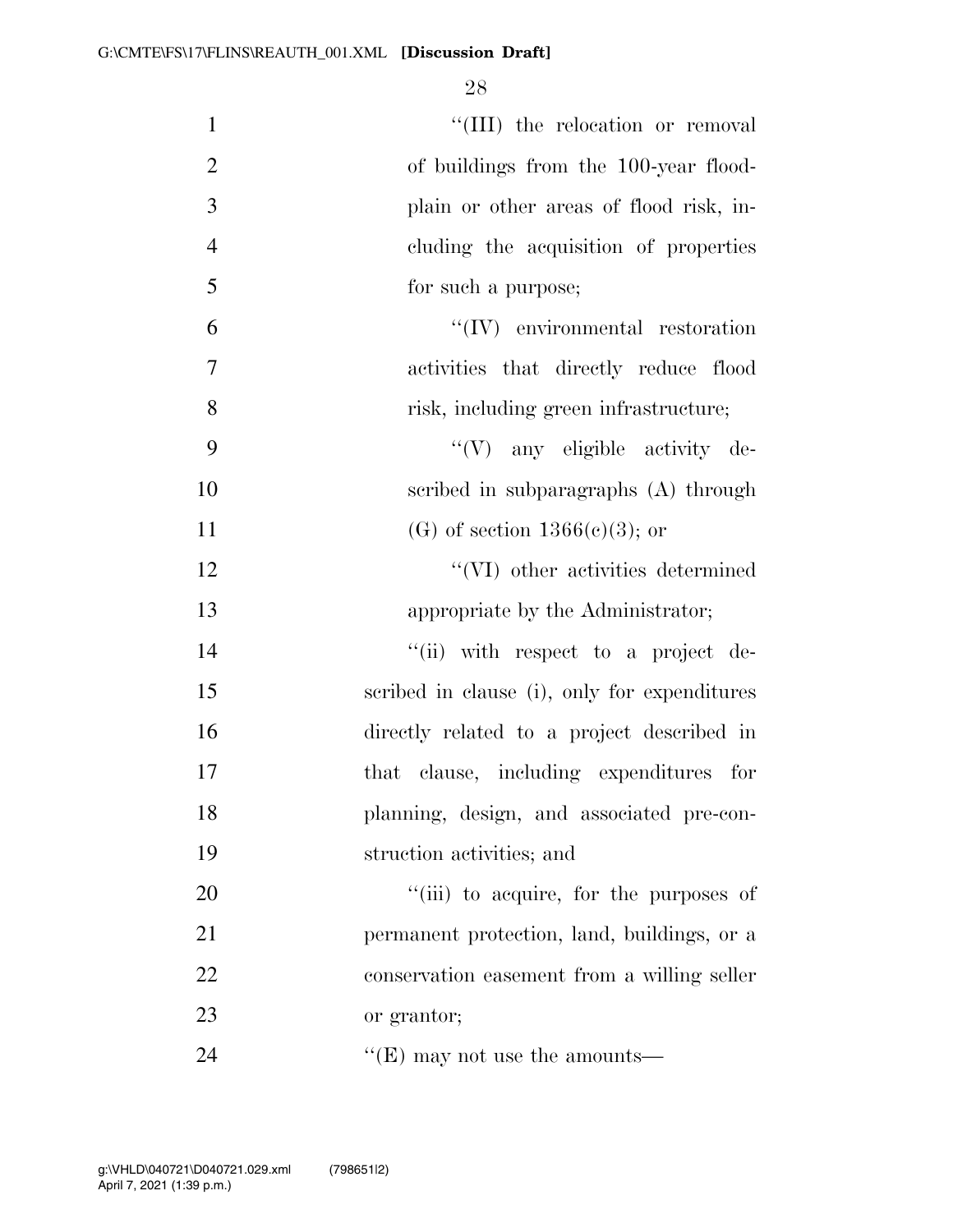''(III) the relocation or removal of buildings from the 100-year floodplain or other areas of flood risk, including the acquisition of properties for such a purpose;

''(IV) environmental restoration activities that directly reduce flood risk, including green infrastructure;

''(V) any eligible activity described in subparagraphs (A) through (G) of section 1366(c)(3); or

''(VI) other activities determined appropriate by the Administrator;

''(ii) with respect to a project described in clause (i), only for expenditures directly related to a project described in that clause, including expenditures for planning, design, and associated pre-construction activities; and

''(iii) to acquire, for the purposes of permanent protection, land, buildings, or a conservation easement from a willing seller or grantor;

''(E) may not use the amounts—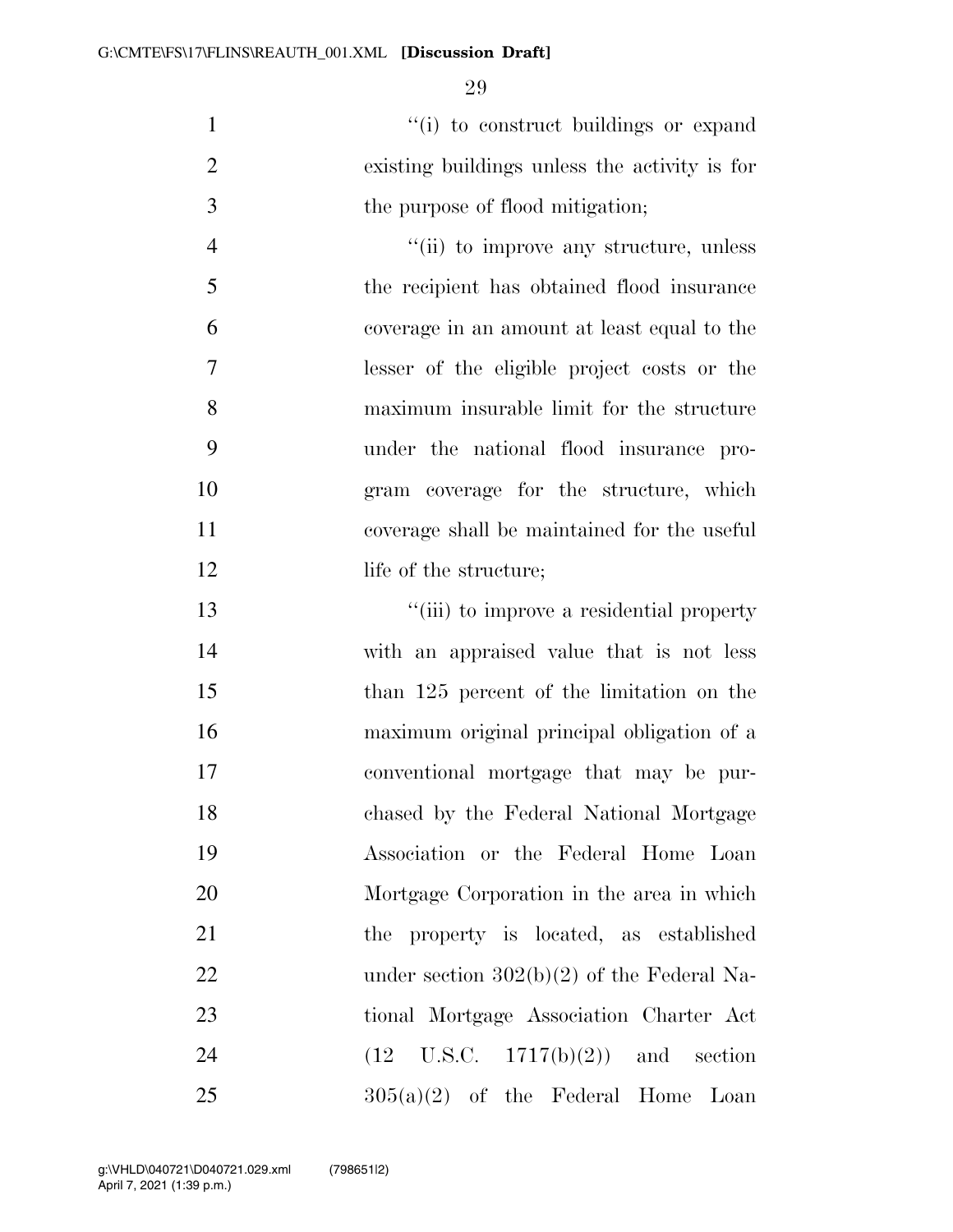''(i) to construct buildings or expand existing buildings unless the activity is for the purpose of flood mitigation;

''(ii) to improve any structure, unless the recipient has obtained flood insurance coverage in an amount at least equal to the lesser of the eligible project costs or the maximum insurable limit for the structure under the national flood insurance program coverage for the structure, which coverage shall be maintained for the useful life of the structure;

''(iii) to improve a residential property with an appraised value that is not less than 125 percent of the limitation on the maximum original principal obligation of a conventional mortgage that may be purchased by the Federal National Mortgage Association or the Federal Home Loan Mortgage Corporation in the area in which the property is located, as established under section 302(b)(2) of the Federal National Mortgage Association Charter Act (12 U.S.C. 1717(b)(2)) and section 305(a)(2) of the Federal Home Loan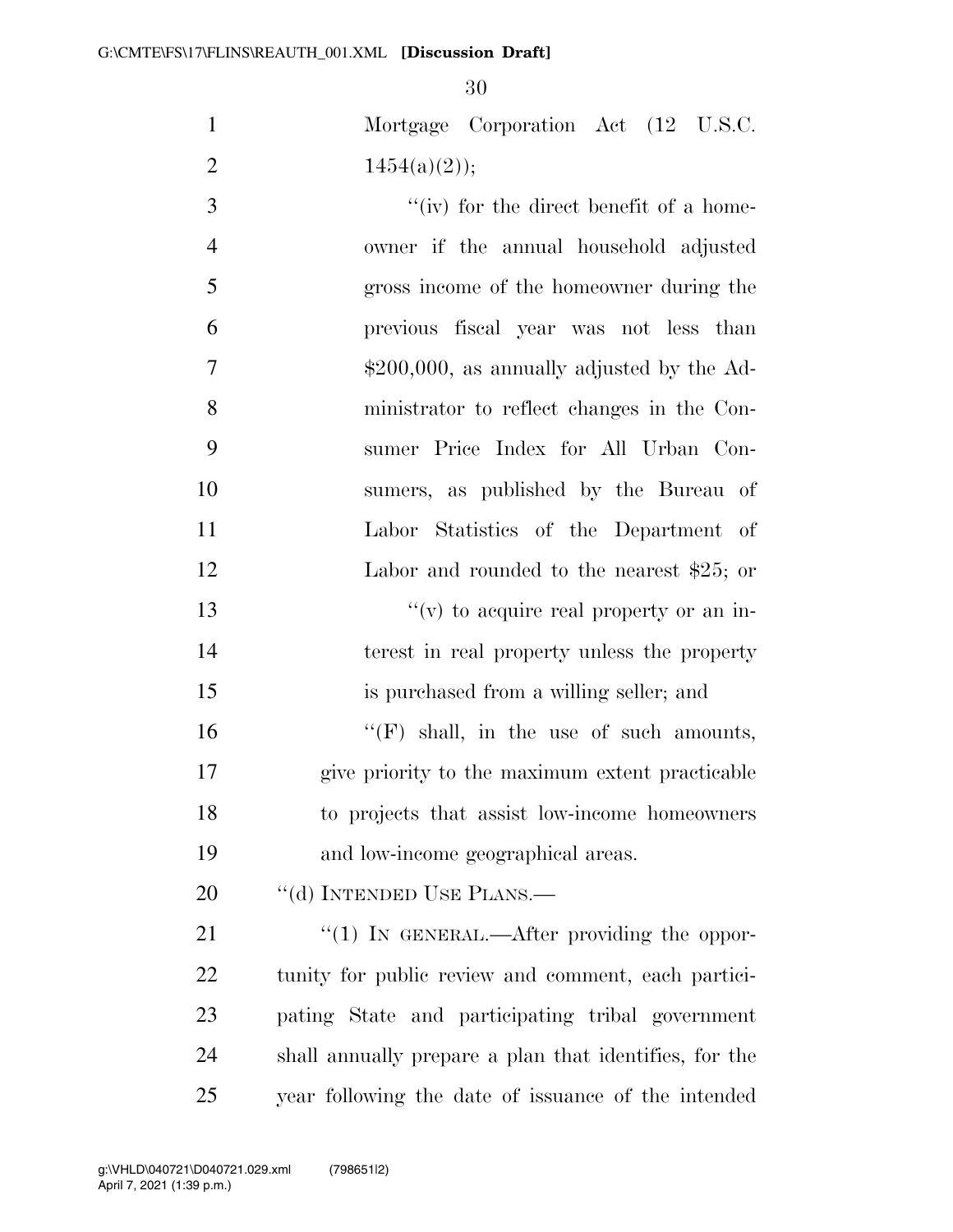Mortgage Corporation Act (12 U.S.C. 1454(a)(2));

''(iv) for the direct benefit of a homeowner if the annual household adjusted gross income of the homeowner during the previous fiscal year was not less than $200,000, as annually adjusted by the Administrator to reflect changes in the Consumer Price Index for All Urban Consumers, as published by the Bureau of Labor Statistics of the Department of Labor and rounded to the nearest $25; or

''(v) to acquire real property or an interest in real property unless the property is purchased from a willing seller; and

''(F) shall, in the use of such amounts, give priority to the maximum extent practicable to projects that assist low-income homeowners and low-income geographical areas.

''(d) INTENDED USE PLANS.—

''(1) IN GENERAL.—After providing the opportunity for public review and comment, each participating State and participating tribal government shall annually prepare a plan that identifies, for the year following the date of issuance of the intended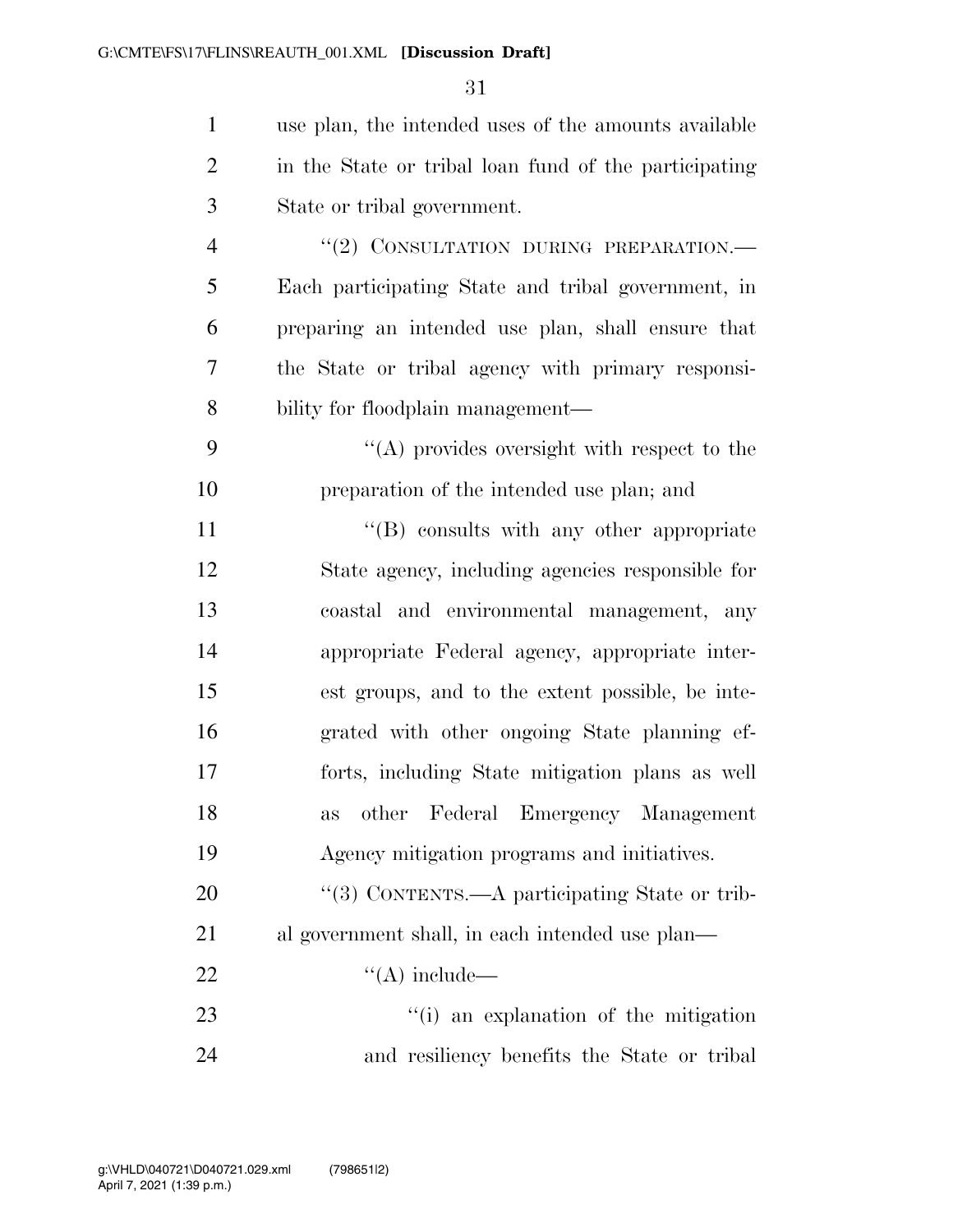use plan, the intended uses of the amounts available in the State or tribal loan fund of the participating State or tribal government.

"(2) CONSULTATION DURING PREPARATION.—Each participating State and tribal government, in preparing an intended use plan, shall ensure that the State or tribal agency with primary responsibility for floodplain management—

"(A) provides oversight with respect to the preparation of the intended use plan; and

"(B) consults with any other appropriate State agency, including agencies responsible for coastal and environmental management, any appropriate Federal agency, appropriate interest groups, and to the extent possible, be integrated with other ongoing State planning efforts, including State mitigation plans as well as other Federal Emergency Management Agency mitigation programs and initiatives.

"(3) CONTENTS.—A participating State or tribal government shall, in each intended use plan—

"(A) include—

"(i) an explanation of the mitigation and resiliency benefits the State or tribal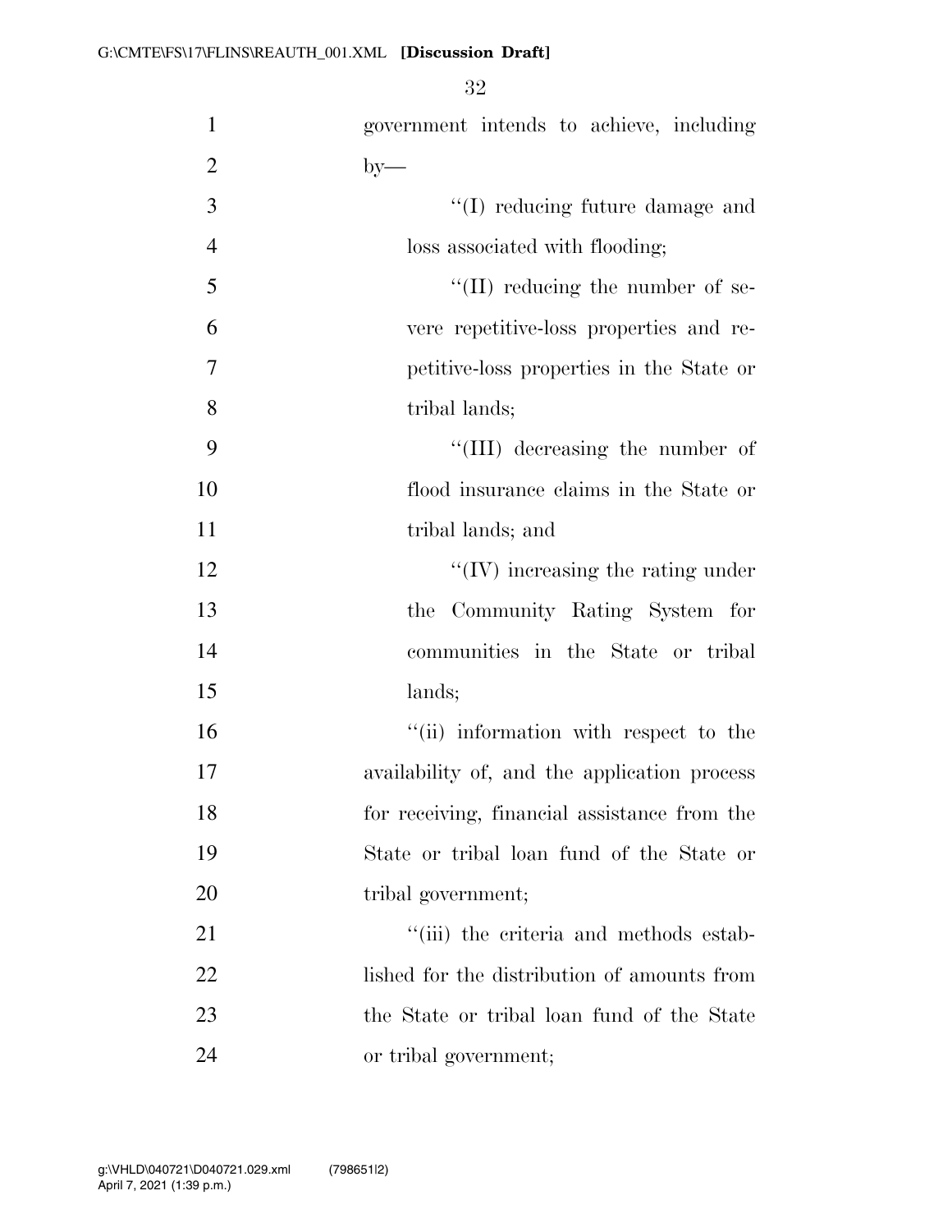government intends to achieve, including by—

''(I) reducing future damage and loss associated with flooding;

''(II) reducing the number of severe repetitive-loss properties and repetitive-loss properties in the State or tribal lands;

''(III) decreasing the number of flood insurance claims in the State or tribal lands; and

''(IV) increasing the rating under the Community Rating System for communities in the State or tribal lands;

''(ii) information with respect to the availability of, and the application process for receiving, financial assistance from the State or tribal loan fund of the State or tribal government;

''(iii) the criteria and methods established for the distribution of amounts from the State or tribal loan fund of the State or tribal government;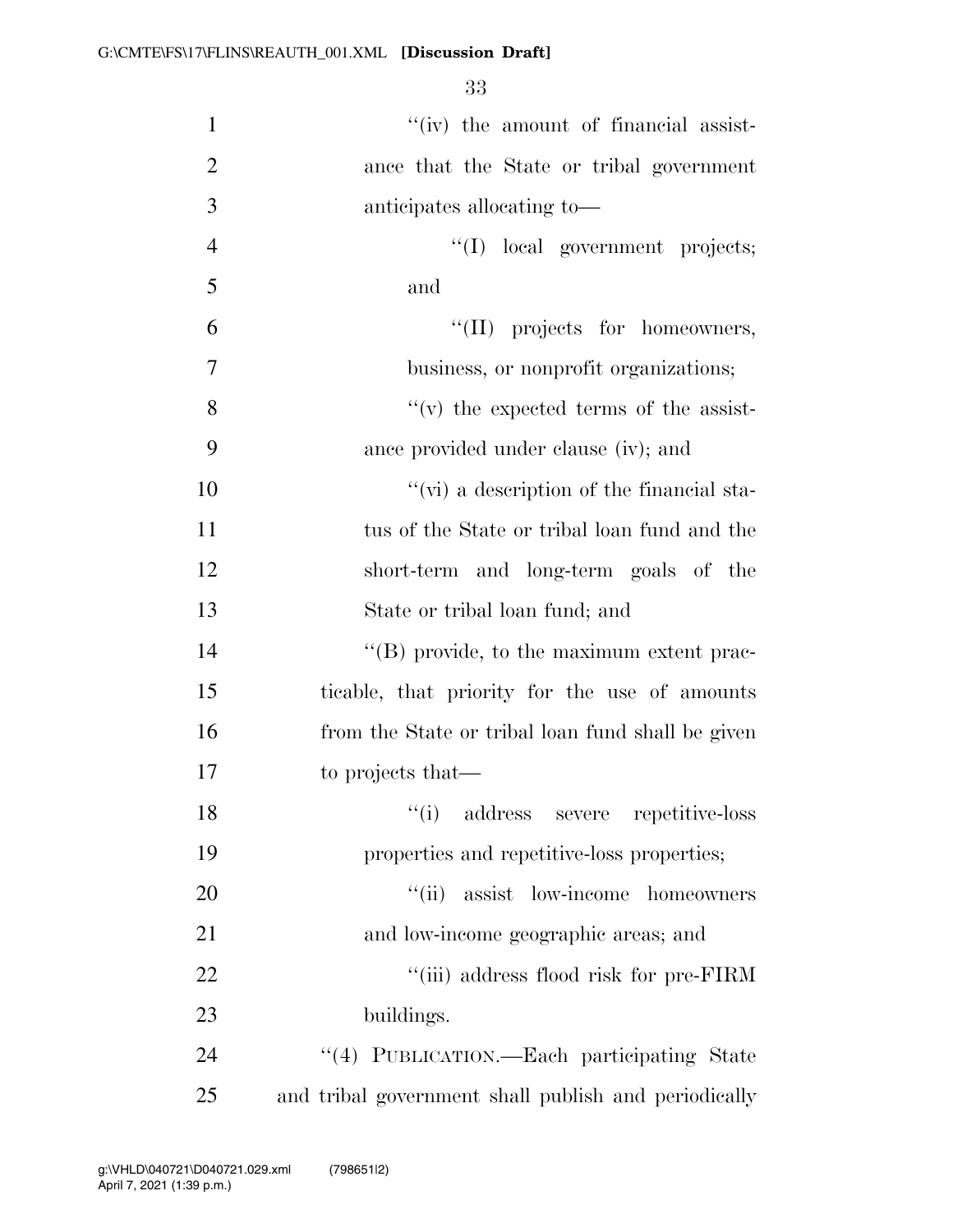''(iv) the amount of financial assistance that the State or tribal government anticipates allocating to—

''(I) local government projects; and

''(II) projects for homeowners, business, or nonprofit organizations;

''(v) the expected terms of the assistance provided under clause (iv); and

''(vi) a description of the financial status of the State or tribal loan fund and the short-term and long-term goals of the State or tribal loan fund; and

''(B) provide, to the maximum extent practicable, that priority for the use of amounts from the State or tribal loan fund shall be given to projects that—

''(i) address severe repetitive-loss properties and repetitive-loss properties;

''(ii) assist low-income homeowners and low-income geographic areas; and

''(iii) address flood risk for pre-FIRM buildings.

''(4) PUBLICATION.—Each participating State and tribal government shall publish and periodically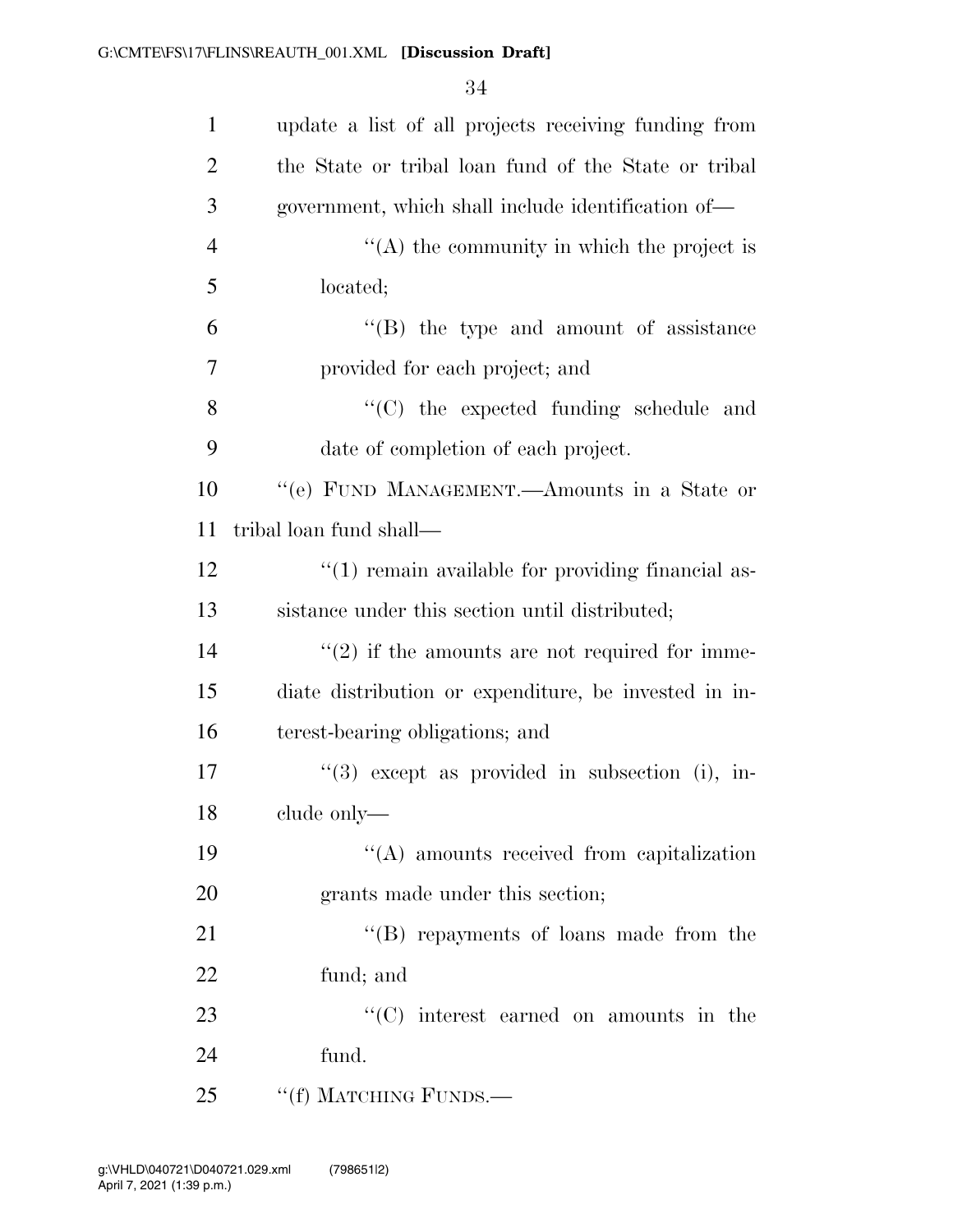update a list of all projects receiving funding from the State or tribal loan fund of the State or tribal government, which shall include identification of—

''(A) the community in which the project is located;

''(B) the type and amount of assistance provided for each project; and

''(C) the expected funding schedule and date of completion of each project.

''(e) FUND MANAGEMENT.—Amounts in a State or tribal loan fund shall—

''(1) remain available for providing financial assistance under this section until distributed;

''(2) if the amounts are not required for immediate distribution or expenditure, be invested in interest-bearing obligations; and

''(3) except as provided in subsection (i), include only—

''(A) amounts received from capitalization grants made under this section;

''(B) repayments of loans made from the fund; and

''(C) interest earned on amounts in the fund.

''(f) MATCHING FUNDS.—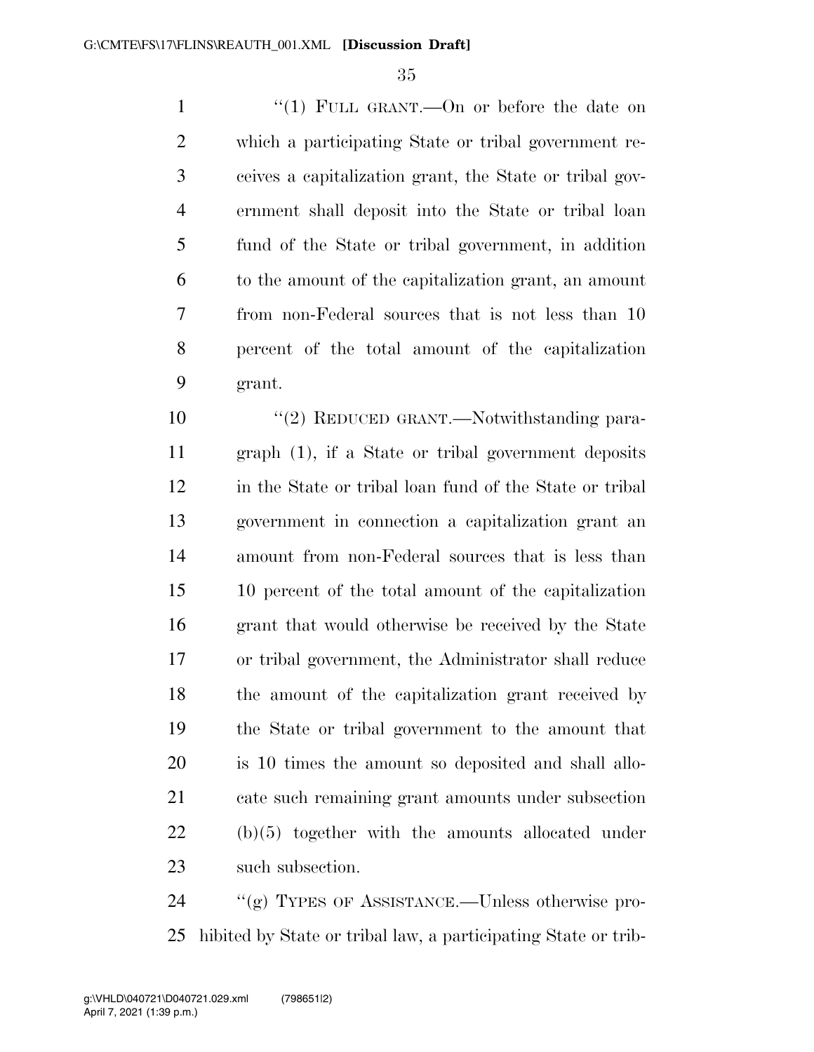"(1) FULL GRANT.—On or before the date on which a participating State or tribal government receives a capitalization grant, the State or tribal government shall deposit into the State or tribal loan fund of the State or tribal government, in addition to the amount of the capitalization grant, an amount from non-Federal sources that is not less than 10 percent of the total amount of the capitalization grant.

"(2) REDUCED GRANT.—Notwithstanding paragraph (1), if a State or tribal government deposits in the State or tribal loan fund of the State or tribal government in connection a capitalization grant an amount from non-Federal sources that is less than 10 percent of the total amount of the capitalization grant that would otherwise be received by the State or tribal government, the Administrator shall reduce the amount of the capitalization grant received by the State or tribal government to the amount that is 10 times the amount so deposited and shall allocate such remaining grant amounts under subsection (b)(5) together with the amounts allocated under such subsection.

"(g) TYPES OF ASSISTANCE.—Unless otherwise prohibited by State or tribal law, a participating State or trib-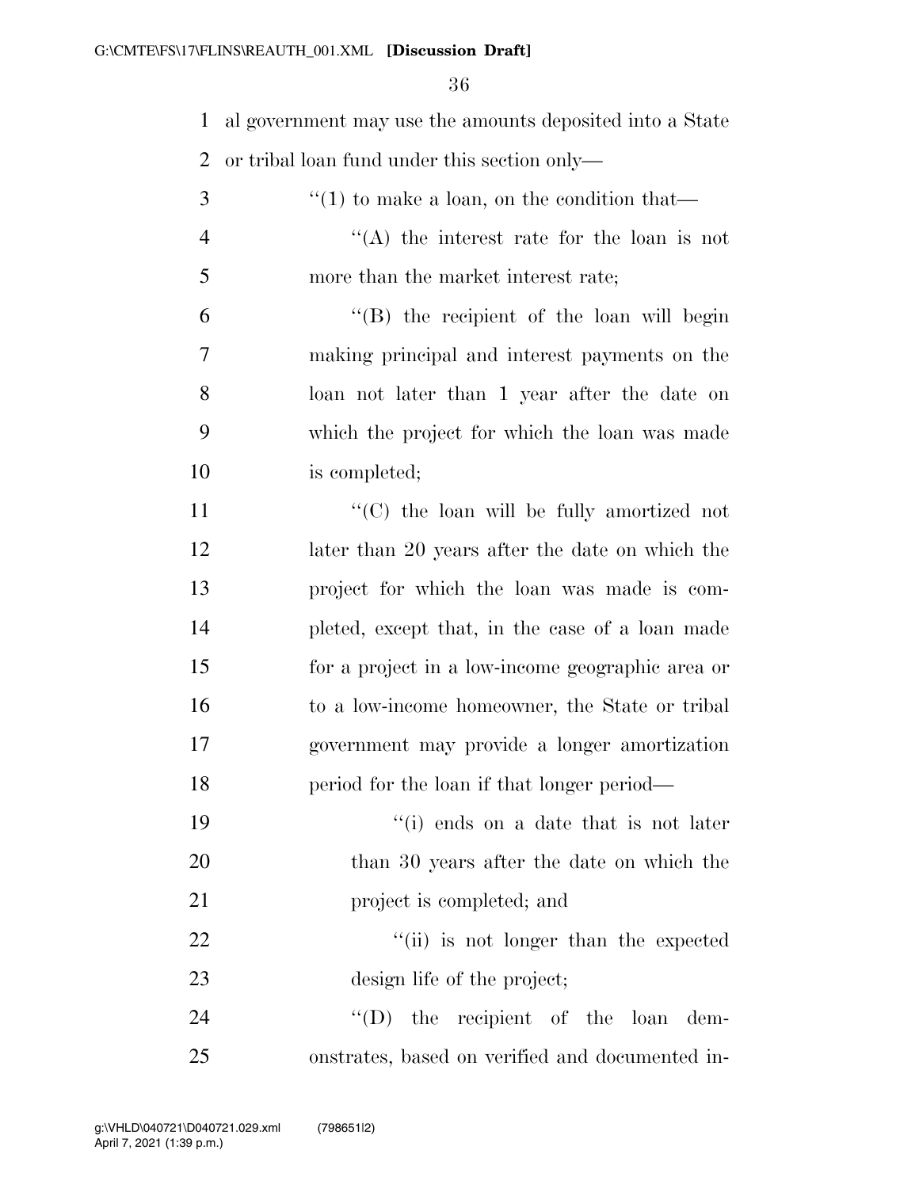al government may use the amounts deposited into a State or tribal loan fund under this section only—

"(1) to make a loan, on the condition that—

"(A) the interest rate for the loan is not more than the market interest rate;

"(B) the recipient of the loan will begin making principal and interest payments on the loan not later than 1 year after the date on which the project for which the loan was made is completed;

"(C) the loan will be fully amortized not later than 20 years after the date on which the project for which the loan was made is completed, except that, in the case of a loan made for a project in a low-income geographic area or to a low-income homeowner, the State or tribal government may provide a longer amortization period for the loan if that longer period—

"(i) ends on a date that is not later than 30 years after the date on which the project is completed; and

"(ii) is not longer than the expected design life of the project;

"(D) the recipient of the loan demonstrates, based on verified and documented in-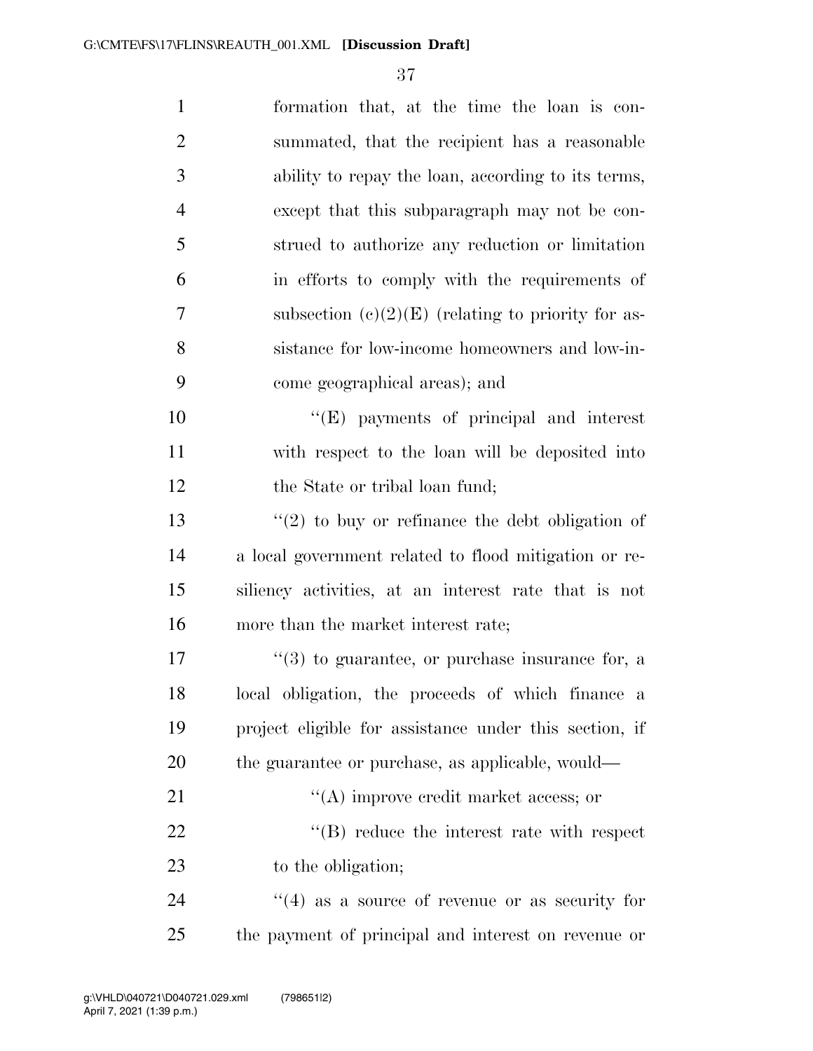formation that, at the time the loan is consummated, that the recipient has a reasonable ability to repay the loan, according to its terms, except that this subparagraph may not be construed to authorize any reduction or limitation in efforts to comply with the requirements of subsection (c)(2)(E) (relating to priority for assistance for low-income homeowners and low-income geographical areas); and

''(E) payments of principal and interest with respect to the loan will be deposited into the State or tribal loan fund;

''(2) to buy or refinance the debt obligation of a local government related to flood mitigation or resiliency activities, at an interest rate that is not more than the market interest rate;

''(3) to guarantee, or purchase insurance for, a local obligation, the proceeds of which finance a project eligible for assistance under this section, if the guarantee or purchase, as applicable, would—

''(A) improve credit market access; or

''(B) reduce the interest rate with respect to the obligation;

''(4) as a source of revenue or as security for the payment of principal and interest on revenue or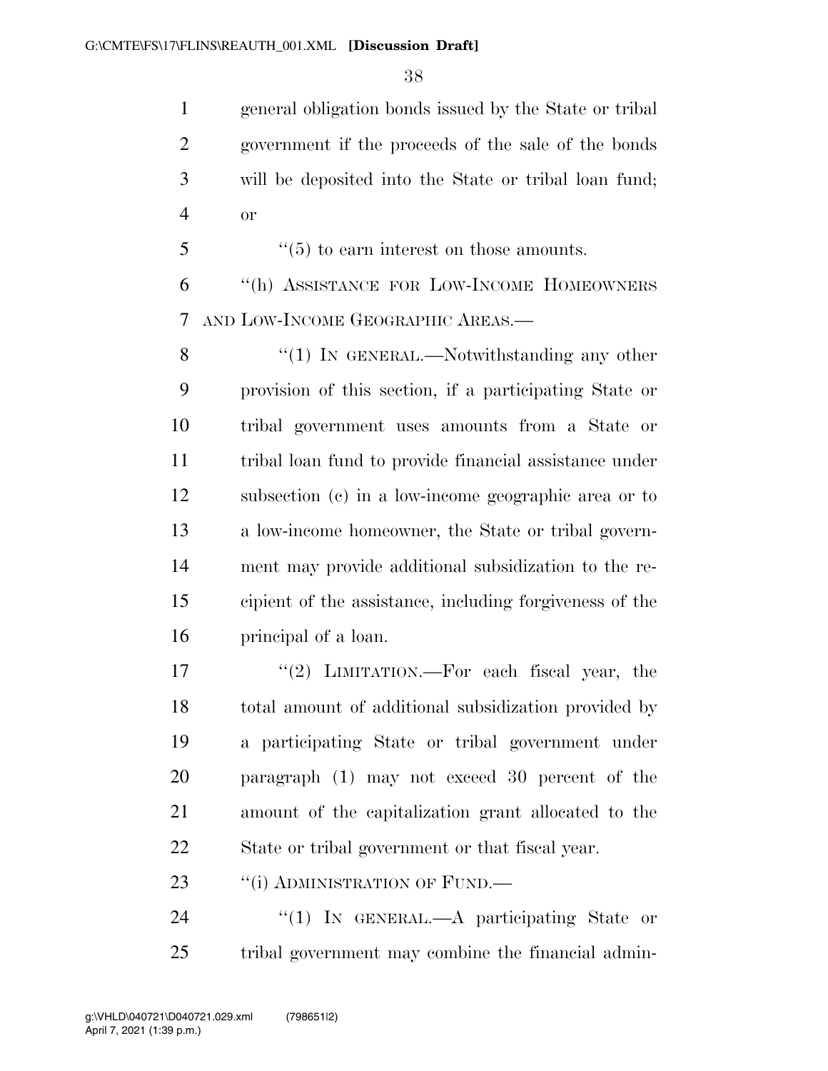general obligation bonds issued by the State or tribal government if the proceeds of the sale of the bonds will be deposited into the State or tribal loan fund; or

"(5) to earn interest on those amounts.

"(h) ASSISTANCE FOR LOW-INCOME HOMEOWNERS AND LOW-INCOME GEOGRAPHIC AREAS.—

"(1) IN GENERAL.—Notwithstanding any other provision of this section, if a participating State or tribal government uses amounts from a State or tribal loan fund to provide financial assistance under subsection (c) in a low-income geographic area or to a low-income homeowner, the State or tribal government may provide additional subsidization to the recipient of the assistance, including forgiveness of the principal of a loan.

"(2) LIMITATION.—For each fiscal year, the total amount of additional subsidization provided by a participating State or tribal government under paragraph (1) may not exceed 30 percent of the amount of the capitalization grant allocated to the State or tribal government or that fiscal year.

"(i) ADMINISTRATION OF FUND.—

"(1) IN GENERAL.—A participating State or tribal government may combine the financial admin-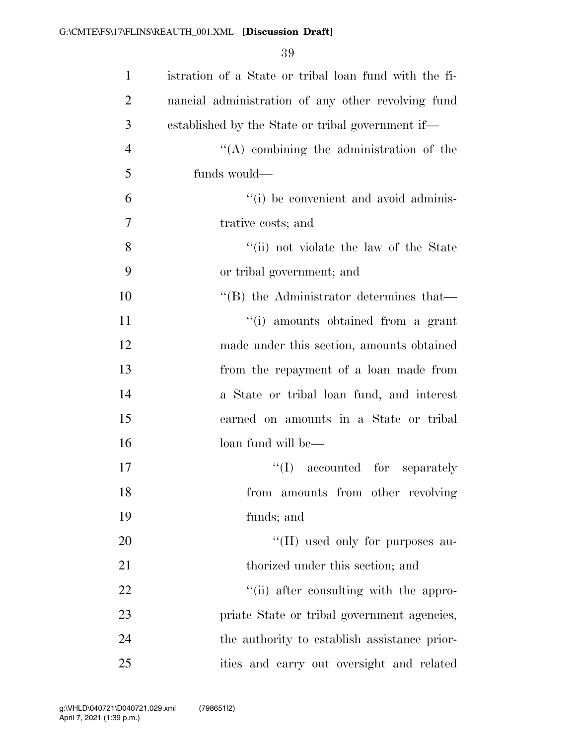istration of a State or tribal loan fund with the financial administration of any other revolving fund established by the State or tribal government if—

''(A) combining the administration of the funds would—

''(i) be convenient and avoid administrative costs; and

''(ii) not violate the law of the State or tribal government; and

''(B) the Administrator determines that—

''(i) amounts obtained from a grant made under this section, amounts obtained from the repayment of a loan made from a State or tribal loan fund, and interest earned on amounts in a State or tribal loan fund will be—

''(I) accounted for separately from amounts from other revolving funds; and

''(II) used only for purposes authorized under this section; and

''(ii) after consulting with the appropriate State or tribal government agencies, the authority to establish assistance priorities and carry out oversight and related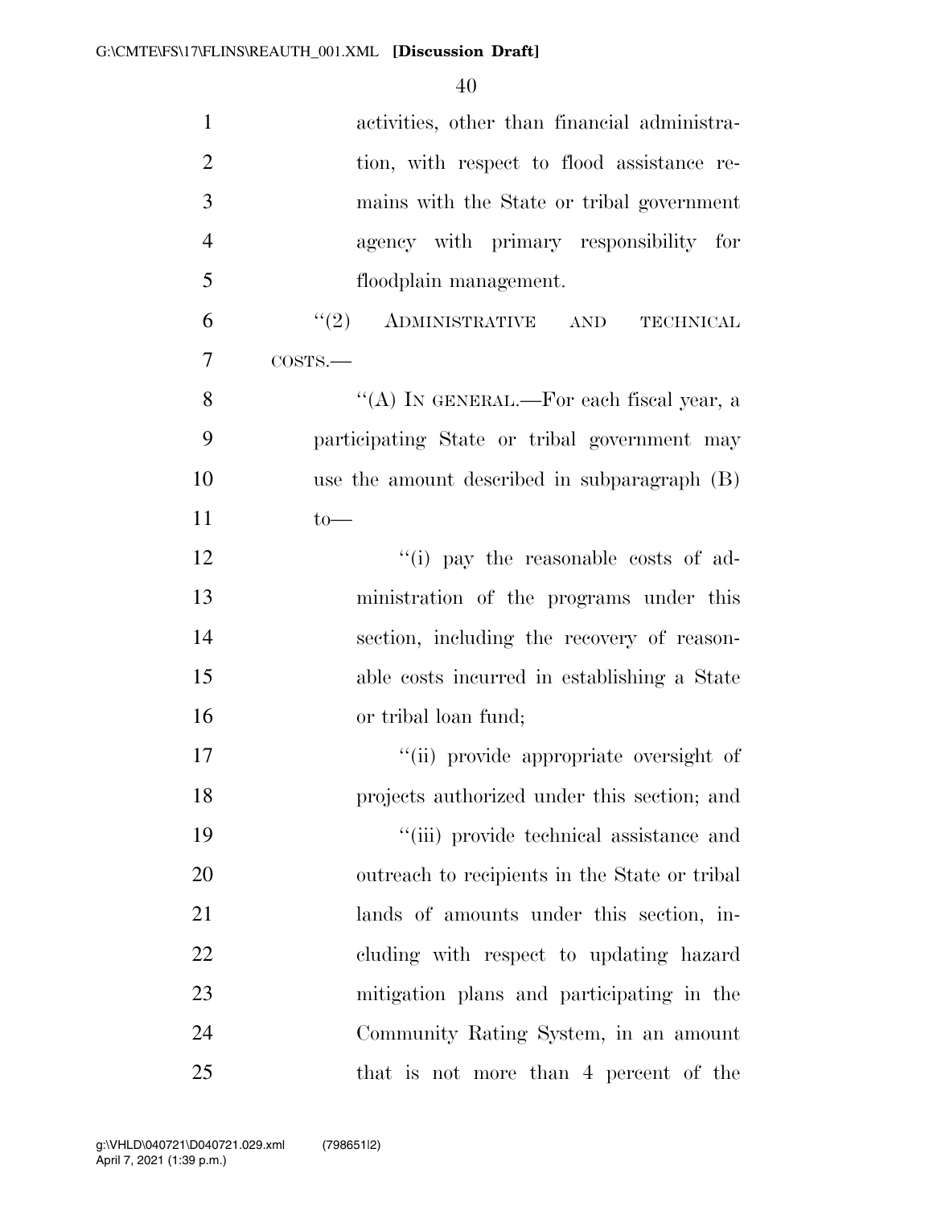activities, other than financial administration, with respect to flood assistance remains with the State or tribal government agency with primary responsibility for floodplain management.

"(2) ADMINISTRATIVE AND TECHNICAL COSTS.—

"(A) IN GENERAL.—For each fiscal year, a participating State or tribal government may use the amount described in subparagraph (B) to—

"(i) pay the reasonable costs of administration of the programs under this section, including the recovery of reasonable costs incurred in establishing a State or tribal loan fund;

"(ii) provide appropriate oversight of projects authorized under this section; and

"(iii) provide technical assistance and outreach to recipients in the State or tribal lands of amounts under this section, including with respect to updating hazard mitigation plans and participating in the Community Rating System, in an amount that is not more than 4 percent of the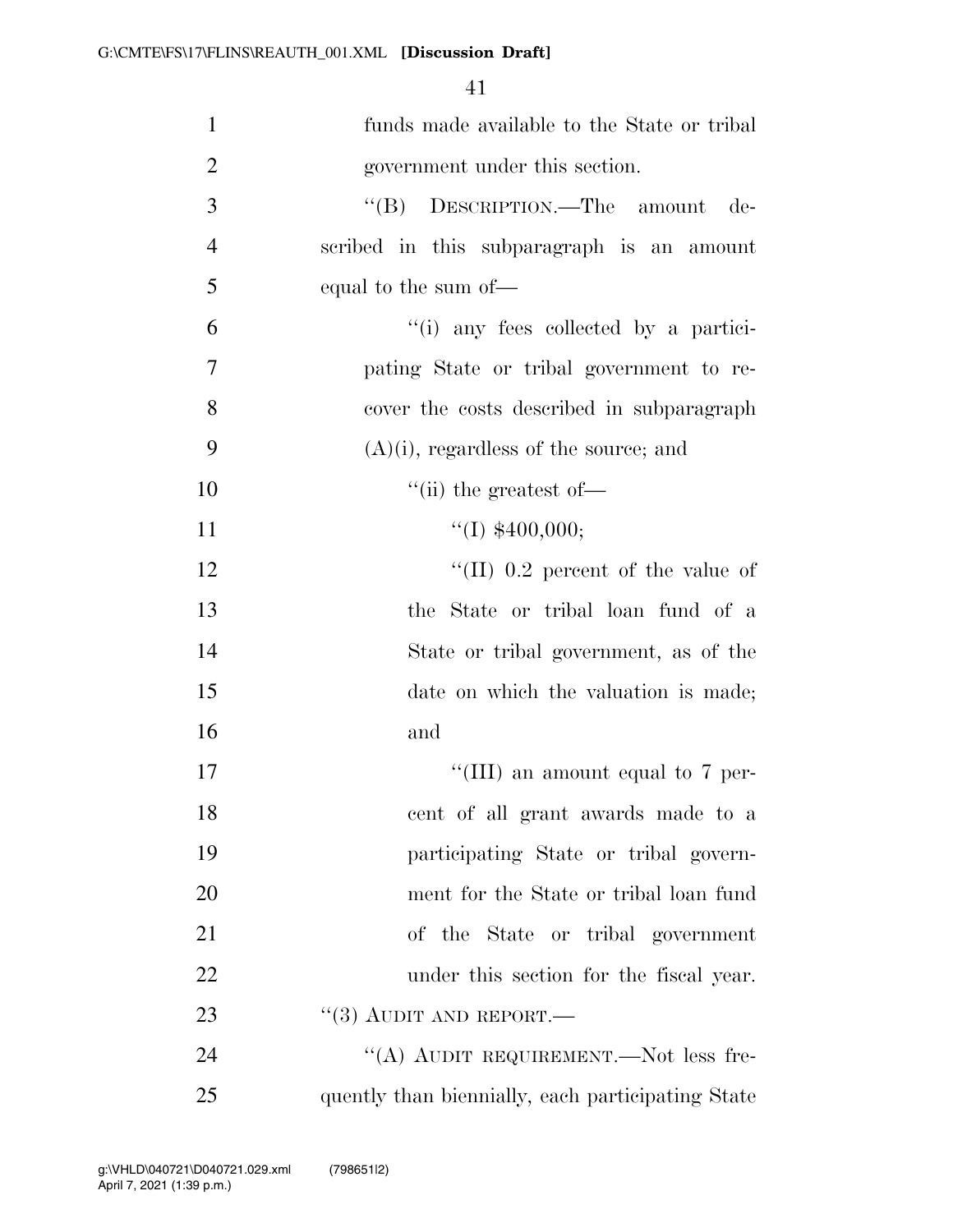funds made available to the State or tribal government under this section.

"(B) DESCRIPTION.—The amount described in this subparagraph is an amount equal to the sum of—

"(i) any fees collected by a participating State or tribal government to recover the costs described in subparagraph (A)(i), regardless of the source; and

"(ii) the greatest of—

"(I) $400,000;

"(II) 0.2 percent of the value of the State or tribal loan fund of a State or tribal government, as of the date on which the valuation is made; and

"(III) an amount equal to 7 percent of all grant awards made to a participating State or tribal government for the State or tribal loan fund of the State or tribal government under this section for the fiscal year.

"(3) AUDIT AND REPORT.—

"(A) AUDIT REQUIREMENT.—Not less frequently than biennially, each participating State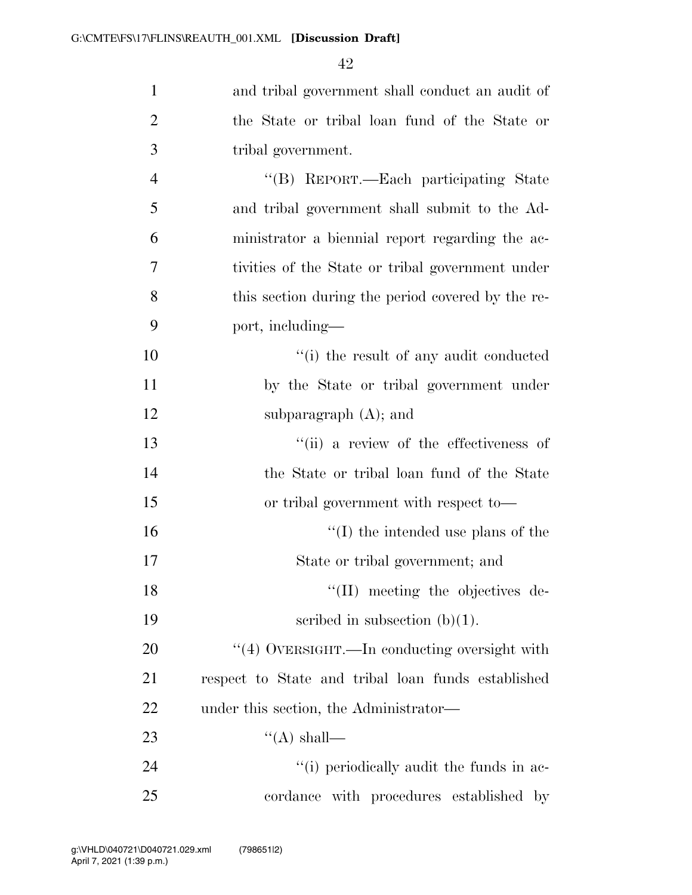and tribal government shall conduct an audit of the State or tribal loan fund of the State or tribal government.

"(B) REPORT.—Each participating State and tribal government shall submit to the Administrator a biennial report regarding the activities of the State or tribal government under this section during the period covered by the report, including—

"(i) the result of any audit conducted by the State or tribal government under subparagraph (A); and

"(ii) a review of the effectiveness of the State or tribal loan fund of the State or tribal government with respect to—

"(I) the intended use plans of the State or tribal government; and

"(II) meeting the objectives described in subsection (b)(1).

"(4) OVERSIGHT.—In conducting oversight with respect to State and tribal loan funds established under this section, the Administrator—

"(A) shall—

"(i) periodically audit the funds in accordance with procedures established by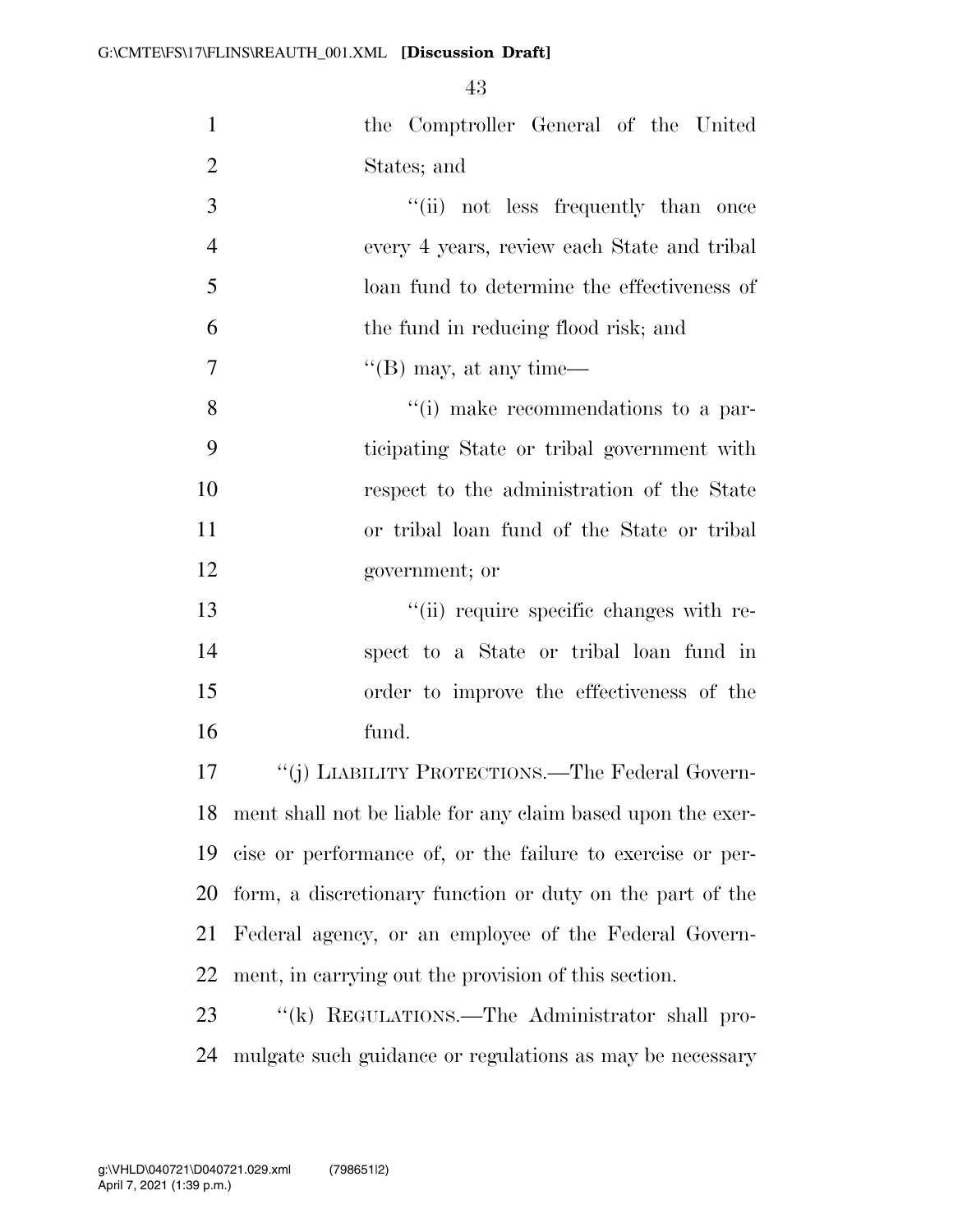the Comptroller General of the United States; and

"(ii) not less frequently than once every 4 years, review each State and tribal loan fund to determine the effectiveness of the fund in reducing flood risk; and

"(B) may, at any time—

"(i) make recommendations to a participating State or tribal government with respect to the administration of the State or tribal loan fund of the State or tribal government; or

"(ii) require specific changes with respect to a State or tribal loan fund in order to improve the effectiveness of the fund.

"(j) LIABILITY PROTECTIONS.—The Federal Government shall not be liable for any claim based upon the exercise or performance of, or the failure to exercise or perform, a discretionary function or duty on the part of the Federal agency, or an employee of the Federal Government, in carrying out the provision of this section.

"(k) REGULATIONS.—The Administrator shall promulgate such guidance or regulations as may be necessary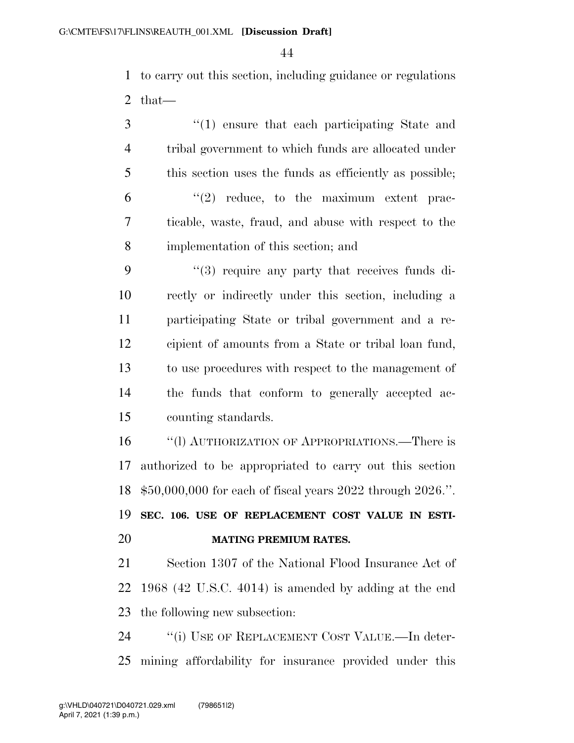to carry out this section, including guidance or regulations that—

"(1) ensure that each participating State and tribal government to which funds are allocated under this section uses the funds as efficiently as possible;

"(2) reduce, to the maximum extent practicable, waste, fraud, and abuse with respect to the implementation of this section; and

"(3) require any party that receives funds directly or indirectly under this section, including a participating State or tribal government and a recipient of amounts from a State or tribal loan fund, to use procedures with respect to the management of the funds that conform to generally accepted accounting standards.

"(l) AUTHORIZATION OF APPROPRIATIONS.—There is authorized to be appropriated to carry out this section $50,000,000 for each of fiscal years 2022 through 2026.".

**SEC. 106. USE OF REPLACEMENT COST VALUE IN ESTIMATING PREMIUM RATES.**

Section 1307 of the National Flood Insurance Act of 1968 (42 U.S.C. 4014) is amended by adding at the end the following new subsection:

"(i) USE OF REPLACEMENT COST VALUE.—In determining affordability for insurance provided under this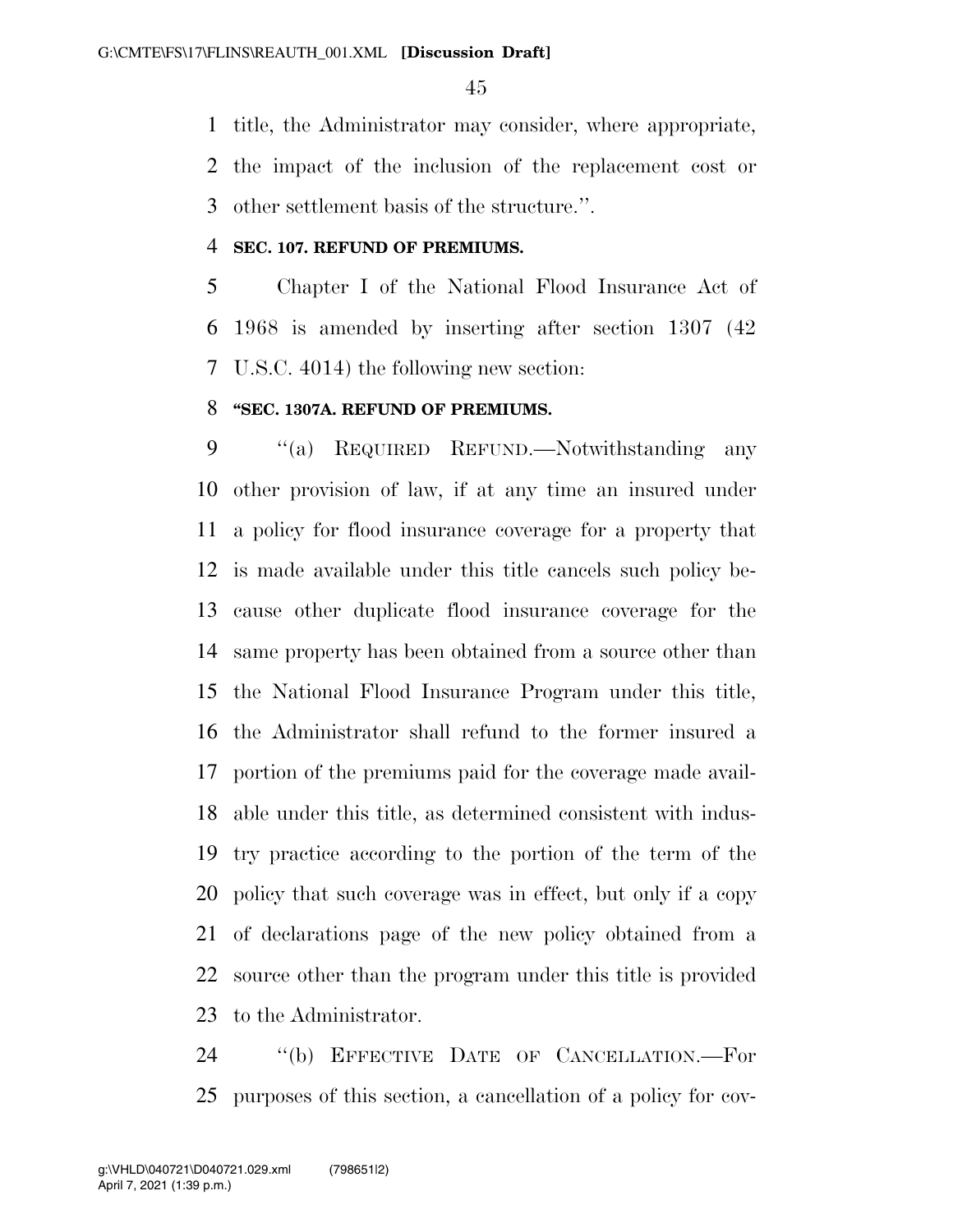title, the Administrator may consider, where appropriate, the impact of the inclusion of the replacement cost or other settlement basis of the structure.''.

**SEC. 107. REFUND OF PREMIUMS.**

Chapter I of the National Flood Insurance Act of 1968 is amended by inserting after section 1307 (42 U.S.C. 4014) the following new section:

**''SEC. 1307A. REFUND OF PREMIUMS.**

''(a) REQUIRED REFUND.—Notwithstanding any other provision of law, if at any time an insured under a policy for flood insurance coverage for a property that is made available under this title cancels such policy because other duplicate flood insurance coverage for the same property has been obtained from a source other than the National Flood Insurance Program under this title, the Administrator shall refund to the former insured a portion of the premiums paid for the coverage made available under this title, as determined consistent with industry practice according to the portion of the term of the policy that such coverage was in effect, but only if a copy of declarations page of the new policy obtained from a source other than the program under this title is provided to the Administrator.

''(b) EFFECTIVE DATE OF CANCELLATION.—For purposes of this section, a cancellation of a policy for cov-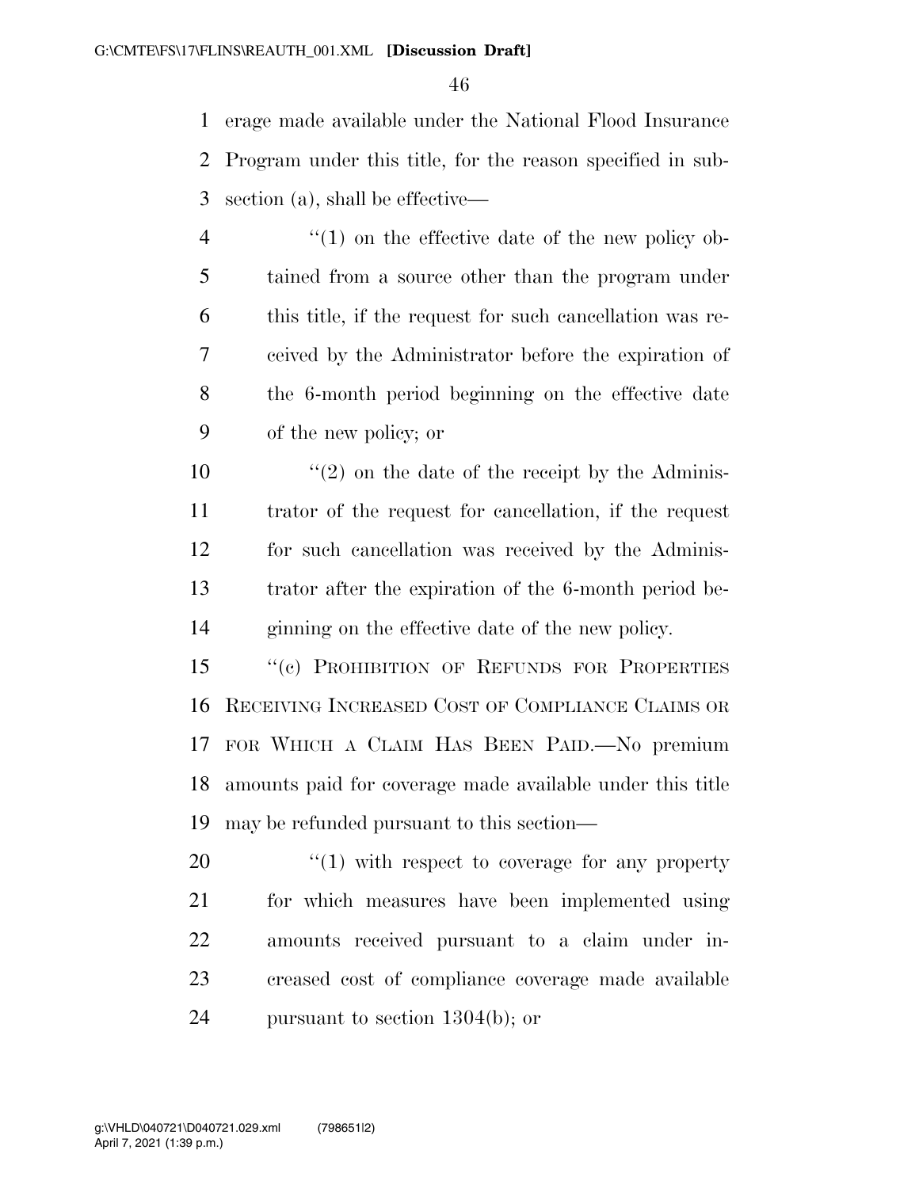erage made available under the National Flood Insurance Program under this title, for the reason specified in subsection (a), shall be effective—

"(1) on the effective date of the new policy obtained from a source other than the program under this title, if the request for such cancellation was received by the Administrator before the expiration of the 6-month period beginning on the effective date of the new policy; or

"(2) on the date of the receipt by the Administrator of the request for cancellation, if the request for such cancellation was received by the Administrator after the expiration of the 6-month period beginning on the effective date of the new policy.

"(c) PROHIBITION OF REFUNDS FOR PROPERTIES RECEIVING INCREASED COST OF COMPLIANCE CLAIMS OR FOR WHICH A CLAIM HAS BEEN PAID.—No premium amounts paid for coverage made available under this title may be refunded pursuant to this section—

"(1) with respect to coverage for any property for which measures have been implemented using amounts received pursuant to a claim under increased cost of compliance coverage made available pursuant to section 1304(b); or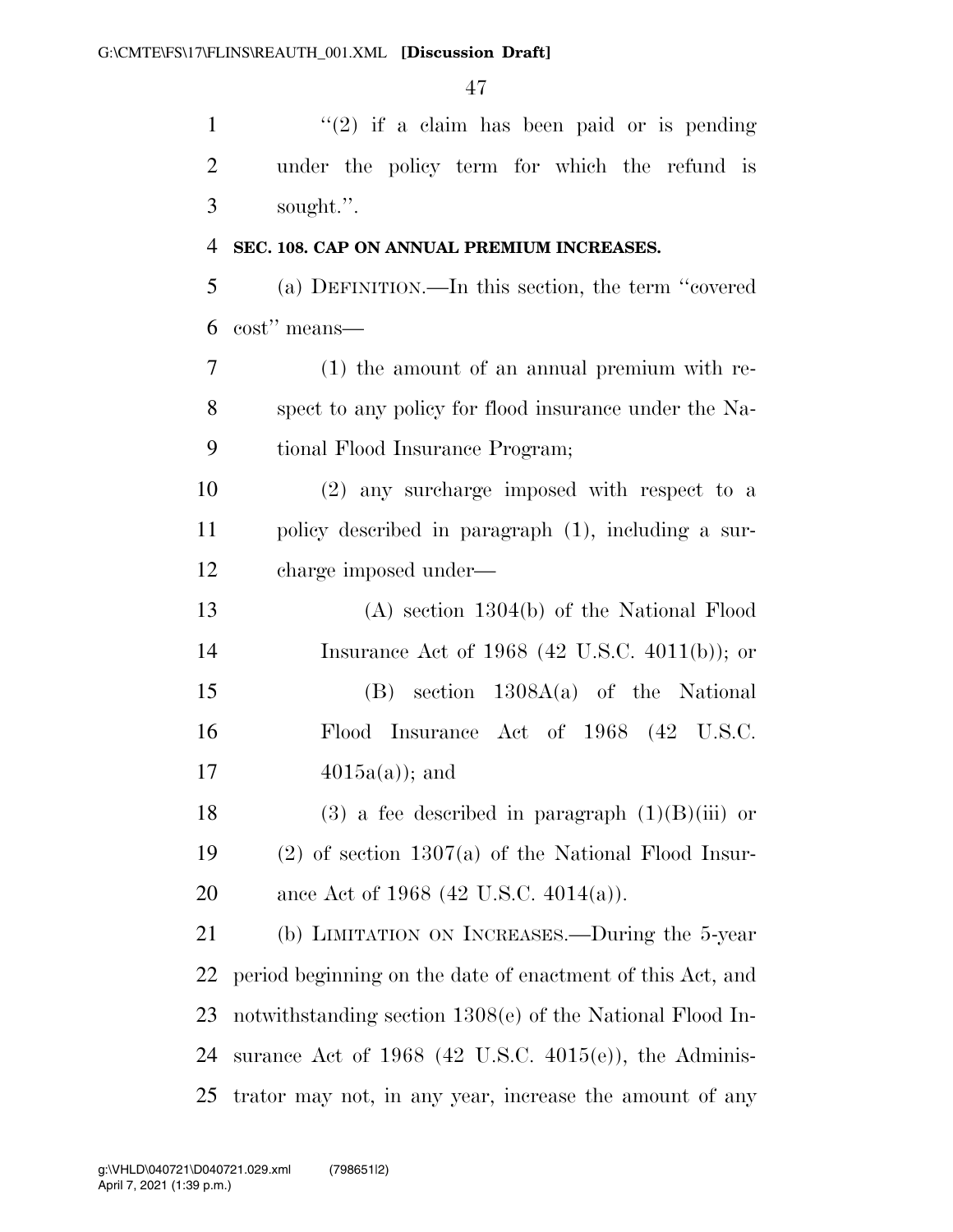"(2) if a claim has been paid or is pending under the policy term for which the refund is sought.".

**SEC. 108. CAP ON ANNUAL PREMIUM INCREASES.**

(a) DEFINITION.—In this section, the term "covered cost" means—

(1) the amount of an annual premium with respect to any policy for flood insurance under the National Flood Insurance Program;

(2) any surcharge imposed with respect to a policy described in paragraph (1), including a surcharge imposed under—

(A) section 1304(b) of the National Flood Insurance Act of 1968 (42 U.S.C. 4011(b)); or

(B) section 1308A(a) of the National Flood Insurance Act of 1968 (42 U.S.C. 4015a(a)); and

(3) a fee described in paragraph (1)(B)(iii) or (2) of section 1307(a) of the National Flood Insurance Act of 1968 (42 U.S.C. 4014(a)).

(b) LIMITATION ON INCREASES.—During the 5-year period beginning on the date of enactment of this Act, and notwithstanding section 1308(e) of the National Flood Insurance Act of 1968 (42 U.S.C. 4015(e)), the Administrator may not, in any year, increase the amount of any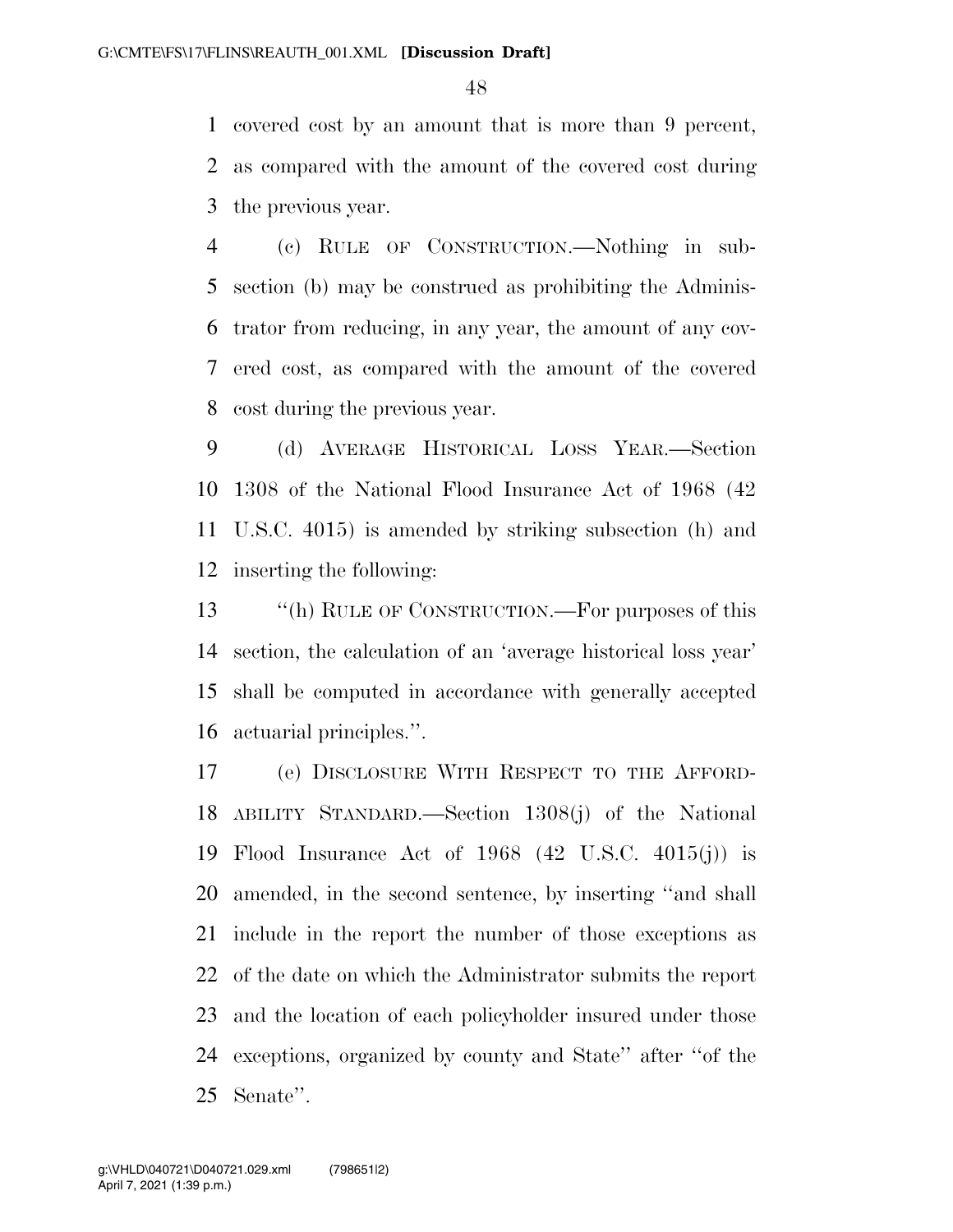covered cost by an amount that is more than 9 percent, as compared with the amount of the covered cost during the previous year.

(c) RULE OF CONSTRUCTION.—Nothing in subsection (b) may be construed as prohibiting the Administrator from reducing, in any year, the amount of any covered cost, as compared with the amount of the covered cost during the previous year.

(d) AVERAGE HISTORICAL LOSS YEAR.—Section 1308 of the National Flood Insurance Act of 1968 (42 U.S.C. 4015) is amended by striking subsection (h) and inserting the following:

"(h) RULE OF CONSTRUCTION.—For purposes of this section, the calculation of an 'average historical loss year' shall be computed in accordance with generally accepted actuarial principles.".

(e) DISCLOSURE WITH RESPECT TO THE AFFORDABILITY STANDARD.—Section 1308(j) of the National Flood Insurance Act of 1968 (42 U.S.C. 4015(j)) is amended, in the second sentence, by inserting "and shall include in the report the number of those exceptions as of the date on which the Administrator submits the report and the location of each policyholder insured under those exceptions, organized by county and State" after "of the Senate".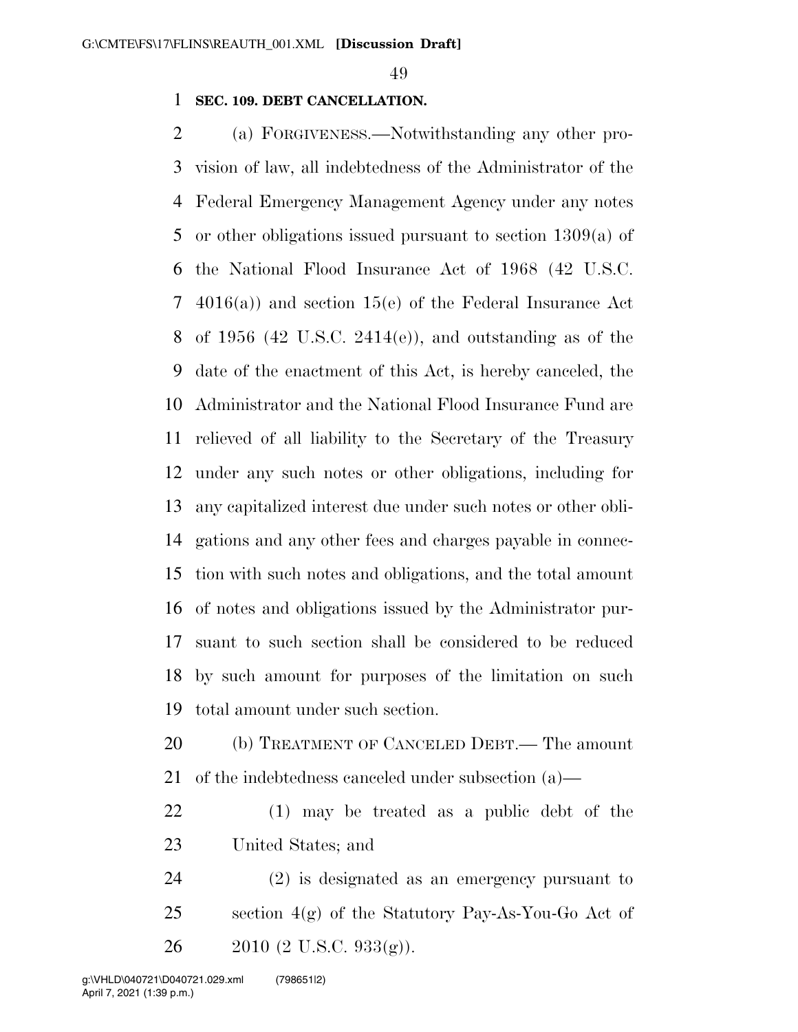**SEC. 109. DEBT CANCELLATION.**

(a) FORGIVENESS.—Notwithstanding any other provision of law, all indebtedness of the Administrator of the Federal Emergency Management Agency under any notes or other obligations issued pursuant to section 1309(a) of the National Flood Insurance Act of 1968 (42 U.S.C. 4016(a)) and section 15(e) of the Federal Insurance Act of 1956 (42 U.S.C. 2414(e)), and outstanding as of the date of the enactment of this Act, is hereby canceled, the Administrator and the National Flood Insurance Fund are relieved of all liability to the Secretary of the Treasury under any such notes or other obligations, including for any capitalized interest due under such notes or other obligations and any other fees and charges payable in connection with such notes and obligations, and the total amount of notes and obligations issued by the Administrator pursuant to such section shall be considered to be reduced by such amount for purposes of the limitation on such total amount under such section.

(b) TREATMENT OF CANCELED DEBT.— The amount of the indebtedness canceled under subsection (a)—

(1) may be treated as a public debt of the United States; and

(2) is designated as an emergency pursuant to section 4(g) of the Statutory Pay-As-You-Go Act of 2010 (2 U.S.C. 933(g)).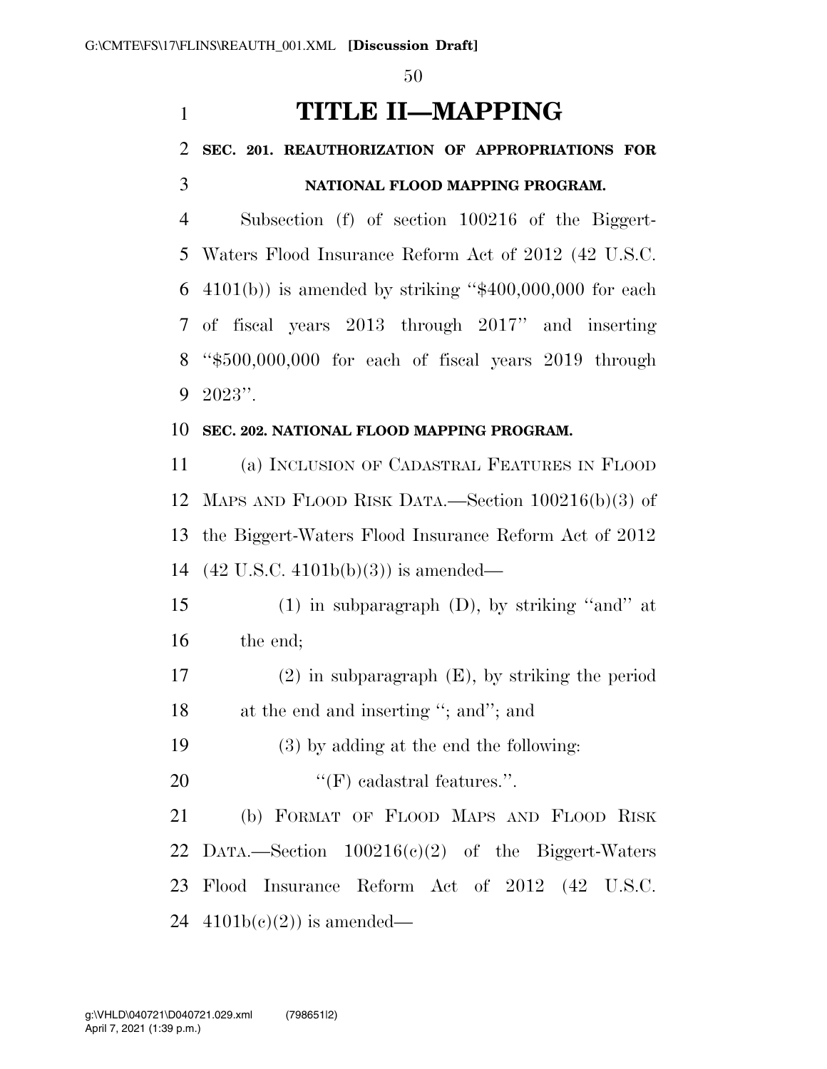# TITLE II—MAPPING

## SEC. 201. REAUTHORIZATION OF APPROPRIATIONS FOR NATIONAL FLOOD MAPPING PROGRAM.

Subsection (f) of section 100216 of the Biggert-Waters Flood Insurance Reform Act of 2012 (42 U.S.C. 4101(b)) is amended by striking "$400,000,000 for each of fiscal years 2013 through 2017" and inserting "$500,000,000 for each of fiscal years 2019 through 2023".

## SEC. 202. NATIONAL FLOOD MAPPING PROGRAM.

(a) INCLUSION OF CADASTRAL FEATURES IN FLOOD MAPS AND FLOOD RISK DATA.—Section 100216(b)(3) of the Biggert-Waters Flood Insurance Reform Act of 2012 (42 U.S.C. 4101b(b)(3)) is amended—

(1) in subparagraph (D), by striking "and" at the end;

(2) in subparagraph (E), by striking the period at the end and inserting "; and"; and

(3) by adding at the end the following:

"(F) cadastral features.".

(b) FORMAT OF FLOOD MAPS AND FLOOD RISK DATA.—Section 100216(c)(2) of the Biggert-Waters Flood Insurance Reform Act of 2012 (42 U.S.C. 4101b(c)(2)) is amended—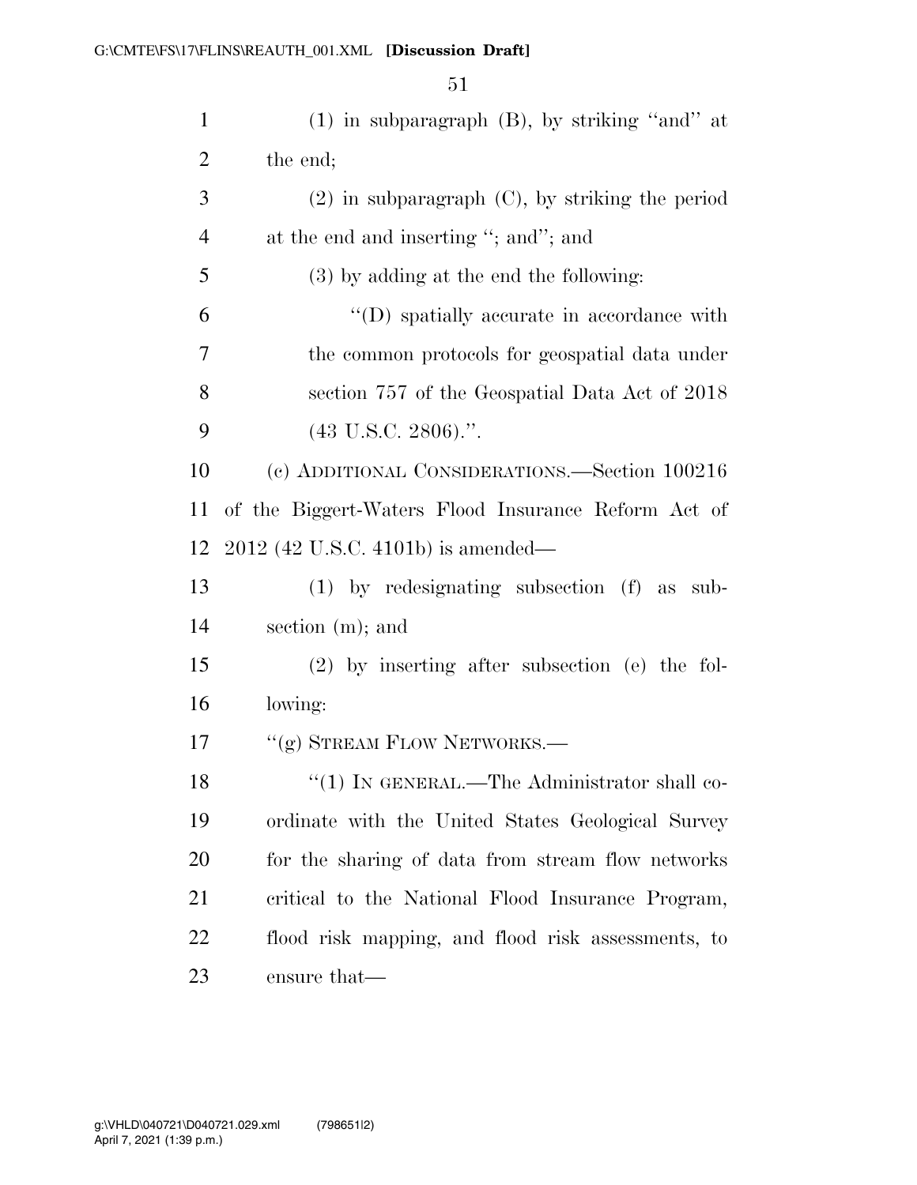(1) in subparagraph (B), by striking "and" at the end;

(2) in subparagraph (C), by striking the period at the end and inserting "; and"; and

(3) by adding at the end the following:

"(D) spatially accurate in accordance with the common protocols for geospatial data under section 757 of the Geospatial Data Act of 2018 (43 U.S.C. 2806).".

(c) ADDITIONAL CONSIDERATIONS.—Section 100216 of the Biggert-Waters Flood Insurance Reform Act of 2012 (42 U.S.C. 4101b) is amended—

(1) by redesignating subsection (f) as subsection (m); and

(2) by inserting after subsection (e) the following:

"(g) STREAM FLOW NETWORKS.—

"(1) IN GENERAL.—The Administrator shall coordinate with the United States Geological Survey for the sharing of data from stream flow networks critical to the National Flood Insurance Program, flood risk mapping, and flood risk assessments, to ensure that—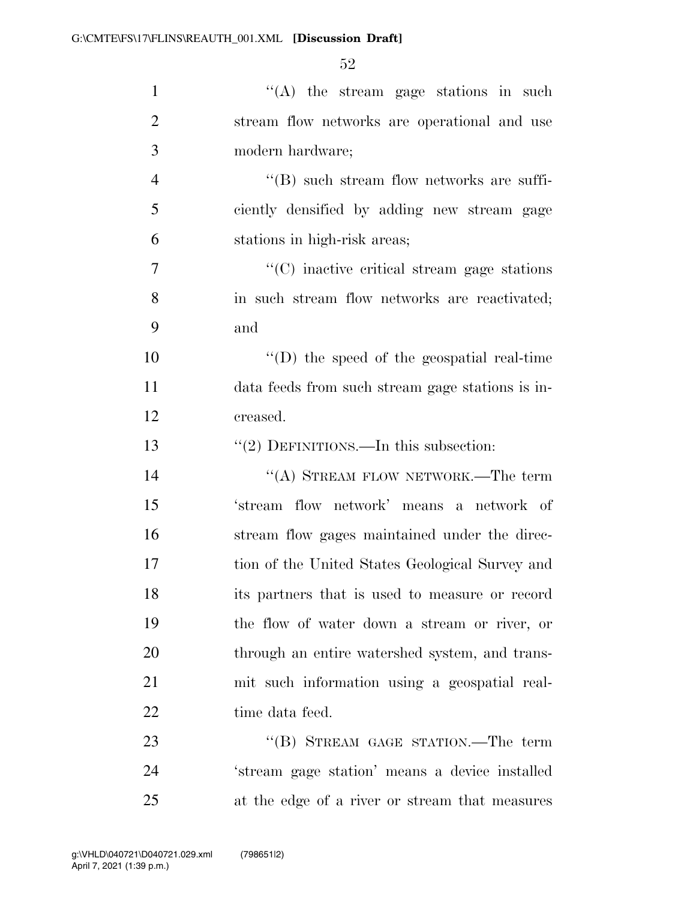''(A) the stream gage stations in such stream flow networks are operational and use modern hardware;

''(B) such stream flow networks are sufficiently densified by adding new stream gage stations in high-risk areas;

''(C) inactive critical stream gage stations in such stream flow networks are reactivated; and

''(D) the speed of the geospatial real-time data feeds from such stream gage stations is increased.

''(2) DEFINITIONS.—In this subsection:

''(A) STREAM FLOW NETWORK.—The term 'stream flow network' means a network of stream flow gages maintained under the direction of the United States Geological Survey and its partners that is used to measure or record the flow of water down a stream or river, or through an entire watershed system, and transmit such information using a geospatial real-time data feed.

''(B) STREAM GAGE STATION.—The term 'stream gage station' means a device installed at the edge of a river or stream that measures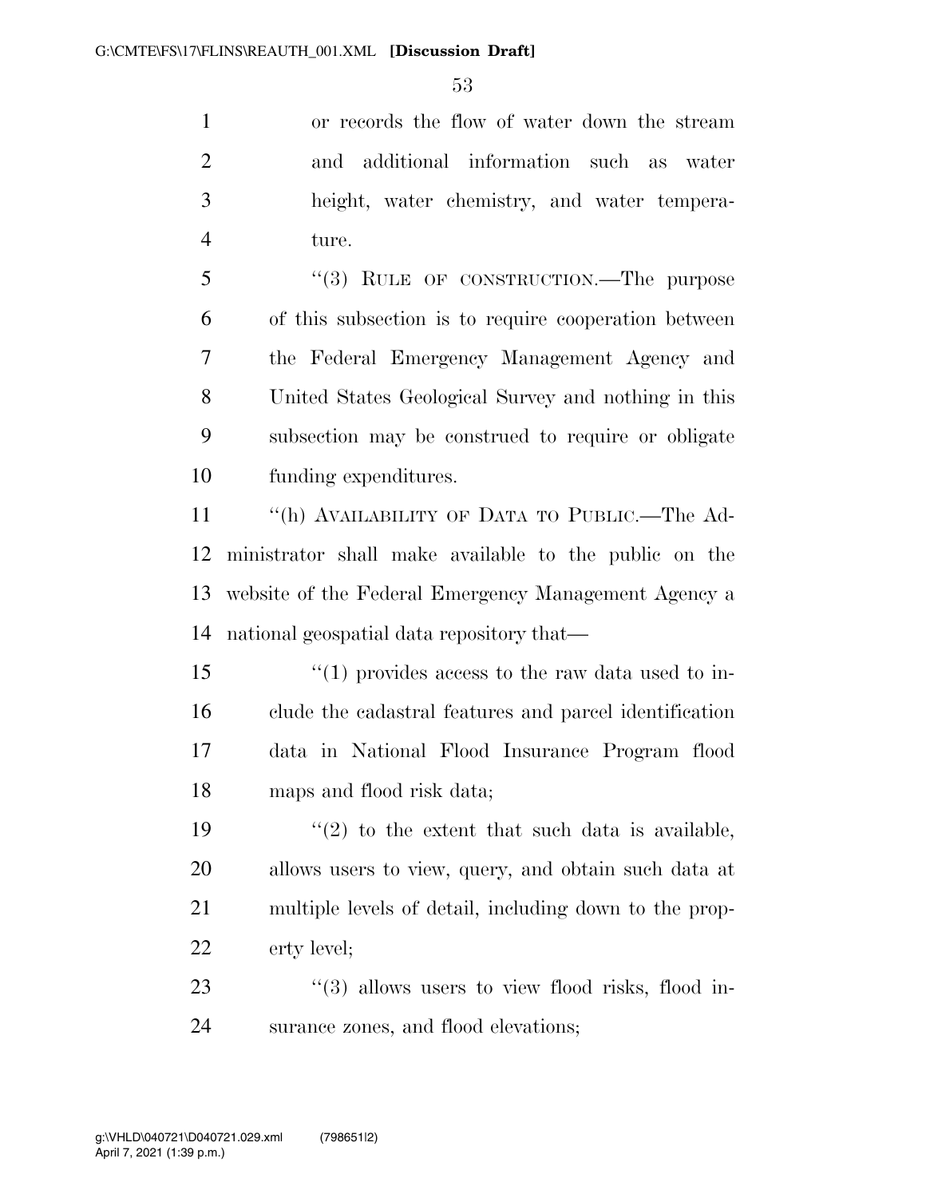or records the flow of water down the stream and additional information such as water height, water chemistry, and water temperature.

"(3) RULE OF CONSTRUCTION.—The purpose of this subsection is to require cooperation between the Federal Emergency Management Agency and United States Geological Survey and nothing in this subsection may be construed to require or obligate funding expenditures.

"(h) AVAILABILITY OF DATA TO PUBLIC.—The Administrator shall make available to the public on the website of the Federal Emergency Management Agency a national geospatial data repository that—

"(1) provides access to the raw data used to include the cadastral features and parcel identification data in National Flood Insurance Program flood maps and flood risk data;

"(2) to the extent that such data is available, allows users to view, query, and obtain such data at multiple levels of detail, including down to the property level;

"(3) allows users to view flood risks, flood insurance zones, and flood elevations;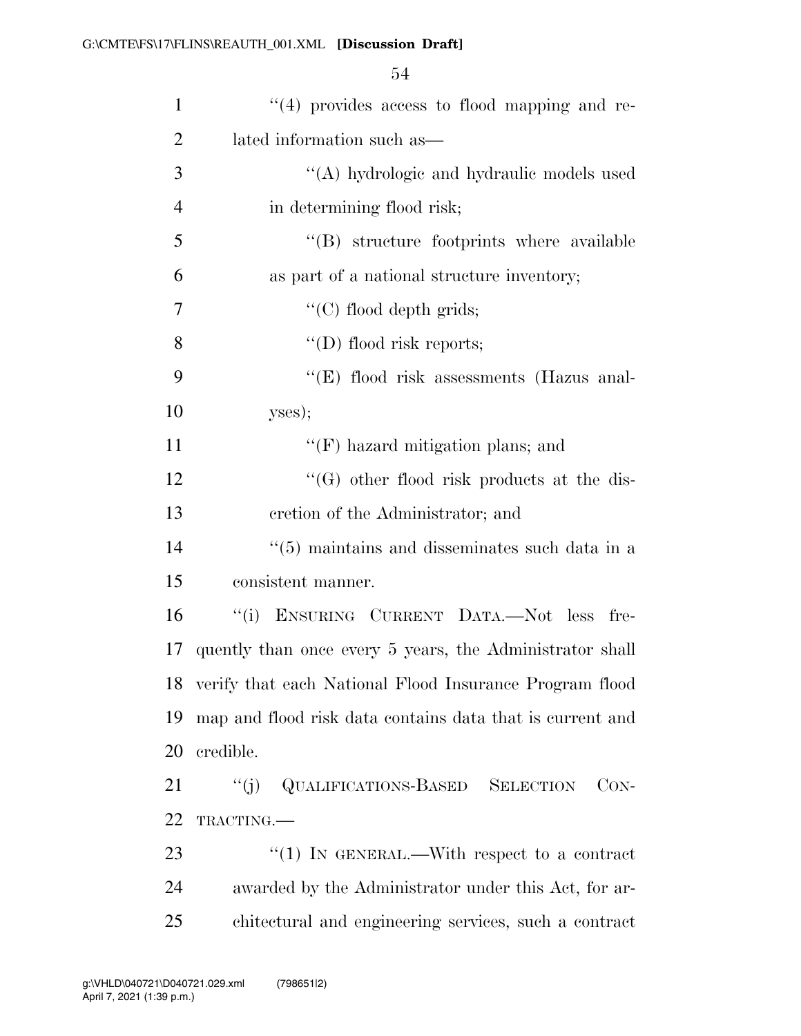''(4) provides access to flood mapping and related information such as—

''(A) hydrologic and hydraulic models used in determining flood risk;

''(B) structure footprints where available as part of a national structure inventory;

''(C) flood depth grids;

''(D) flood risk reports;

''(E) flood risk assessments (Hazus analyses);

''(F) hazard mitigation plans; and

''(G) other flood risk products at the discretion of the Administrator; and

''(5) maintains and disseminates such data in a consistent manner.

''(i) ENSURING CURRENT DATA.—Not less frequently than once every 5 years, the Administrator shall verify that each National Flood Insurance Program flood map and flood risk data contains data that is current and credible.

''(j) QUALIFICATIONS-BASED SELECTION CONTRACTING.—

''(1) IN GENERAL.—With respect to a contract awarded by the Administrator under this Act, for architectural and engineering services, such a contract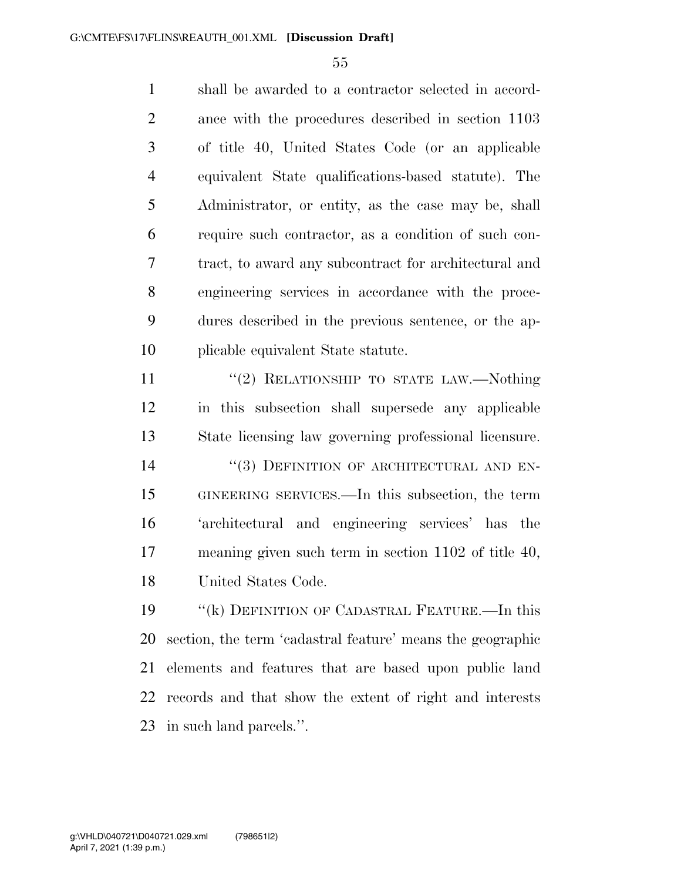shall be awarded to a contractor selected in accordance with the procedures described in section 1103 of title 40, United States Code (or an applicable equivalent State qualifications-based statute). The Administrator, or entity, as the case may be, shall require such contractor, as a condition of such contract, to award any subcontract for architectural and engineering services in accordance with the procedures described in the previous sentence, or the applicable equivalent State statute.

"(2) RELATIONSHIP TO STATE LAW.—Nothing in this subsection shall supersede any applicable State licensing law governing professional licensure.

"(3) DEFINITION OF ARCHITECTURAL AND ENGINEERING SERVICES.—In this subsection, the term 'architectural and engineering services' has the meaning given such term in section 1102 of title 40, United States Code.

"(k) DEFINITION OF CADASTRAL FEATURE.—In this section, the term 'cadastral feature' means the geographic elements and features that are based upon public land records and that show the extent of right and interests in such land parcels.".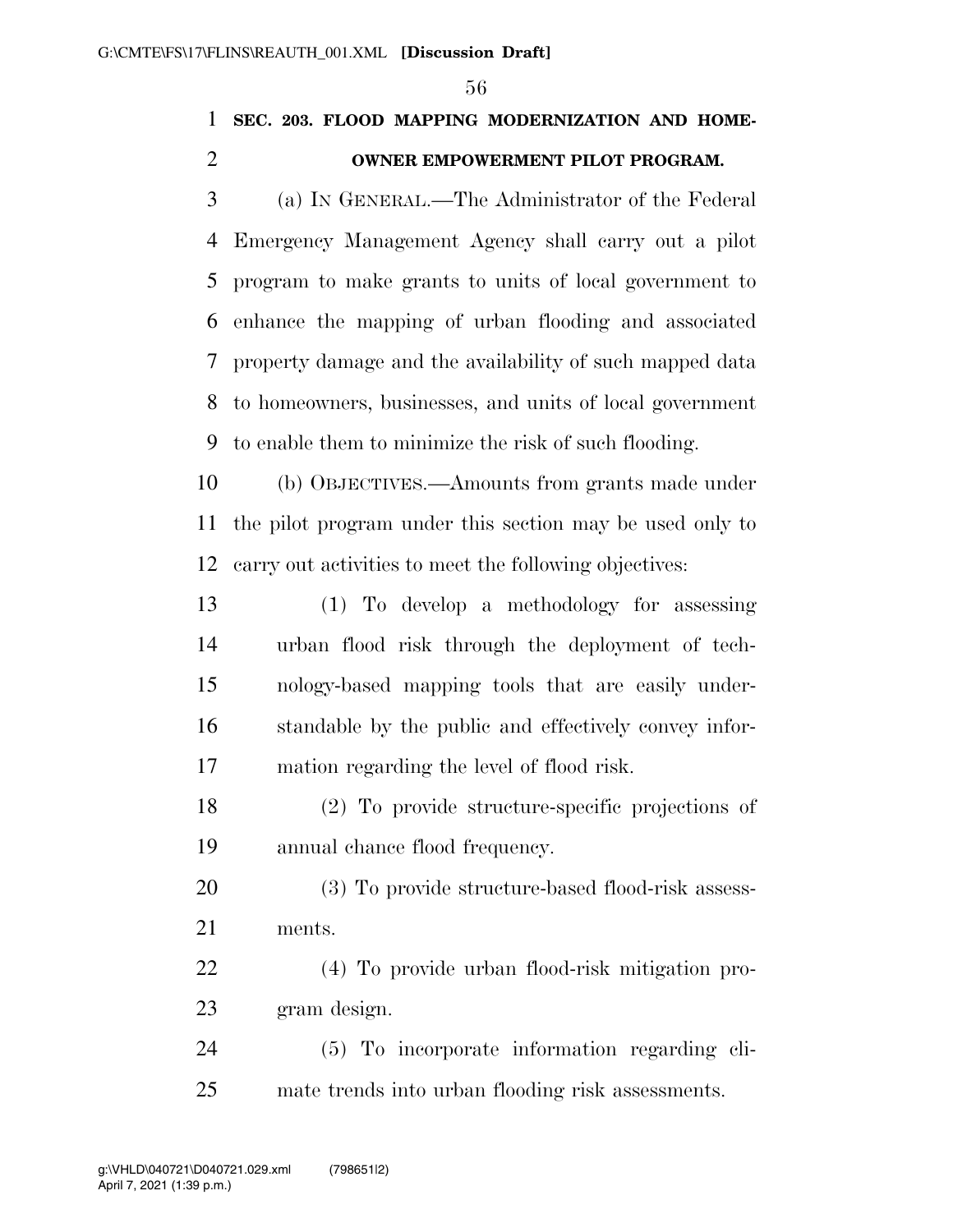## SEC. 203. FLOOD MAPPING MODERNIZATION AND HOMEOWNER EMPOWERMENT PILOT PROGRAM.

(a) IN GENERAL.—The Administrator of the Federal Emergency Management Agency shall carry out a pilot program to make grants to units of local government to enhance the mapping of urban flooding and associated property damage and the availability of such mapped data to homeowners, businesses, and units of local government to enable them to minimize the risk of such flooding.

(b) OBJECTIVES.—Amounts from grants made under the pilot program under this section may be used only to carry out activities to meet the following objectives:

(1) To develop a methodology for assessing urban flood risk through the deployment of technology-based mapping tools that are easily understandable by the public and effectively convey information regarding the level of flood risk.

(2) To provide structure-specific projections of annual chance flood frequency.

(3) To provide structure-based flood-risk assessments.

(4) To provide urban flood-risk mitigation program design.

(5) To incorporate information regarding climate trends into urban flooding risk assessments.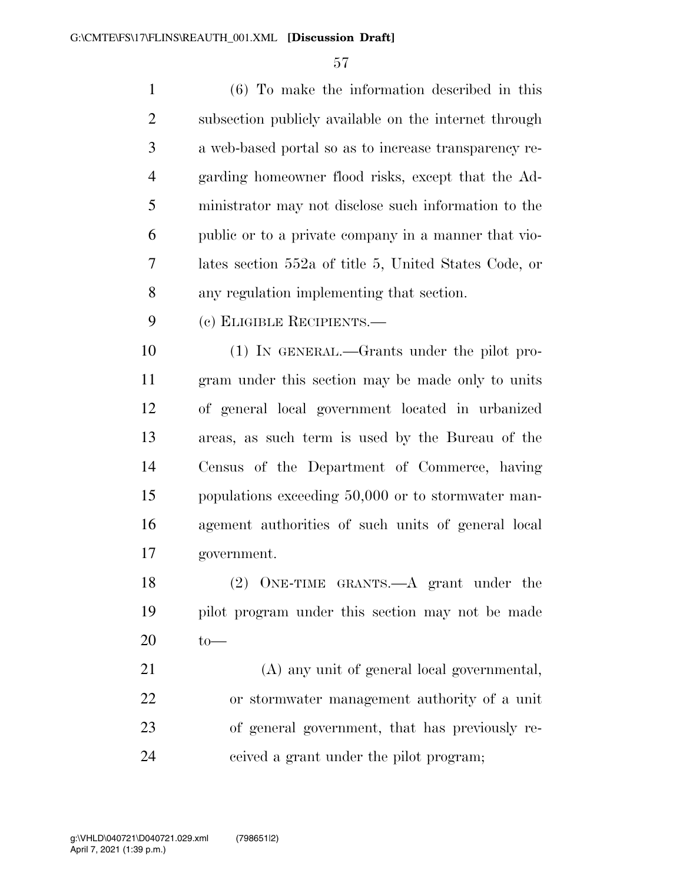(6) To make the information described in this subsection publicly available on the internet through a web-based portal so as to increase transparency regarding homeowner flood risks, except that the Administrator may not disclose such information to the public or to a private company in a manner that violates section 552a of title 5, United States Code, or any regulation implementing that section.

(c) ELIGIBLE RECIPIENTS.—

(1) IN GENERAL.—Grants under the pilot program under this section may be made only to units of general local government located in urbanized areas, as such term is used by the Bureau of the Census of the Department of Commerce, having populations exceeding 50,000 or to stormwater management authorities of such units of general local government.

(2) ONE-TIME GRANTS.—A grant under the pilot program under this section may not be made to—

(A) any unit of general local governmental, or stormwater management authority of a unit of general government, that has previously received a grant under the pilot program;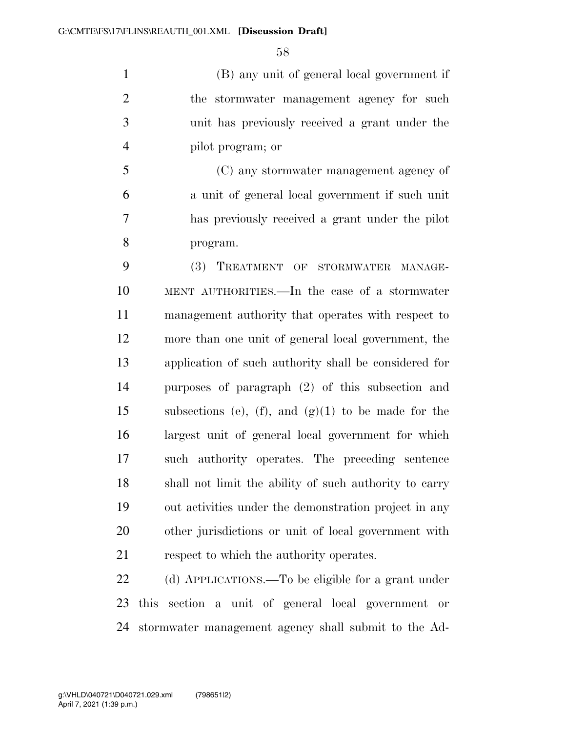(B) any unit of general local government if the stormwater management agency for such unit has previously received a grant under the pilot program; or

(C) any stormwater management agency of a unit of general local government if such unit has previously received a grant under the pilot program.

(3) TREATMENT OF STORMWATER MANAGEMENT AUTHORITIES.—In the case of a stormwater management authority that operates with respect to more than one unit of general local government, the application of such authority shall be considered for purposes of paragraph (2) of this subsection and subsections (e), (f), and (g)(1) to be made for the largest unit of general local government for which such authority operates. The preceding sentence shall not limit the ability of such authority to carry out activities under the demonstration project in any other jurisdictions or unit of local government with respect to which the authority operates.

(d) APPLICATIONS.—To be eligible for a grant under this section a unit of general local government or stormwater management agency shall submit to the Ad-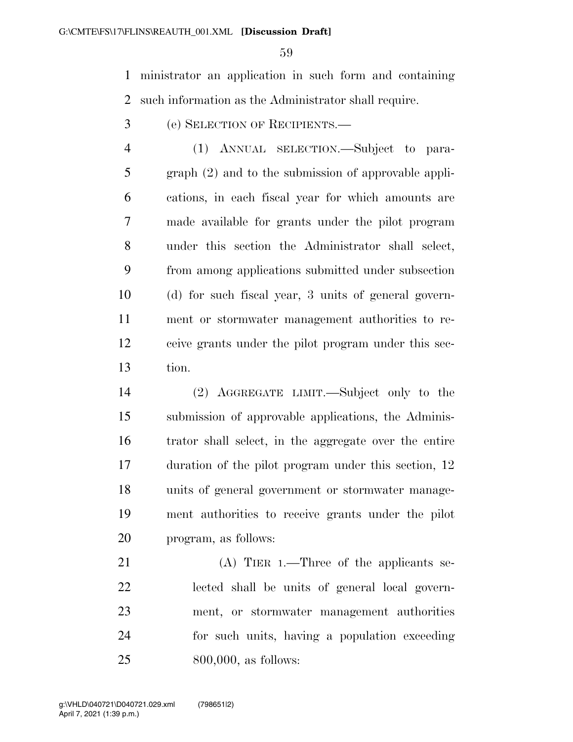ministrator an application in such form and containing such information as the Administrator shall require.

(e) SELECTION OF RECIPIENTS.—

(1) ANNUAL SELECTION.—Subject to paragraph (2) and to the submission of approvable applications, in each fiscal year for which amounts are made available for grants under the pilot program under this section the Administrator shall select, from among applications submitted under subsection (d) for such fiscal year, 3 units of general government or stormwater management authorities to receive grants under the pilot program under this section.

(2) AGGREGATE LIMIT.—Subject only to the submission of approvable applications, the Administrator shall select, in the aggregate over the entire duration of the pilot program under this section, 12 units of general government or stormwater management authorities to receive grants under the pilot program, as follows:

(A) TIER 1.—Three of the applicants selected shall be units of general local government, or stormwater management authorities for such units, having a population exceeding 800,000, as follows: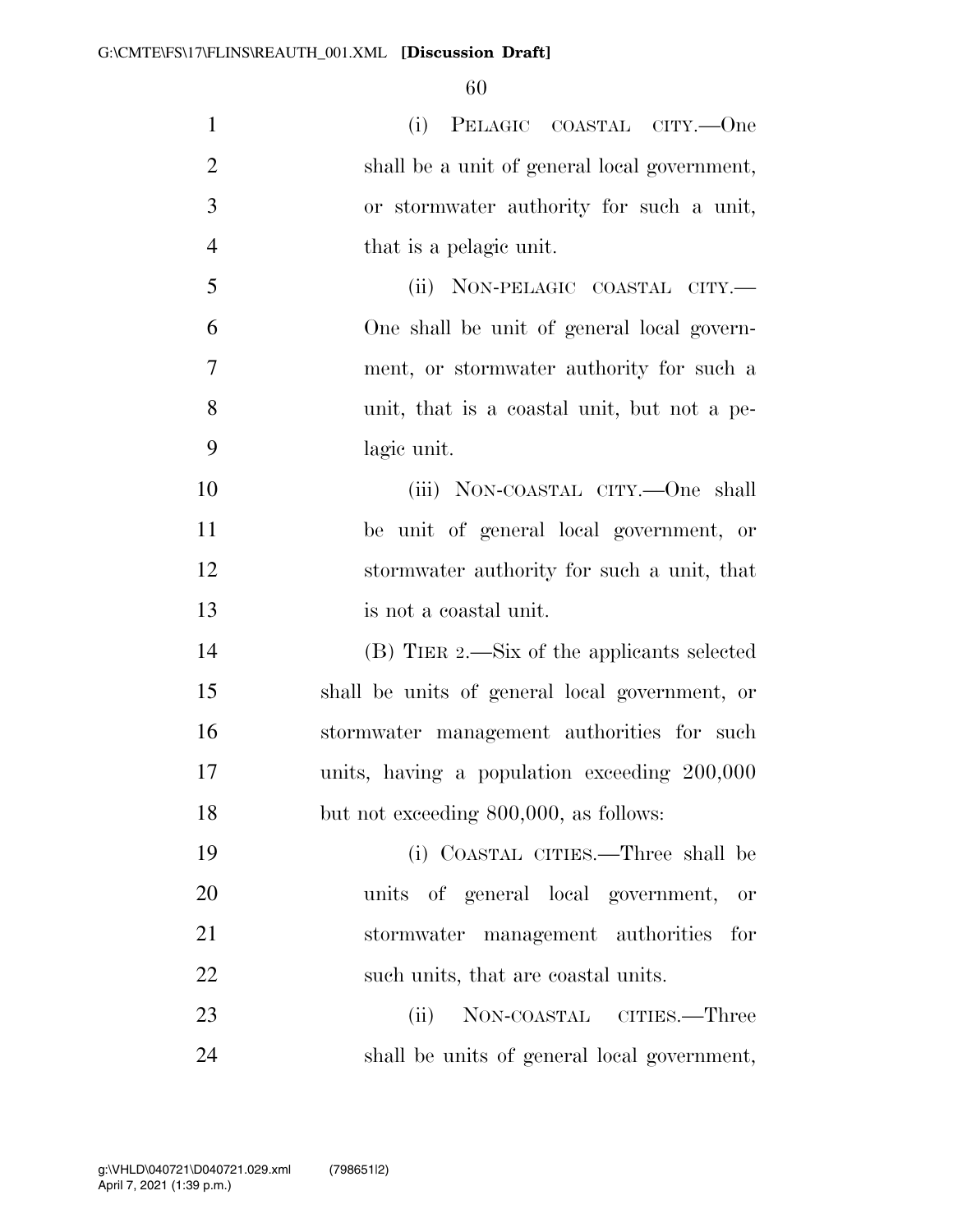(i) PELAGIC COASTAL CITY.—One shall be a unit of general local government, or stormwater authority for such a unit, that is a pelagic unit.

(ii) NON-PELAGIC COASTAL CITY.—One shall be unit of general local government, or stormwater authority for such a unit, that is a coastal unit, but not a pelagic unit.

(iii) NON-COASTAL CITY.—One shall be unit of general local government, or stormwater authority for such a unit, that is not a coastal unit.

(B) TIER 2.—Six of the applicants selected shall be units of general local government, or stormwater management authorities for such units, having a population exceeding 200,000 but not exceeding 800,000, as follows:

(i) COASTAL CITIES.—Three shall be units of general local government, or stormwater management authorities for such units, that are coastal units.

(ii) NON-COASTAL CITIES.—Three shall be units of general local government,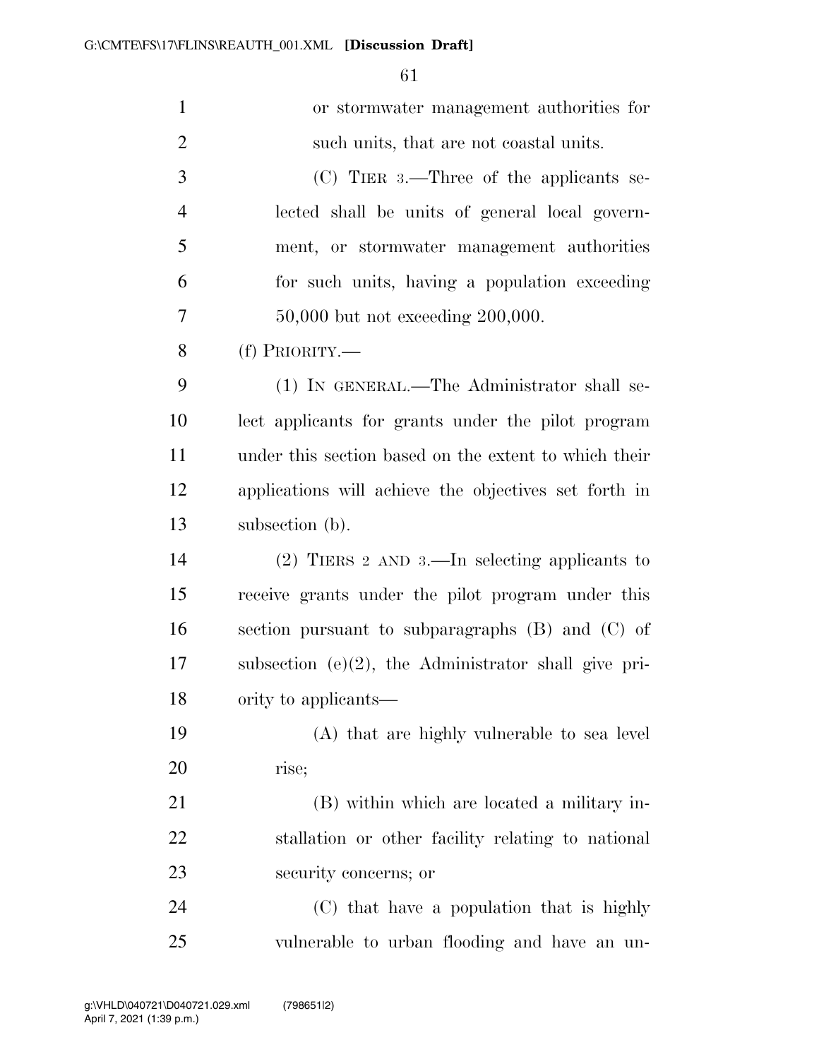or stormwater management authorities for such units, that are not coastal units.

(C) TIER 3.—Three of the applicants selected shall be units of general local government, or stormwater management authorities for such units, having a population exceeding 50,000 but not exceeding 200,000.

(f) PRIORITY.—

(1) IN GENERAL.—The Administrator shall select applicants for grants under the pilot program under this section based on the extent to which their applications will achieve the objectives set forth in subsection (b).

(2) TIERS 2 AND 3.—In selecting applicants to receive grants under the pilot program under this section pursuant to subparagraphs (B) and (C) of subsection (e)(2), the Administrator shall give priority to applicants—

(A) that are highly vulnerable to sea level rise;

(B) within which are located a military installation or other facility relating to national security concerns; or

(C) that have a population that is highly vulnerable to urban flooding and have an un-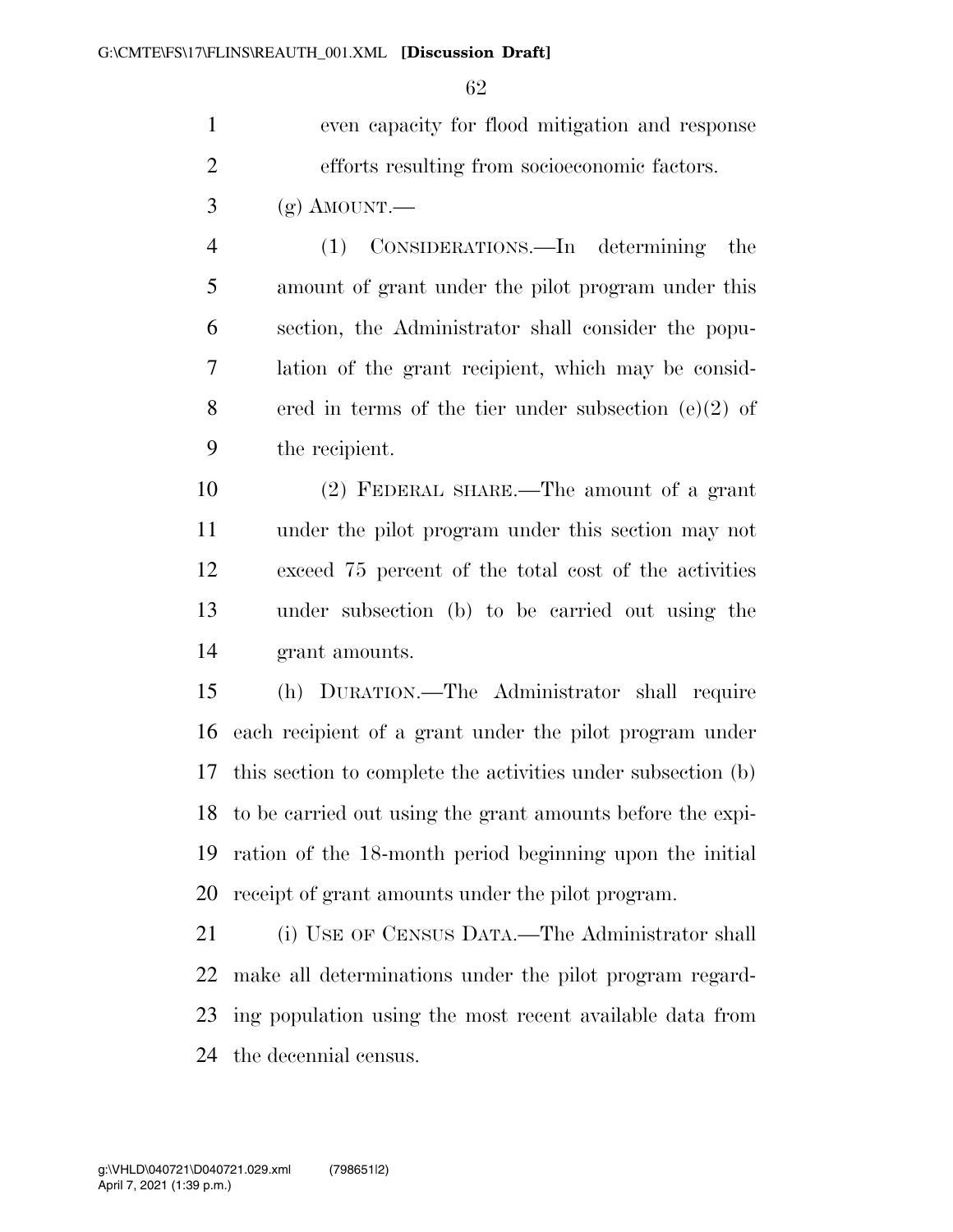even capacity for flood mitigation and response efforts resulting from socioeconomic factors.

(g) AMOUNT.—

(1) CONSIDERATIONS.—In determining the amount of grant under the pilot program under this section, the Administrator shall consider the population of the grant recipient, which may be considered in terms of the tier under subsection (e)(2) of the recipient.

(2) FEDERAL SHARE.—The amount of a grant under the pilot program under this section may not exceed 75 percent of the total cost of the activities under subsection (b) to be carried out using the grant amounts.

(h) DURATION.—The Administrator shall require each recipient of a grant under the pilot program under this section to complete the activities under subsection (b) to be carried out using the grant amounts before the expiration of the 18-month period beginning upon the initial receipt of grant amounts under the pilot program.

(i) USE OF CENSUS DATA.—The Administrator shall make all determinations under the pilot program regarding population using the most recent available data from the decennial census.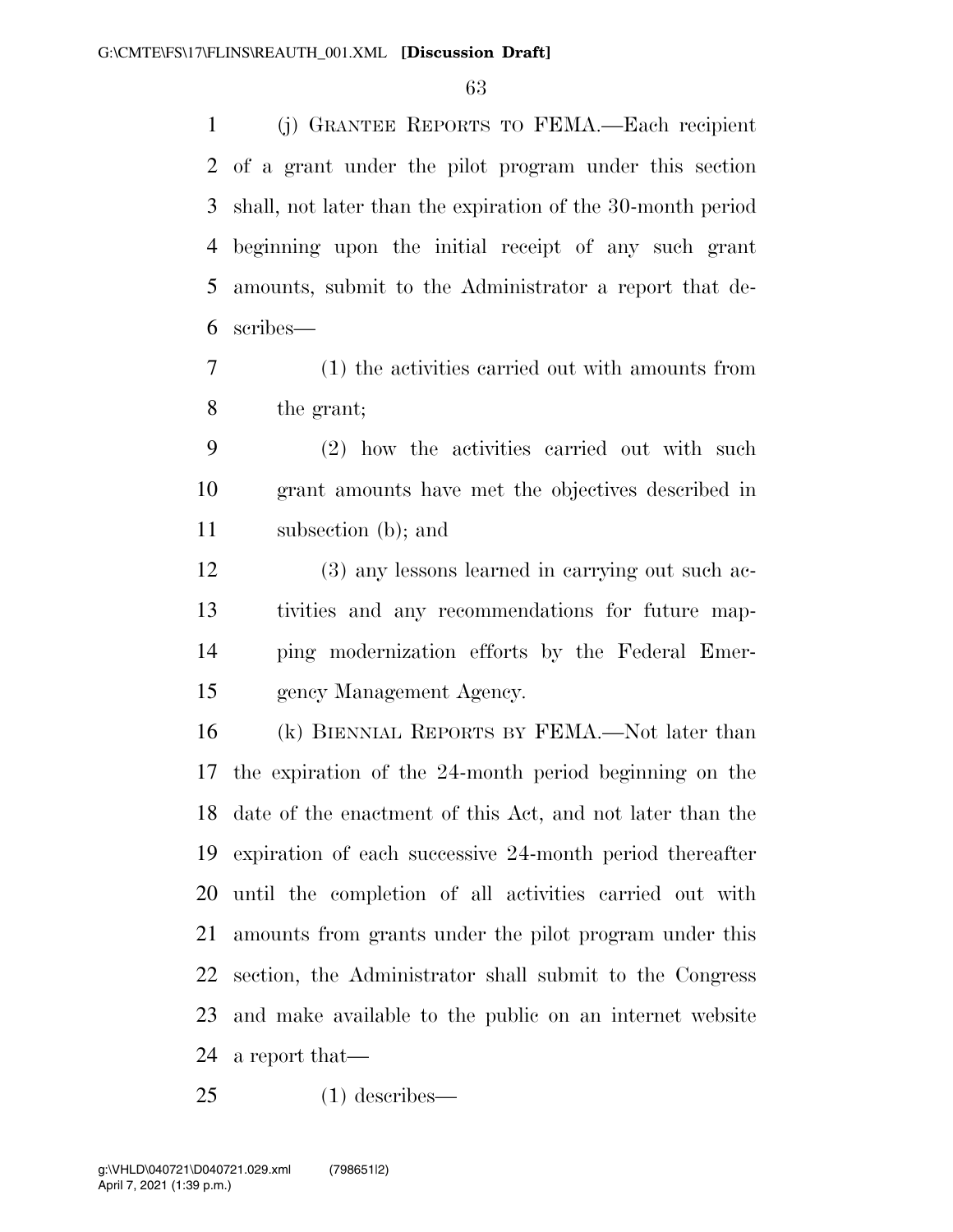(j) GRANTEE REPORTS TO FEMA.—Each recipient of a grant under the pilot program under this section shall, not later than the expiration of the 30-month period beginning upon the initial receipt of any such grant amounts, submit to the Administrator a report that describes—

(1) the activities carried out with amounts from the grant;

(2) how the activities carried out with such grant amounts have met the objectives described in subsection (b); and

(3) any lessons learned in carrying out such activities and any recommendations for future mapping modernization efforts by the Federal Emergency Management Agency.

(k) BIENNIAL REPORTS BY FEMA.—Not later than the expiration of the 24-month period beginning on the date of the enactment of this Act, and not later than the expiration of each successive 24-month period thereafter until the completion of all activities carried out with amounts from grants under the pilot program under this section, the Administrator shall submit to the Congress and make available to the public on an internet website a report that—

(1) describes—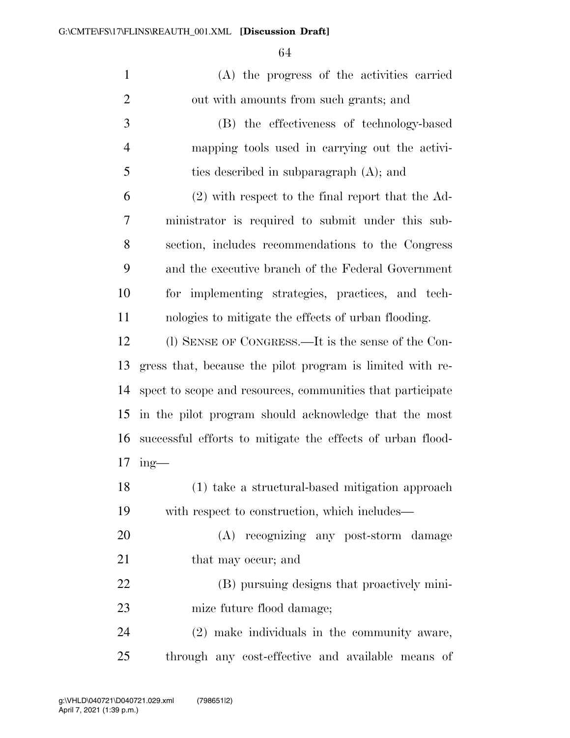(A) the progress of the activities carried out with amounts from such grants; and

(B) the effectiveness of technology-based mapping tools used in carrying out the activities described in subparagraph (A); and

(2) with respect to the final report that the Administrator is required to submit under this subsection, includes recommendations to the Congress and the executive branch of the Federal Government for implementing strategies, practices, and technologies to mitigate the effects of urban flooding.

(l) SENSE OF CONGRESS.—It is the sense of the Congress that, because the pilot program is limited with respect to scope and resources, communities that participate in the pilot program should acknowledge that the most successful efforts to mitigate the effects of urban flooding—

(1) take a structural-based mitigation approach with respect to construction, which includes—

(A) recognizing any post-storm damage that may occur; and

(B) pursuing designs that proactively minimize future flood damage;

(2) make individuals in the community aware, through any cost-effective and available means of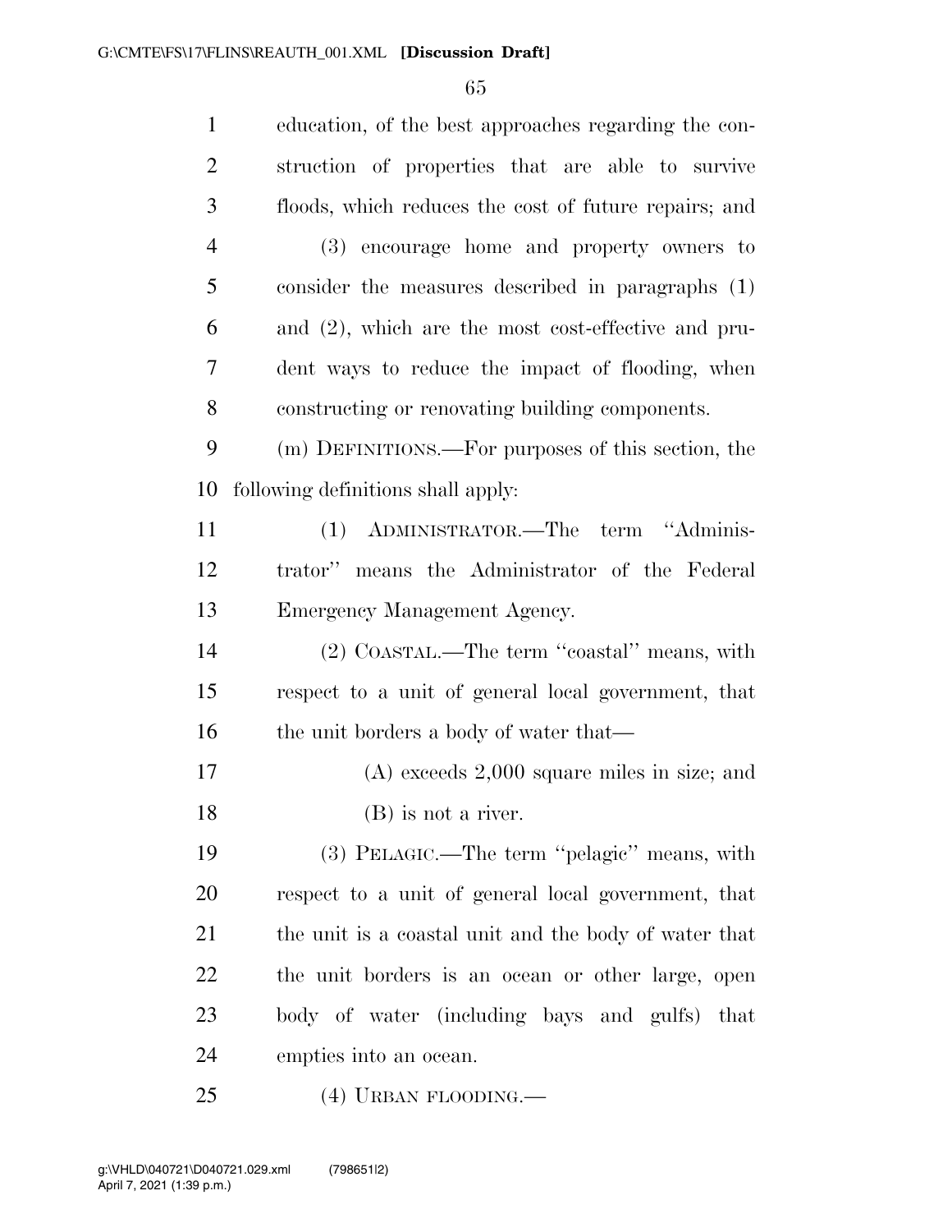education, of the best approaches regarding the construction of properties that are able to survive floods, which reduces the cost of future repairs; and

(3) encourage home and property owners to consider the measures described in paragraphs (1) and (2), which are the most cost-effective and prudent ways to reduce the impact of flooding, when constructing or renovating building components.

(m) DEFINITIONS.—For purposes of this section, the following definitions shall apply:

(1) ADMINISTRATOR.—The term "Administrator" means the Administrator of the Federal Emergency Management Agency.

(2) COASTAL.—The term "coastal" means, with respect to a unit of general local government, that the unit borders a body of water that—

(A) exceeds 2,000 square miles in size; and

(B) is not a river.

(3) PELAGIC.—The term "pelagic" means, with respect to a unit of general local government, that the unit is a coastal unit and the body of water that the unit borders is an ocean or other large, open body of water (including bays and gulfs) that empties into an ocean.

(4) URBAN FLOODING.—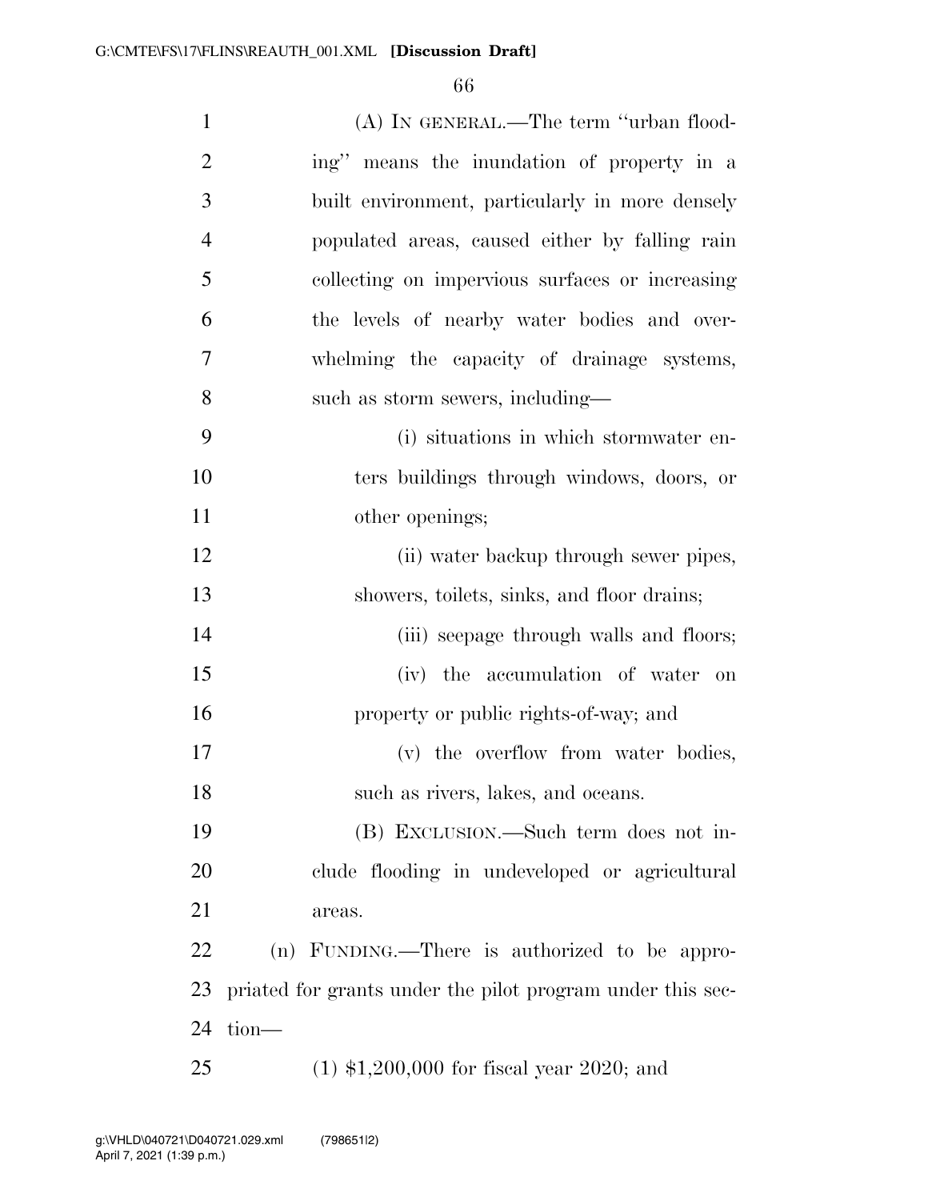(A) IN GENERAL.—The term ''urban flooding'' means the inundation of property in a built environment, particularly in more densely populated areas, caused either by falling rain collecting on impervious surfaces or increasing the levels of nearby water bodies and overwhelming the capacity of drainage systems, such as storm sewers, including—

(i) situations in which stormwater enters buildings through windows, doors, or other openings;

(ii) water backup through sewer pipes, showers, toilets, sinks, and floor drains;

(iii) seepage through walls and floors;

(iv) the accumulation of water on property or public rights-of-way; and

(v) the overflow from water bodies, such as rivers, lakes, and oceans.

(B) EXCLUSION.—Such term does not include flooding in undeveloped or agricultural areas.

(n) FUNDING.—There is authorized to be appropriated for grants under the pilot program under this section—

(1) $1,200,000 for fiscal year 2020; and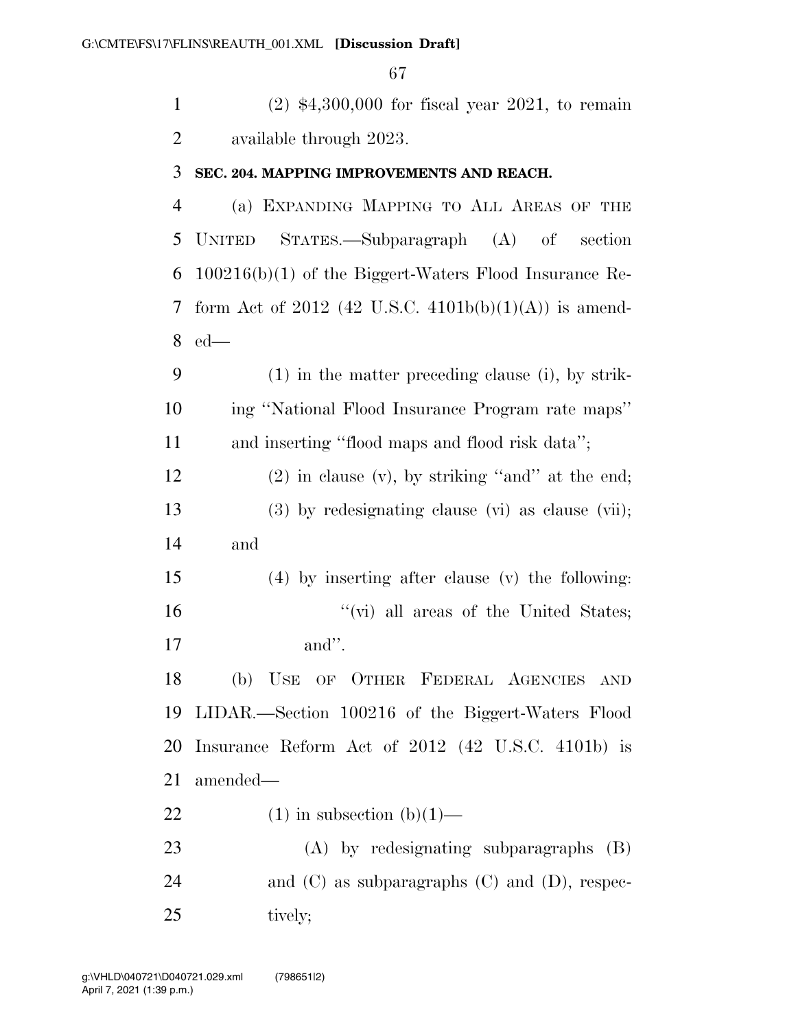(2) $4,300,000 for fiscal year 2021, to remain available through 2023.

**SEC. 204. MAPPING IMPROVEMENTS AND REACH.**

(a) EXPANDING MAPPING TO ALL AREAS OF THE UNITED STATES.—Subparagraph (A) of section 100216(b)(1) of the Biggert-Waters Flood Insurance Reform Act of 2012 (42 U.S.C. 4101b(b)(1)(A)) is amended—

(1) in the matter preceding clause (i), by striking ''National Flood Insurance Program rate maps'' and inserting ''flood maps and flood risk data'';

(2) in clause (v), by striking ''and'' at the end;

(3) by redesignating clause (vi) as clause (vii); and

(4) by inserting after clause (v) the following:

''(vi) all areas of the United States; and''.

(b) USE OF OTHER FEDERAL AGENCIES AND LIDAR.—Section 100216 of the Biggert-Waters Flood Insurance Reform Act of 2012 (42 U.S.C. 4101b) is amended—

(1) in subsection (b)(1)—

(A) by redesignating subparagraphs (B) and (C) as subparagraphs (C) and (D), respectively;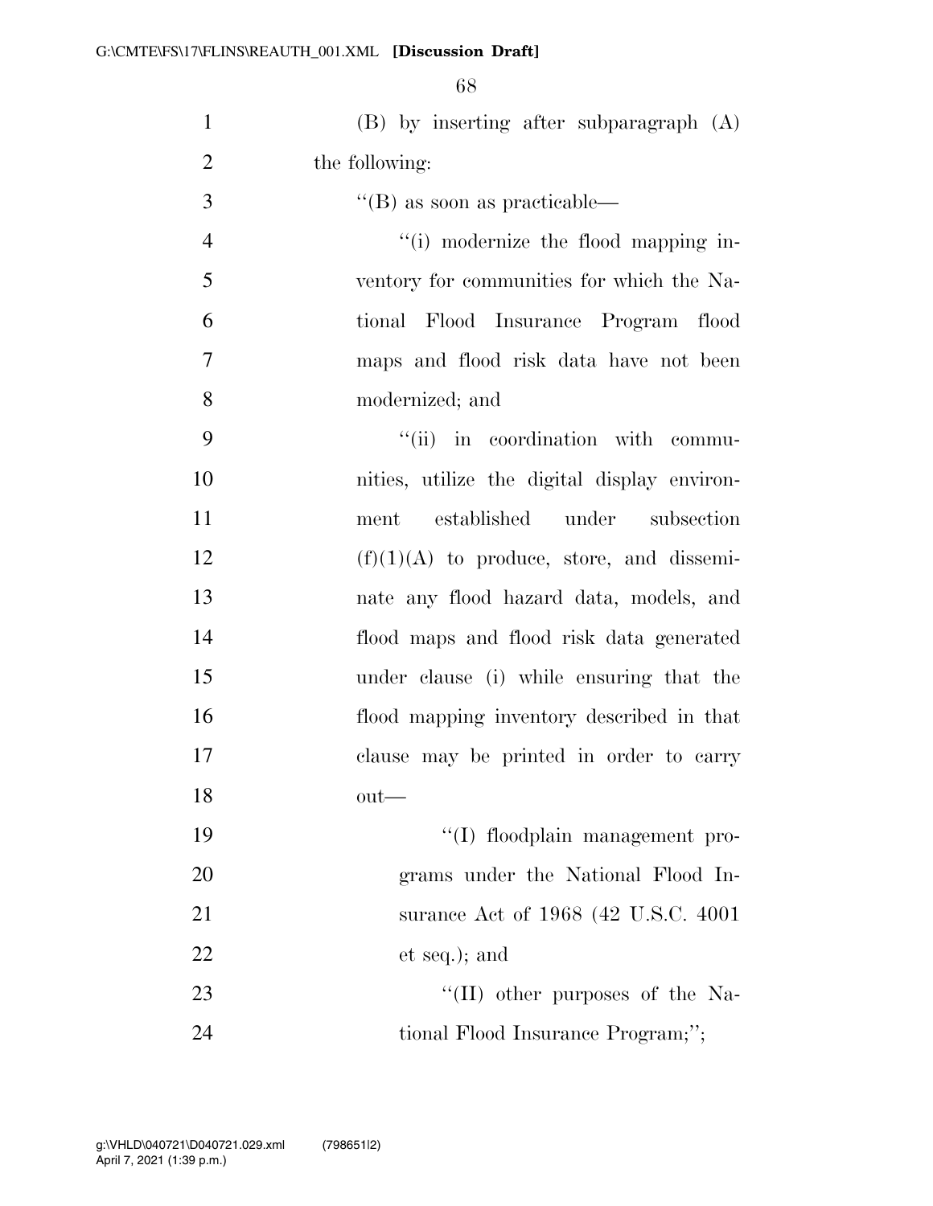(B) by inserting after subparagraph (A) the following:

"(B) as soon as practicable—

"(i) modernize the flood mapping inventory for communities for which the National Flood Insurance Program flood maps and flood risk data have not been modernized; and

"(ii) in coordination with communities, utilize the digital display environment established under subsection (f)(1)(A) to produce, store, and disseminate any flood hazard data, models, and flood maps and flood risk data generated under clause (i) while ensuring that the flood mapping inventory described in that clause may be printed in order to carry out—

"(I) floodplain management programs under the National Flood Insurance Act of 1968 (42 U.S.C. 4001 et seq.); and

"(II) other purposes of the National Flood Insurance Program;";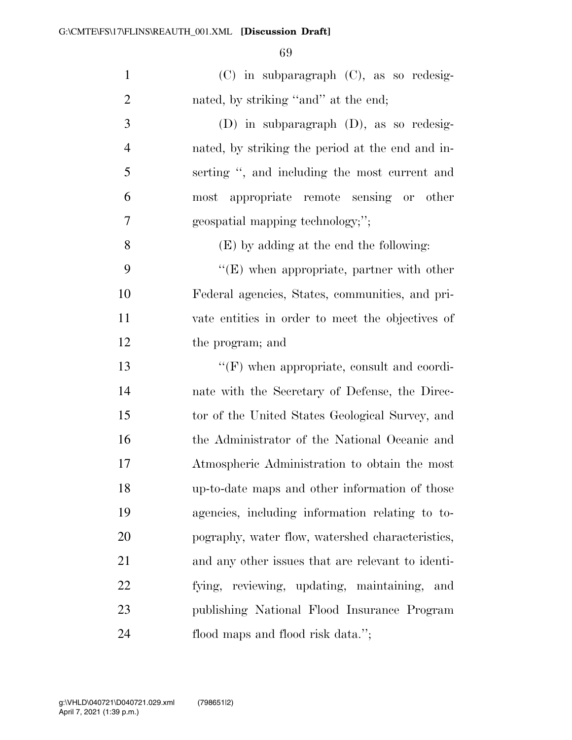(C) in subparagraph (C), as so redesignated, by striking ''and'' at the end;

(D) in subparagraph (D), as so redesignated, by striking the period at the end and inserting '', and including the most current and most appropriate remote sensing or other geospatial mapping technology;'';

(E) by adding at the end the following:

''(E) when appropriate, partner with other Federal agencies, States, communities, and private entities in order to meet the objectives of the program; and

''(F) when appropriate, consult and coordinate with the Secretary of Defense, the Director of the United States Geological Survey, and the Administrator of the National Oceanic and Atmospheric Administration to obtain the most up-to-date maps and other information of those agencies, including information relating to topography, water flow, watershed characteristics, and any other issues that are relevant to identifying, reviewing, updating, maintaining, and publishing National Flood Insurance Program flood maps and flood risk data.'';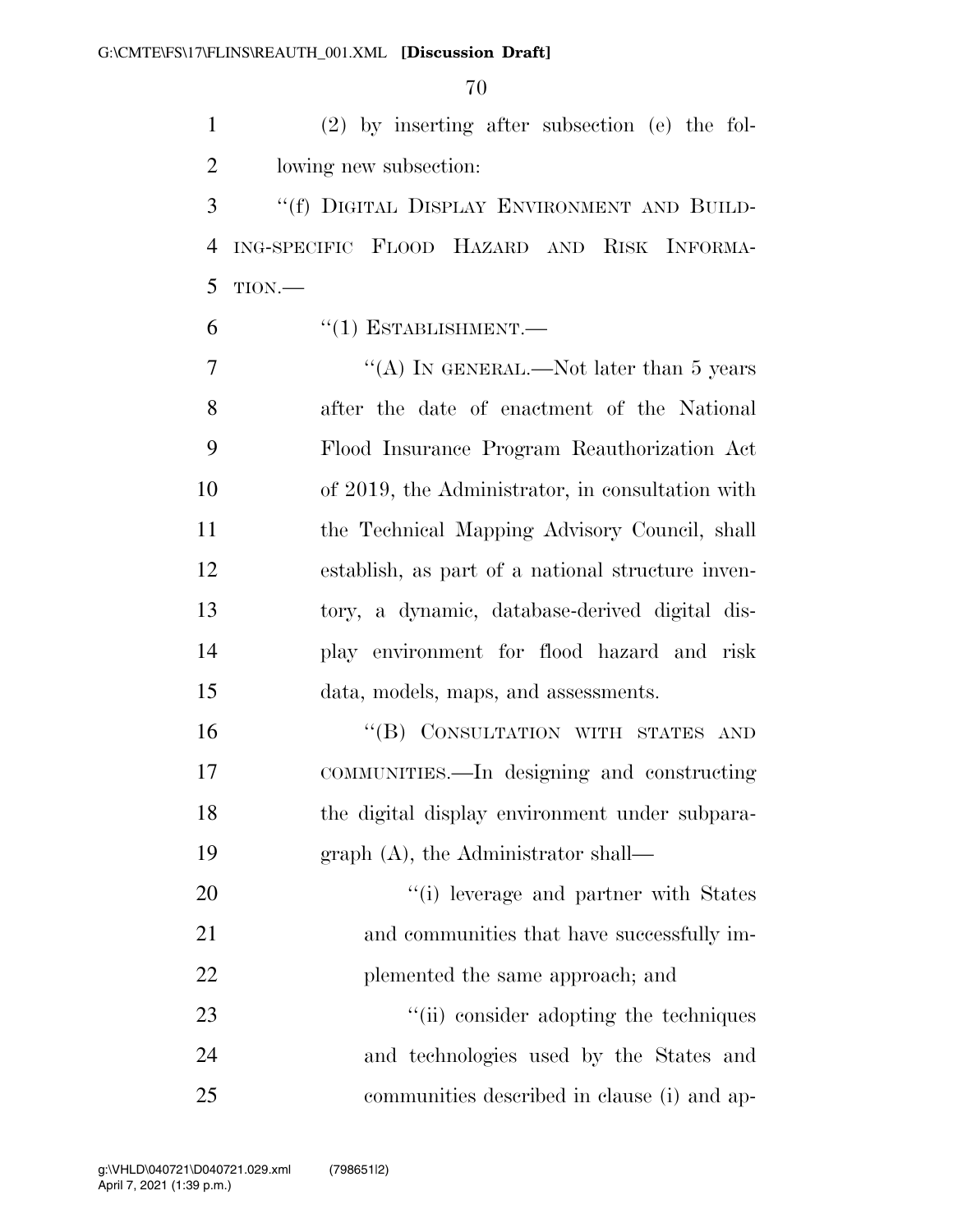(2) by inserting after subsection (e) the following new subsection:

"(f) DIGITAL DISPLAY ENVIRONMENT AND BUILDING-SPECIFIC FLOOD HAZARD AND RISK INFORMATION.—

"(1) ESTABLISHMENT.—

"(A) IN GENERAL.—Not later than 5 years after the date of enactment of the National Flood Insurance Program Reauthorization Act of 2019, the Administrator, in consultation with the Technical Mapping Advisory Council, shall establish, as part of a national structure inventory, a dynamic, database-derived digital display environment for flood hazard and risk data, models, maps, and assessments.

"(B) CONSULTATION WITH STATES AND COMMUNITIES.—In designing and constructing the digital display environment under subparagraph (A), the Administrator shall—

"(i) leverage and partner with States and communities that have successfully implemented the same approach; and

"(ii) consider adopting the techniques and technologies used by the States and communities described in clause (i) and ap-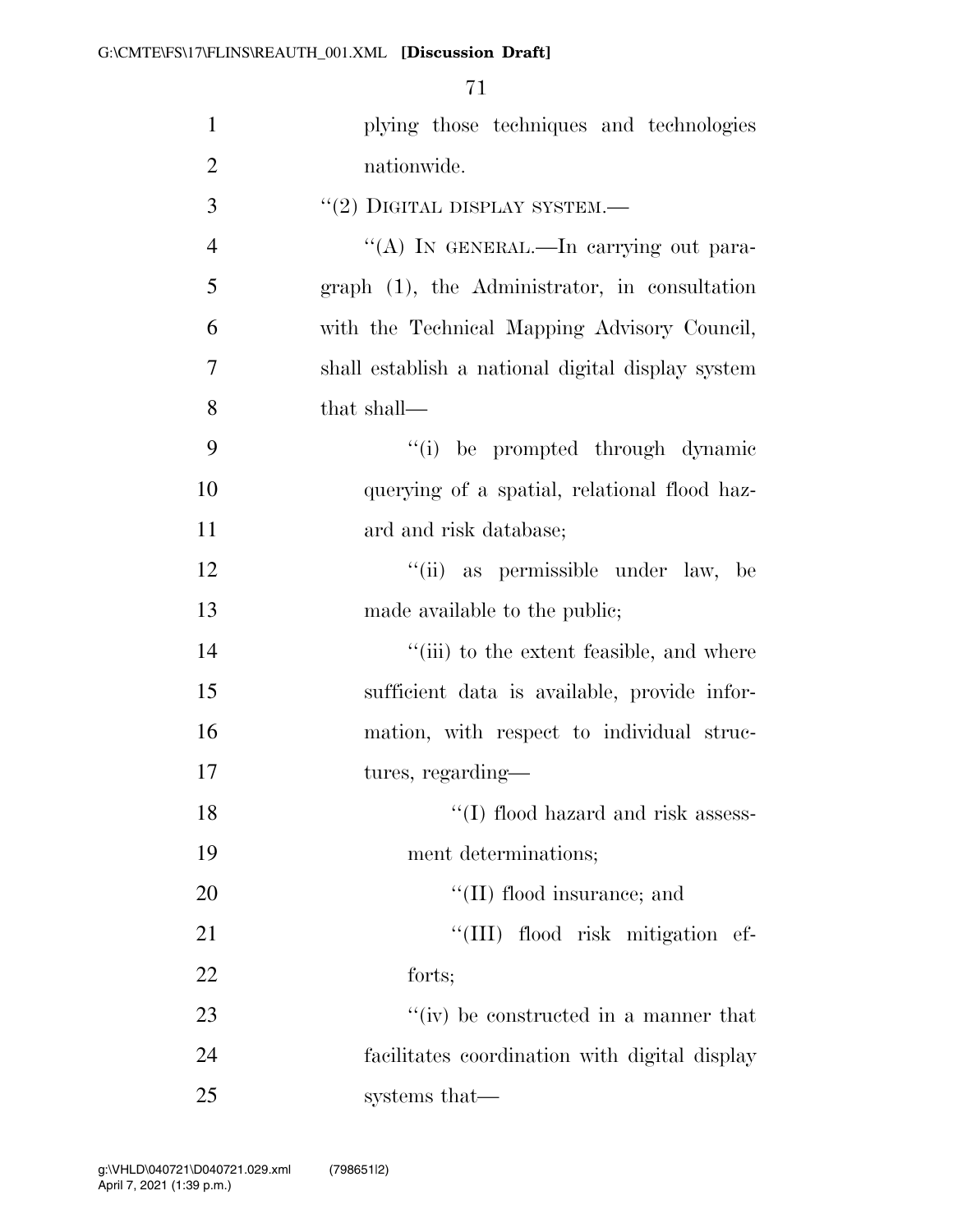plying those techniques and technologies nationwide.

''(2) DIGITAL DISPLAY SYSTEM.—

''(A) IN GENERAL.—In carrying out paragraph (1), the Administrator, in consultation with the Technical Mapping Advisory Council, shall establish a national digital display system that shall—

''(i) be prompted through dynamic querying of a spatial, relational flood hazard and risk database;

''(ii) as permissible under law, be made available to the public;

''(iii) to the extent feasible, and where sufficient data is available, provide information, with respect to individual structures, regarding—

''(I) flood hazard and risk assessment determinations;

''(II) flood insurance; and

''(III) flood risk mitigation efforts;

''(iv) be constructed in a manner that facilitates coordination with digital display systems that—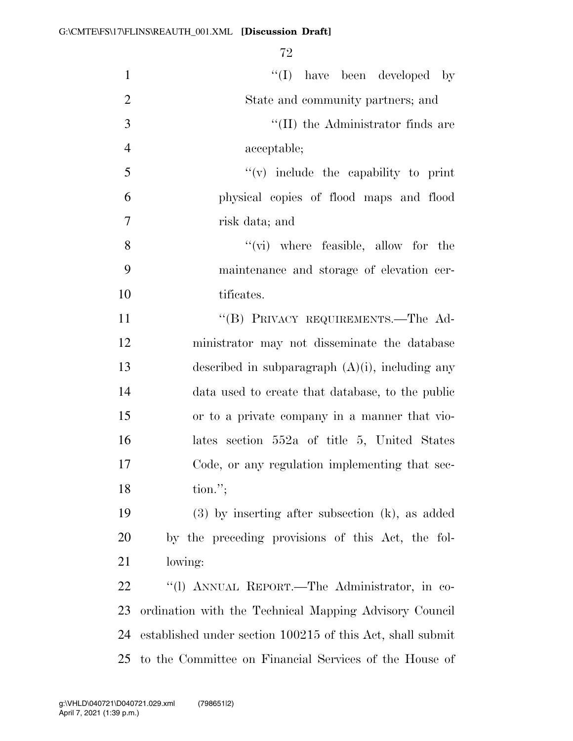''(I) have been developed by State and community partners; and

''(II) the Administrator finds are acceptable;

''(v) include the capability to print physical copies of flood maps and flood risk data; and

''(vi) where feasible, allow for the maintenance and storage of elevation certificates.

''(B) PRIVACY REQUIREMENTS.—The Administrator may not disseminate the database described in subparagraph (A)(i), including any data used to create that database, to the public or to a private company in a manner that violates section 552a of title 5, United States Code, or any regulation implementing that section.'';

(3) by inserting after subsection (k), as added by the preceding provisions of this Act, the following:

''(l) ANNUAL REPORT.—The Administrator, in coordination with the Technical Mapping Advisory Council established under section 100215 of this Act, shall submit to the Committee on Financial Services of the House of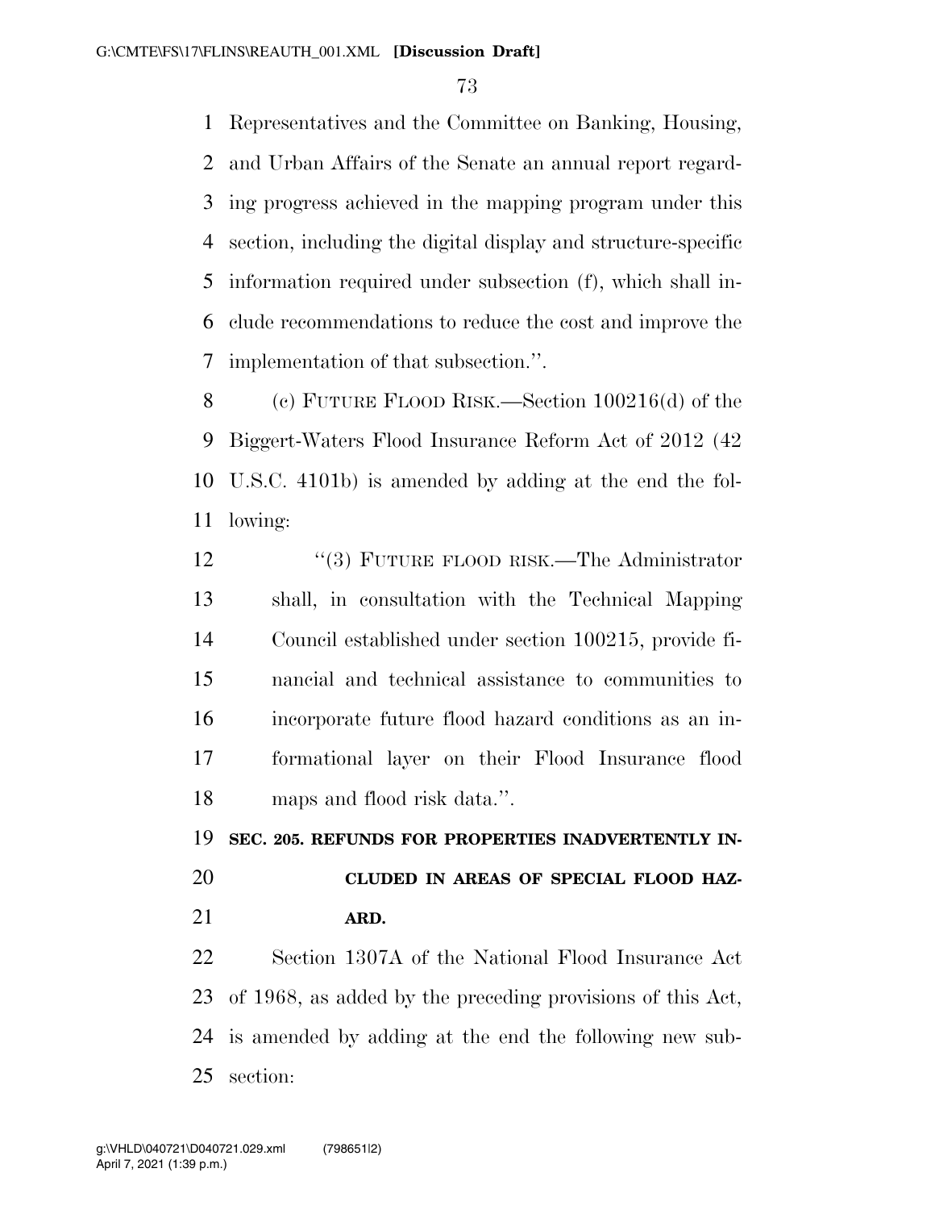Representatives and the Committee on Banking, Housing, and Urban Affairs of the Senate an annual report regarding progress achieved in the mapping program under this section, including the digital display and structure-specific information required under subsection (f), which shall include recommendations to reduce the cost and improve the implementation of that subsection.''.

(c) FUTURE FLOOD RISK.—Section 100216(d) of the Biggert-Waters Flood Insurance Reform Act of 2012 (42 U.S.C. 4101b) is amended by adding at the end the following:

''(3) FUTURE FLOOD RISK.—The Administrator shall, in consultation with the Technical Mapping Council established under section 100215, provide financial and technical assistance to communities to incorporate future flood hazard conditions as an informational layer on their Flood Insurance flood maps and flood risk data.''.

**SEC. 205. REFUNDS FOR PROPERTIES INADVERTENTLY INCLUDED IN AREAS OF SPECIAL FLOOD HAZARD.**

Section 1307A of the National Flood Insurance Act of 1968, as added by the preceding provisions of this Act, is amended by adding at the end the following new subsection: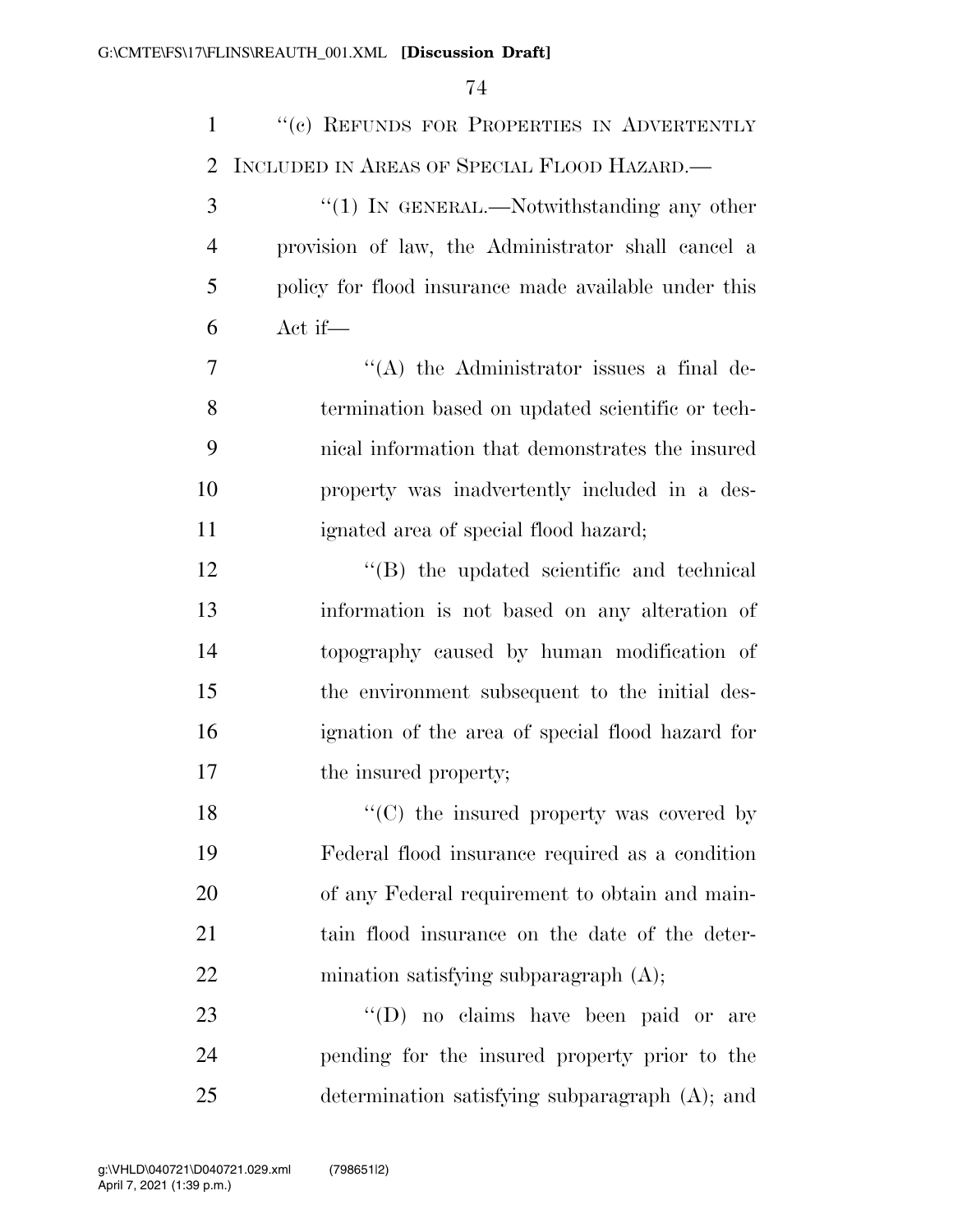"(c) REFUNDS FOR PROPERTIES IN ADVERTENTLY INCLUDED IN AREAS OF SPECIAL FLOOD HAZARD.—

"(1) IN GENERAL.—Notwithstanding any other provision of law, the Administrator shall cancel a policy for flood insurance made available under this Act if—

"(A) the Administrator issues a final determination based on updated scientific or technical information that demonstrates the insured property was inadvertently included in a designated area of special flood hazard;

"(B) the updated scientific and technical information is not based on any alteration of topography caused by human modification of the environment subsequent to the initial designation of the area of special flood hazard for the insured property;

"(C) the insured property was covered by Federal flood insurance required as a condition of any Federal requirement to obtain and maintain flood insurance on the date of the determination satisfying subparagraph (A);

"(D) no claims have been paid or are pending for the insured property prior to the determination satisfying subparagraph (A); and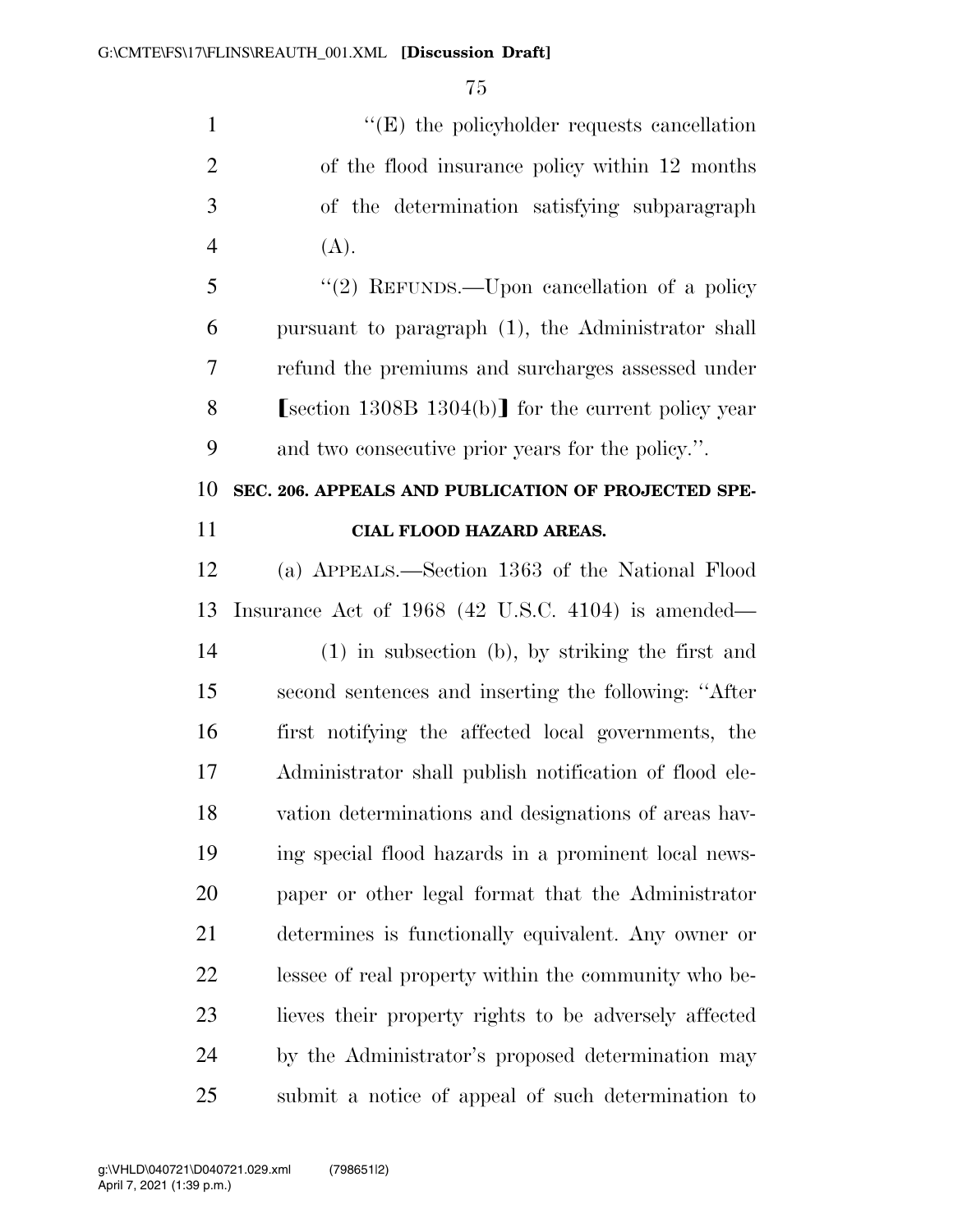"(E) the policyholder requests cancellation of the flood insurance policy within 12 months of the determination satisfying subparagraph (A).

"(2) REFUNDS.—Upon cancellation of a policy pursuant to paragraph (1), the Administrator shall refund the premiums and surcharges assessed under ⟦section 1308B 1304(b)⟧ for the current policy year and two consecutive prior years for the policy.".

**SEC. 206. APPEALS AND PUBLICATION OF PROJECTED SPECIAL FLOOD HAZARD AREAS.**

(a) APPEALS.—Section 1363 of the National Flood Insurance Act of 1968 (42 U.S.C. 4104) is amended—

(1) in subsection (b), by striking the first and second sentences and inserting the following: "After first notifying the affected local governments, the Administrator shall publish notification of flood elevation determinations and designations of areas having special flood hazards in a prominent local newspaper or other legal format that the Administrator determines is functionally equivalent. Any owner or lessee of real property within the community who believes their property rights to be adversely affected by the Administrator's proposed determination may submit a notice of appeal of such determination to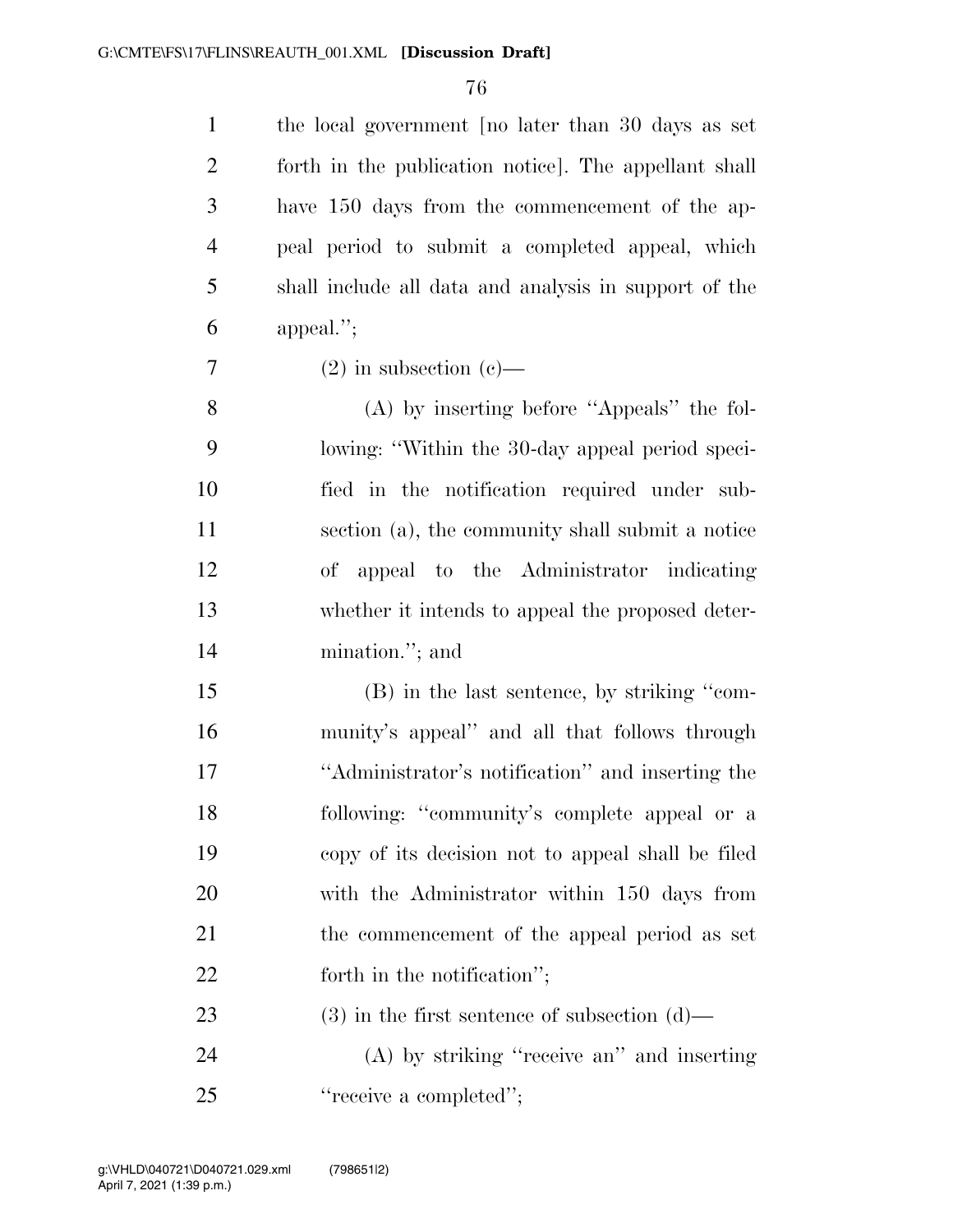the local government [no later than 30 days as set forth in the publication notice]. The appellant shall have 150 days from the commencement of the appeal period to submit a completed appeal, which shall include all data and analysis in support of the appeal.'';

(2) in subsection (c)—

(A) by inserting before ''Appeals'' the following: ''Within the 30-day appeal period specified in the notification required under subsection (a), the community shall submit a notice of appeal to the Administrator indicating whether it intends to appeal the proposed determination.''; and

(B) in the last sentence, by striking ''community's appeal'' and all that follows through ''Administrator's notification'' and inserting the following: ''community's complete appeal or a copy of its decision not to appeal shall be filed with the Administrator within 150 days from the commencement of the appeal period as set forth in the notification'';

(3) in the first sentence of subsection (d)—

(A) by striking ''receive an'' and inserting ''receive a completed'';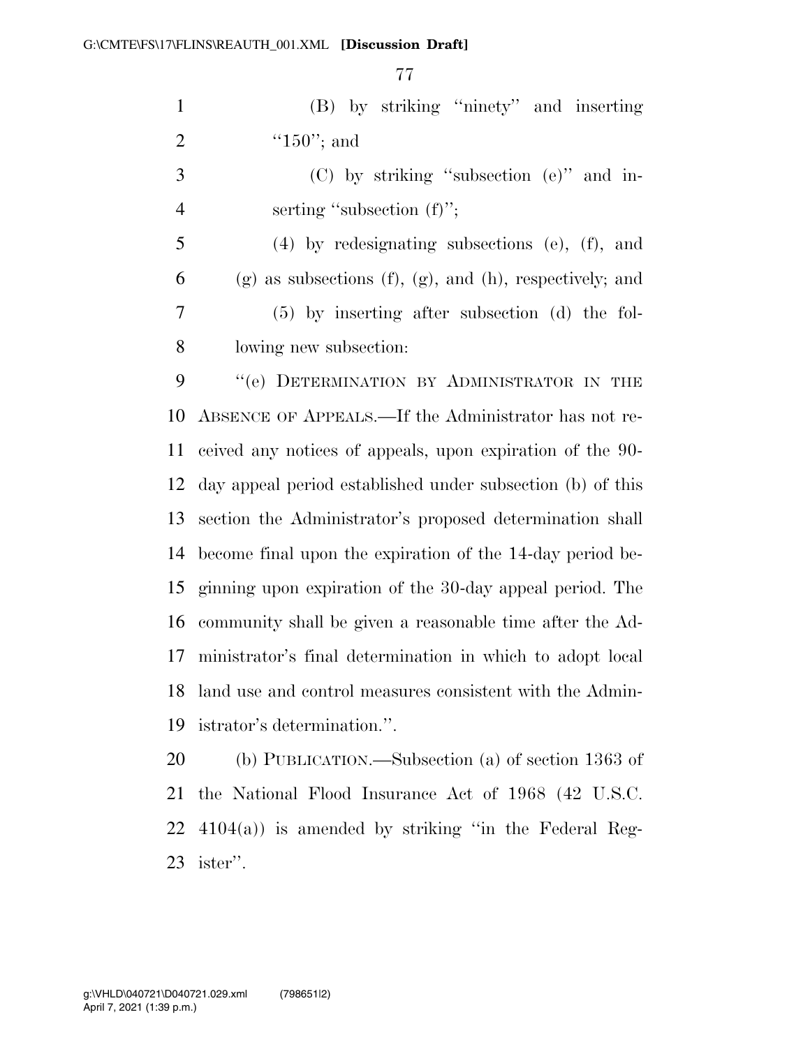(B) by striking "ninety" and inserting "150"; and

(C) by striking "subsection (e)" and inserting "subsection (f)";

(4) by redesignating subsections (e), (f), and (g) as subsections (f), (g), and (h), respectively; and

(5) by inserting after subsection (d) the following new subsection:

"(e) DETERMINATION BY ADMINISTRATOR IN THE ABSENCE OF APPEALS.—If the Administrator has not received any notices of appeals, upon expiration of the 90-day appeal period established under subsection (b) of this section the Administrator's proposed determination shall become final upon the expiration of the 14-day period beginning upon expiration of the 30-day appeal period. The community shall be given a reasonable time after the Administrator's final determination in which to adopt local land use and control measures consistent with the Administrator's determination.".

(b) PUBLICATION.—Subsection (a) of section 1363 of the National Flood Insurance Act of 1968 (42 U.S.C. 4104(a)) is amended by striking "in the Federal Register".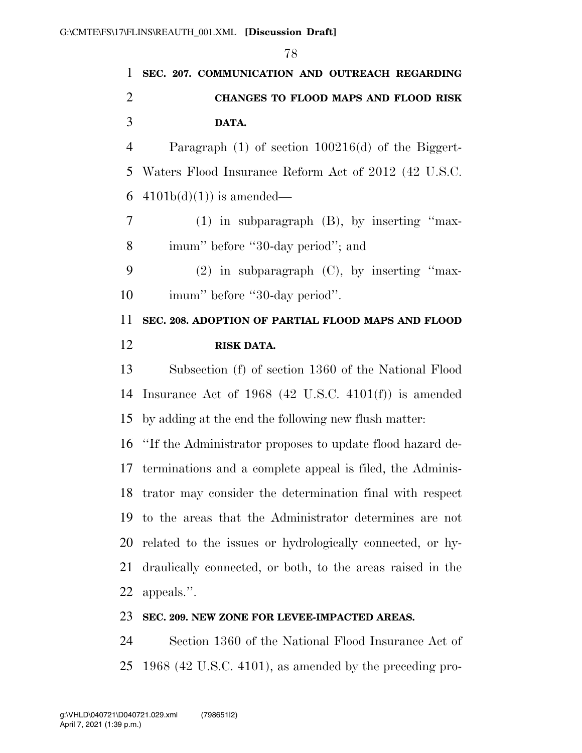**SEC. 207. COMMUNICATION AND OUTREACH REGARDING CHANGES TO FLOOD MAPS AND FLOOD RISK DATA.**

Paragraph (1) of section 100216(d) of the Biggert-Waters Flood Insurance Reform Act of 2012 (42 U.S.C. 4101b(d)(1)) is amended—

(1) in subparagraph (B), by inserting "maximum" before "30-day period"; and

(2) in subparagraph (C), by inserting "maximum" before "30-day period".

**SEC. 208. ADOPTION OF PARTIAL FLOOD MAPS AND FLOOD RISK DATA.**

Subsection (f) of section 1360 of the National Flood Insurance Act of 1968 (42 U.S.C. 4101(f)) is amended by adding at the end the following new flush matter:

"If the Administrator proposes to update flood hazard determinations and a complete appeal is filed, the Administrator may consider the determination final with respect to the areas that the Administrator determines are not related to the issues or hydrologically connected, or hydraulically connected, or both, to the areas raised in the appeals.".

**SEC. 209. NEW ZONE FOR LEVEE-IMPACTED AREAS.**

Section 1360 of the National Flood Insurance Act of 1968 (42 U.S.C. 4101), as amended by the preceding pro-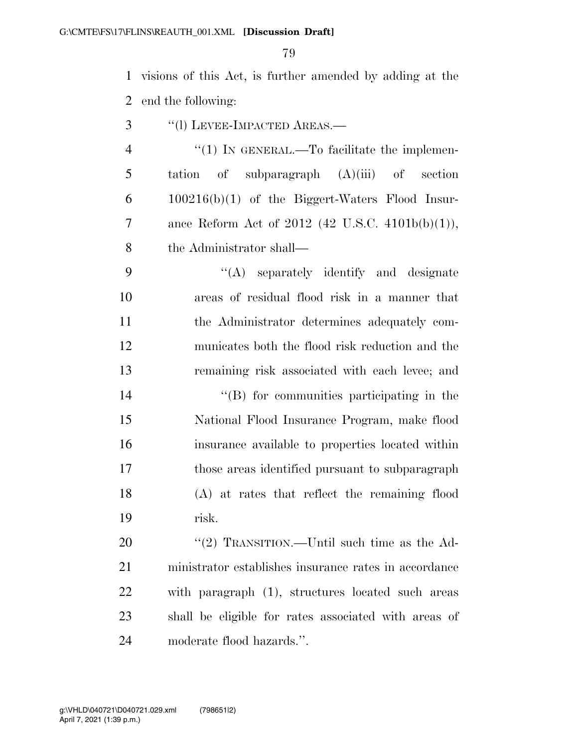visions of this Act, is further amended by adding at the end the following:

"(l) LEVEE-IMPACTED AREAS.—

"(1) IN GENERAL.—To facilitate the implementation of subparagraph (A)(iii) of section 100216(b)(1) of the Biggert-Waters Flood Insurance Reform Act of 2012 (42 U.S.C. 4101b(b)(1)), the Administrator shall—

"(A) separately identify and designate areas of residual flood risk in a manner that the Administrator determines adequately communicates both the flood risk reduction and the remaining risk associated with each levee; and

"(B) for communities participating in the National Flood Insurance Program, make flood insurance available to properties located within those areas identified pursuant to subparagraph (A) at rates that reflect the remaining flood risk.

"(2) TRANSITION.—Until such time as the Administrator establishes insurance rates in accordance with paragraph (1), structures located such areas shall be eligible for rates associated with areas of moderate flood hazards.".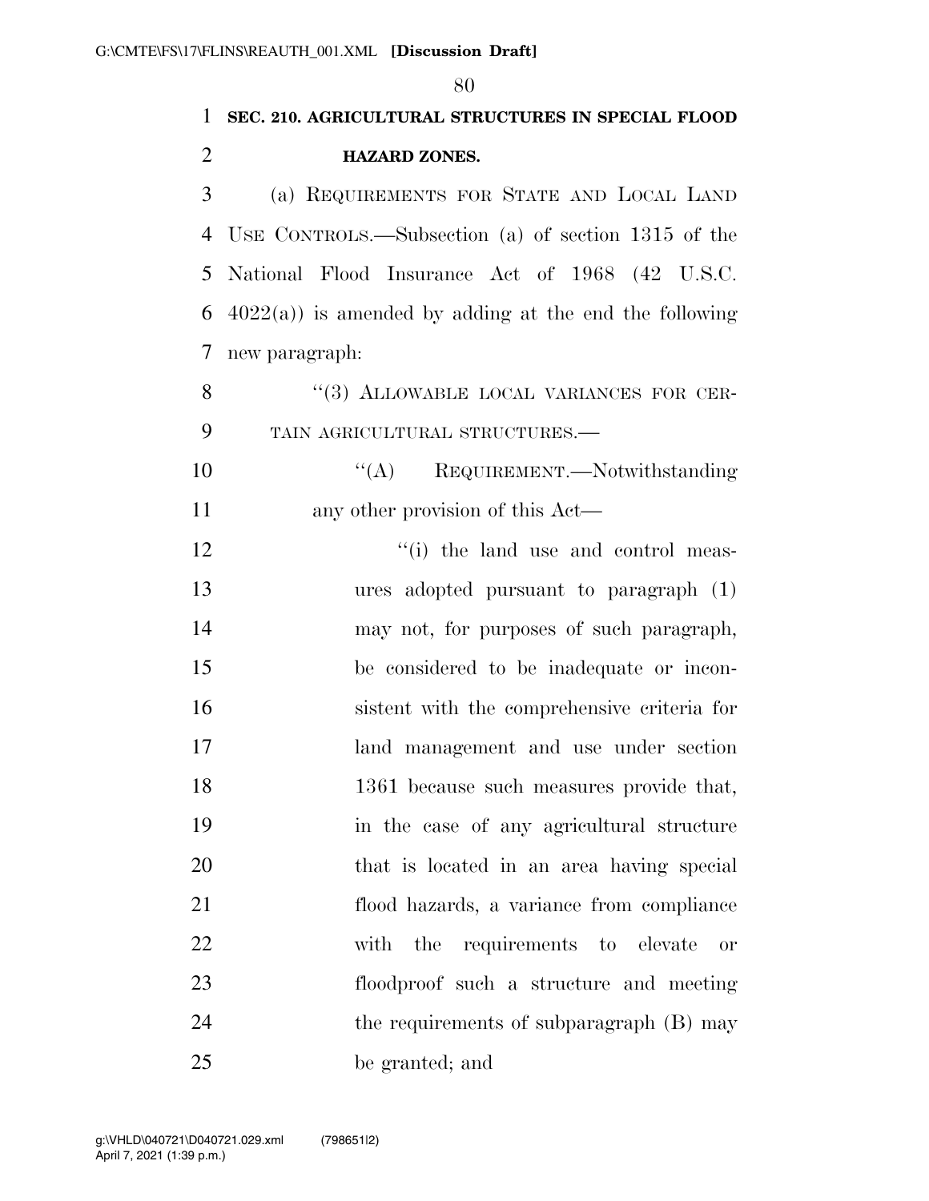**SEC. 210. AGRICULTURAL STRUCTURES IN SPECIAL FLOOD HAZARD ZONES.**

(a) REQUIREMENTS FOR STATE AND LOCAL LAND USE CONTROLS.—Subsection (a) of section 1315 of the National Flood Insurance Act of 1968 (42 U.S.C. 4022(a)) is amended by adding at the end the following new paragraph:

"(3) ALLOWABLE LOCAL VARIANCES FOR CERTAIN AGRICULTURAL STRUCTURES.—

"(A) REQUIREMENT.—Notwithstanding any other provision of this Act—

"(i) the land use and control measures adopted pursuant to paragraph (1) may not, for purposes of such paragraph, be considered to be inadequate or inconsistent with the comprehensive criteria for land management and use under section 1361 because such measures provide that, in the case of any agricultural structure that is located in an area having special flood hazards, a variance from compliance with the requirements to elevate or floodproof such a structure and meeting the requirements of subparagraph (B) may be granted; and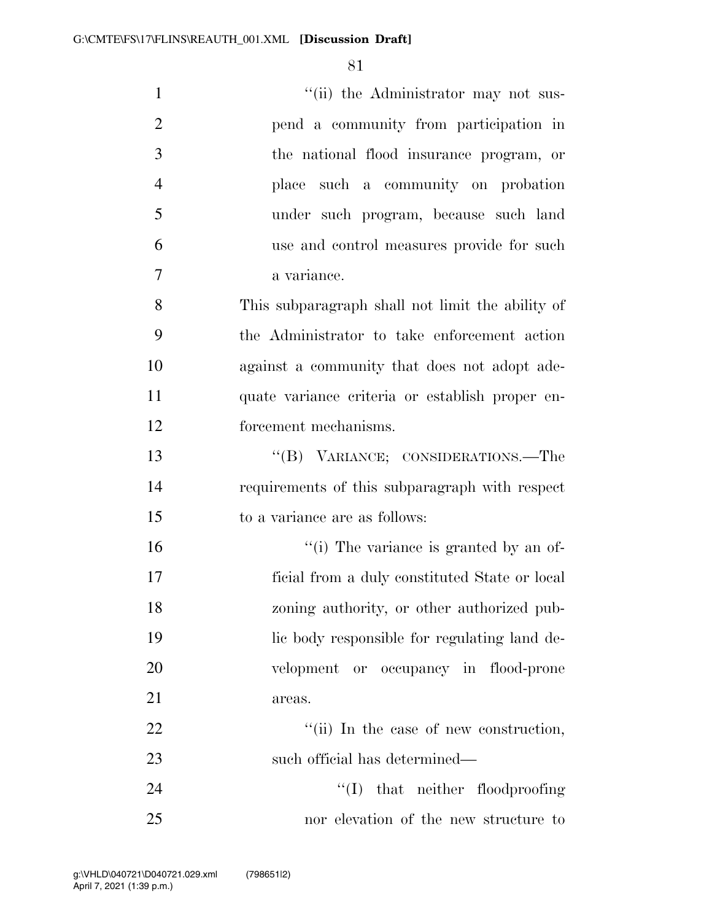"(ii) the Administrator may not suspend a community from participation in the national flood insurance program, or place such a community on probation under such program, because such land use and control measures provide for such a variance.

This subparagraph shall not limit the ability of the Administrator to take enforcement action against a community that does not adopt adequate variance criteria or establish proper enforcement mechanisms.

"(B) VARIANCE; CONSIDERATIONS.—The requirements of this subparagraph with respect to a variance are as follows:

"(i) The variance is granted by an official from a duly constituted State or local zoning authority, or other authorized public body responsible for regulating land development or occupancy in flood-prone areas.

"(ii) In the case of new construction, such official has determined—

"(I) that neither floodproofing nor elevation of the new structure to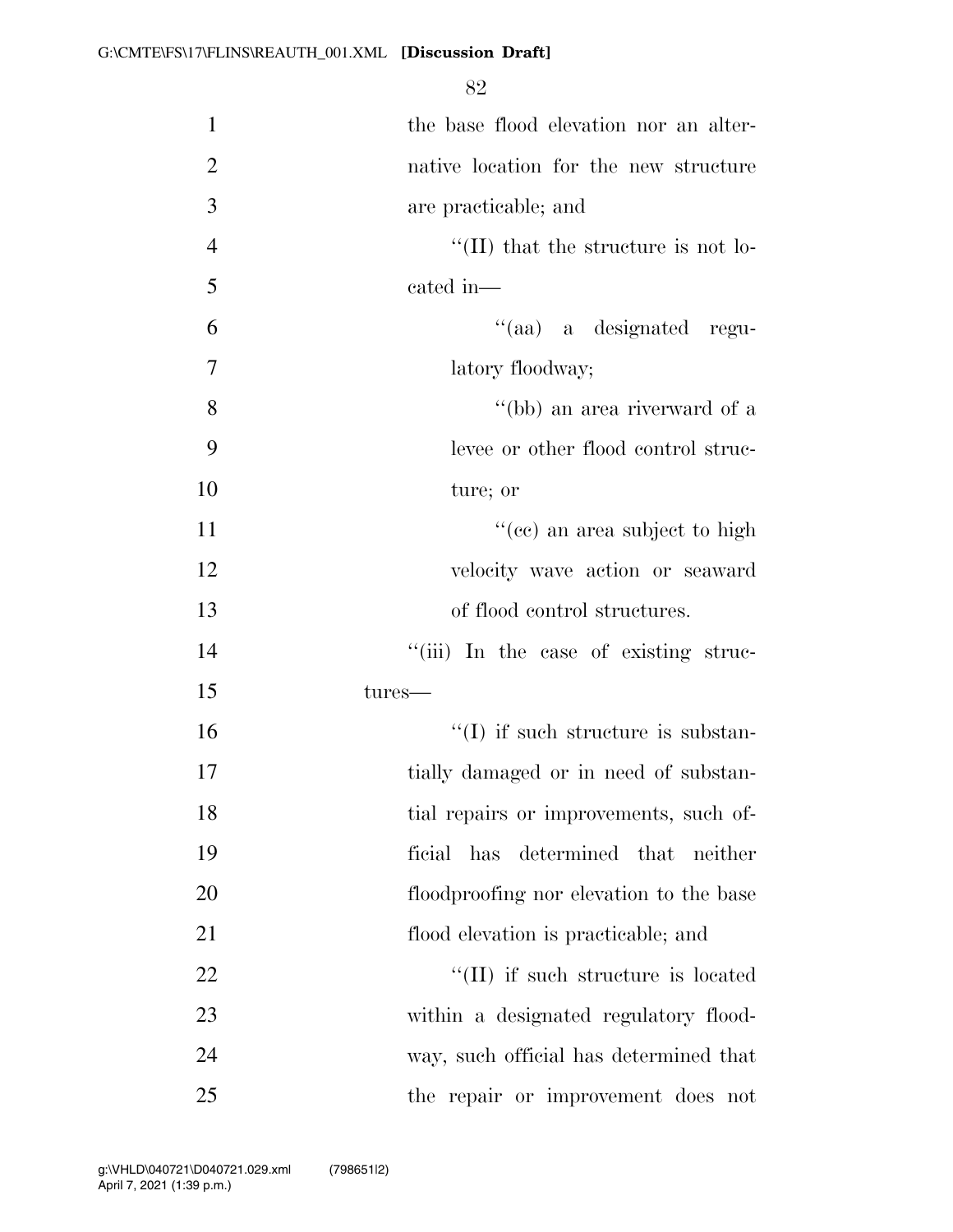the base flood elevation nor an alternative location for the new structure are practicable; and

''(II) that the structure is not located in—

''(aa) a designated regulatory floodway;

''(bb) an area riverward of a levee or other flood control structure; or

''(cc) an area subject to high velocity wave action or seaward of flood control structures.

''(iii) In the case of existing structures—

''(I) if such structure is substantially damaged or in need of substantial repairs or improvements, such official has determined that neither floodproofing nor elevation to the base flood elevation is practicable; and

''(II) if such structure is located within a designated regulatory floodway, such official has determined that the repair or improvement does not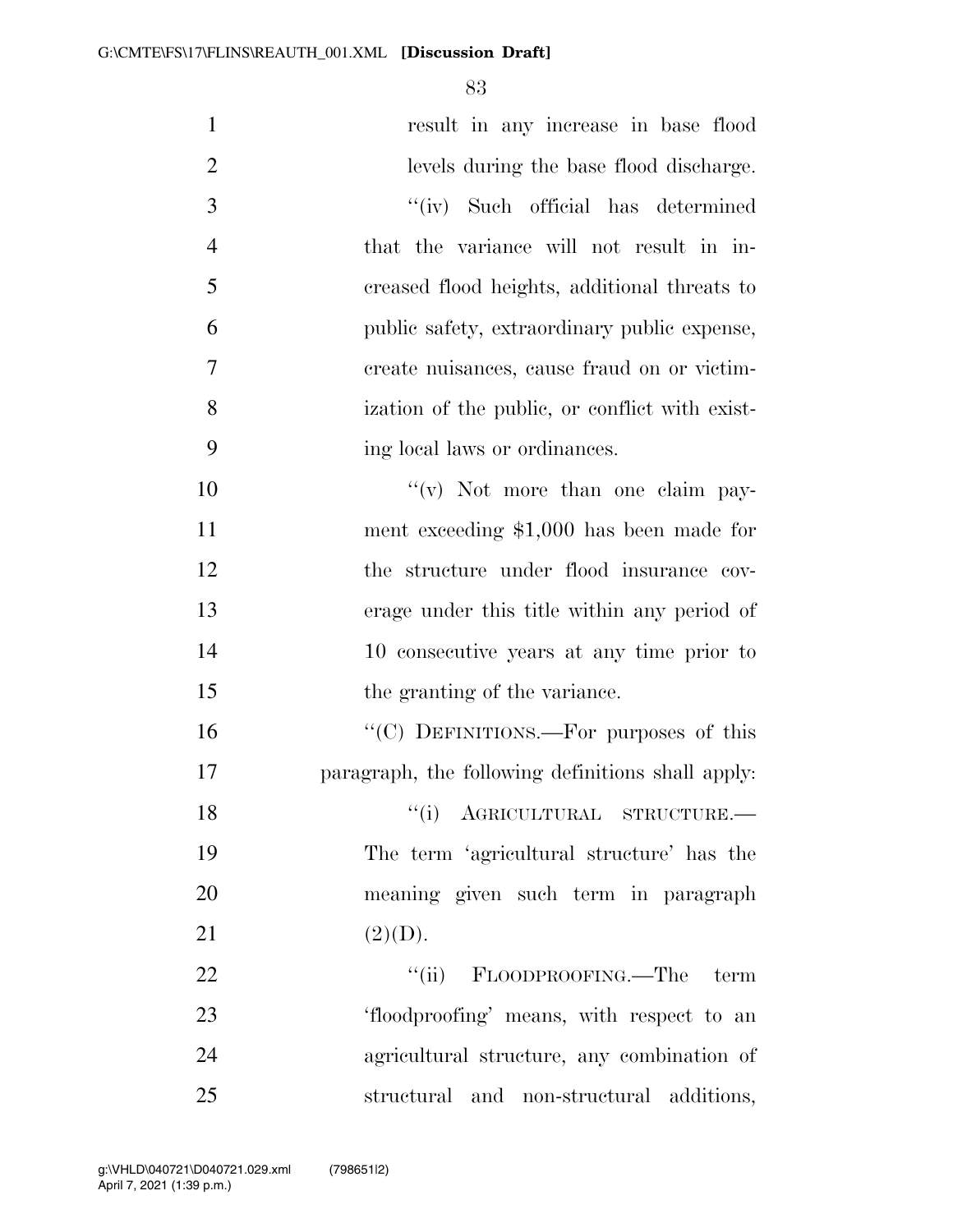result in any increase in base flood levels during the base flood discharge.

"(iv) Such official has determined that the variance will not result in increased flood heights, additional threats to public safety, extraordinary public expense, create nuisances, cause fraud on or victimization of the public, or conflict with existing local laws or ordinances.

"(v) Not more than one claim payment exceeding $1,000 has been made for the structure under flood insurance coverage under this title within any period of 10 consecutive years at any time prior to the granting of the variance.

"(C) DEFINITIONS.—For purposes of this paragraph, the following definitions shall apply:

"(i) AGRICULTURAL STRUCTURE.— The term 'agricultural structure' has the meaning given such term in paragraph (2)(D).

"(ii) FLOODPROOFING.—The term 'floodproofing' means, with respect to an agricultural structure, any combination of structural and non-structural additions,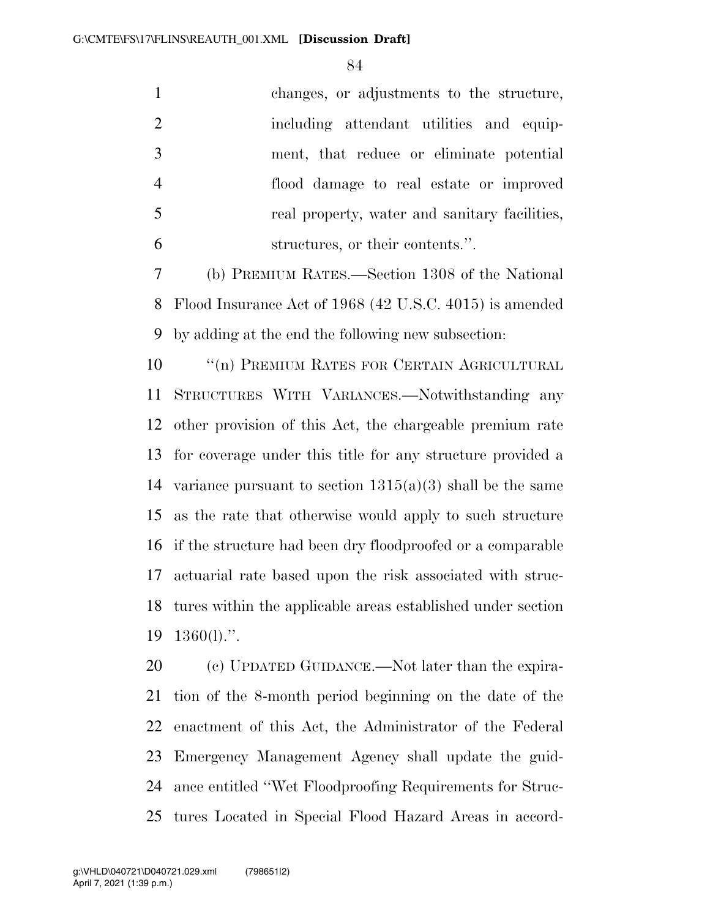changes, or adjustments to the structure, including attendant utilities and equipment, that reduce or eliminate potential flood damage to real estate or improved real property, water and sanitary facilities, structures, or their contents.''.

(b) PREMIUM RATES.—Section 1308 of the National Flood Insurance Act of 1968 (42 U.S.C. 4015) is amended by adding at the end the following new subsection:

''(n) PREMIUM RATES FOR CERTAIN AGRICULTURAL STRUCTURES WITH VARIANCES.—Notwithstanding any other provision of this Act, the chargeable premium rate for coverage under this title for any structure provided a variance pursuant to section 1315(a)(3) shall be the same as the rate that otherwise would apply to such structure if the structure had been dry floodproofed or a comparable actuarial rate based upon the risk associated with structures within the applicable areas established under section 1360(l).''.

(c) UPDATED GUIDANCE.—Not later than the expiration of the 8-month period beginning on the date of the enactment of this Act, the Administrator of the Federal Emergency Management Agency shall update the guidance entitled ''Wet Floodproofing Requirements for Structures Located in Special Flood Hazard Areas in accord-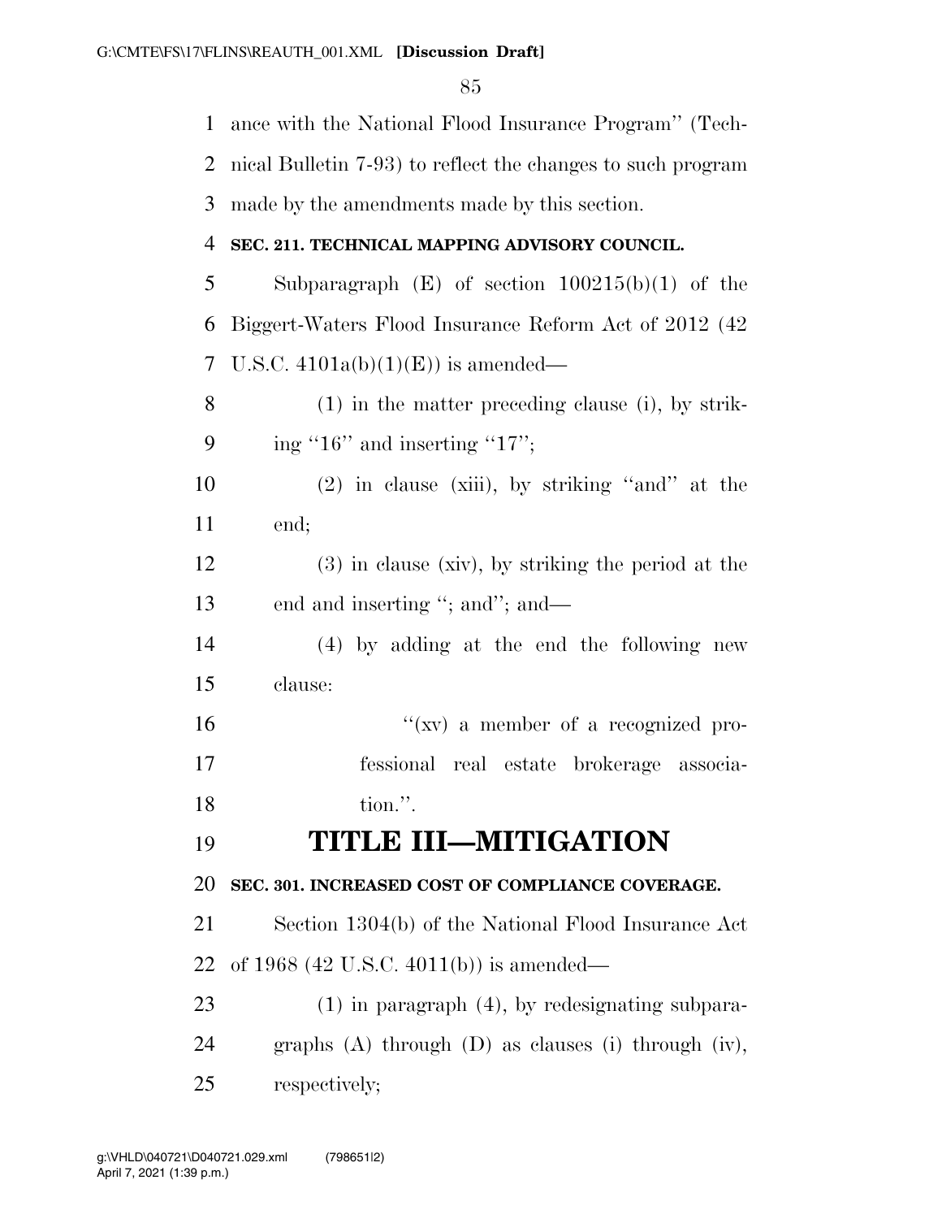ance with the National Flood Insurance Program'' (Technical Bulletin 7-93) to reflect the changes to such program made by the amendments made by this section.

**SEC. 211. TECHNICAL MAPPING ADVISORY COUNCIL.**

Subparagraph (E) of section 100215(b)(1) of the Biggert-Waters Flood Insurance Reform Act of 2012 (42 U.S.C. 4101a(b)(1)(E)) is amended—

(1) in the matter preceding clause (i), by striking ''16'' and inserting ''17'';

(2) in clause (xiii), by striking ''and'' at the end;

(3) in clause (xiv), by striking the period at the end and inserting ''; and''; and—

(4) by adding at the end the following new clause:

''(xv) a member of a recognized professional real estate brokerage association.''.

# TITLE III—MITIGATION

**SEC. 301. INCREASED COST OF COMPLIANCE COVERAGE.**

Section 1304(b) of the National Flood Insurance Act of 1968 (42 U.S.C. 4011(b)) is amended—

(1) in paragraph (4), by redesignating subparagraphs (A) through (D) as clauses (i) through (iv), respectively;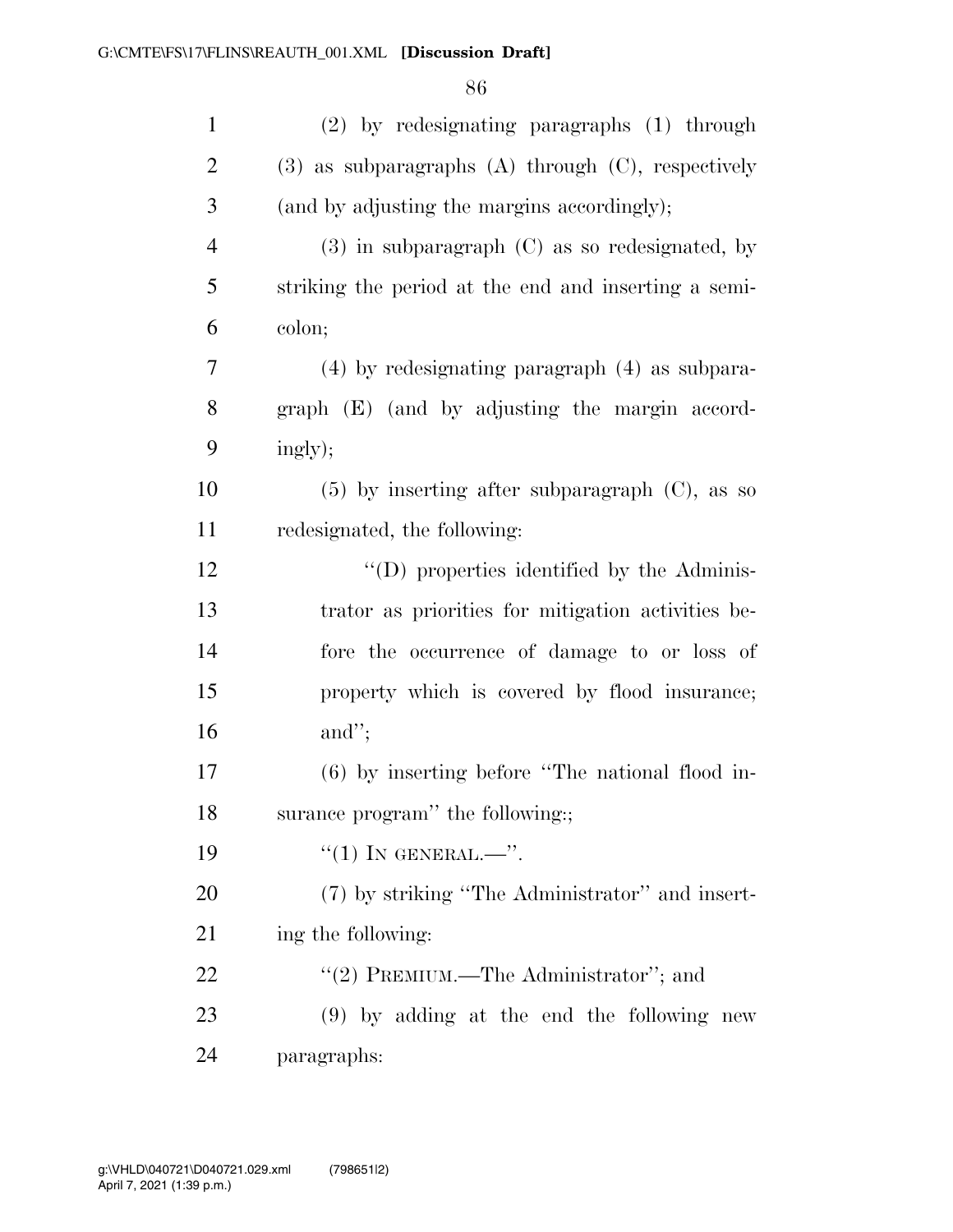(2) by redesignating paragraphs (1) through (3) as subparagraphs (A) through (C), respectively (and by adjusting the margins accordingly);

(3) in subparagraph (C) as so redesignated, by striking the period at the end and inserting a semicolon;

(4) by redesignating paragraph (4) as subparagraph (E) (and by adjusting the margin accordingly);

(5) by inserting after subparagraph (C), as so redesignated, the following:

"(D) properties identified by the Administrator as priorities for mitigation activities before the occurrence of damage to or loss of property which is covered by flood insurance; and";

(6) by inserting before "The national flood insurance program" the following:;

"(1) IN GENERAL.—".

(7) by striking "The Administrator" and inserting the following:

"(2) PREMIUM.—The Administrator"; and

(9) by adding at the end the following new paragraphs: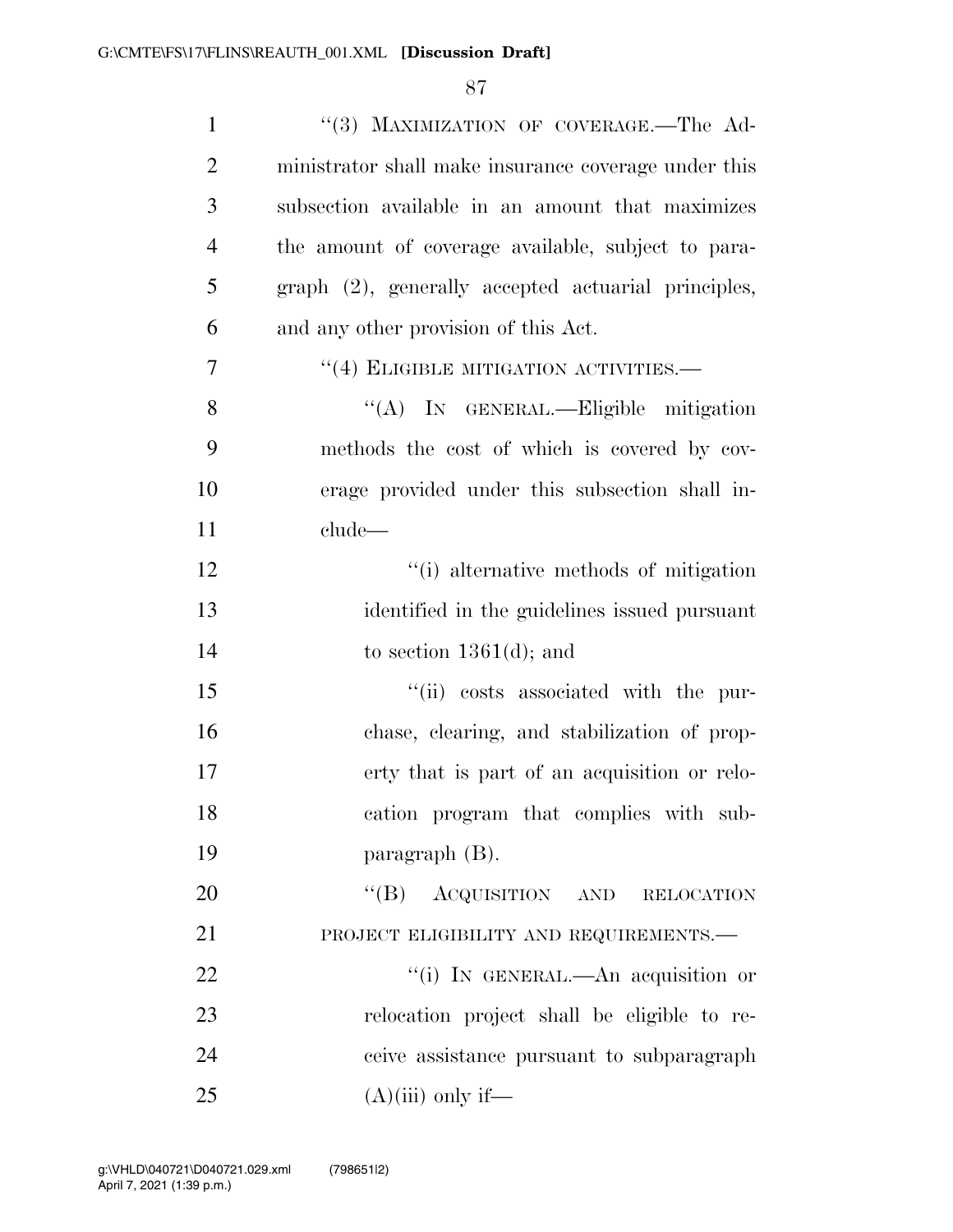"(3) MAXIMIZATION OF COVERAGE.—The Administrator shall make insurance coverage under this subsection available in an amount that maximizes the amount of coverage available, subject to paragraph (2), generally accepted actuarial principles, and any other provision of this Act.

"(4) ELIGIBLE MITIGATION ACTIVITIES.—

"(A) IN GENERAL.—Eligible mitigation methods the cost of which is covered by coverage provided under this subsection shall include—

"(i) alternative methods of mitigation identified in the guidelines issued pursuant to section 1361(d); and

"(ii) costs associated with the purchase, clearing, and stabilization of property that is part of an acquisition or relocation program that complies with subparagraph (B).

"(B) ACQUISITION AND RELOCATION PROJECT ELIGIBILITY AND REQUIREMENTS.—

"(i) IN GENERAL.—An acquisition or relocation project shall be eligible to receive assistance pursuant to subparagraph (A)(iii) only if—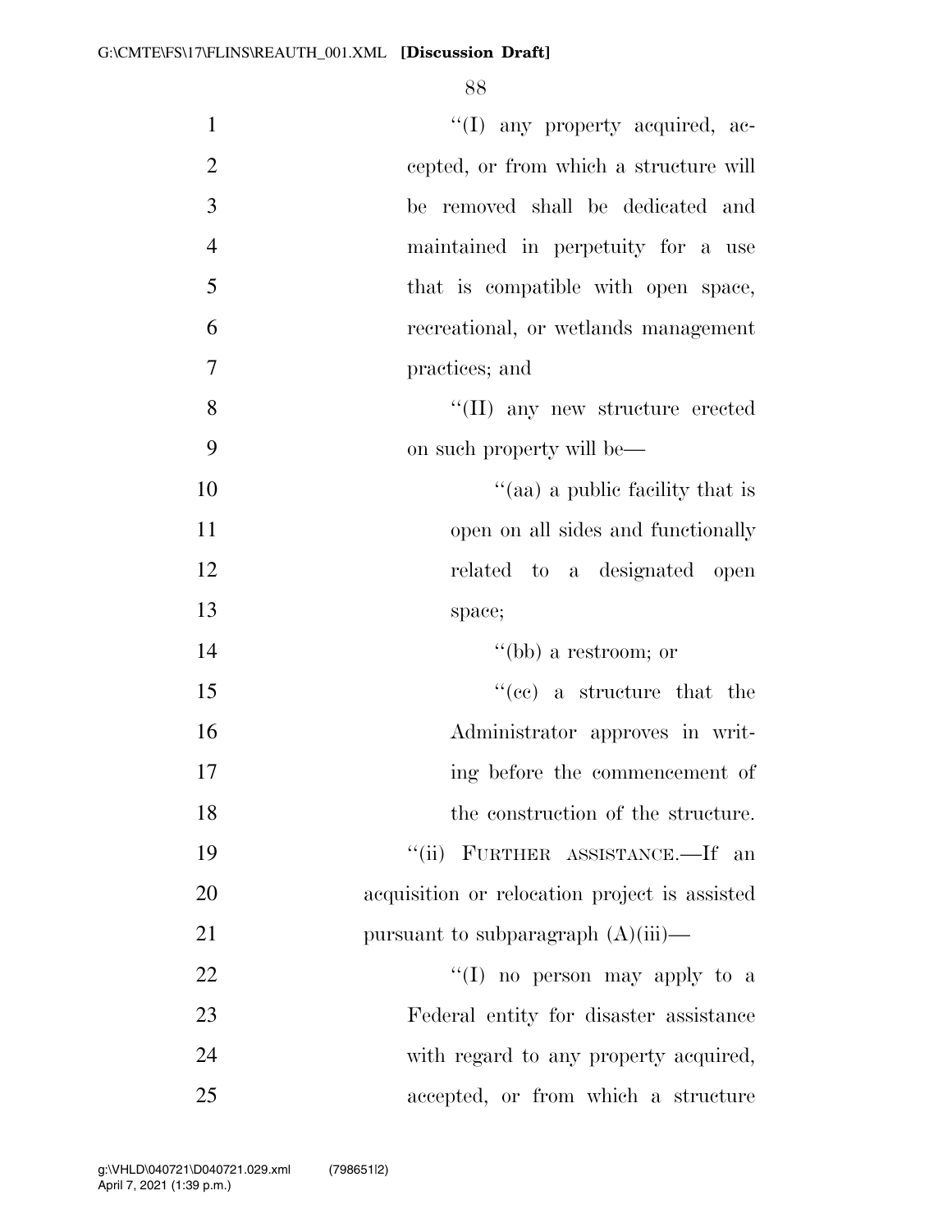"(I) any property acquired, accepted, or from which a structure will be removed shall be dedicated and maintained in perpetuity for a use that is compatible with open space, recreational, or wetlands management practices; and

"(II) any new structure erected on such property will be—

"(aa) a public facility that is open on all sides and functionally related to a designated open space;

"(bb) a restroom; or

"(cc) a structure that the Administrator approves in writing before the commencement of the construction of the structure.

"(ii) FURTHER ASSISTANCE.—If an acquisition or relocation project is assisted pursuant to subparagraph (A)(iii)—

"(I) no person may apply to a Federal entity for disaster assistance with regard to any property acquired, accepted, or from which a structure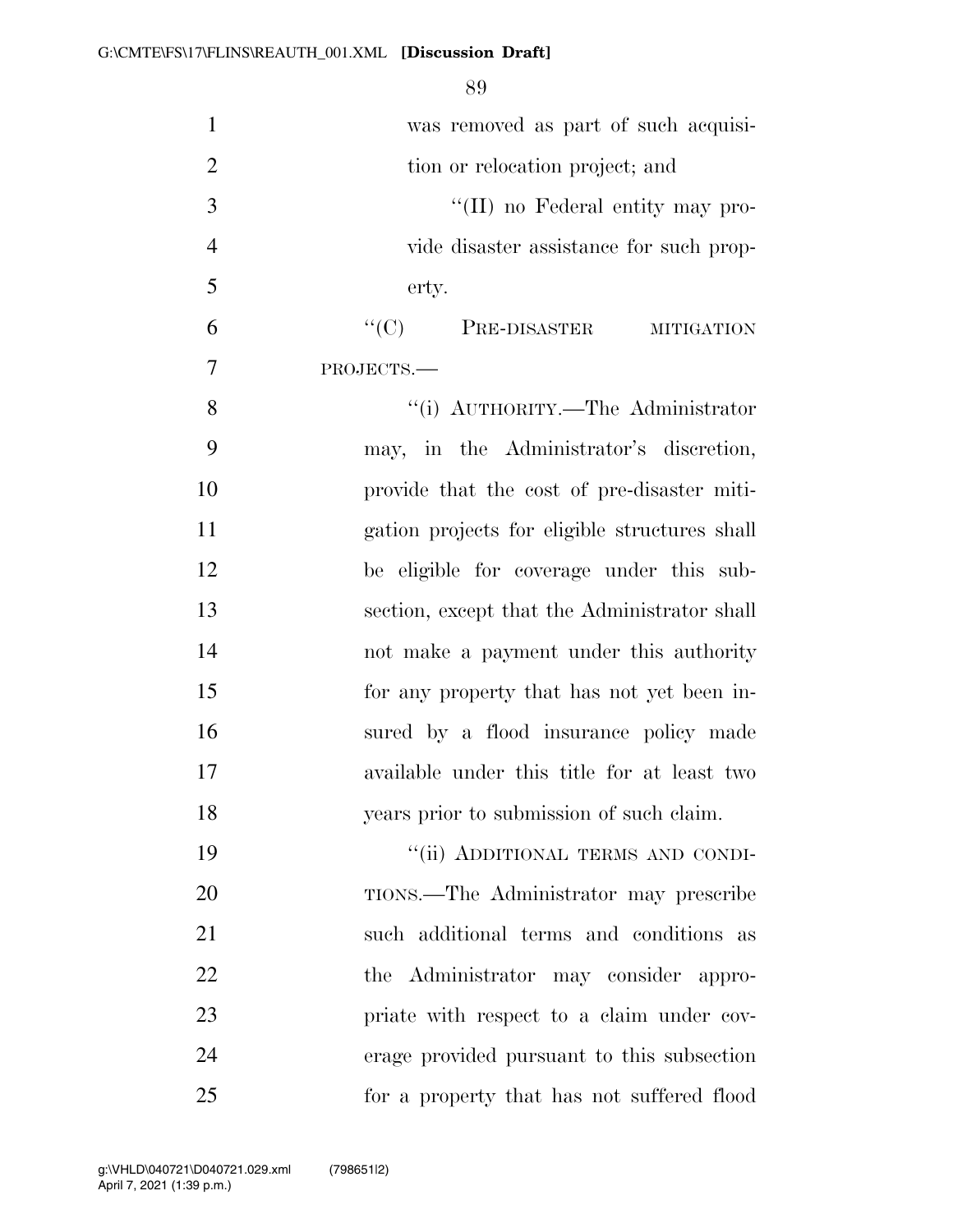was removed as part of such acquisition or relocation project; and

''(II) no Federal entity may provide disaster assistance for such property.

''(C) PRE-DISASTER MITIGATION PROJECTS.—

''(i) AUTHORITY.—The Administrator may, in the Administrator's discretion, provide that the cost of pre-disaster mitigation projects for eligible structures shall be eligible for coverage under this subsection, except that the Administrator shall not make a payment under this authority for any property that has not yet been insured by a flood insurance policy made available under this title for at least two years prior to submission of such claim.

''(ii) ADDITIONAL TERMS AND CONDITIONS.—The Administrator may prescribe such additional terms and conditions as the Administrator may consider appropriate with respect to a claim under coverage provided pursuant to this subsection for a property that has not suffered flood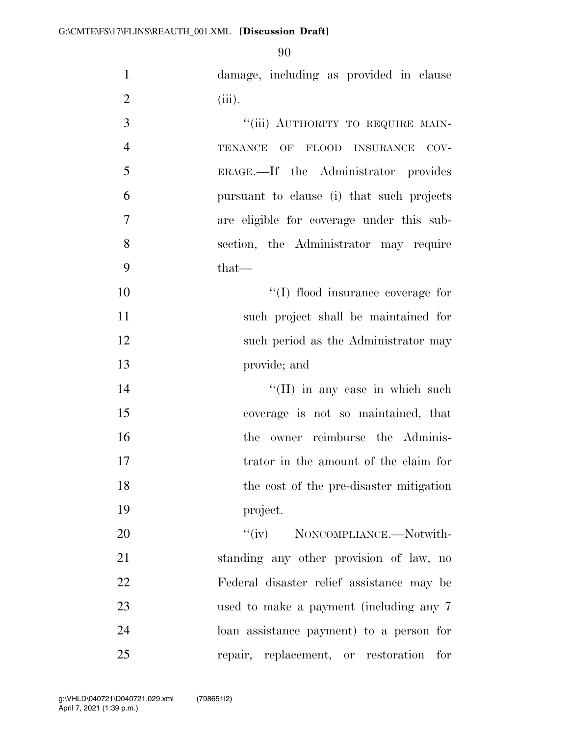damage, including as provided in clause (iii).

"(iii) AUTHORITY TO REQUIRE MAINTENANCE OF FLOOD INSURANCE COVERAGE.—If the Administrator provides pursuant to clause (i) that such projects are eligible for coverage under this subsection, the Administrator may require that—

"(I) flood insurance coverage for such project shall be maintained for such period as the Administrator may provide; and

"(II) in any case in which such coverage is not so maintained, that the owner reimburse the Administrator in the amount of the claim for the cost of the pre-disaster mitigation project.

"(iv) NONCOMPLIANCE.—Notwithstanding any other provision of law, no Federal disaster relief assistance may be used to make a payment (including any 7 loan assistance payment) to a person for repair, replacement, or restoration for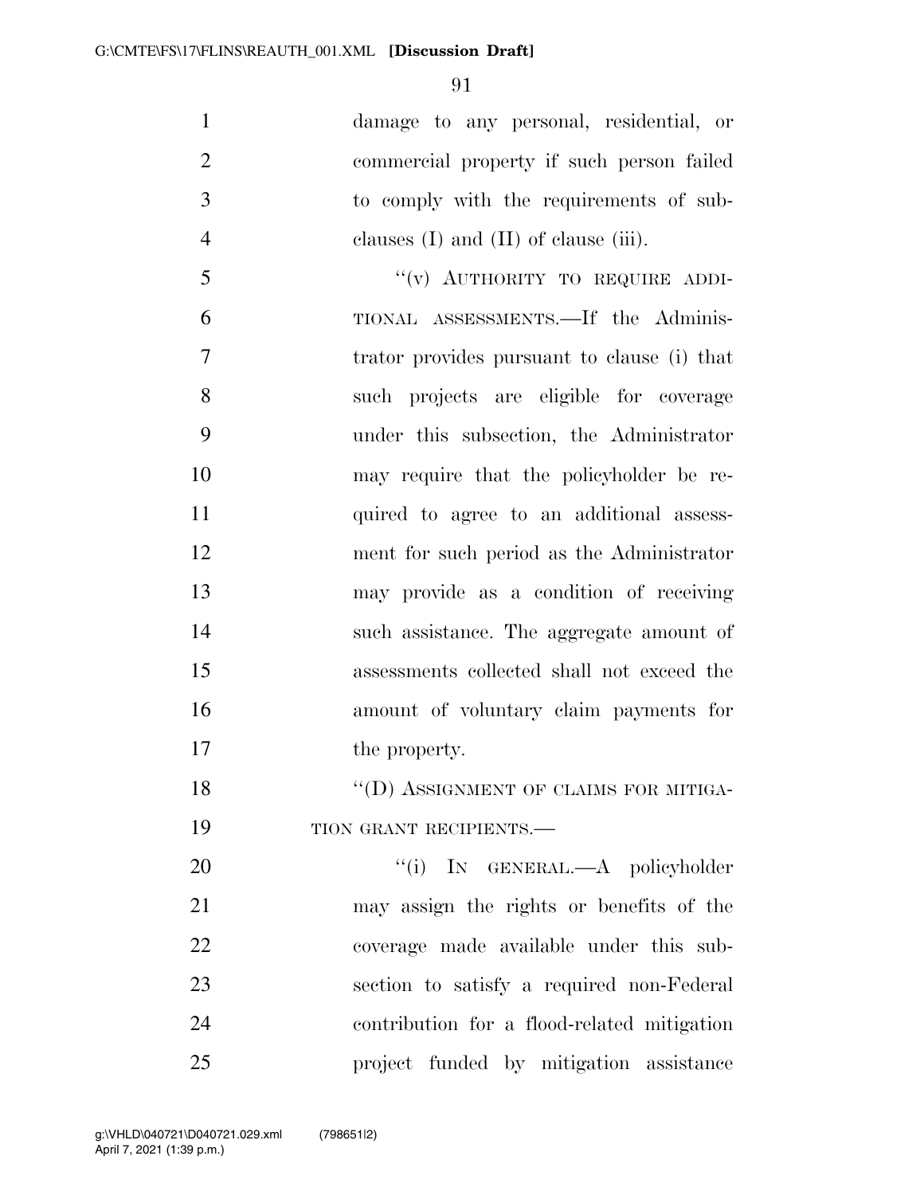damage to any personal, residential, or commercial property if such person failed to comply with the requirements of subclauses (I) and (II) of clause (iii).

"(v) AUTHORITY TO REQUIRE ADDITIONAL ASSESSMENTS.—If the Administrator provides pursuant to clause (i) that such projects are eligible for coverage under this subsection, the Administrator may require that the policyholder be required to agree to an additional assessment for such period as the Administrator may provide as a condition of receiving such assistance. The aggregate amount of assessments collected shall not exceed the amount of voluntary claim payments for the property.

"(D) ASSIGNMENT OF CLAIMS FOR MITIGATION GRANT RECIPIENTS.—

"(i) IN GENERAL.—A policyholder may assign the rights or benefits of the coverage made available under this subsection to satisfy a required non-Federal contribution for a flood-related mitigation project funded by mitigation assistance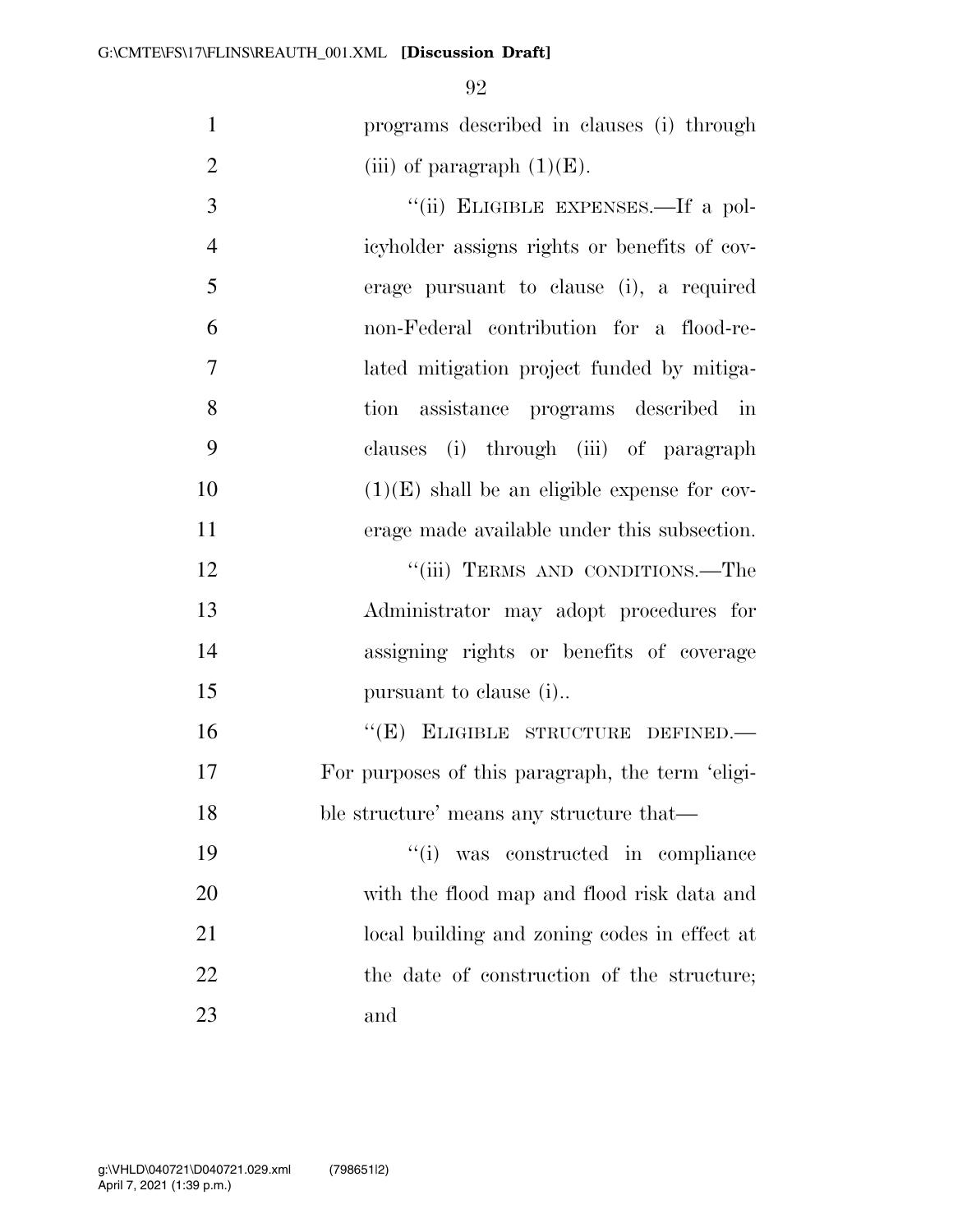programs described in clauses (i) through (iii) of paragraph (1)(E).

"(ii) ELIGIBLE EXPENSES.—If a policyholder assigns rights or benefits of coverage pursuant to clause (i), a required non-Federal contribution for a flood-related mitigation project funded by mitigation assistance programs described in clauses (i) through (iii) of paragraph (1)(E) shall be an eligible expense for coverage made available under this subsection.

"(iii) TERMS AND CONDITIONS.—The Administrator may adopt procedures for assigning rights or benefits of coverage pursuant to clause (i)..

"(E) ELIGIBLE STRUCTURE DEFINED.—For purposes of this paragraph, the term 'eligible structure' means any structure that—

"(i) was constructed in compliance with the flood map and flood risk data and local building and zoning codes in effect at the date of construction of the structure; and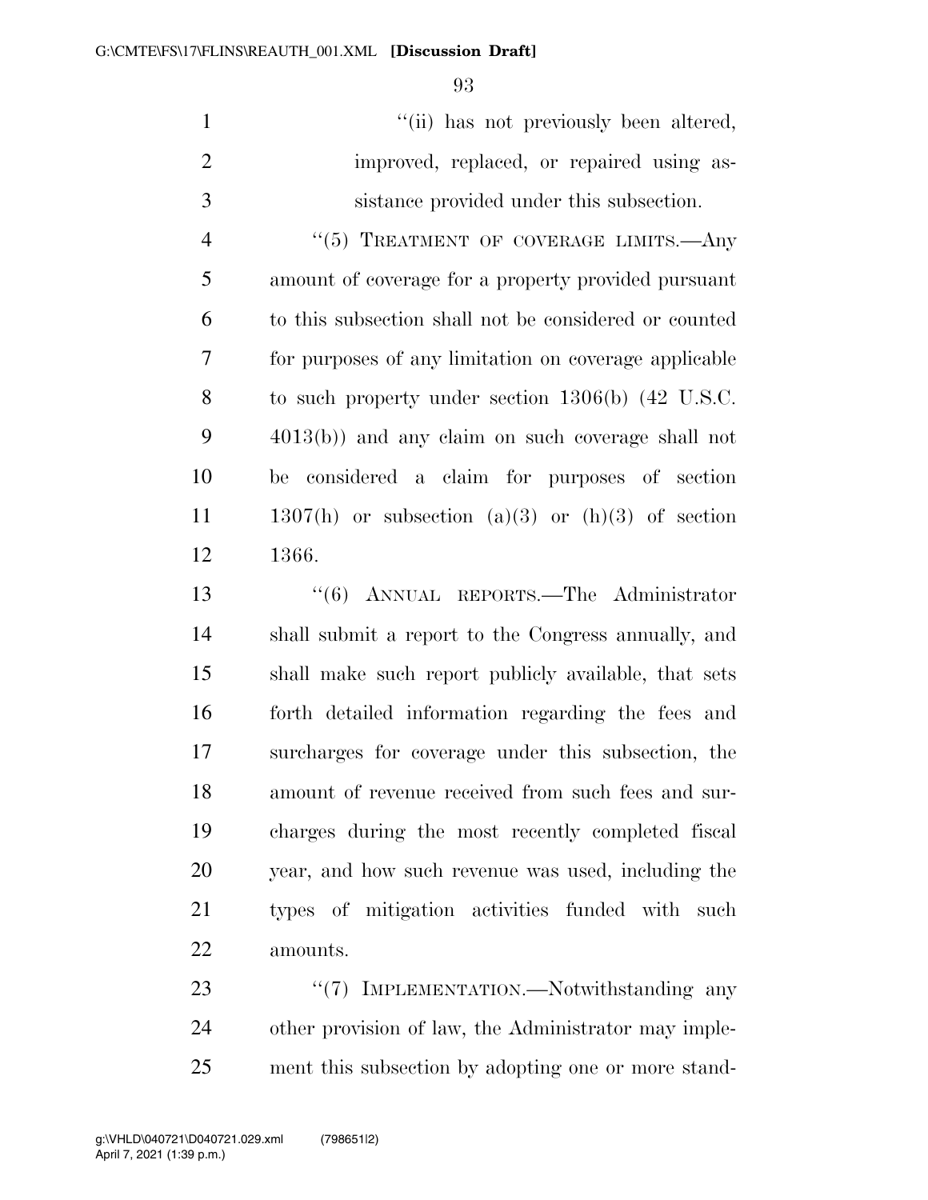"(ii) has not previously been altered, improved, replaced, or repaired using assistance provided under this subsection.

"(5) TREATMENT OF COVERAGE LIMITS.—Any amount of coverage for a property provided pursuant to this subsection shall not be considered or counted for purposes of any limitation on coverage applicable to such property under section 1306(b) (42 U.S.C. 4013(b)) and any claim on such coverage shall not be considered a claim for purposes of section 1307(h) or subsection (a)(3) or (h)(3) of section 1366.

"(6) ANNUAL REPORTS.—The Administrator shall submit a report to the Congress annually, and shall make such report publicly available, that sets forth detailed information regarding the fees and surcharges for coverage under this subsection, the amount of revenue received from such fees and surcharges during the most recently completed fiscal year, and how such revenue was used, including the types of mitigation activities funded with such amounts.

"(7) IMPLEMENTATION.—Notwithstanding any other provision of law, the Administrator may implement this subsection by adopting one or more stand-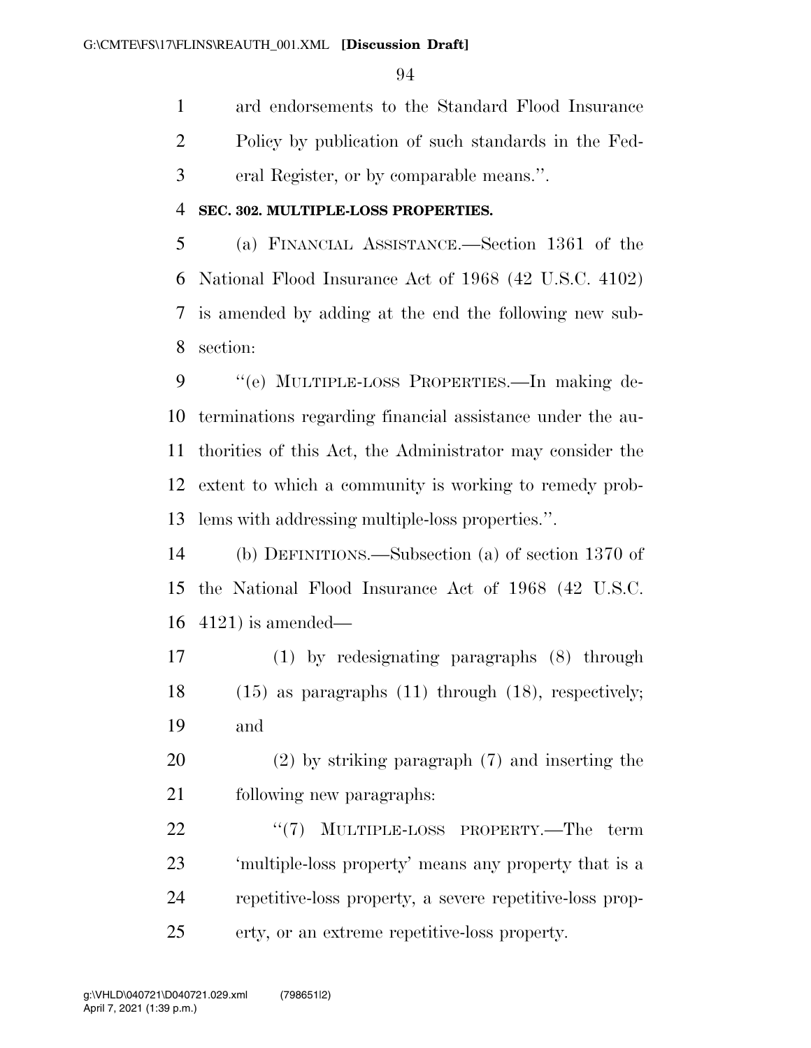ard endorsements to the Standard Flood Insurance Policy by publication of such standards in the Federal Register, or by comparable means.''.

**SEC. 302. MULTIPLE-LOSS PROPERTIES.**

(a) FINANCIAL ASSISTANCE.—Section 1361 of the National Flood Insurance Act of 1968 (42 U.S.C. 4102) is amended by adding at the end the following new subsection:

''(e) MULTIPLE-LOSS PROPERTIES.—In making determinations regarding financial assistance under the authorities of this Act, the Administrator may consider the extent to which a community is working to remedy problems with addressing multiple-loss properties.''.

(b) DEFINITIONS.—Subsection (a) of section 1370 of the National Flood Insurance Act of 1968 (42 U.S.C. 4121) is amended—

(1) by redesignating paragraphs (8) through (15) as paragraphs (11) through (18), respectively; and

(2) by striking paragraph (7) and inserting the following new paragraphs:

''(7) MULTIPLE-LOSS PROPERTY.—The term 'multiple-loss property' means any property that is a repetitive-loss property, a severe repetitive-loss property, or an extreme repetitive-loss property.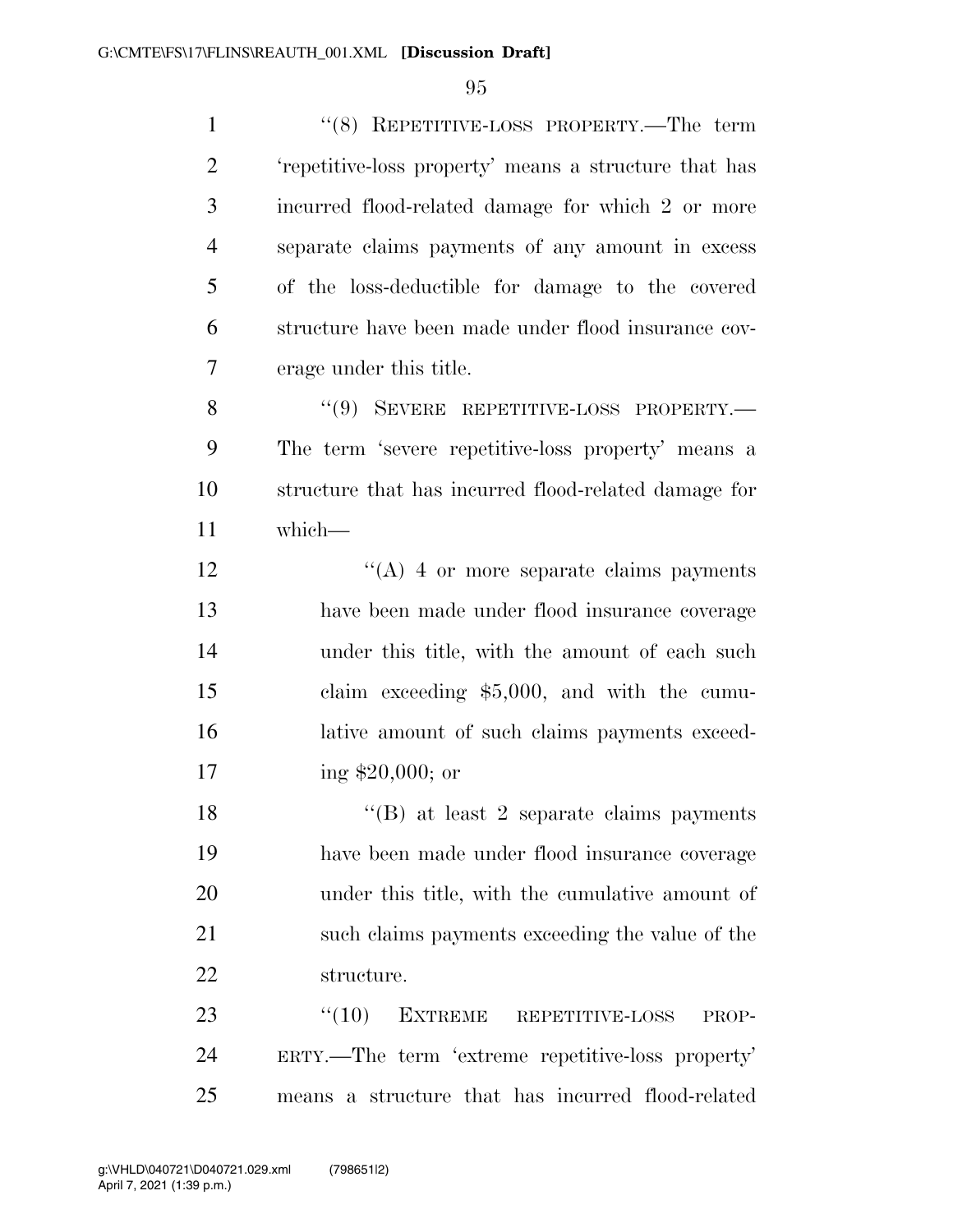"(8) REPETITIVE-LOSS PROPERTY.—The term 'repetitive-loss property' means a structure that has incurred flood-related damage for which 2 or more separate claims payments of any amount in excess of the loss-deductible for damage to the covered structure have been made under flood insurance coverage under this title.

"(9) SEVERE REPETITIVE-LOSS PROPERTY.—The term 'severe repetitive-loss property' means a structure that has incurred flood-related damage for which—

"(A) 4 or more separate claims payments have been made under flood insurance coverage under this title, with the amount of each such claim exceeding $5,000, and with the cumulative amount of such claims payments exceeding $20,000; or

"(B) at least 2 separate claims payments have been made under flood insurance coverage under this title, with the cumulative amount of such claims payments exceeding the value of the structure.

"(10) EXTREME REPETITIVE-LOSS PROPERTY.—The term 'extreme repetitive-loss property' means a structure that has incurred flood-related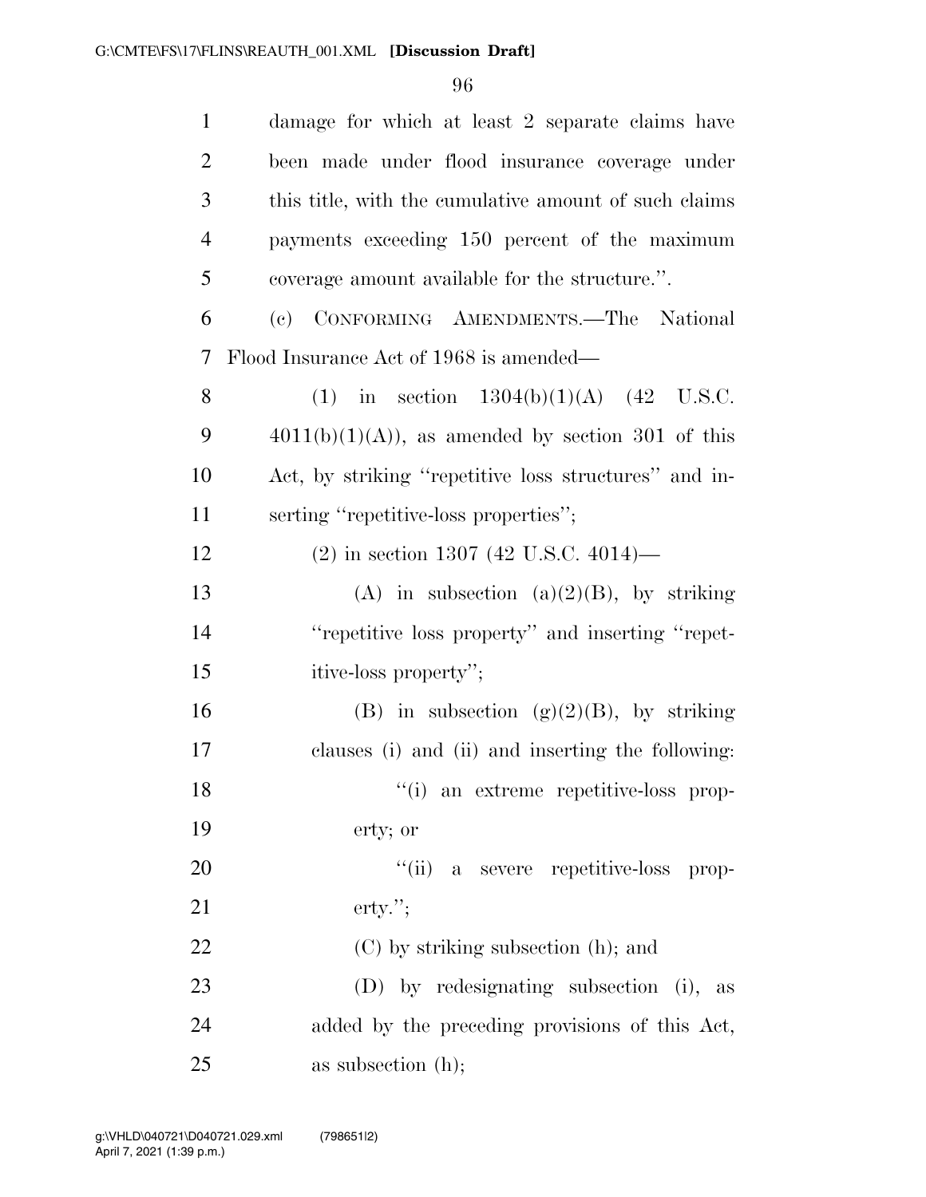damage for which at least 2 separate claims have been made under flood insurance coverage under this title, with the cumulative amount of such claims payments exceeding 150 percent of the maximum coverage amount available for the structure.''.

(c) CONFORMING AMENDMENTS.—The National Flood Insurance Act of 1968 is amended—

(1) in section 1304(b)(1)(A) (42 U.S.C. 4011(b)(1)(A)), as amended by section 301 of this Act, by striking ''repetitive loss structures'' and inserting ''repetitive-loss properties'';

(2) in section 1307 (42 U.S.C. 4014)—

(A) in subsection (a)(2)(B), by striking ''repetitive loss property'' and inserting ''repetitive-loss property'';

(B) in subsection (g)(2)(B), by striking clauses (i) and (ii) and inserting the following:

''(i) an extreme repetitive-loss property; or

''(ii) a severe repetitive-loss property.'';

(C) by striking subsection (h); and

(D) by redesignating subsection (i), as added by the preceding provisions of this Act, as subsection (h);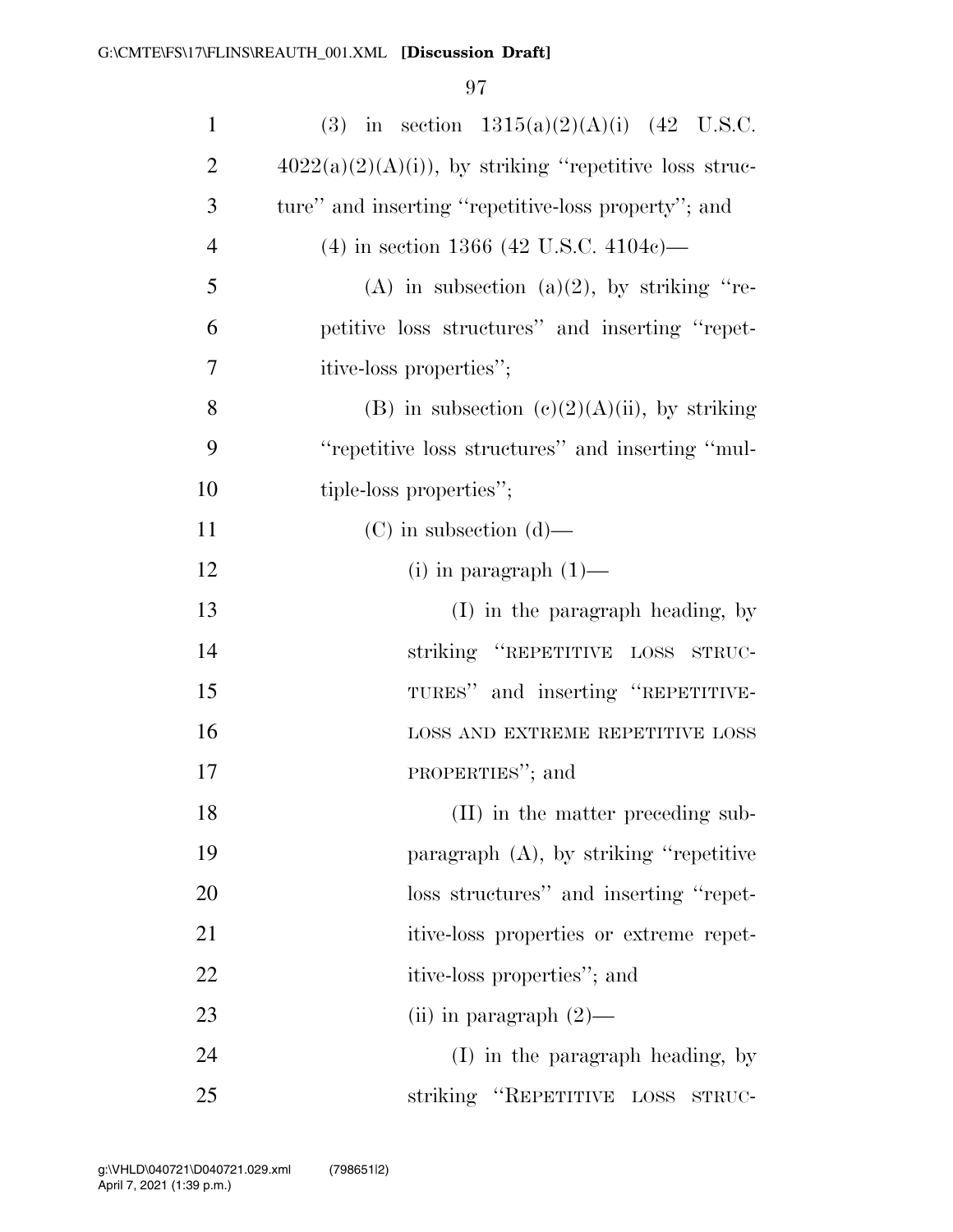(3) in section 1315(a)(2)(A)(i) (42 U.S.C. 4022(a)(2)(A)(i)), by striking ''repetitive loss structure'' and inserting ''repetitive-loss property''; and

(4) in section 1366 (42 U.S.C. 4104c)—

(A) in subsection (a)(2), by striking ''repetitive loss structures'' and inserting ''repetitive-loss properties'';

(B) in subsection (c)(2)(A)(ii), by striking ''repetitive loss structures'' and inserting ''multiple-loss properties'';

(C) in subsection (d)—

(i) in paragraph (1)—

(I) in the paragraph heading, by striking ''REPETITIVE LOSS STRUCTURES'' and inserting ''REPETITIVE-LOSS AND EXTREME REPETITIVE LOSS PROPERTIES''; and

(II) in the matter preceding subparagraph (A), by striking ''repetitive loss structures'' and inserting ''repetitive-loss properties or extreme repetitive-loss properties''; and

(ii) in paragraph (2)—

(I) in the paragraph heading, by striking ''REPETITIVE LOSS STRUC-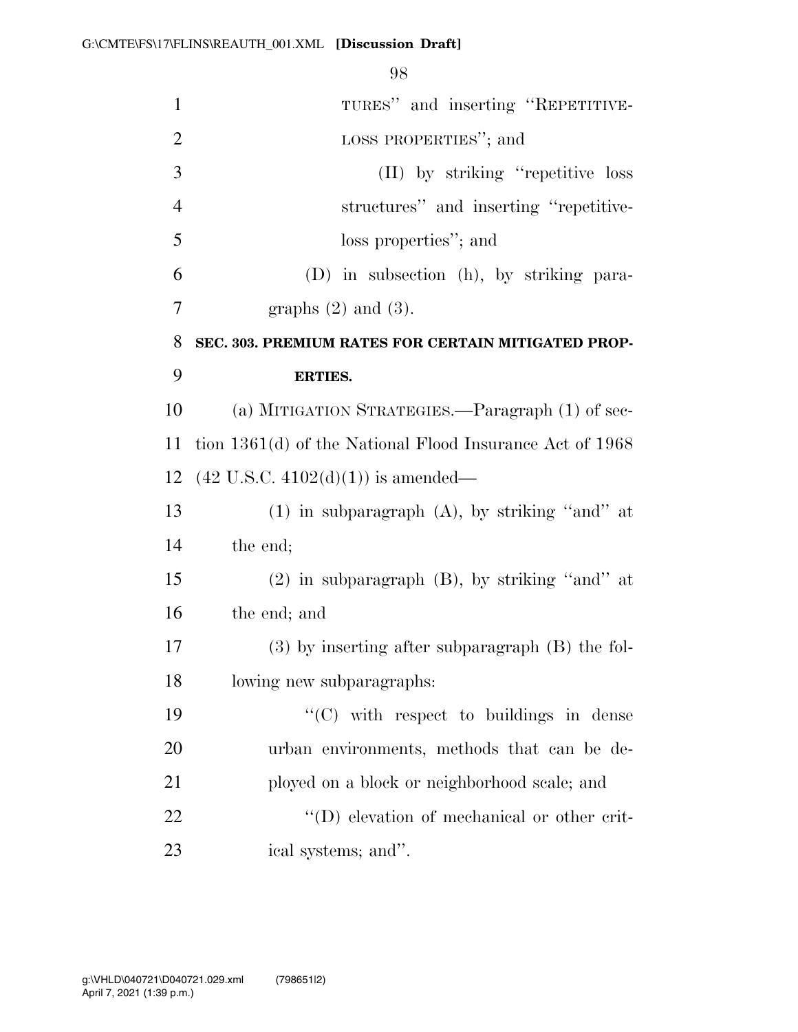TURES'' and inserting ''REPETITIVE-LOSS PROPERTIES''; and

(II) by striking ''repetitive loss structures'' and inserting ''repetitive-loss properties''; and

(D) in subsection (h), by striking paragraphs (2) and (3).

**SEC. 303. PREMIUM RATES FOR CERTAIN MITIGATED PROPERTIES.**

(a) MITIGATION STRATEGIES.—Paragraph (1) of section 1361(d) of the National Flood Insurance Act of 1968 (42 U.S.C. 4102(d)(1)) is amended—

(1) in subparagraph (A), by striking ''and'' at the end;

(2) in subparagraph (B), by striking ''and'' at the end; and

(3) by inserting after subparagraph (B) the following new subparagraphs:

''(C) with respect to buildings in dense urban environments, methods that can be deployed on a block or neighborhood scale; and

''(D) elevation of mechanical or other critical systems; and''.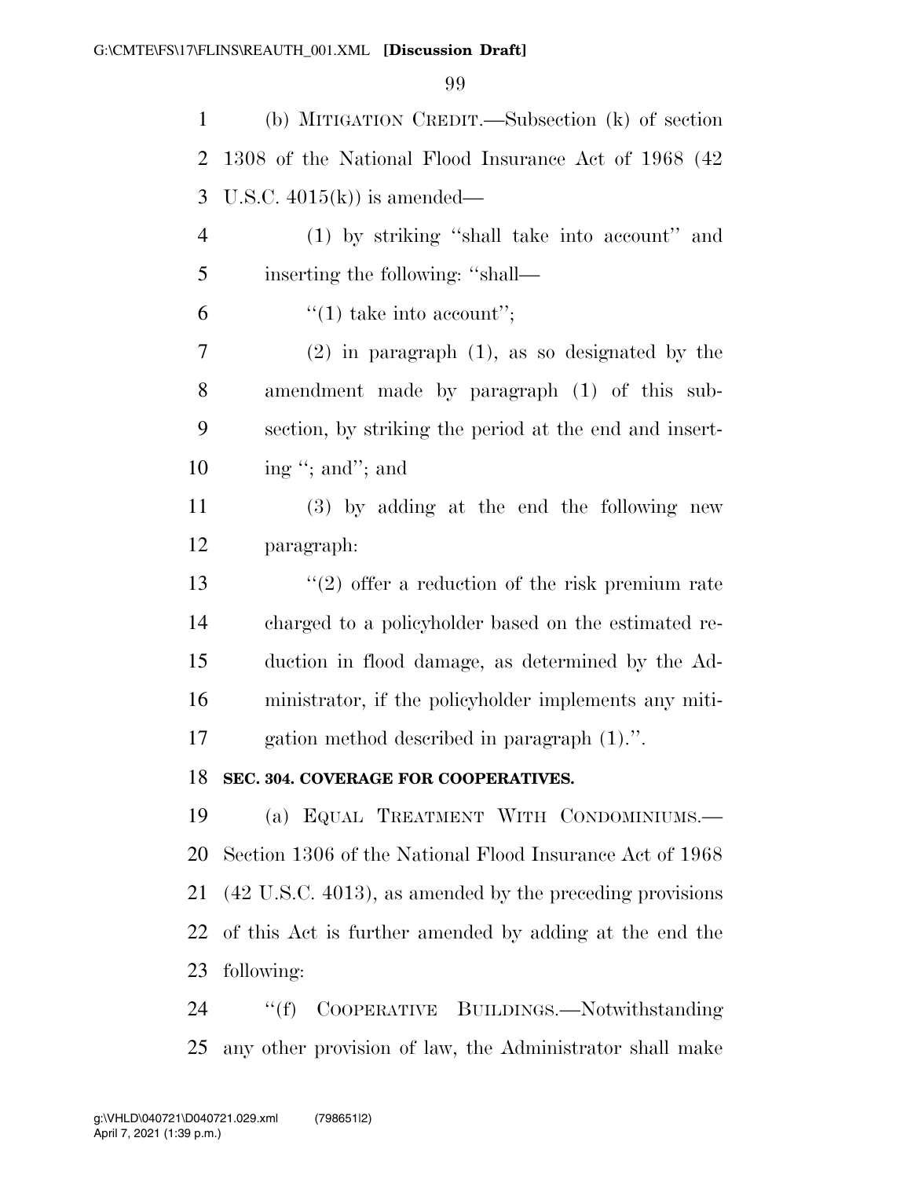(b) MITIGATION CREDIT.—Subsection (k) of section 1308 of the National Flood Insurance Act of 1968 (42 U.S.C. 4015(k)) is amended—

(1) by striking ''shall take into account'' and inserting the following: ''shall—

''(1) take into account'';

(2) in paragraph (1), as so designated by the amendment made by paragraph (1) of this subsection, by striking the period at the end and inserting ''; and''; and

(3) by adding at the end the following new paragraph:

''(2) offer a reduction of the risk premium rate charged to a policyholder based on the estimated reduction in flood damage, as determined by the Administrator, if the policyholder implements any mitigation method described in paragraph (1).''.

**SEC. 304. COVERAGE FOR COOPERATIVES.**

(a) EQUAL TREATMENT WITH CONDOMINIUMS.—Section 1306 of the National Flood Insurance Act of 1968 (42 U.S.C. 4013), as amended by the preceding provisions of this Act is further amended by adding at the end the following:

''(f) COOPERATIVE BUILDINGS.—Notwithstanding any other provision of law, the Administrator shall make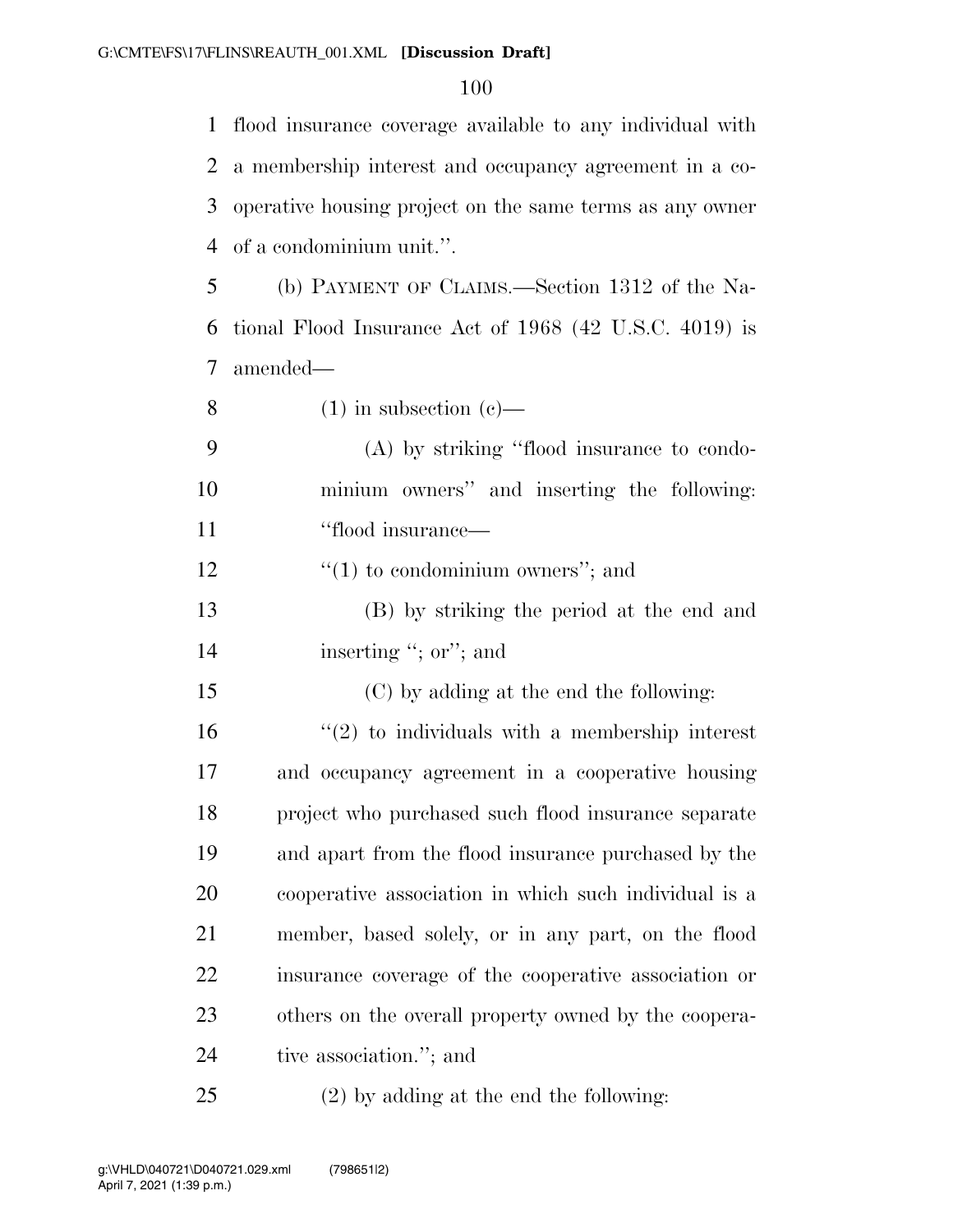flood insurance coverage available to any individual with a membership interest and occupancy agreement in a cooperative housing project on the same terms as any owner of a condominium unit.''.

(b) PAYMENT OF CLAIMS.—Section 1312 of the National Flood Insurance Act of 1968 (42 U.S.C. 4019) is amended—

(1) in subsection (c)—

(A) by striking ''flood insurance to condominium owners'' and inserting the following: ''flood insurance—

''(1) to condominium owners''; and

(B) by striking the period at the end and inserting ''; or''; and

(C) by adding at the end the following:

''(2) to individuals with a membership interest and occupancy agreement in a cooperative housing project who purchased such flood insurance separate and apart from the flood insurance purchased by the cooperative association in which such individual is a member, based solely, or in any part, on the flood insurance coverage of the cooperative association or others on the overall property owned by the cooperative association.''; and

(2) by adding at the end the following: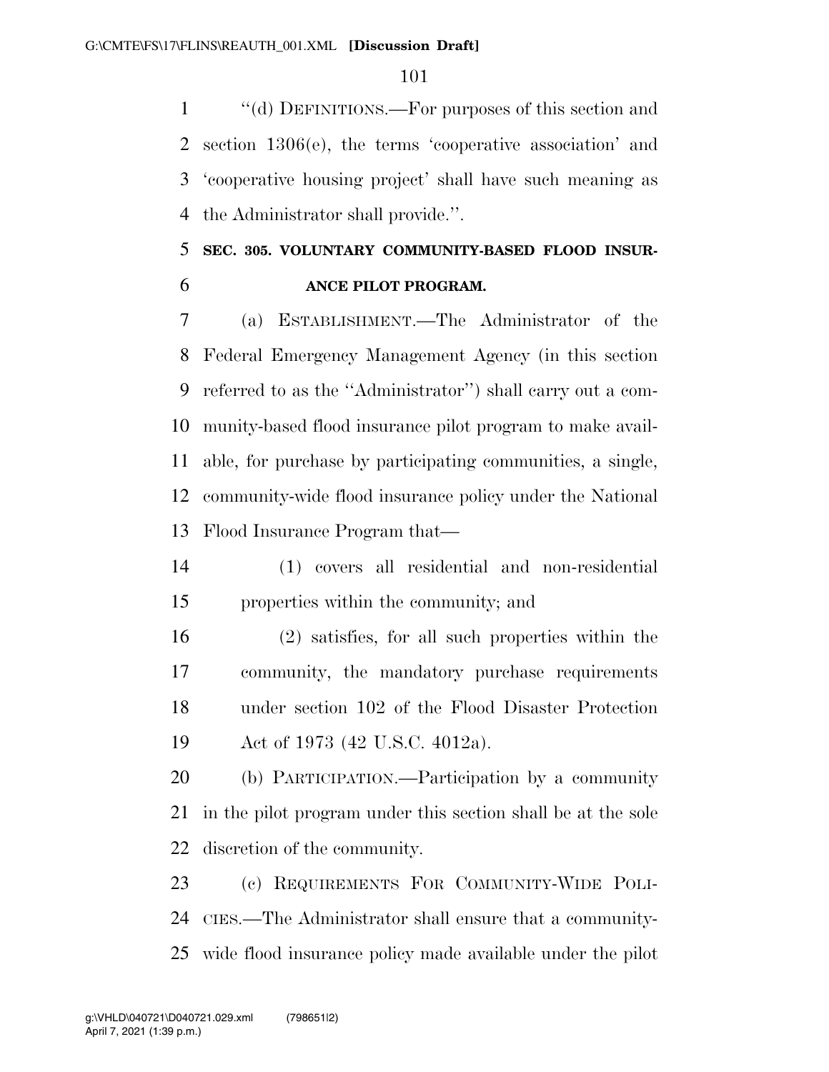"(d) DEFINITIONS.—For purposes of this section and section 1306(e), the terms 'cooperative association' and 'cooperative housing project' shall have such meaning as the Administrator shall provide.".

**SEC. 305. VOLUNTARY COMMUNITY-BASED FLOOD INSURANCE PILOT PROGRAM.**

(a) ESTABLISHMENT.—The Administrator of the Federal Emergency Management Agency (in this section referred to as the "Administrator") shall carry out a community-based flood insurance pilot program to make available, for purchase by participating communities, a single, community-wide flood insurance policy under the National Flood Insurance Program that—

(1) covers all residential and non-residential properties within the community; and

(2) satisfies, for all such properties within the community, the mandatory purchase requirements under section 102 of the Flood Disaster Protection Act of 1973 (42 U.S.C. 4012a).

(b) PARTICIPATION.—Participation by a community in the pilot program under this section shall be at the sole discretion of the community.

(c) REQUIREMENTS FOR COMMUNITY-WIDE POLICIES.—The Administrator shall ensure that a community-wide flood insurance policy made available under the pilot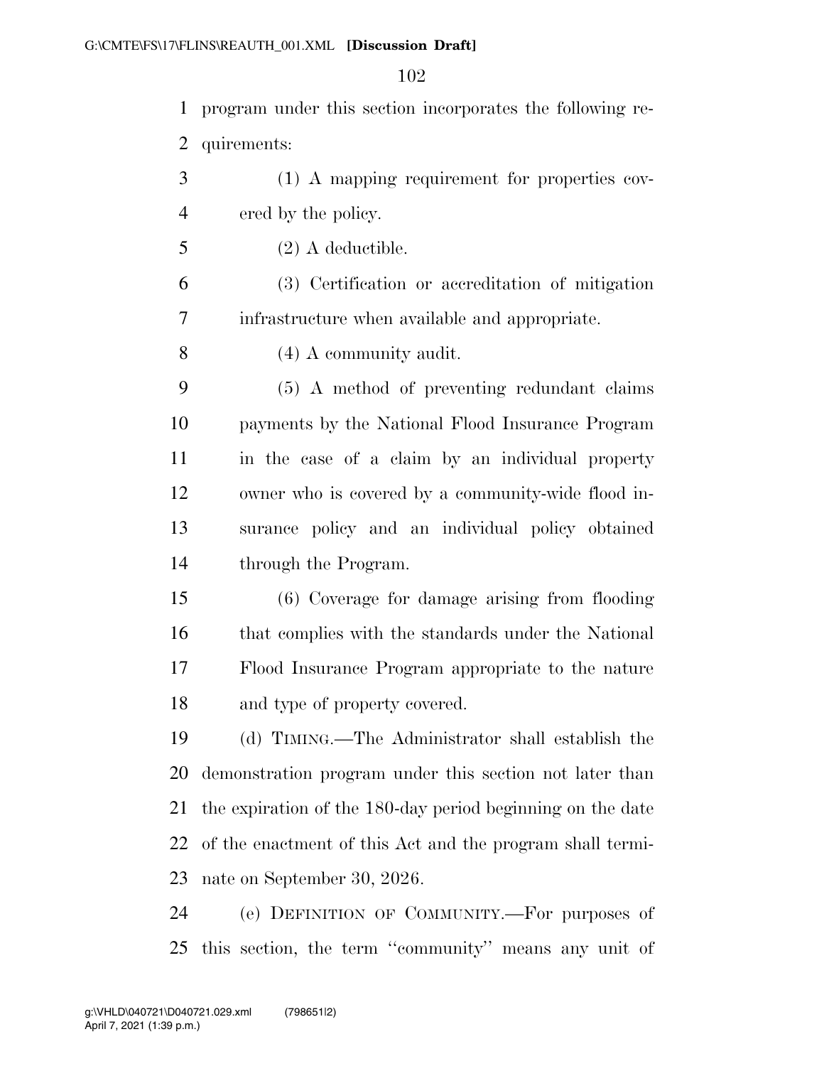program under this section incorporates the following requirements:

(1) A mapping requirement for properties covered by the policy.

(2) A deductible.

(3) Certification or accreditation of mitigation infrastructure when available and appropriate.

(4) A community audit.

(5) A method of preventing redundant claims payments by the National Flood Insurance Program in the case of a claim by an individual property owner who is covered by a community-wide flood insurance policy and an individual policy obtained through the Program.

(6) Coverage for damage arising from flooding that complies with the standards under the National Flood Insurance Program appropriate to the nature and type of property covered.

(d) TIMING.—The Administrator shall establish the demonstration program under this section not later than the expiration of the 180-day period beginning on the date of the enactment of this Act and the program shall terminate on September 30, 2026.

(e) DEFINITION OF COMMUNITY.—For purposes of this section, the term ''community'' means any unit of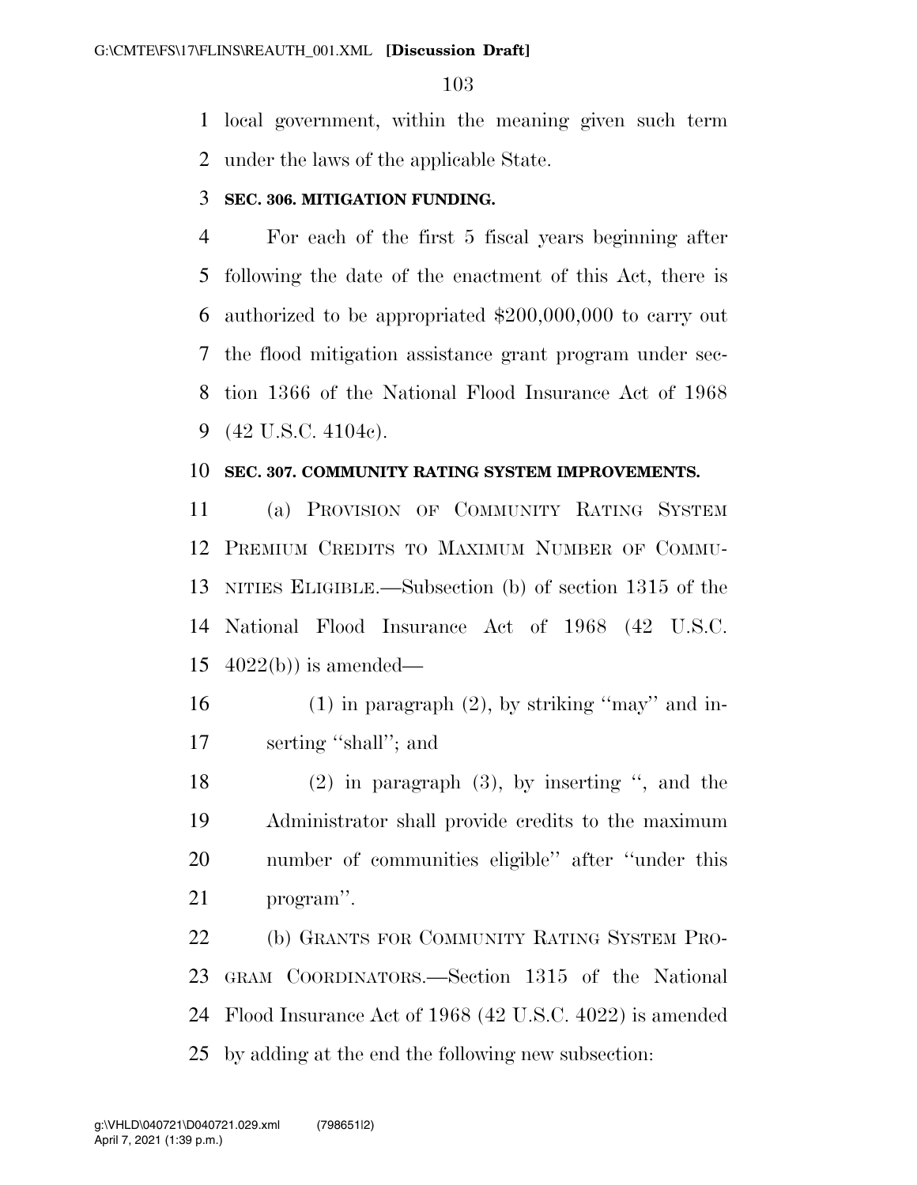local government, within the meaning given such term under the laws of the applicable State.

### SEC. 306. MITIGATION FUNDING.

For each of the first 5 fiscal years beginning after following the date of the enactment of this Act, there is authorized to be appropriated $200,000,000 to carry out the flood mitigation assistance grant program under section 1366 of the National Flood Insurance Act of 1968 (42 U.S.C. 4104c).

### SEC. 307. COMMUNITY RATING SYSTEM IMPROVEMENTS.

(a) PROVISION OF COMMUNITY RATING SYSTEM PREMIUM CREDITS TO MAXIMUM NUMBER OF COMMUNITIES ELIGIBLE.—Subsection (b) of section 1315 of the National Flood Insurance Act of 1968 (42 U.S.C. 4022(b)) is amended—

(1) in paragraph (2), by striking ''may'' and inserting ''shall''; and

(2) in paragraph (3), by inserting '', and the Administrator shall provide credits to the maximum number of communities eligible'' after ''under this program''.

(b) GRANTS FOR COMMUNITY RATING SYSTEM PROGRAM COORDINATORS.—Section 1315 of the National Flood Insurance Act of 1968 (42 U.S.C. 4022) is amended by adding at the end the following new subsection: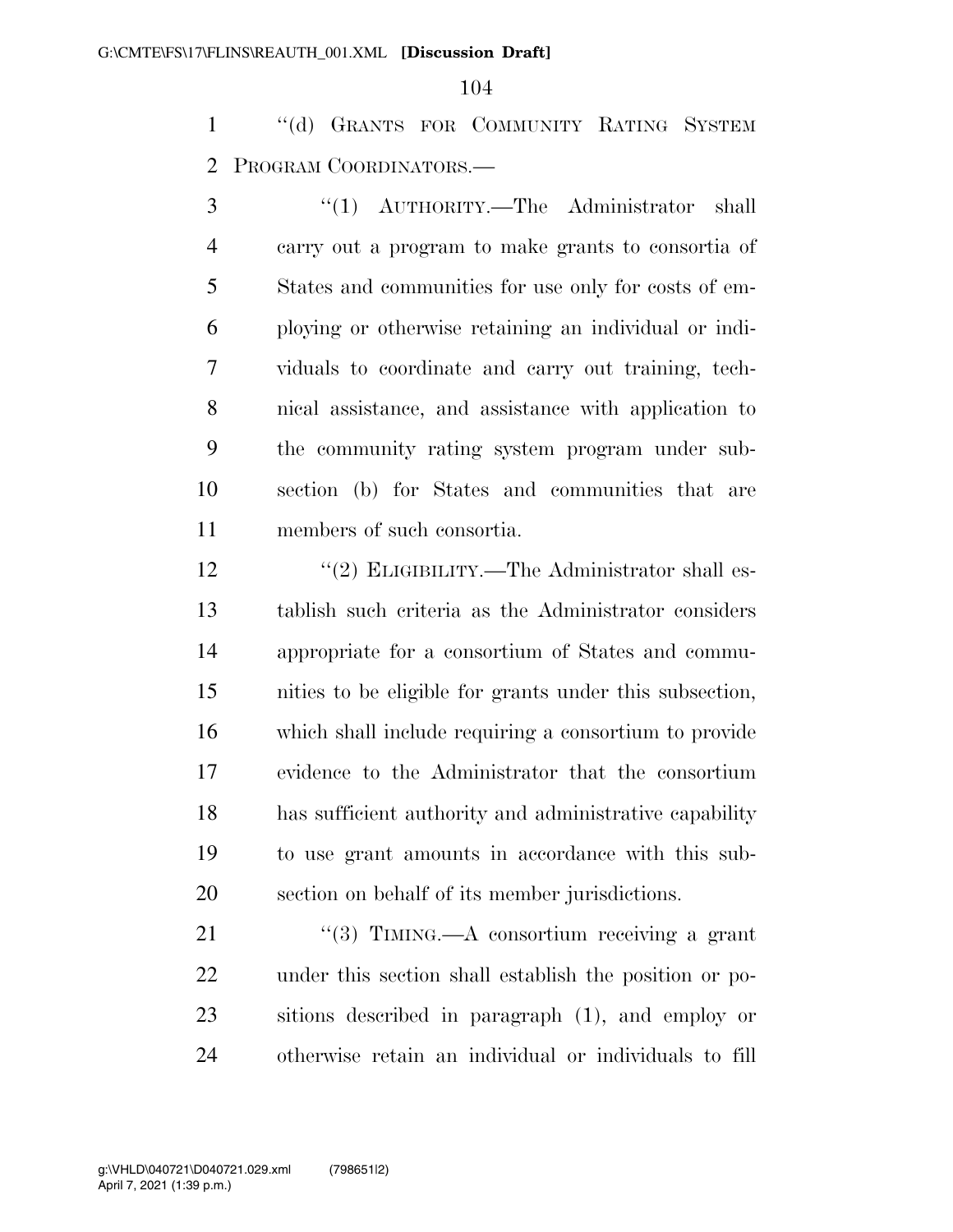"(d) GRANTS FOR COMMUNITY RATING SYSTEM PROGRAM COORDINATORS.—

"(1) AUTHORITY.—The Administrator shall carry out a program to make grants to consortia of States and communities for use only for costs of employing or otherwise retaining an individual or individuals to coordinate and carry out training, technical assistance, and assistance with application to the community rating system program under subsection (b) for States and communities that are members of such consortia.

"(2) ELIGIBILITY.—The Administrator shall establish such criteria as the Administrator considers appropriate for a consortium of States and communities to be eligible for grants under this subsection, which shall include requiring a consortium to provide evidence to the Administrator that the consortium has sufficient authority and administrative capability to use grant amounts in accordance with this subsection on behalf of its member jurisdictions.

"(3) TIMING.—A consortium receiving a grant under this section shall establish the position or positions described in paragraph (1), and employ or otherwise retain an individual or individuals to fill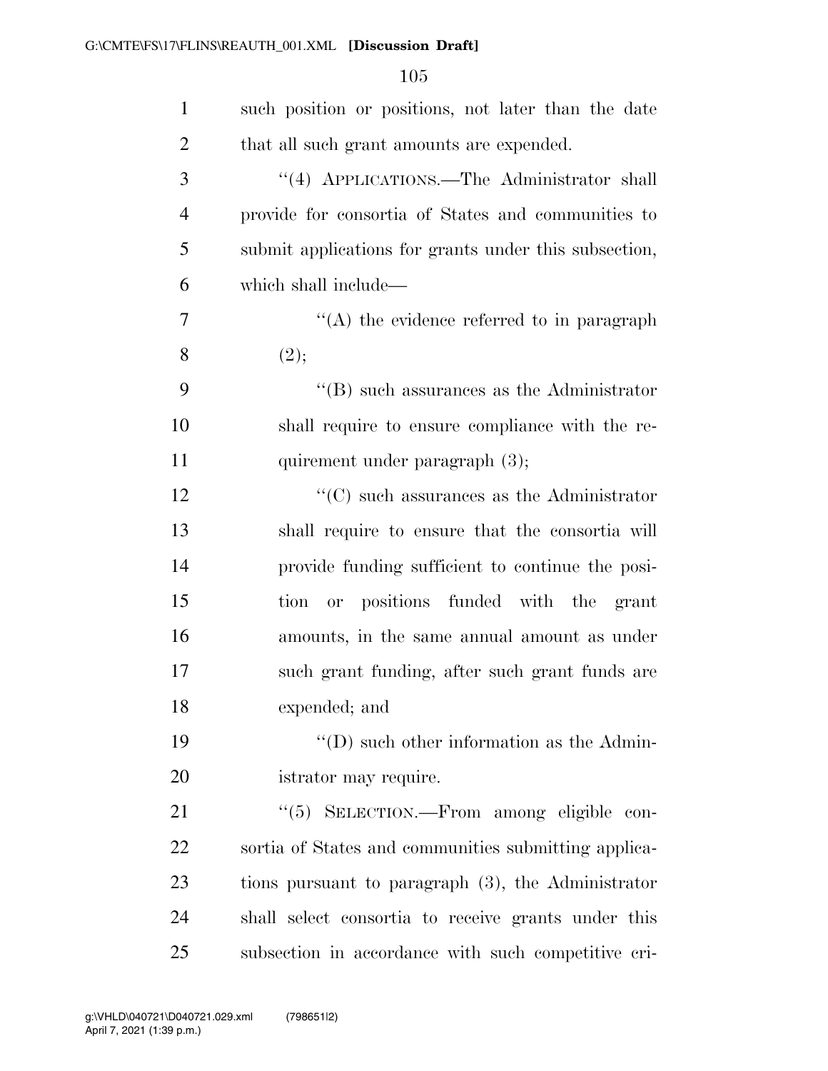such position or positions, not later than the date that all such grant amounts are expended.

''(4) APPLICATIONS.—The Administrator shall provide for consortia of States and communities to submit applications for grants under this subsection, which shall include—

''(A) the evidence referred to in paragraph (2);

''(B) such assurances as the Administrator shall require to ensure compliance with the requirement under paragraph (3);

''(C) such assurances as the Administrator shall require to ensure that the consortia will provide funding sufficient to continue the position or positions funded with the grant amounts, in the same annual amount as under such grant funding, after such grant funds are expended; and

''(D) such other information as the Administrator may require.

''(5) SELECTION.—From among eligible consortia of States and communities submitting applications pursuant to paragraph (3), the Administrator shall select consortia to receive grants under this subsection in accordance with such competitive cri-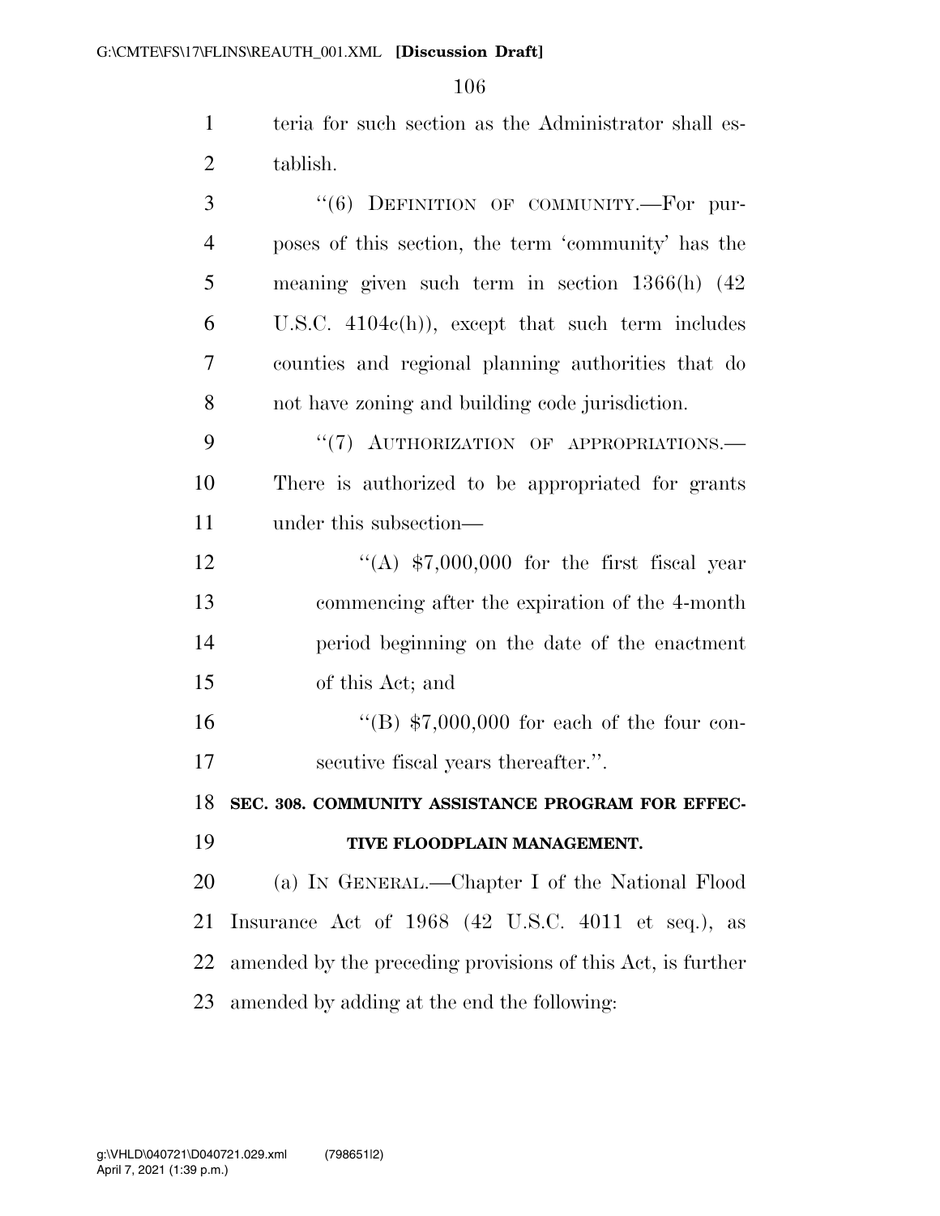teria for such section as the Administrator shall establish.

"(6) DEFINITION OF COMMUNITY.—For purposes of this section, the term 'community' has the meaning given such term in section 1366(h) (42 U.S.C. 4104c(h)), except that such term includes counties and regional planning authorities that do not have zoning and building code jurisdiction.

"(7) AUTHORIZATION OF APPROPRIATIONS.—There is authorized to be appropriated for grants under this subsection—

"(A) $7,000,000 for the first fiscal year commencing after the expiration of the 4-month period beginning on the date of the enactment of this Act; and

"(B) $7,000,000 for each of the four consecutive fiscal years thereafter.".

## SEC. 308. COMMUNITY ASSISTANCE PROGRAM FOR EFFECTIVE FLOODPLAIN MANAGEMENT.

(a) IN GENERAL.—Chapter I of the National Flood Insurance Act of 1968 (42 U.S.C. 4011 et seq.), as amended by the preceding provisions of this Act, is further amended by adding at the end the following: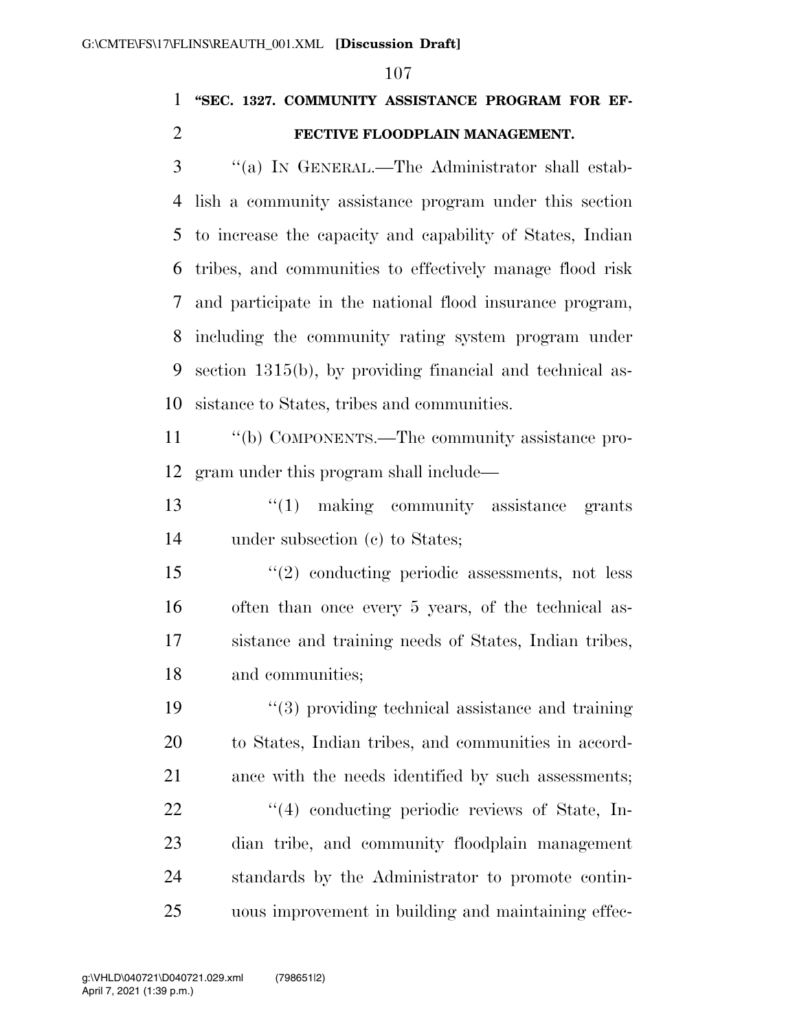**"SEC. 1327. COMMUNITY ASSISTANCE PROGRAM FOR EFFECTIVE FLOODPLAIN MANAGEMENT.**

"(a) IN GENERAL.—The Administrator shall establish a community assistance program under this section to increase the capacity and capability of States, Indian tribes, and communities to effectively manage flood risk and participate in the national flood insurance program, including the community rating system program under section 1315(b), by providing financial and technical assistance to States, tribes and communities.

"(b) COMPONENTS.—The community assistance program under this program shall include—

"(1) making community assistance grants under subsection (c) to States;

"(2) conducting periodic assessments, not less often than once every 5 years, of the technical assistance and training needs of States, Indian tribes, and communities;

"(3) providing technical assistance and training to States, Indian tribes, and communities in accordance with the needs identified by such assessments;

"(4) conducting periodic reviews of State, Indian tribe, and community floodplain management standards by the Administrator to promote continuous improvement in building and maintaining effec-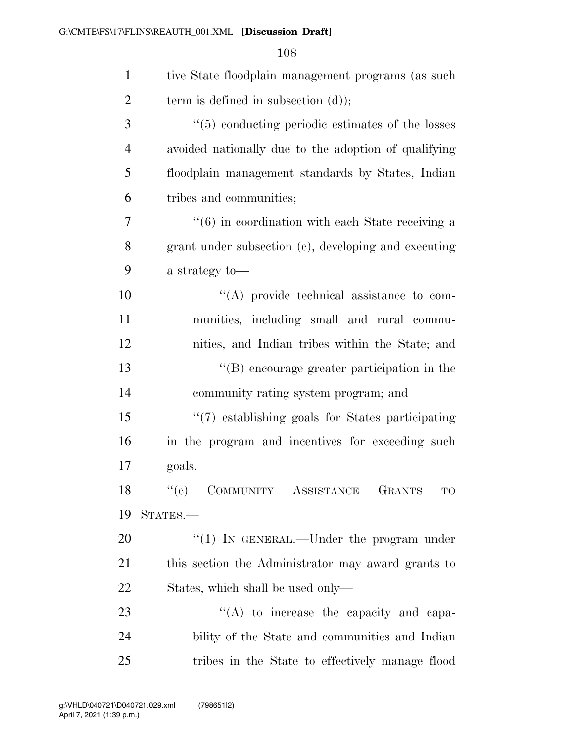tive State floodplain management programs (as such term is defined in subsection (d));

''(5) conducting periodic estimates of the losses avoided nationally due to the adoption of qualifying floodplain management standards by States, Indian tribes and communities;

''(6) in coordination with each State receiving a grant under subsection (c), developing and executing a strategy to—

''(A) provide technical assistance to communities, including small and rural communities, and Indian tribes within the State; and

''(B) encourage greater participation in the community rating system program; and

''(7) establishing goals for States participating in the program and incentives for exceeding such goals.

''(c) COMMUNITY ASSISTANCE GRANTS TO STATES.—

''(1) IN GENERAL.—Under the program under this section the Administrator may award grants to States, which shall be used only—

''(A) to increase the capacity and capability of the State and communities and Indian tribes in the State to effectively manage flood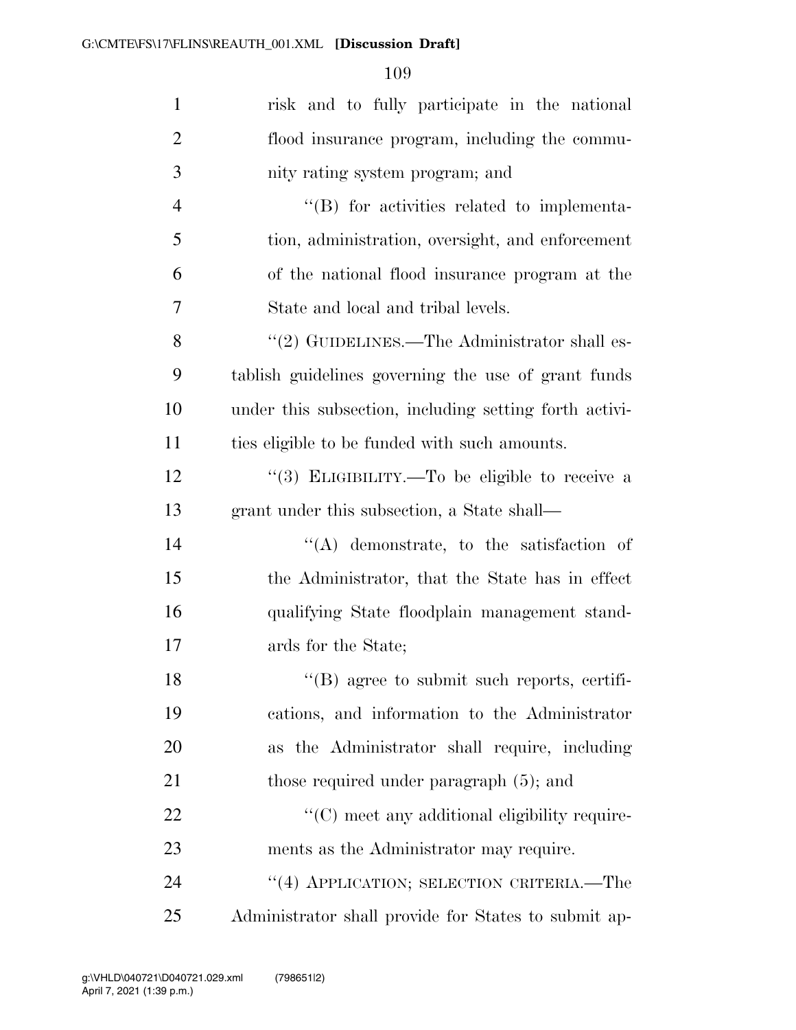risk and to fully participate in the national flood insurance program, including the community rating system program; and

''(B) for activities related to implementation, administration, oversight, and enforcement of the national flood insurance program at the State and local and tribal levels.

''(2) GUIDELINES.—The Administrator shall establish guidelines governing the use of grant funds under this subsection, including setting forth activities eligible to be funded with such amounts.

''(3) ELIGIBILITY.—To be eligible to receive a grant under this subsection, a State shall—

''(A) demonstrate, to the satisfaction of the Administrator, that the State has in effect qualifying State floodplain management standards for the State;

''(B) agree to submit such reports, certifications, and information to the Administrator as the Administrator shall require, including those required under paragraph (5); and

''(C) meet any additional eligibility requirements as the Administrator may require.

''(4) APPLICATION; SELECTION CRITERIA.—The Administrator shall provide for States to submit ap-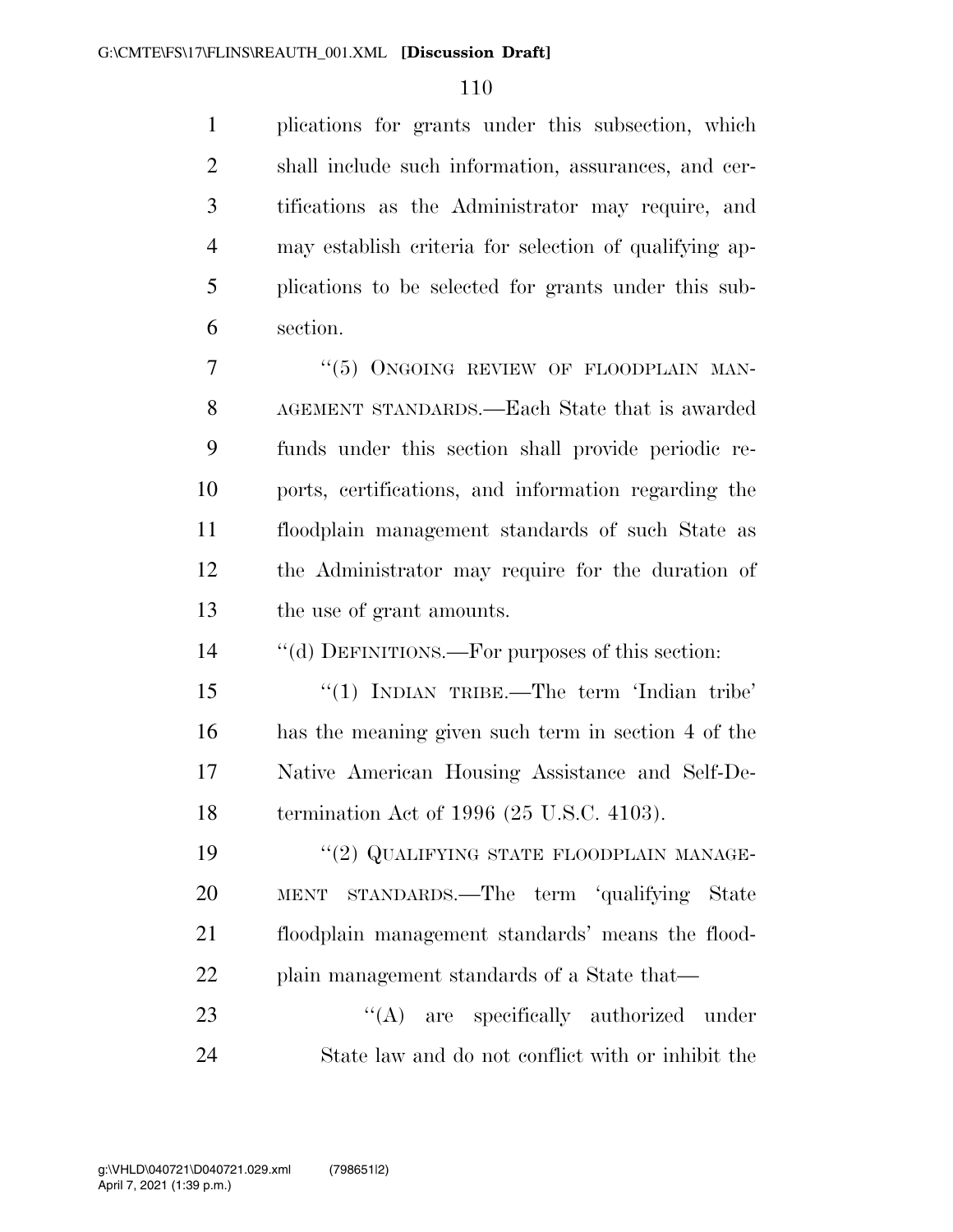plications for grants under this subsection, which shall include such information, assurances, and certifications as the Administrator may require, and may establish criteria for selection of qualifying applications to be selected for grants under this subsection.

"(5) ONGOING REVIEW OF FLOODPLAIN MANAGEMENT STANDARDS.—Each State that is awarded funds under this section shall provide periodic reports, certifications, and information regarding the floodplain management standards of such State as the Administrator may require for the duration of the use of grant amounts.

"(d) DEFINITIONS.—For purposes of this section:

"(1) INDIAN TRIBE.—The term 'Indian tribe' has the meaning given such term in section 4 of the Native American Housing Assistance and Self-Determination Act of 1996 (25 U.S.C. 4103).

"(2) QUALIFYING STATE FLOODPLAIN MANAGEMENT STANDARDS.—The term 'qualifying State floodplain management standards' means the floodplain management standards of a State that—

"(A) are specifically authorized under State law and do not conflict with or inhibit the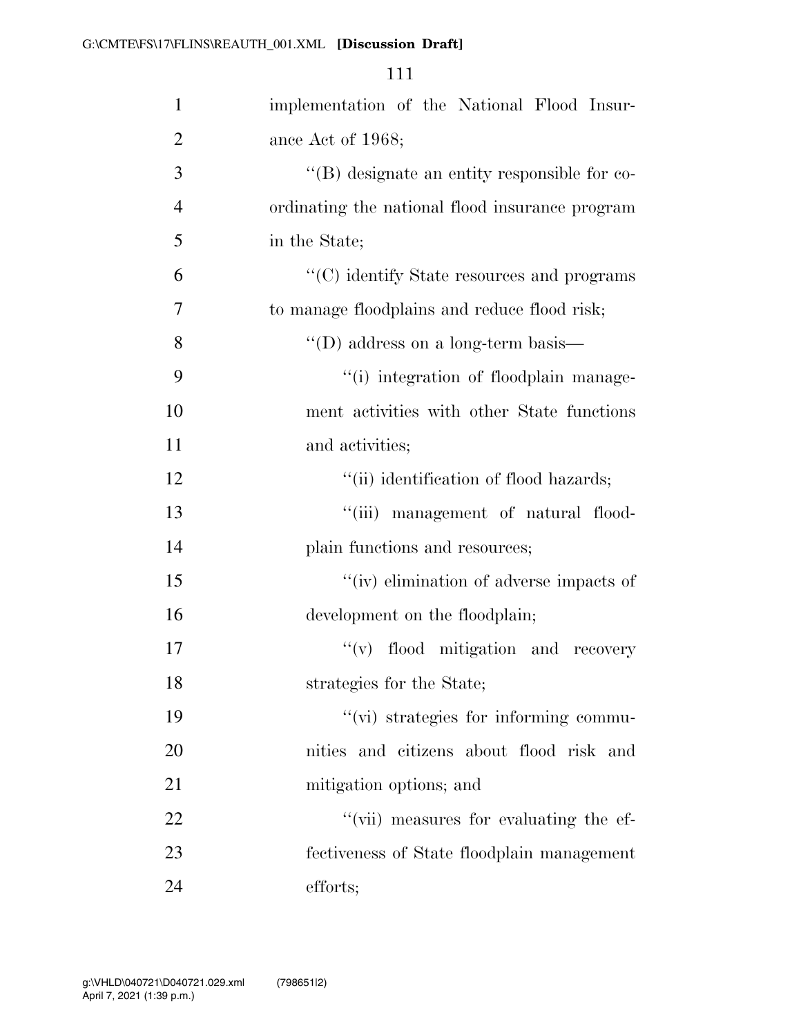implementation of the National Flood Insurance Act of 1968;

''(B) designate an entity responsible for coordinating the national flood insurance program in the State;

''(C) identify State resources and programs to manage floodplains and reduce flood risk;

''(D) address on a long-term basis—

''(i) integration of floodplain management activities with other State functions and activities;

''(ii) identification of flood hazards;

''(iii) management of natural floodplain functions and resources;

''(iv) elimination of adverse impacts of development on the floodplain;

''(v) flood mitigation and recovery strategies for the State;

''(vi) strategies for informing communities and citizens about flood risk and mitigation options; and

''(vii) measures for evaluating the effectiveness of State floodplain management efforts;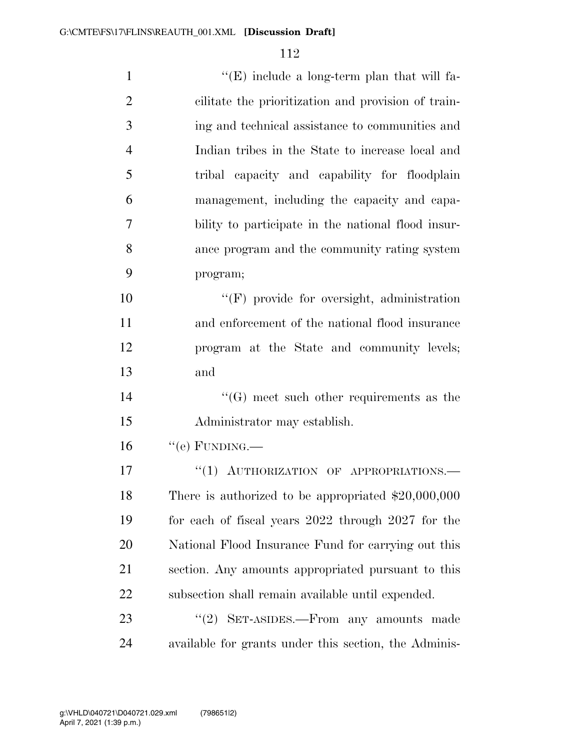''(E) include a long-term plan that will facilitate the prioritization and provision of training and technical assistance to communities and Indian tribes in the State to increase local and tribal capacity and capability for floodplain management, including the capacity and capability to participate in the national flood insurance program and the community rating system program;

''(F) provide for oversight, administration and enforcement of the national flood insurance program at the State and community levels; and

''(G) meet such other requirements as the Administrator may establish.

''(e) FUNDING.—

''(1) AUTHORIZATION OF APPROPRIATIONS.—There is authorized to be appropriated $20,000,000 for each of fiscal years 2022 through 2027 for the National Flood Insurance Fund for carrying out this section. Any amounts appropriated pursuant to this subsection shall remain available until expended.

''(2) SET-ASIDES.—From any amounts made available for grants under this section, the Adminis-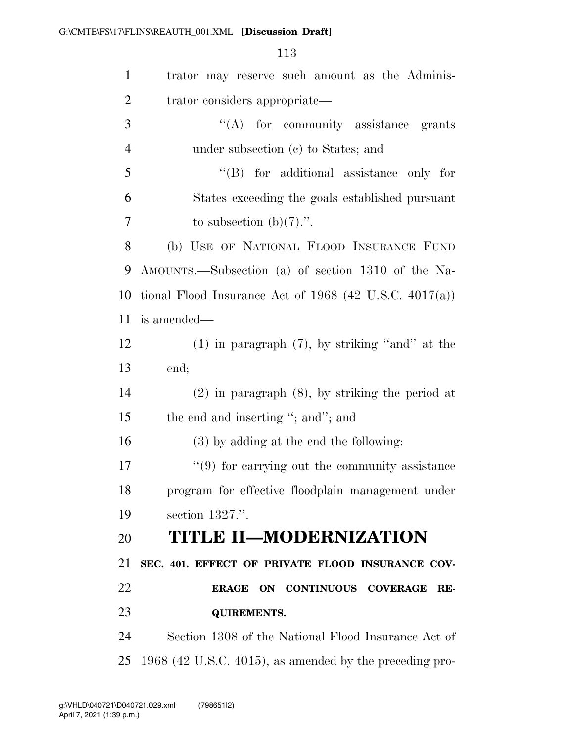trator may reserve such amount as the Administrator considers appropriate—

"(A) for community assistance grants under subsection (c) to States; and

"(B) for additional assistance only for States exceeding the goals established pursuant to subsection (b)(7).".

(b) USE OF NATIONAL FLOOD INSURANCE FUND AMOUNTS.—Subsection (a) of section 1310 of the National Flood Insurance Act of 1968 (42 U.S.C. 4017(a)) is amended—

(1) in paragraph (7), by striking "and" at the end;

(2) in paragraph (8), by striking the period at the end and inserting "; and"; and

(3) by adding at the end the following:

"(9) for carrying out the community assistance program for effective floodplain management under section 1327.".

# TITLE II—MODERNIZATION

**SEC. 401. EFFECT OF PRIVATE FLOOD INSURANCE COVERAGE ON CONTINUOUS COVERAGE REQUIREMENTS.**

Section 1308 of the National Flood Insurance Act of 1968 (42 U.S.C. 4015), as amended by the preceding pro-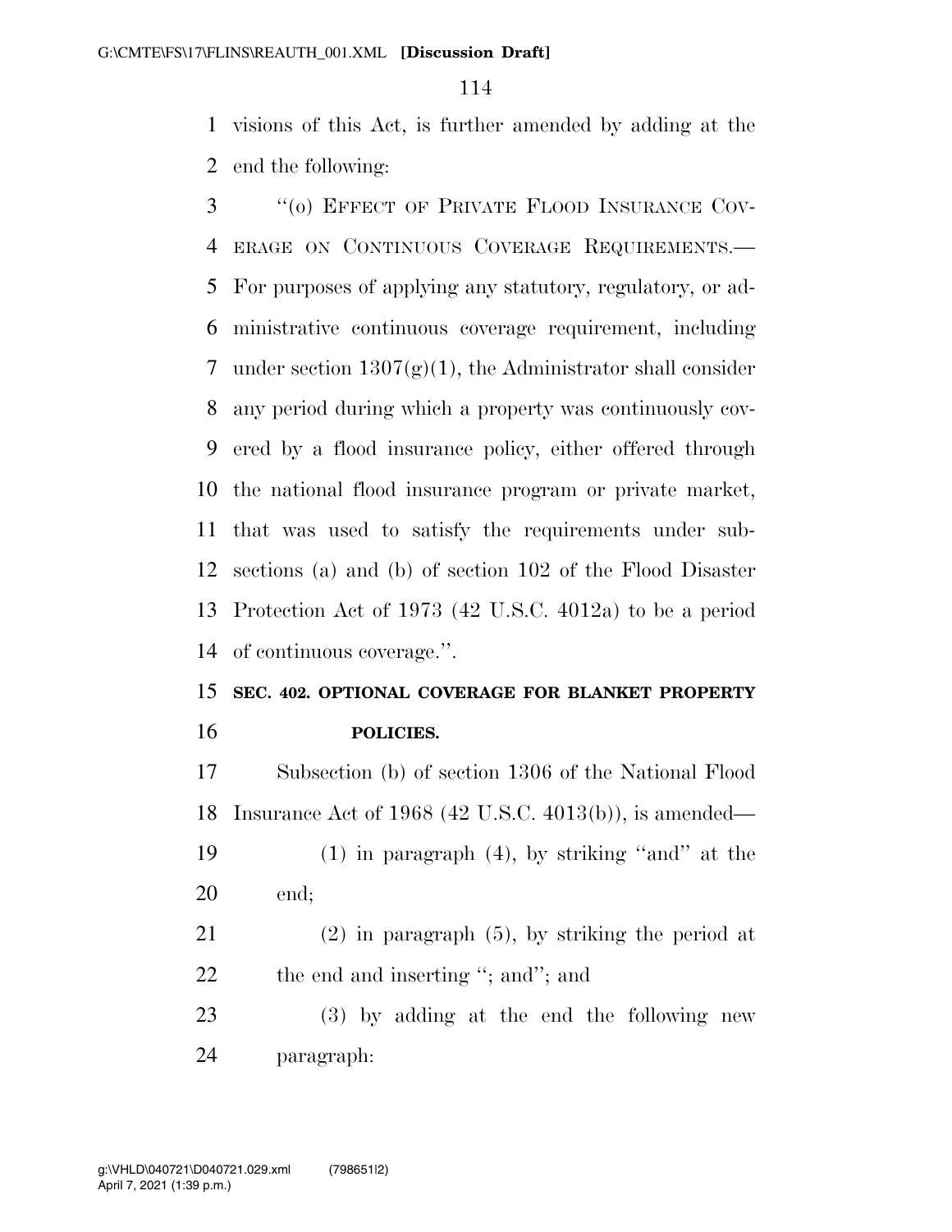visions of this Act, is further amended by adding at the end the following:

"(o) EFFECT OF PRIVATE FLOOD INSURANCE COVERAGE ON CONTINUOUS COVERAGE REQUIREMENTS.—For purposes of applying any statutory, regulatory, or administrative continuous coverage requirement, including under section 1307(g)(1), the Administrator shall consider any period during which a property was continuously covered by a flood insurance policy, either offered through the national flood insurance program or private market, that was used to satisfy the requirements under subsections (a) and (b) of section 102 of the Flood Disaster Protection Act of 1973 (42 U.S.C. 4012a) to be a period of continuous coverage.".

**SEC. 402. OPTIONAL COVERAGE FOR BLANKET PROPERTY POLICIES.**

Subsection (b) of section 1306 of the National Flood Insurance Act of 1968 (42 U.S.C. 4013(b)), is amended—

(1) in paragraph (4), by striking "and" at the end;

(2) in paragraph (5), by striking the period at the end and inserting "; and"; and

(3) by adding at the end the following new paragraph: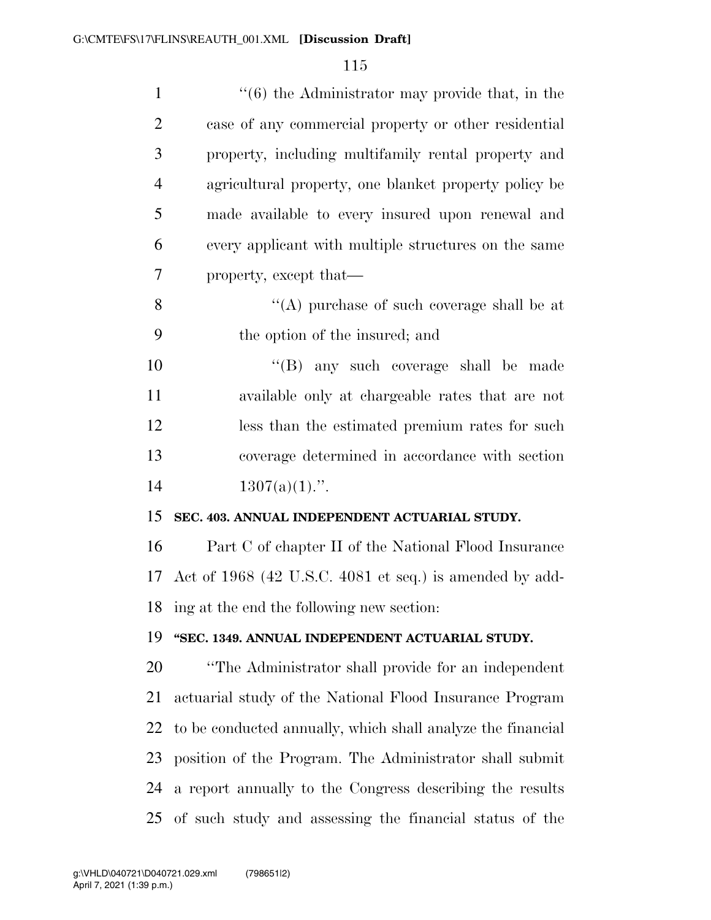"(6) the Administrator may provide that, in the case of any commercial property or other residential property, including multifamily rental property and agricultural property, one blanket property policy be made available to every insured upon renewal and every applicant with multiple structures on the same property, except that—

"(A) purchase of such coverage shall be at the option of the insured; and

"(B) any such coverage shall be made available only at chargeable rates that are not less than the estimated premium rates for such coverage determined in accordance with section 1307(a)(1).".

**SEC. 403. ANNUAL INDEPENDENT ACTUARIAL STUDY.**

Part C of chapter II of the National Flood Insurance Act of 1968 (42 U.S.C. 4081 et seq.) is amended by adding at the end the following new section:

**"SEC. 1349. ANNUAL INDEPENDENT ACTUARIAL STUDY.**

"The Administrator shall provide for an independent actuarial study of the National Flood Insurance Program to be conducted annually, which shall analyze the financial position of the Program. The Administrator shall submit a report annually to the Congress describing the results of such study and assessing the financial status of the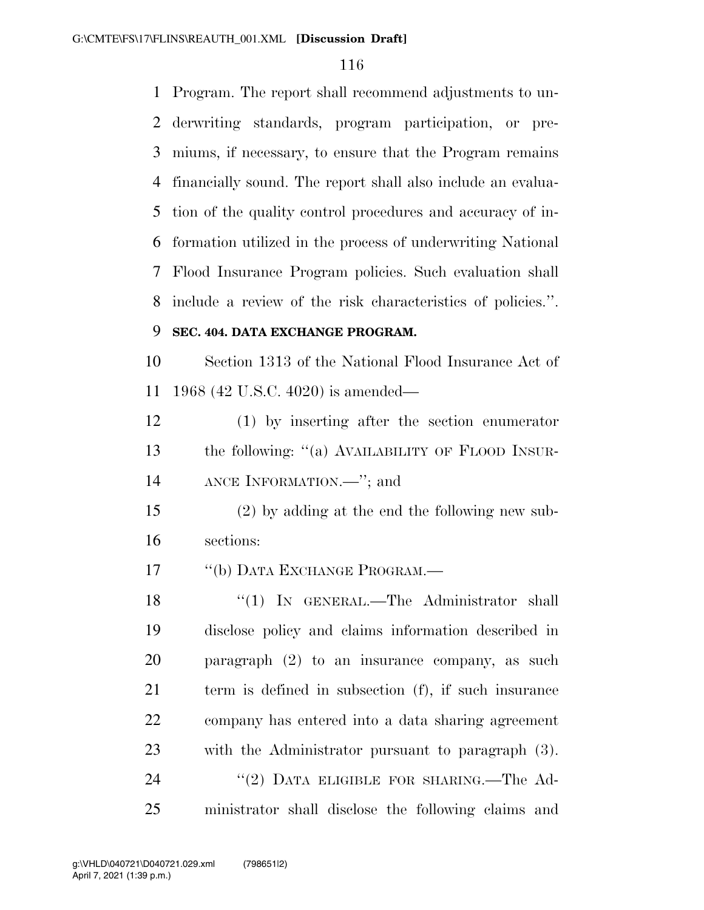Program. The report shall recommend adjustments to underwriting standards, program participation, or premiums, if necessary, to ensure that the Program remains financially sound. The report shall also include an evaluation of the quality control procedures and accuracy of information utilized in the process of underwriting National Flood Insurance Program policies. Such evaluation shall include a review of the risk characteristics of policies.''.

**SEC. 404. DATA EXCHANGE PROGRAM.**

Section 1313 of the National Flood Insurance Act of 1968 (42 U.S.C. 4020) is amended—

(1) by inserting after the section enumerator the following: ''(a) AVAILABILITY OF FLOOD INSURANCE INFORMATION.—''; and

(2) by adding at the end the following new subsections:

''(b) DATA EXCHANGE PROGRAM.—

''(1) IN GENERAL.—The Administrator shall disclose policy and claims information described in paragraph (2) to an insurance company, as such term is defined in subsection (f), if such insurance company has entered into a data sharing agreement with the Administrator pursuant to paragraph (3).

''(2) DATA ELIGIBLE FOR SHARING.—The Administrator shall disclose the following claims and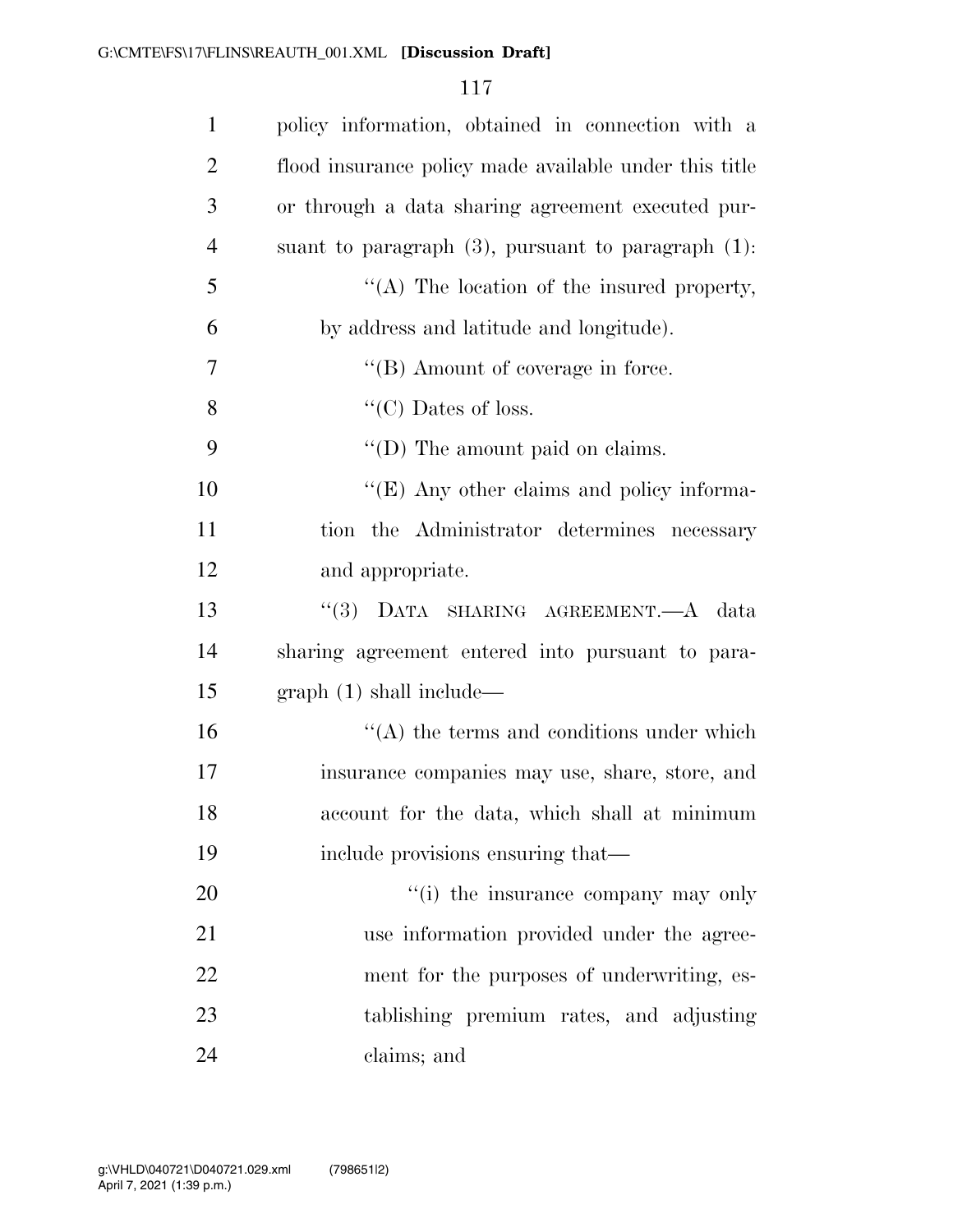policy information, obtained in connection with a flood insurance policy made available under this title or through a data sharing agreement executed pursuant to paragraph (3), pursuant to paragraph (1):

"(A) The location of the insured property, by address and latitude and longitude).

"(B) Amount of coverage in force.

"(C) Dates of loss.

"(D) The amount paid on claims.

"(E) Any other claims and policy information the Administrator determines necessary and appropriate.

"(3) DATA SHARING AGREEMENT.—A data sharing agreement entered into pursuant to paragraph (1) shall include—

"(A) the terms and conditions under which insurance companies may use, share, store, and account for the data, which shall at minimum include provisions ensuring that—

"(i) the insurance company may only use information provided under the agreement for the purposes of underwriting, establishing premium rates, and adjusting claims; and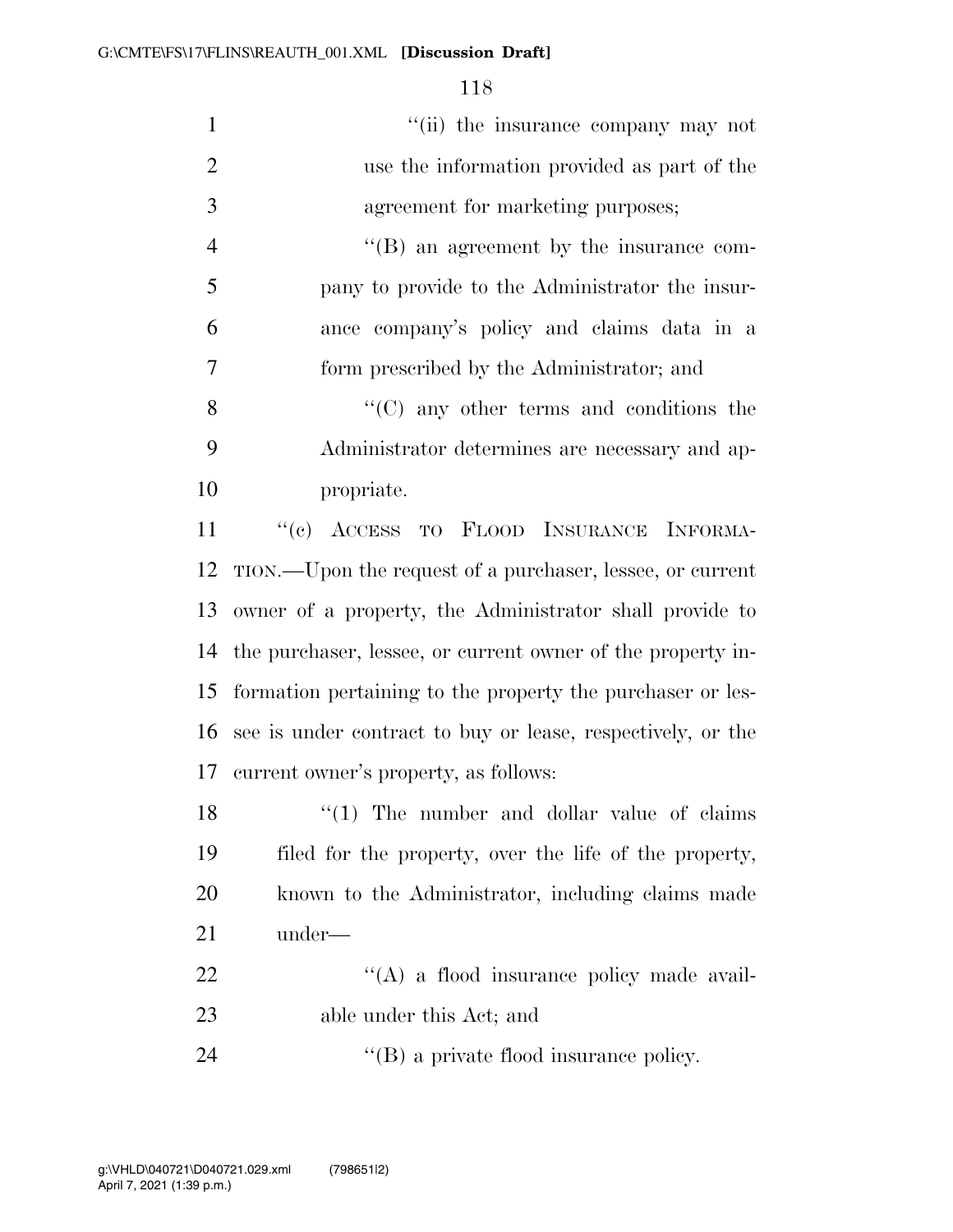''(ii) the insurance company may not use the information provided as part of the agreement for marketing purposes;

''(B) an agreement by the insurance company to provide to the Administrator the insurance company's policy and claims data in a form prescribed by the Administrator; and

''(C) any other terms and conditions the Administrator determines are necessary and appropriate.

''(c) ACCESS TO FLOOD INSURANCE INFORMATION.—Upon the request of a purchaser, lessee, or current owner of a property, the Administrator shall provide to the purchaser, lessee, or current owner of the property information pertaining to the property the purchaser or lessee is under contract to buy or lease, respectively, or the current owner's property, as follows:

''(1) The number and dollar value of claims filed for the property, over the life of the property, known to the Administrator, including claims made under—

''(A) a flood insurance policy made available under this Act; and

''(B) a private flood insurance policy.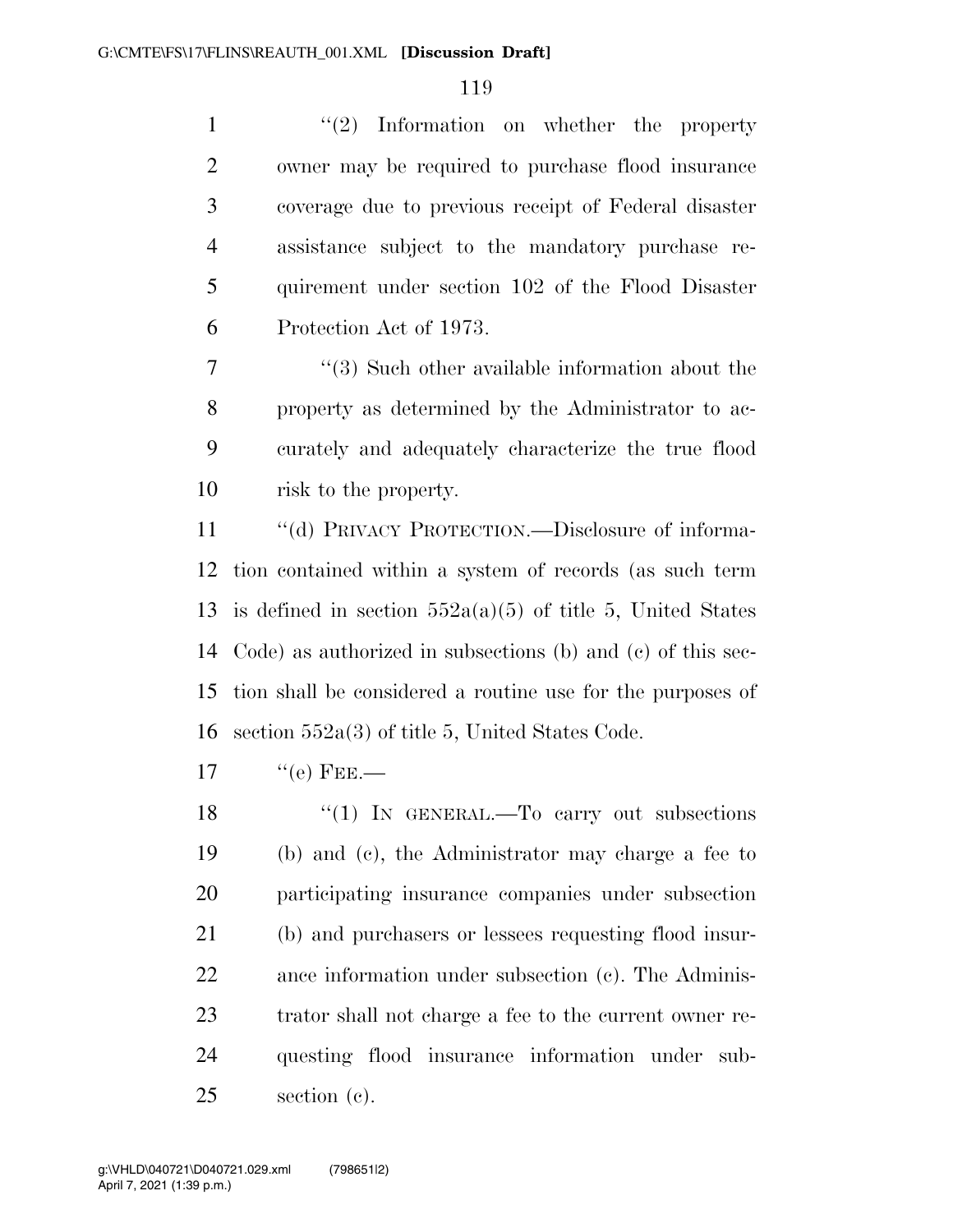"(2) Information on whether the property owner may be required to purchase flood insurance coverage due to previous receipt of Federal disaster assistance subject to the mandatory purchase requirement under section 102 of the Flood Disaster Protection Act of 1973.

"(3) Such other available information about the property as determined by the Administrator to accurately and adequately characterize the true flood risk to the property.

"(d) PRIVACY PROTECTION.—Disclosure of information contained within a system of records (as such term is defined in section 552a(a)(5) of title 5, United States Code) as authorized in subsections (b) and (c) of this section shall be considered a routine use for the purposes of section 552a(3) of title 5, United States Code.

"(e) FEE.—

"(1) IN GENERAL.—To carry out subsections (b) and (c), the Administrator may charge a fee to participating insurance companies under subsection (b) and purchasers or lessees requesting flood insurance information under subsection (c). The Administrator shall not charge a fee to the current owner requesting flood insurance information under subsection (c).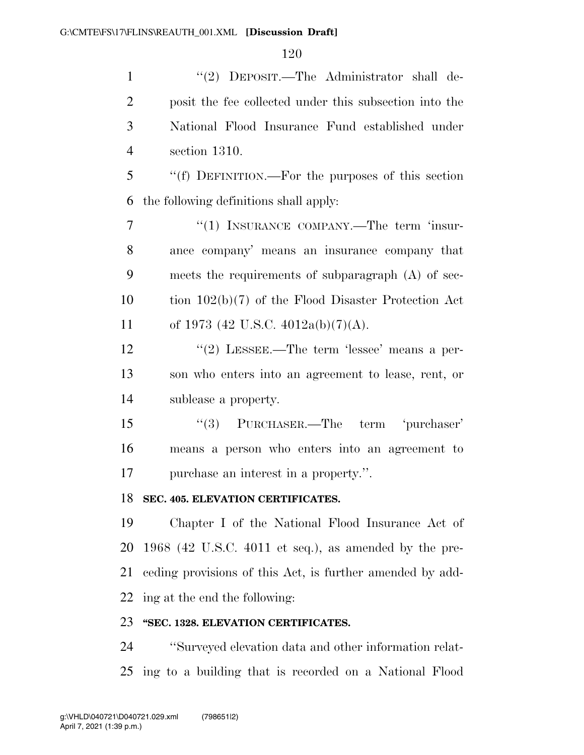"(2) DEPOSIT.—The Administrator shall deposit the fee collected under this subsection into the National Flood Insurance Fund established under section 1310.

"(f) DEFINITION.—For the purposes of this section the following definitions shall apply:

"(1) INSURANCE COMPANY.—The term 'insurance company' means an insurance company that meets the requirements of subparagraph (A) of section 102(b)(7) of the Flood Disaster Protection Act of 1973 (42 U.S.C. 4012a(b)(7)(A).

"(2) LESSEE.—The term 'lessee' means a person who enters into an agreement to lease, rent, or sublease a property.

"(3) PURCHASER.—The term 'purchaser' means a person who enters into an agreement to purchase an interest in a property.".

**SEC. 405. ELEVATION CERTIFICATES.**

Chapter I of the National Flood Insurance Act of 1968 (42 U.S.C. 4011 et seq.), as amended by the preceding provisions of this Act, is further amended by adding at the end the following:

**"SEC. 1328. ELEVATION CERTIFICATES.**

"Surveyed elevation data and other information relating to a building that is recorded on a National Flood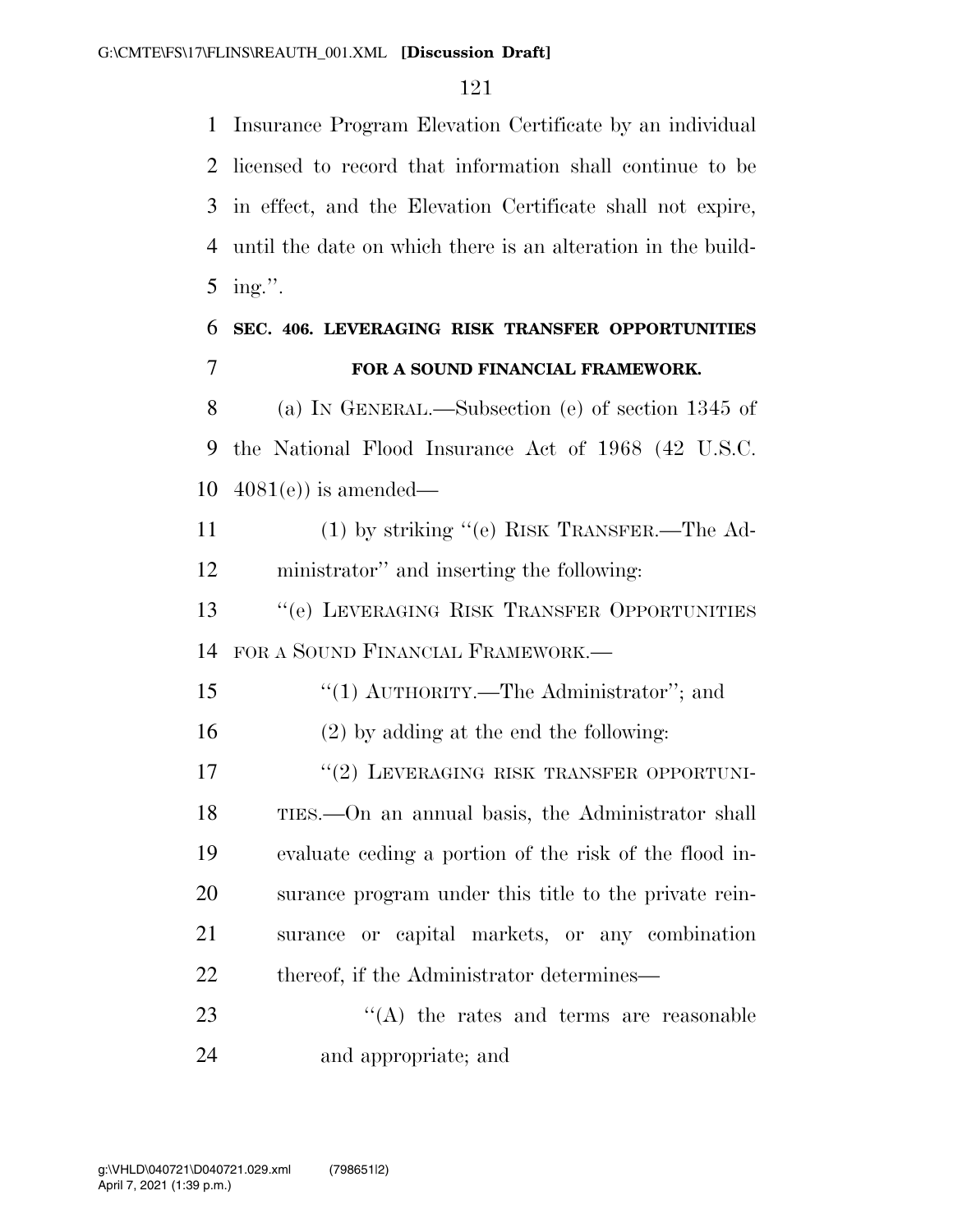Insurance Program Elevation Certificate by an individual licensed to record that information shall continue to be in effect, and the Elevation Certificate shall not expire, until the date on which there is an alteration in the building.''.

**SEC. 406. LEVERAGING RISK TRANSFER OPPORTUNITIES FOR A SOUND FINANCIAL FRAMEWORK.**

(a) IN GENERAL.—Subsection (e) of section 1345 of the National Flood Insurance Act of 1968 (42 U.S.C. 4081(e)) is amended—

(1) by striking ''(e) RISK TRANSFER.—The Administrator'' and inserting the following:

''(e) LEVERAGING RISK TRANSFER OPPORTUNITIES FOR A SOUND FINANCIAL FRAMEWORK.—

''(1) AUTHORITY.—The Administrator''; and

(2) by adding at the end the following:

''(2) LEVERAGING RISK TRANSFER OPPORTUNITIES.—On an annual basis, the Administrator shall evaluate ceding a portion of the risk of the flood insurance program under this title to the private reinsurance or capital markets, or any combination thereof, if the Administrator determines—

''(A) the rates and terms are reasonable and appropriate; and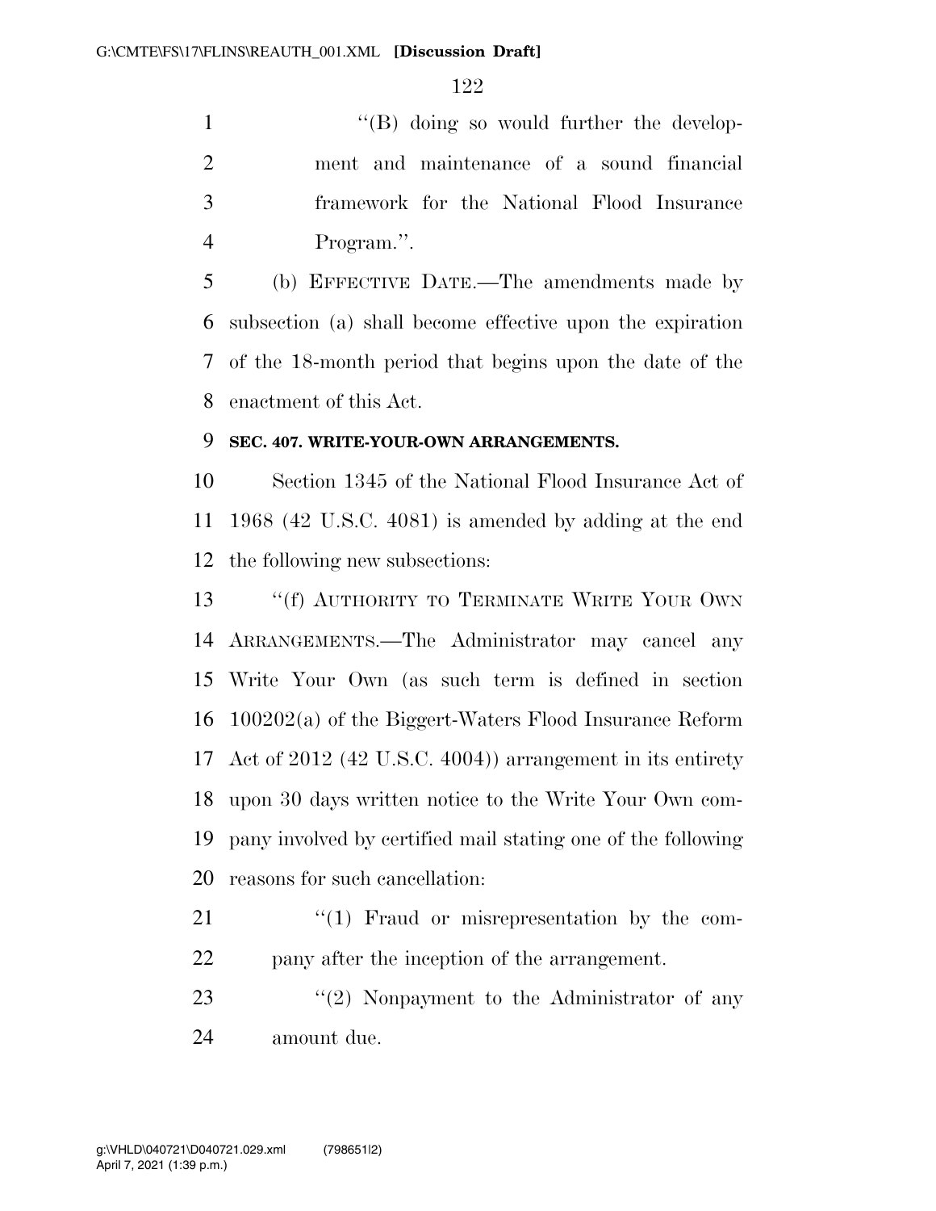"(B) doing so would further the development and maintenance of a sound financial framework for the National Flood Insurance Program.".

(b) EFFECTIVE DATE.—The amendments made by subsection (a) shall become effective upon the expiration of the 18-month period that begins upon the date of the enactment of this Act.

**SEC. 407. WRITE-YOUR-OWN ARRANGEMENTS.**

Section 1345 of the National Flood Insurance Act of 1968 (42 U.S.C. 4081) is amended by adding at the end the following new subsections:

"(f) AUTHORITY TO TERMINATE WRITE YOUR OWN ARRANGEMENTS.—The Administrator may cancel any Write Your Own (as such term is defined in section 100202(a) of the Biggert-Waters Flood Insurance Reform Act of 2012 (42 U.S.C. 4004)) arrangement in its entirety upon 30 days written notice to the Write Your Own company involved by certified mail stating one of the following reasons for such cancellation:

"(1) Fraud or misrepresentation by the company after the inception of the arrangement.

"(2) Nonpayment to the Administrator of any amount due.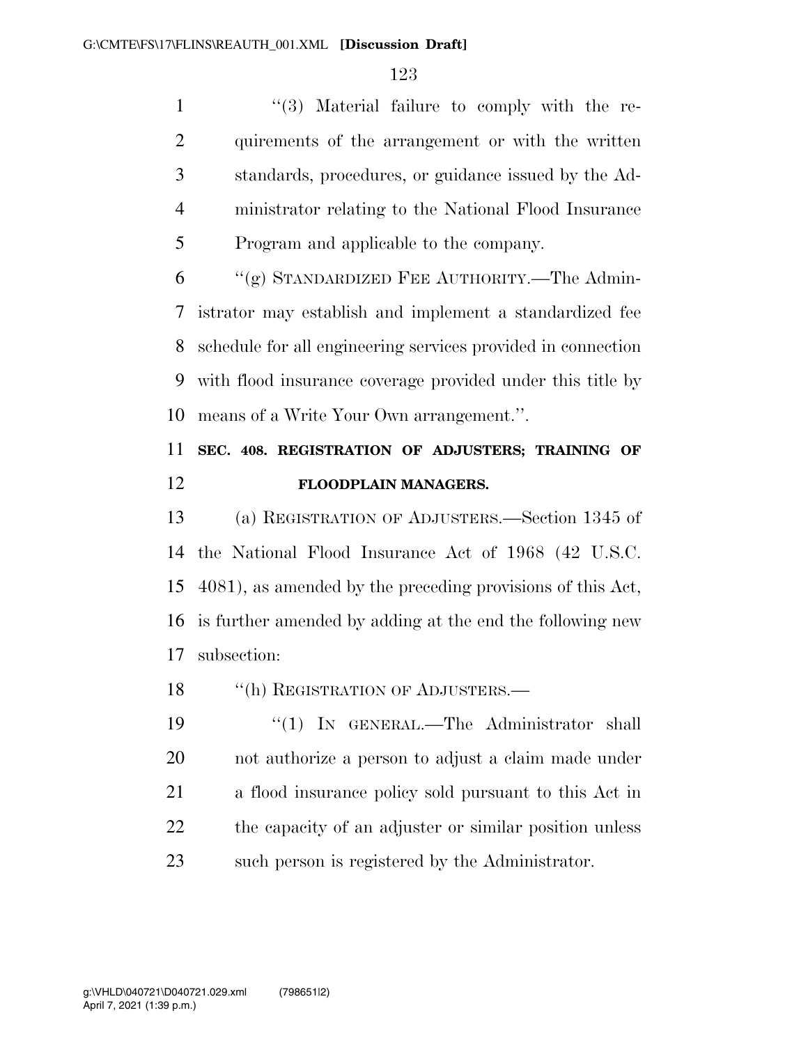"(3) Material failure to comply with the requirements of the arrangement or with the written standards, procedures, or guidance issued by the Administrator relating to the National Flood Insurance Program and applicable to the company.

"(g) STANDARDIZED FEE AUTHORITY.—The Administrator may establish and implement a standardized fee schedule for all engineering services provided in connection with flood insurance coverage provided under this title by means of a Write Your Own arrangement.".

**SEC. 408. REGISTRATION OF ADJUSTERS; TRAINING OF FLOODPLAIN MANAGERS.**

(a) REGISTRATION OF ADJUSTERS.—Section 1345 of the National Flood Insurance Act of 1968 (42 U.S.C. 4081), as amended by the preceding provisions of this Act, is further amended by adding at the end the following new subsection:

"(h) REGISTRATION OF ADJUSTERS.—

"(1) IN GENERAL.—The Administrator shall not authorize a person to adjust a claim made under a flood insurance policy sold pursuant to this Act in the capacity of an adjuster or similar position unless such person is registered by the Administrator.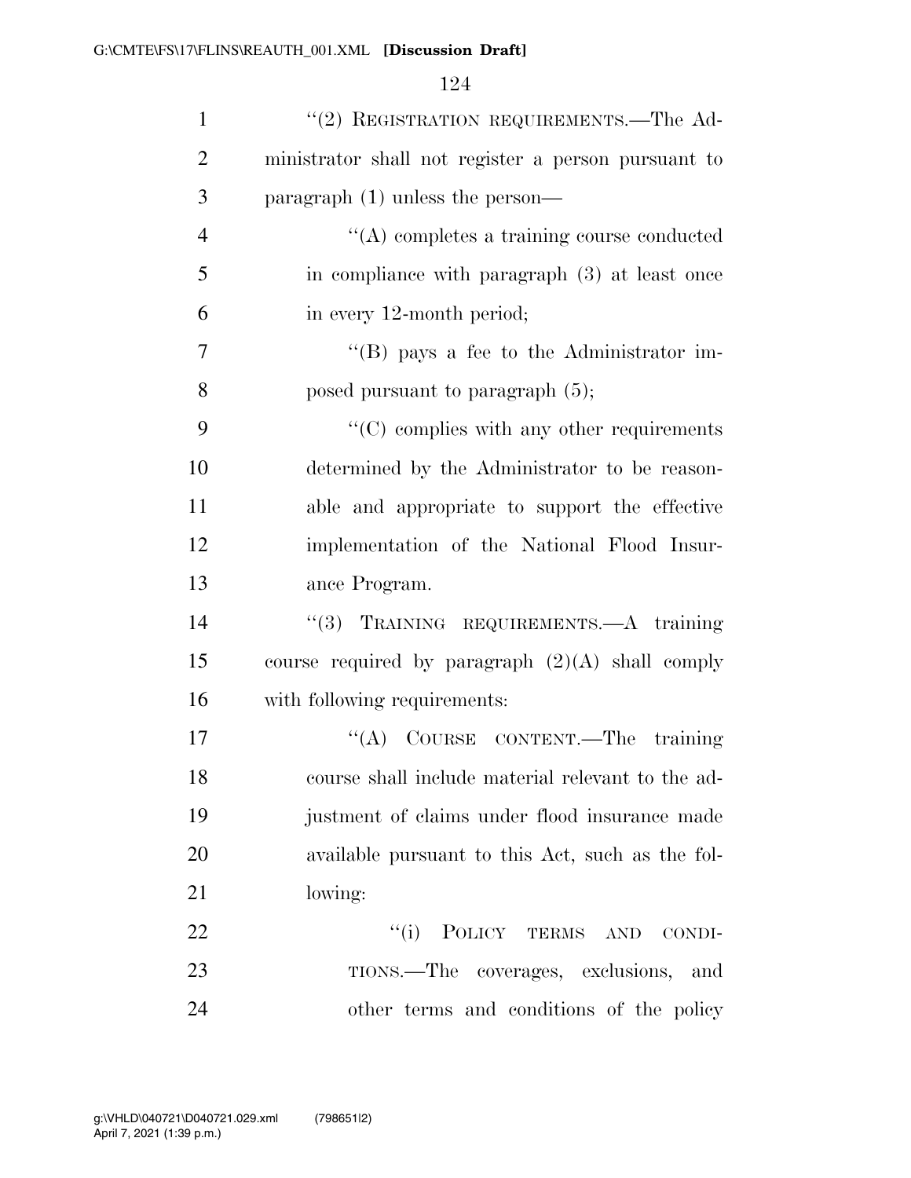"(2) REGISTRATION REQUIREMENTS.—The Administrator shall not register a person pursuant to paragraph (1) unless the person—

"(A) completes a training course conducted in compliance with paragraph (3) at least once in every 12-month period;

"(B) pays a fee to the Administrator imposed pursuant to paragraph (5);

"(C) complies with any other requirements determined by the Administrator to be reasonable and appropriate to support the effective implementation of the National Flood Insurance Program.

"(3) TRAINING REQUIREMENTS.—A training course required by paragraph (2)(A) shall comply with following requirements:

"(A) COURSE CONTENT.—The training course shall include material relevant to the adjustment of claims under flood insurance made available pursuant to this Act, such as the following:

"(i) POLICY TERMS AND CONDITIONS.—The coverages, exclusions, and other terms and conditions of the policy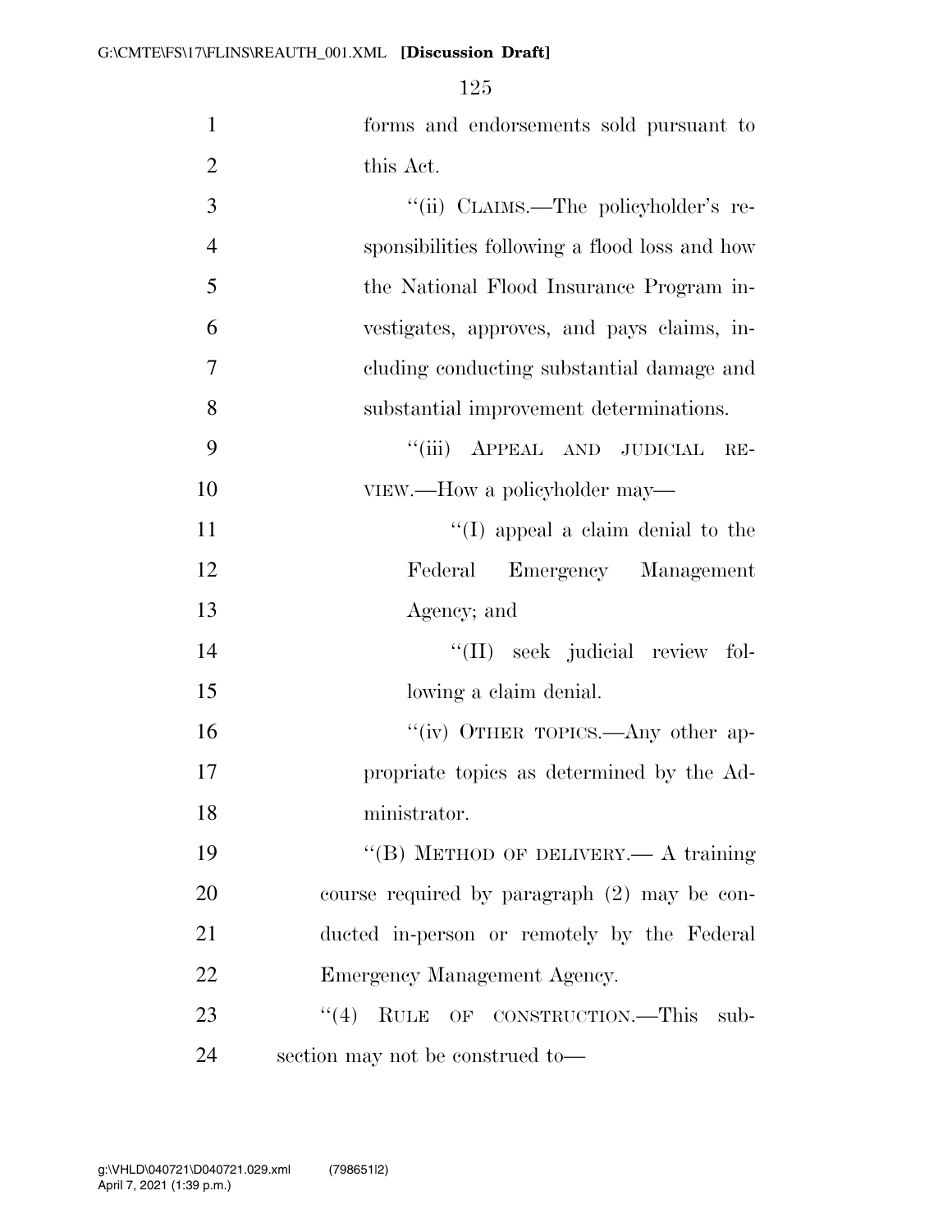forms and endorsements sold pursuant to this Act.

"(ii) CLAIMS.—The policyholder's responsibilities following a flood loss and how the National Flood Insurance Program investigates, approves, and pays claims, including conducting substantial damage and substantial improvement determinations.

"(iii) APPEAL AND JUDICIAL REVIEW.—How a policyholder may—

"(I) appeal a claim denial to the Federal Emergency Management Agency; and

"(II) seek judicial review following a claim denial.

"(iv) OTHER TOPICS.—Any other appropriate topics as determined by the Administrator.

"(B) METHOD OF DELIVERY.— A training course required by paragraph (2) may be conducted in-person or remotely by the Federal Emergency Management Agency.

"(4) RULE OF CONSTRUCTION.—This subsection may not be construed to—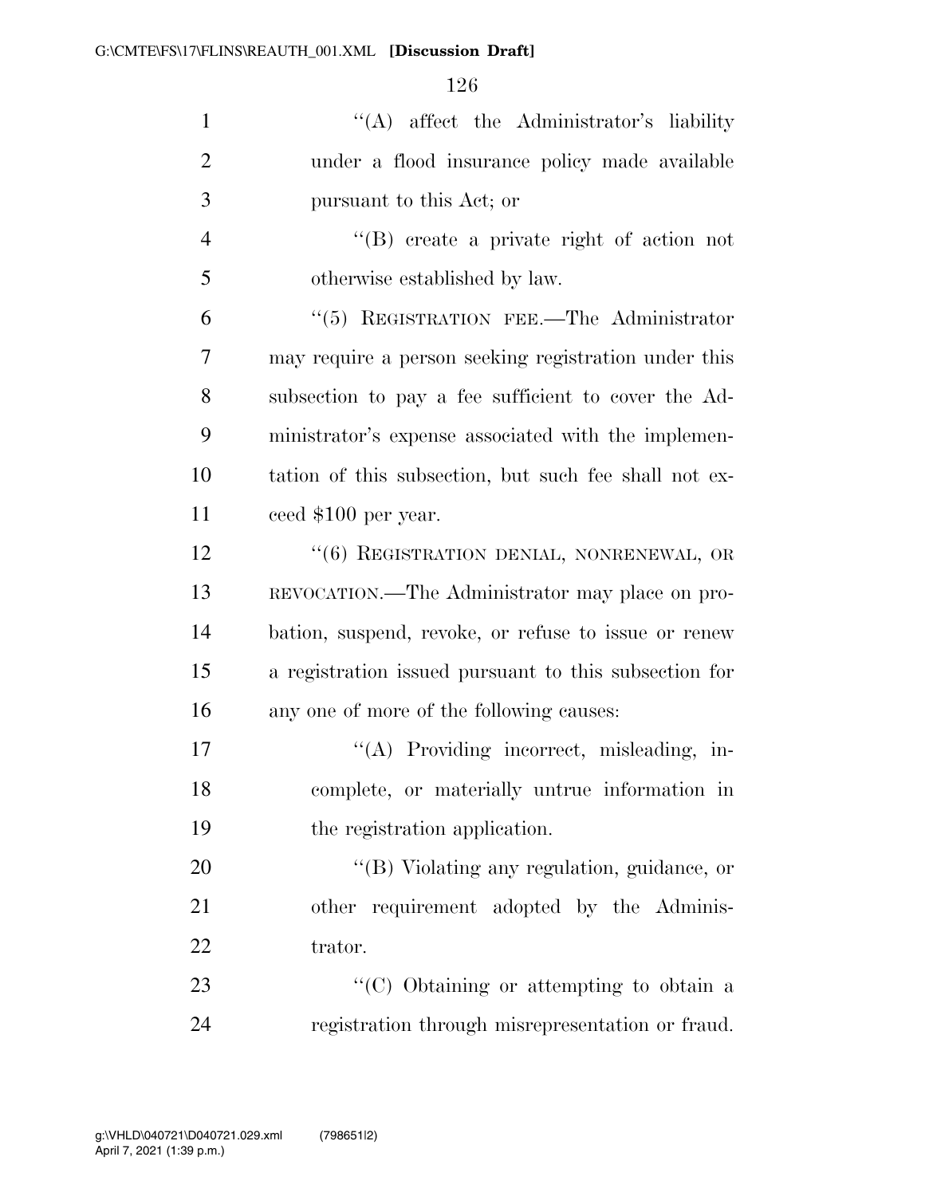''(A) affect the Administrator's liability under a flood insurance policy made available pursuant to this Act; or

''(B) create a private right of action not otherwise established by law.

''(5) REGISTRATION FEE.—The Administrator may require a person seeking registration under this subsection to pay a fee sufficient to cover the Administrator's expense associated with the implementation of this subsection, but such fee shall not exceed $100 per year.

''(6) REGISTRATION DENIAL, NONRENEWAL, OR REVOCATION.—The Administrator may place on probation, suspend, revoke, or refuse to issue or renew a registration issued pursuant to this subsection for any one of more of the following causes:

''(A) Providing incorrect, misleading, incomplete, or materially untrue information in the registration application.

''(B) Violating any regulation, guidance, or other requirement adopted by the Administrator.

''(C) Obtaining or attempting to obtain a registration through misrepresentation or fraud.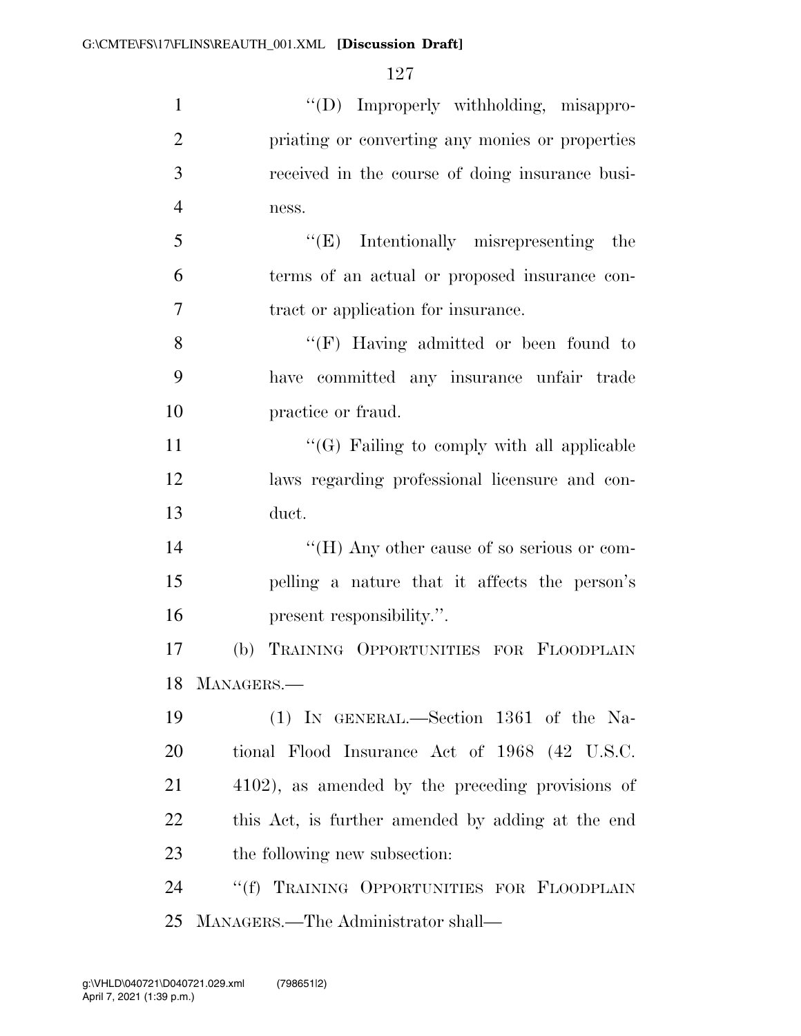''(D) Improperly withholding, misappropriating or converting any monies or properties received in the course of doing insurance business.

''(E) Intentionally misrepresenting the terms of an actual or proposed insurance contract or application for insurance.

''(F) Having admitted or been found to have committed any insurance unfair trade practice or fraud.

''(G) Failing to comply with all applicable laws regarding professional licensure and conduct.

''(H) Any other cause of so serious or compelling a nature that it affects the person's present responsibility.''.

(b) TRAINING OPPORTUNITIES FOR FLOODPLAIN MANAGERS.—

(1) IN GENERAL.—Section 1361 of the National Flood Insurance Act of 1968 (42 U.S.C. 4102), as amended by the preceding provisions of this Act, is further amended by adding at the end the following new subsection:

''(f) TRAINING OPPORTUNITIES FOR FLOODPLAIN MANAGERS.—The Administrator shall—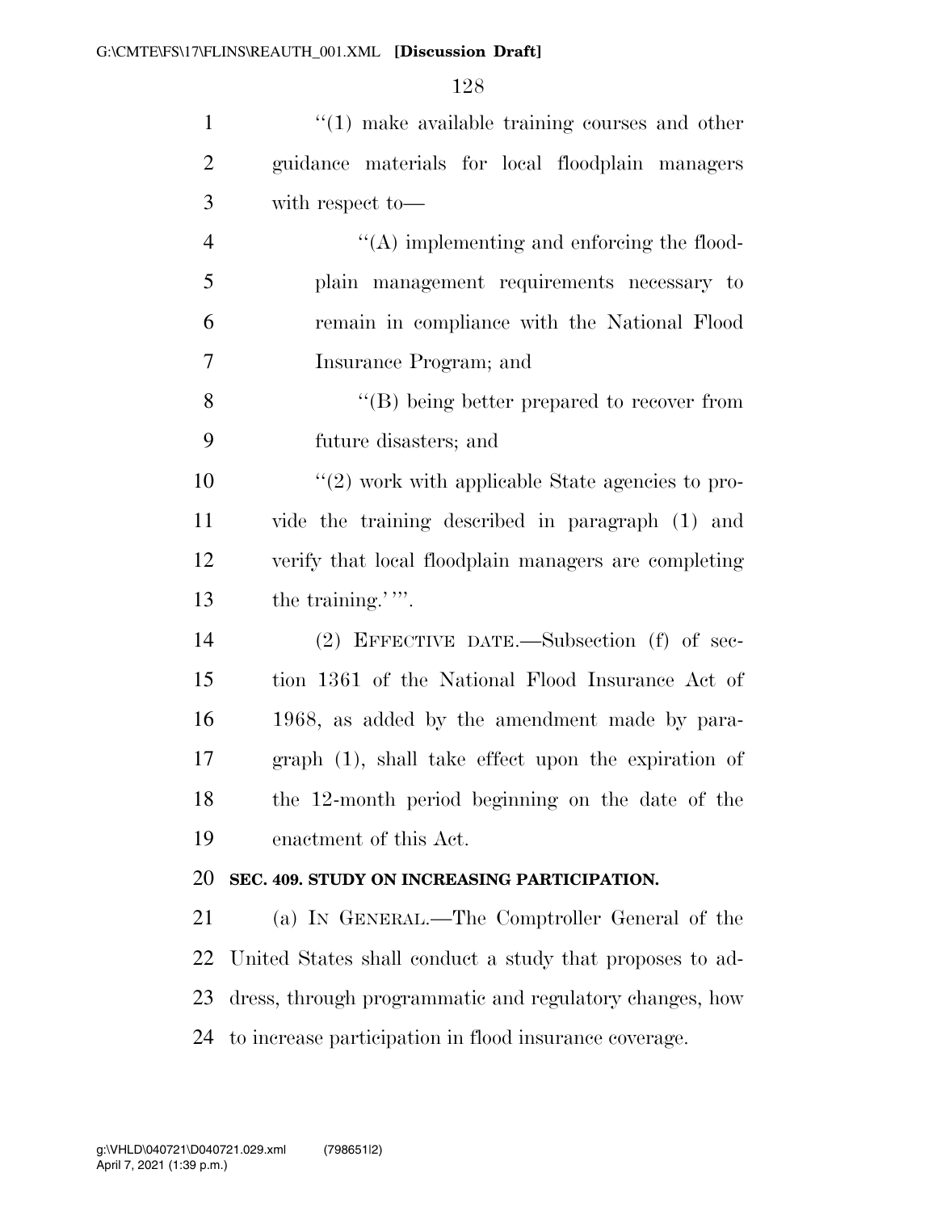"(1) make available training courses and other guidance materials for local floodplain managers with respect to—

"(A) implementing and enforcing the floodplain management requirements necessary to remain in compliance with the National Flood Insurance Program; and

"(B) being better prepared to recover from future disasters; and

"(2) work with applicable State agencies to provide the training described in paragraph (1) and verify that local floodplain managers are completing the training.' ".

(2) EFFECTIVE DATE.—Subsection (f) of section 1361 of the National Flood Insurance Act of 1968, as added by the amendment made by paragraph (1), shall take effect upon the expiration of the 12-month period beginning on the date of the enactment of this Act.

**SEC. 409. STUDY ON INCREASING PARTICIPATION.**

(a) IN GENERAL.—The Comptroller General of the United States shall conduct a study that proposes to address, through programmatic and regulatory changes, how to increase participation in flood insurance coverage.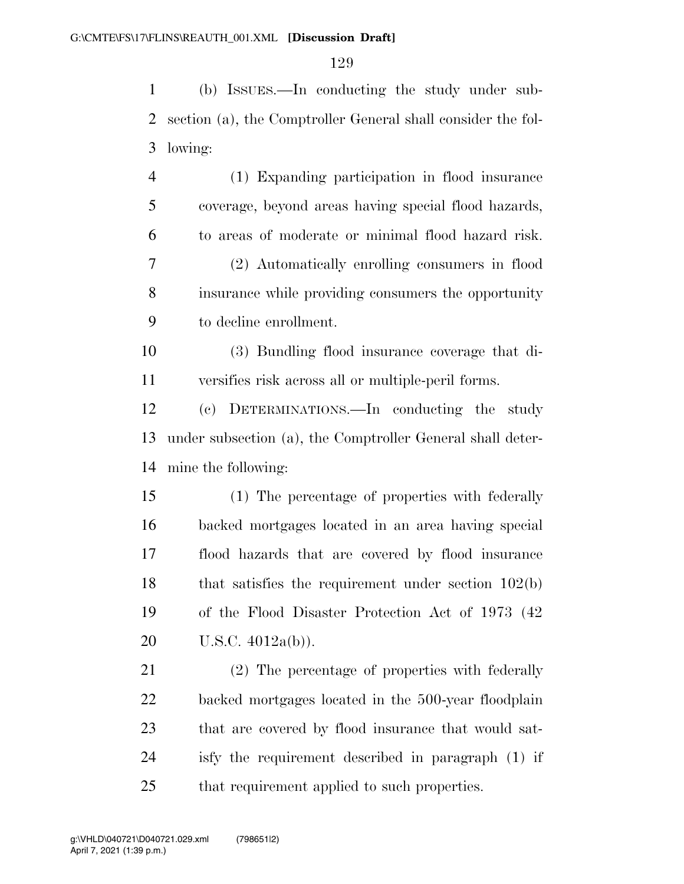(b) ISSUES.—In conducting the study under subsection (a), the Comptroller General shall consider the following:

(1) Expanding participation in flood insurance coverage, beyond areas having special flood hazards, to areas of moderate or minimal flood hazard risk.

(2) Automatically enrolling consumers in flood insurance while providing consumers the opportunity to decline enrollment.

(3) Bundling flood insurance coverage that diversifies risk across all or multiple-peril forms.

(c) DETERMINATIONS.—In conducting the study under subsection (a), the Comptroller General shall determine the following:

(1) The percentage of properties with federally backed mortgages located in an area having special flood hazards that are covered by flood insurance that satisfies the requirement under section 102(b) of the Flood Disaster Protection Act of 1973 (42 U.S.C. 4012a(b)).

(2) The percentage of properties with federally backed mortgages located in the 500-year floodplain that are covered by flood insurance that would satisfy the requirement described in paragraph (1) if that requirement applied to such properties.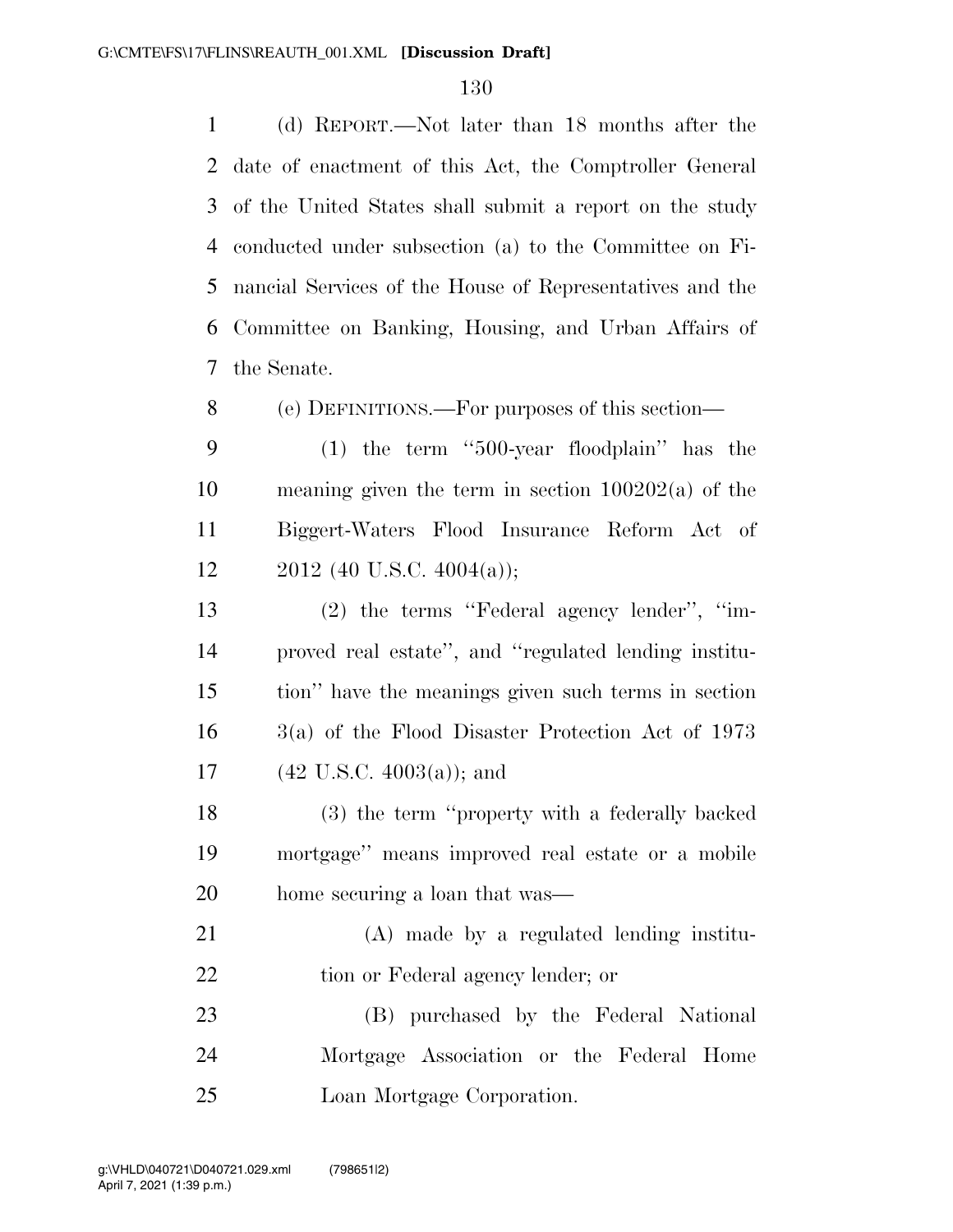(d) REPORT.—Not later than 18 months after the date of enactment of this Act, the Comptroller General of the United States shall submit a report on the study conducted under subsection (a) to the Committee on Financial Services of the House of Representatives and the Committee on Banking, Housing, and Urban Affairs of the Senate.

(e) DEFINITIONS.—For purposes of this section—

(1) the term ''500-year floodplain'' has the meaning given the term in section 100202(a) of the Biggert-Waters Flood Insurance Reform Act of 2012 (40 U.S.C. 4004(a));

(2) the terms ''Federal agency lender'', ''improved real estate'', and ''regulated lending institution'' have the meanings given such terms in section 3(a) of the Flood Disaster Protection Act of 1973 (42 U.S.C. 4003(a)); and

(3) the term ''property with a federally backed mortgage'' means improved real estate or a mobile home securing a loan that was—

(A) made by a regulated lending institution or Federal agency lender; or

(B) purchased by the Federal National Mortgage Association or the Federal Home Loan Mortgage Corporation.